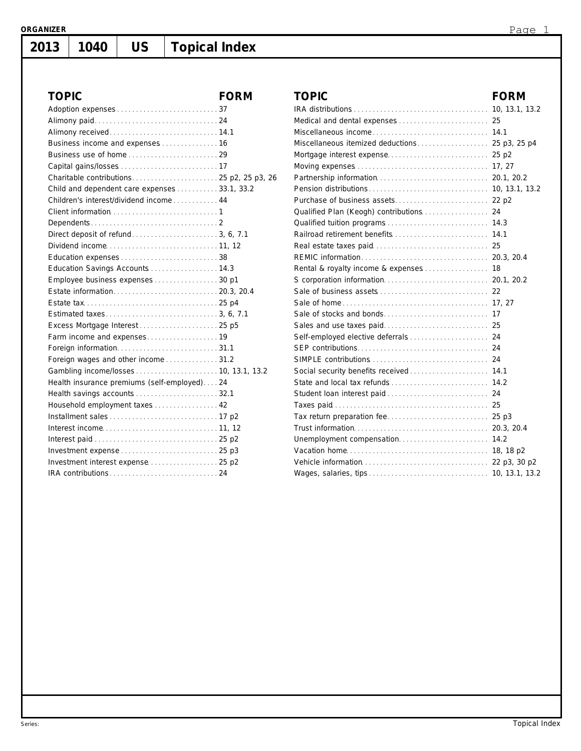# 2013 | 1040 | US | Topical Index

| TOPIC | FORM |
|---|---|
| Adoption expenses | 37 |
| Alimony paid | 24 |
| Alimony received | 14.1 |
| Business income and expenses | 16 |
| Business use of home | 29 |
| Capital gains/losses | 17 |
| Charitable contributions | 25 p2, 25 p3, 26 |
| Child and dependent care expenses | 33.1, 33.2 |
| Children's interest/dividend income | 44 |
| Client information | 1 |
| Dependents | 2 |
| Direct deposit of refund | 3, 6, 7.1 |
| Dividend income | 11, 12 |
| Education expenses | 38 |
| Education Savings Accounts | 14.3 |
| Employee business expenses | 30 p1 |
| Estate information | 20.3, 20.4 |
| Estate tax | 25 p4 |
| Estimated taxes | 3, 6, 7.1 |
| Excess Mortgage Interest | 25 p5 |
| Farm income and expenses | 19 |
| Foreign information | 31.1 |
| Foreign wages and other income | 31.2 |
| Gambling income/losses | 10, 13.1, 13.2 |
| Health insurance premiums (self-employed) | 24 |
| Health savings accounts | 32.1 |
| Household employment taxes | 42 |
| Installment sales | 17 p2 |
| Interest income | 11, 12 |
| Interest paid | 25 p2 |
| Investment expense | 25 p3 |
| Investment interest expense | 25 p2 |
| IRA contributions | 24 |
| IRA distributions | 10, 13.1, 13.2 |
| Medical and dental expenses | 25 |
| Miscellaneous income | 14.1 |
| Miscellaneous itemized deductions | 25 p3, 25 p4 |
| Mortgage interest expense | 25 p2 |
| Moving expenses | 17, 27 |
| Partnership information | 20.1, 20.2 |
| Pension distributions | 10, 13.1, 13.2 |
| Purchase of business assets | 22 p2 |
| Qualified Plan (Keogh) contributions | 24 |
| Qualified tuition programs | 14.3 |
| Railroad retirement benefits | 14.1 |
| Real estate taxes paid | 25 |
| REMIC information | 20.3, 20.4 |
| Rental & royalty income & expenses | 18 |
| S corporation information | 20.1, 20.2 |
| Sale of business assets | 22 |
| Sale of home | 17, 27 |
| Sale of stocks and bonds | 17 |
| Sales and use taxes paid | 25 |
| Self-employed elective deferrals | 24 |
| SEP contributions | 24 |
| SIMPLE contributions | 24 |
| Social security benefits received | 14.1 |
| State and local tax refunds | 14.2 |
| Student loan interest paid | 24 |
| Taxes paid | 25 |
| Tax return preparation fee | 25 p3 |
| Trust information | 20.3, 20.4 |
| Unemployment compensation | 14.2 |
| Vacation home | 18, 18 p2 |
| Vehicle information | 22 p3, 30 p2 |
| Wages, salaries, tips | 10, 13.1, 13.2 |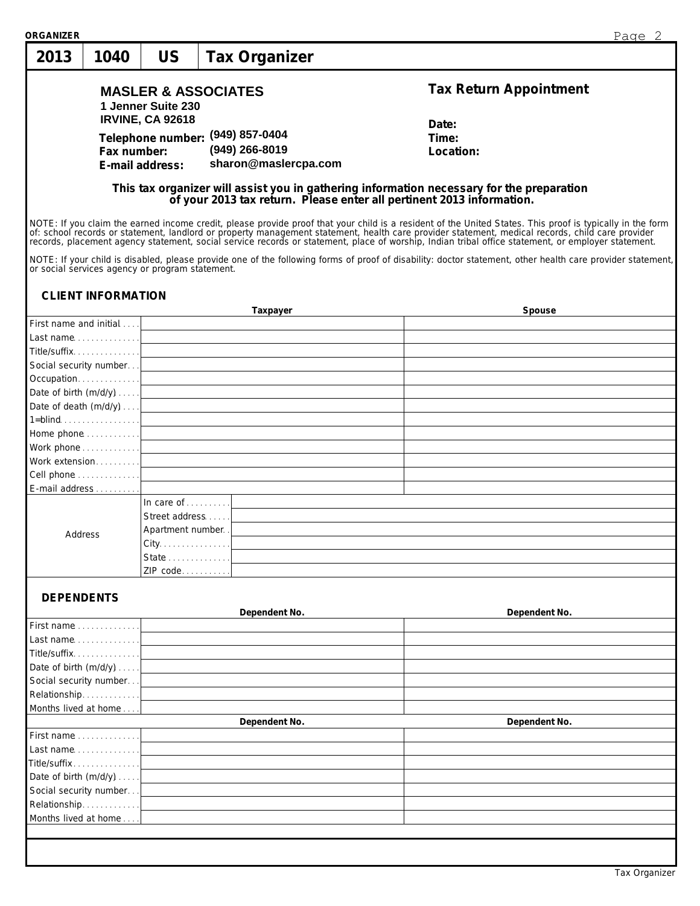ORGANIZER

# 2013 | 1040 | US | Tax Organizer

**MASLER & ASSOCIATES**
1 Jenner Suite 230
IRVINE, CA 92618

Telephone number: (949) 857-0404
Fax number: (949) 266-8019
E-mail address: sharon@maslercpa.com

**Tax Return Appointment**

Date:
Time:
Location:

**This tax organizer will assist you in gathering information necessary for the preparation of your 2013 tax return. Please enter all pertinent 2013 information.**

NOTE: If you claim the earned income credit, please provide proof that your child is a resident of the United States. This proof is typically in the form of: school records or statement, landlord or property management statement, health care provider statement, medical records, child care provider records, placement agency statement, social service records or statement, place of worship, Indian tribal office statement, or employer statement.

NOTE: If your child is disabled, please provide one of the following forms of proof of disability: doctor statement, other health care provider statement, or social services agency or program statement.

## CLIENT INFORMATION

| | Taxpayer | Spouse |
|---|---|---|
| First name and initial | | |
| Last name | | |
| Title/suffix | | |
| Social security number | | |
| Occupation | | |
| Date of birth (m/d/y) | | |
| Date of death (m/d/y) | | |
| 1=blind | | |
| Home phone | | |
| Work phone | | |
| Work extension | | |
| Cell phone | | |
| E-mail address | | |

| Address | |
|---|---|
| In care of | |
| Street address | |
| Apartment number | |
| City | |
| State | |
| ZIP code | |

## DEPENDENTS

| | Dependent No. | Dependent No. |
|---|---|---|
| First name | | |
| Last name | | |
| Title/suffix | | |
| Date of birth (m/d/y) | | |
| Social security number | | |
| Relationship | | |
| Months lived at home | | |

| | Dependent No. | Dependent No. |
|---|---|---|
| First name | | |
| Last name | | |
| Title/suffix | | |
| Date of birth (m/d/y) | | |
| Social security number | | |
| Relationship | | |
| Months lived at home | | |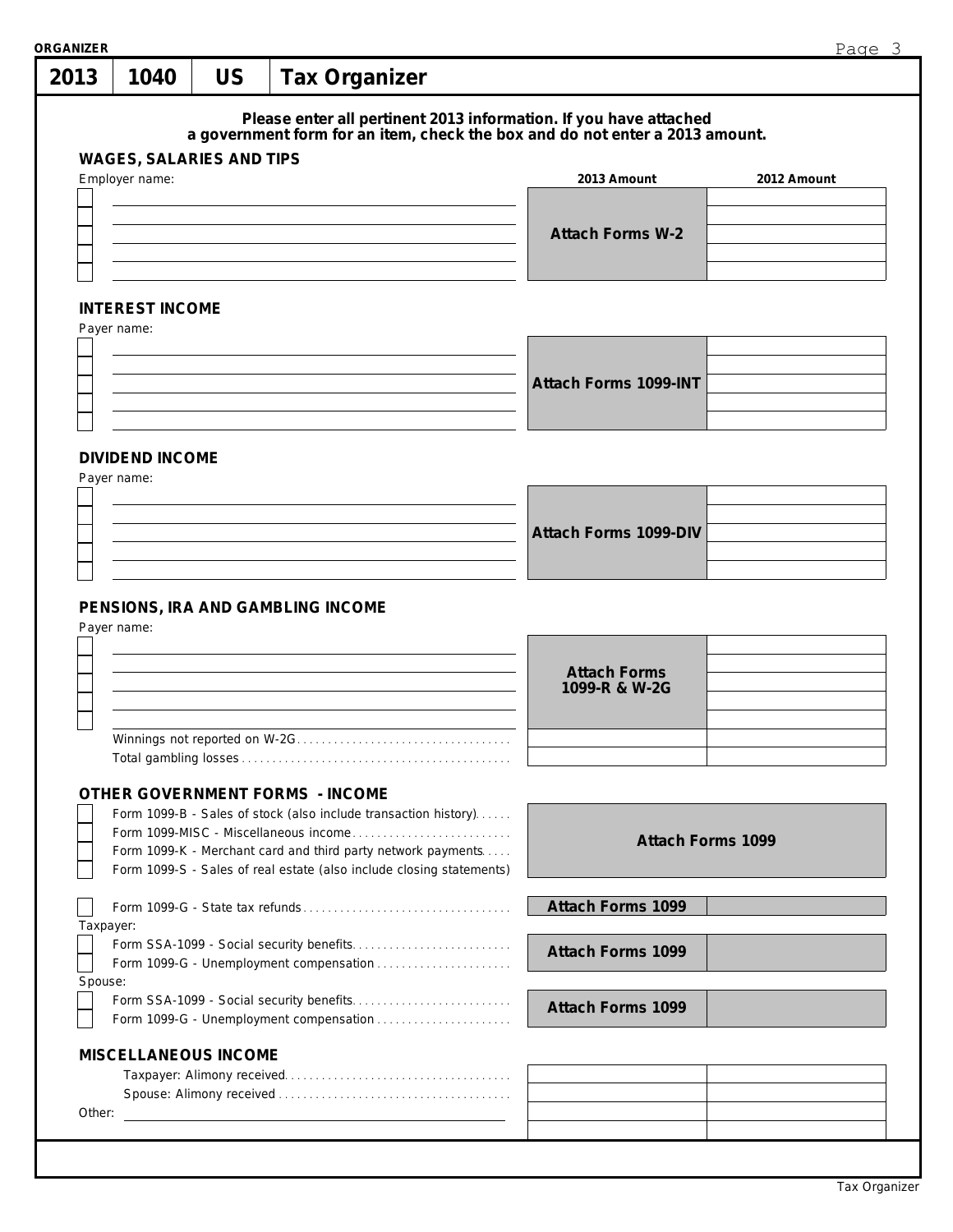# 2013 | 1040 | US | Tax Organizer

**Please enter all pertinent 2013 information. If you have attached a government form for an item, check the box and do not enter a 2013 amount.**

### WAGES, SALARIES AND TIPS

| Employer name: | 2013 Amount | 2012 Amount |
|---|---|---|
| ☐ | Attach Forms W-2 | |
| ☐ | | |
| ☐ | | |
| ☐ | | |
| ☐ | | |

### INTEREST INCOME

| Payer name: | 2013 Amount | 2012 Amount |
|---|---|---|
| ☐ | Attach Forms 1099-INT | |
| ☐ | | |
| ☐ | | |
| ☐ | | |
| ☐ | | |

### DIVIDEND INCOME

| Payer name: | 2013 Amount | 2012 Amount |
|---|---|---|
| ☐ | Attach Forms 1099-DIV | |
| ☐ | | |
| ☐ | | |
| ☐ | | |
| ☐ | | |

### PENSIONS, IRA AND GAMBLING INCOME

| Payer name: | 2013 Amount | 2012 Amount |
|---|---|---|
| ☐ | Attach Forms 1099-R & W-2G | |
| ☐ | | |
| ☐ | | |
| ☐ | | |
| ☐ | | |
| Winnings not reported on W-2G | | |
| Total gambling losses | | |

### OTHER GOVERNMENT FORMS - INCOME

| | 2013 Amount | 2012 Amount |
|---|---|---|
| ☐ Form 1099-B - Sales of stock (also include transaction history) | Attach Forms 1099 | |
| ☐ Form 1099-MISC - Miscellaneous income | | |
| ☐ Form 1099-K - Merchant card and third party network payments | | |
| ☐ Form 1099-S - Sales of real estate (also include closing statements) | | |
| ☐ Form 1099-G - State tax refunds | Attach Forms 1099 | |
| Taxpayer: | | |
| ☐ Form SSA-1099 - Social security benefits | Attach Forms 1099 | |
| ☐ Form 1099-G - Unemployment compensation | | |
| Spouse: | | |
| ☐ Form SSA-1099 - Social security benefits | Attach Forms 1099 | |
| ☐ Form 1099-G - Unemployment compensation | | |

### MISCELLANEOUS INCOME

| | 2013 Amount | 2012 Amount |
|---|---|---|
| Taxpayer: Alimony received | | |
| Spouse: Alimony received | | |
| Other: | | |
| | | |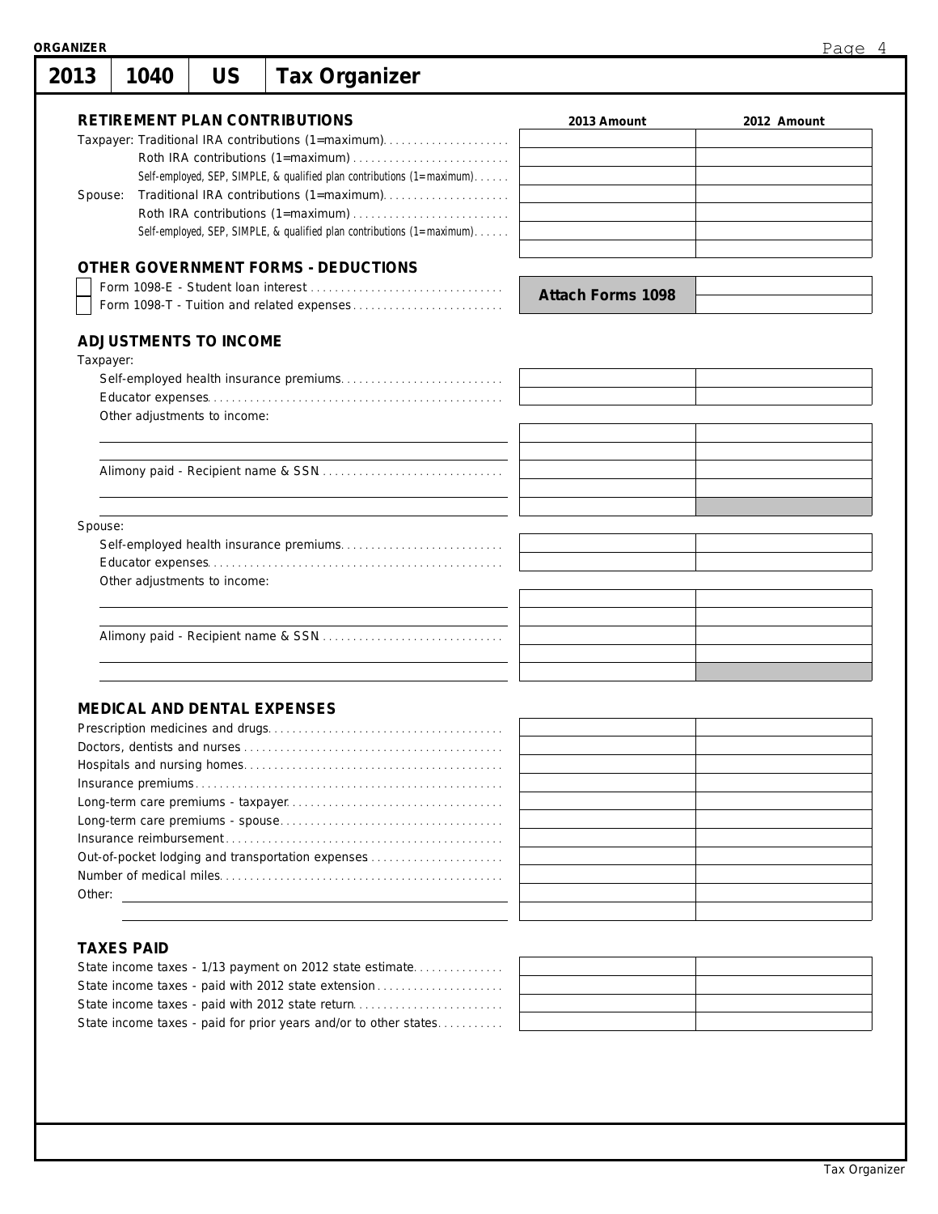# 2013 | 1040 | US | Tax Organizer

## RETIREMENT PLAN CONTRIBUTIONS

| | 2013 Amount | 2012 Amount |
|---|---|---|
| Taxpayer: Traditional IRA contributions (1=maximum) | | |
| Roth IRA contributions (1=maximum) | | |
| Self-employed, SEP, SIMPLE, & qualified plan contributions (1=maximum) | | |
| Spouse: Traditional IRA contributions (1=maximum) | | |
| Roth IRA contributions (1=maximum) | | |
| Self-employed, SEP, SIMPLE, & qualified plan contributions (1=maximum) | | |
| | | |

## OTHER GOVERNMENT FORMS - DEDUCTIONS

| | 2013 Amount | 2012 Amount |
|---|---|---|
| ☐ Form 1098-E - Student loan interest | Attach Forms 1098 | |
| ☐ Form 1098-T - Tuition and related expenses | | |

## ADJUSTMENTS TO INCOME

Taxpayer:

| | 2013 Amount | 2012 Amount |
|---|---|---|
| Self-employed health insurance premiums | | |
| Educator expenses | | |
| Other adjustments to income: | | |
| | | |
| | | |
| Alimony paid - Recipient name & SSN | | |
| | | |
| | | |

Spouse:

| | 2013 Amount | 2012 Amount |
|---|---|---|
| Self-employed health insurance premiums | | |
| Educator expenses | | |
| Other adjustments to income: | | |
| | | |
| | | |
| Alimony paid - Recipient name & SSN | | |
| | | |
| | | |

## MEDICAL AND DENTAL EXPENSES

| | 2013 Amount | 2012 Amount |
|---|---|---|
| Prescription medicines and drugs | | |
| Doctors, dentists and nurses | | |
| Hospitals and nursing homes | | |
| Insurance premiums | | |
| Long-term care premiums - taxpayer | | |
| Long-term care premiums - spouse | | |
| Insurance reimbursement | | |
| Out-of-pocket lodging and transportation expenses | | |
| Number of medical miles | | |
| Other: | | |
| | | |

## TAXES PAID

| | 2013 Amount | 2012 Amount |
|---|---|---|
| State income taxes - 1/13 payment on 2012 state estimate | | |
| State income taxes - paid with 2012 state extension | | |
| State income taxes - paid with 2012 state return | | |
| State income taxes - paid for prior years and/or to other states | | |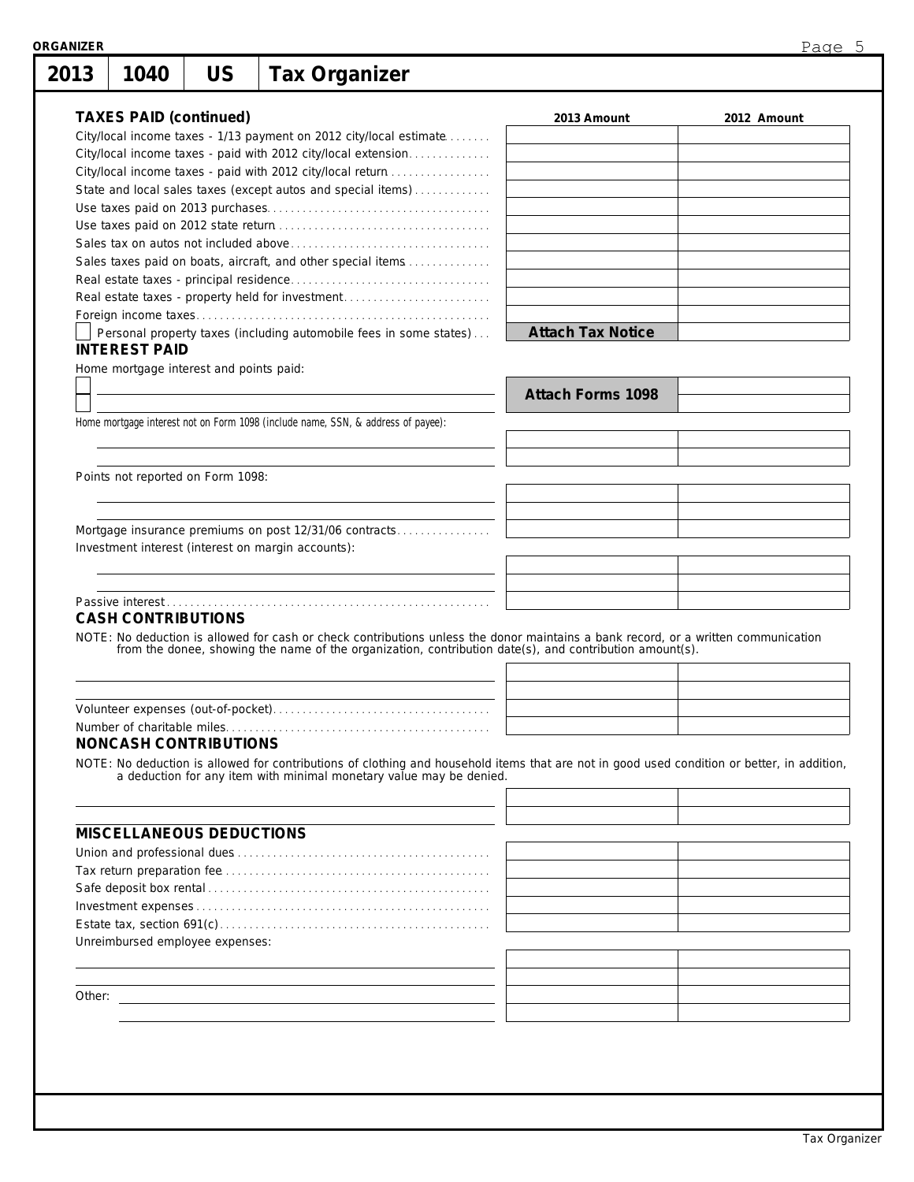**ORGANIZER**

# 2013 | 1040 | US | Tax Organizer

### TAXES PAID (continued)

| | 2013 Amount | 2012 Amount |
|---|---|---|
| City/local income taxes - 1/13 payment on 2012 city/local estimate | | |
| City/local income taxes - paid with 2012 city/local extension | | |
| City/local income taxes - paid with 2012 city/local return | | |
| State and local sales taxes (except autos and special items) | | |
| Use taxes paid on 2013 purchases | | |
| Use taxes paid on 2012 state return | | |
| Sales tax on autos not included above | | |
| Sales taxes paid on boats, aircraft, and other special items | | |
| Real estate taxes - principal residence | | |
| Real estate taxes - property held for investment | | |
| Foreign income taxes | | |
| ☐ Personal property taxes (including automobile fees in some states) | **Attach Tax Notice** | |

### INTEREST PAID

Home mortgage interest and points paid:

| | 2013 Amount | 2012 Amount |
|---|---|---|
| ☐ | **Attach Forms 1098** | |
| ☐ | | |

*Home mortgage interest not on Form 1098 (include name, SSN, & address of payee):*

| | 2013 Amount | 2012 Amount |
|---|---|---|
| | | |
| | | |

Points not reported on Form 1098:

| | 2013 Amount | 2012 Amount |
|---|---|---|
| | | |
| | | |
| Mortgage insurance premiums on post 12/31/06 contracts | | |

Investment interest (interest on margin accounts):

| | 2013 Amount | 2012 Amount |
|---|---|---|
| | | |
| | | |
| Passive interest | | |

### CASH CONTRIBUTIONS

NOTE: No deduction is allowed for cash or check contributions unless the donor maintains a bank record, or a written communication from the donee, showing the name of the organization, contribution date(s), and contribution amount(s).

| | 2013 Amount | 2012 Amount |
|---|---|---|
| | | |
| | | |
| Volunteer expenses (out-of-pocket) | | |
| Number of charitable miles | | |

### NONCASH CONTRIBUTIONS

NOTE: No deduction is allowed for contributions of clothing and household items that are not in good used condition or better, in addition, a deduction for any item with minimal monetary value may be denied.

| | 2013 Amount | 2012 Amount |
|---|---|---|
| | | |
| | | |

### MISCELLANEOUS DEDUCTIONS

| | 2013 Amount | 2012 Amount |
|---|---|---|
| Union and professional dues | | |
| Tax return preparation fee | | |
| Safe deposit box rental | | |
| Investment expenses | | |
| Estate tax, section 691(c) | | |

Unreimbursed employee expenses:

| | 2013 Amount | 2012 Amount |
|---|---|---|
| | | |
| | | |
| Other: | | |
| | | |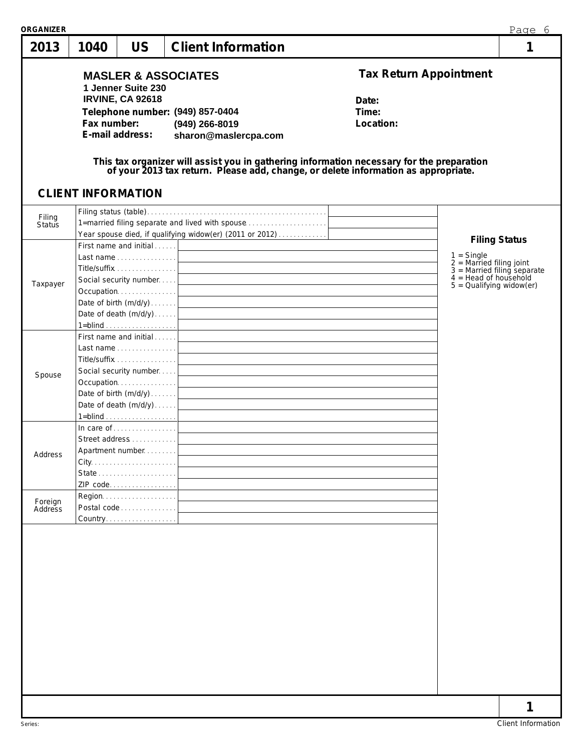ORGANIZER

| 2013 | 1040 | US | Client Information | 1 |
|---|---|---|---|---|

**MASLER & ASSOCIATES**
**1 Jenner Suite 230**
**IRVINE, CA 92618**
**Telephone number:** (949) 857-0404
**Fax number:** (949) 266-8019
**E-mail address:** sharon@maslercpa.com

## Tax Return Appointment

**Date:**
**Time:**
**Location:**

**This tax organizer will assist you in gathering information necessary for the preparation of your 2013 tax return. Please add, change, or delete information as appropriate.**

## CLIENT INFORMATION

| Section | Field | Value |
|---|---|---|
| Filing Status | Filing status (table) | |
| | 1=married filing separate and lived with spouse | |
| | Year spouse died, if qualifying widow(er) (2011 or 2012) | |
| Taxpayer | First name and initial | |
| | Last name | |
| | Title/suffix | |
| | Social security number | |
| | Occupation | |
| | Date of birth (m/d/y) | |
| | Date of death (m/d/y) | |
| | 1=blind | |
| Spouse | First name and initial | |
| | Last name | |
| | Title/suffix | |
| | Social security number | |
| | Occupation | |
| | Date of birth (m/d/y) | |
| | Date of death (m/d/y) | |
| | 1=blind | |
| Address | In care of | |
| | Street address | |
| | Apartment number | |
| | City | |
| | State | |
| | ZIP code | |
| Foreign Address | Region | |
| | Postal code | |
| | Country | |

**Filing Status**

1 = Single
2 = Married filing joint
3 = Married filing separate
4 = Head of household
5 = Qualifying widow(er)

Series:

Client Information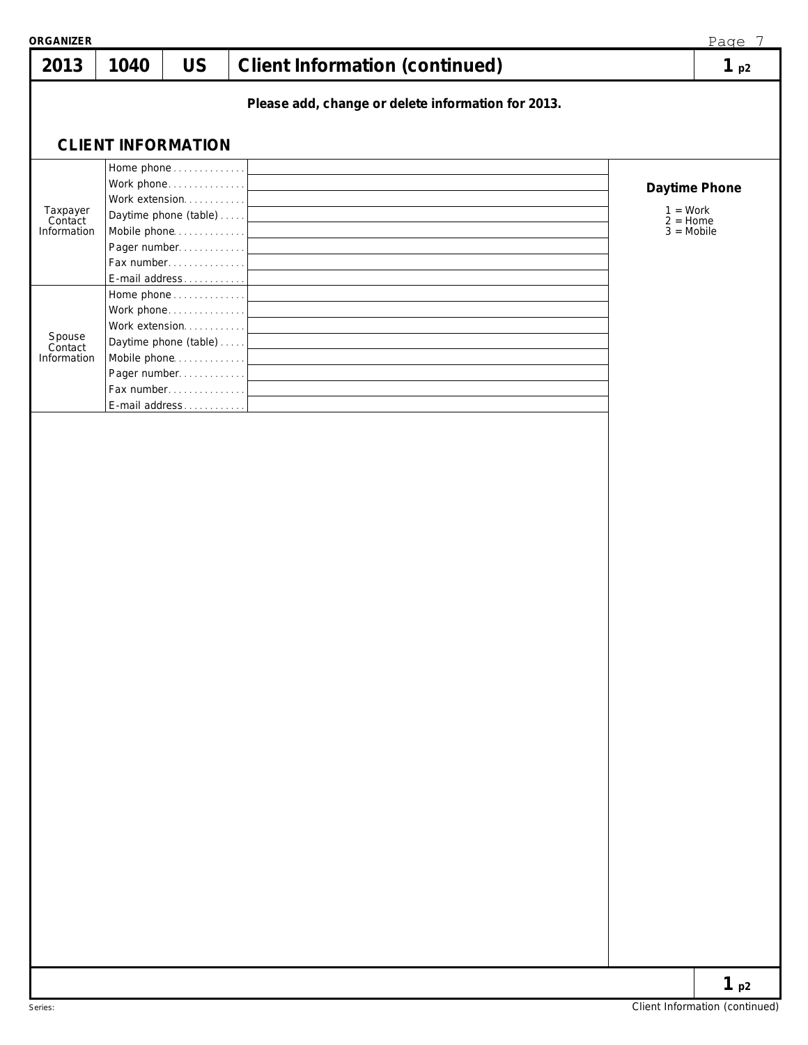| 2013 | 1040 | US | Client Information (continued) | 1 p2 |
|---|---|---|---|---|

**Please add, change or delete information for 2013.**

## CLIENT INFORMATION

| | | |
|---|---|---|
| Taxpayer Contact Information | Home phone | |
| | Work phone | |
| | Work extension | |
| | Daytime phone (table) | |
| | Mobile phone | |
| | Pager number | |
| | Fax number | |
| | E-mail address | |
| Spouse Contact Information | Home phone | |
| | Work phone | |
| | Work extension | |
| | Daytime phone (table) | |
| | Mobile phone | |
| | Pager number | |
| | Fax number | |
| | E-mail address | |

**Daytime Phone**

1 = Work
2 = Home
3 = Mobile

1 p2

Series:

Client Information (continued)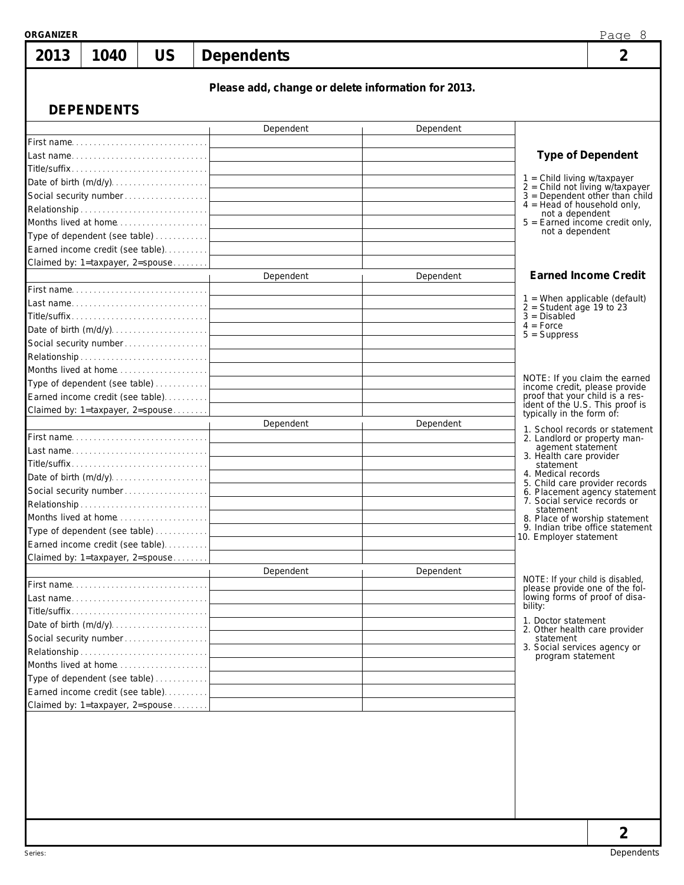ORGANIZER

# 2013 | 1040 | US | Dependents | 2

**Please add, change or delete information for 2013.**

## DEPENDENTS

| | Dependent | Dependent |
|---|---|---|
| First name | | |
| Last name | | |
| Title/suffix | | |
| Date of birth (m/d/y) | | |
| Social security number | | |
| Relationship | | |
| Months lived at home | | |
| Type of dependent (see table) | | |
| Earned income credit (see table) | | |
| Claimed by: 1=taxpayer, 2=spouse | | |

| | Dependent | Dependent |
|---|---|---|
| First name | | |
| Last name | | |
| Title/suffix | | |
| Date of birth (m/d/y) | | |
| Social security number | | |
| Relationship | | |
| Months lived at home | | |
| Type of dependent (see table) | | |
| Earned income credit (see table) | | |
| Claimed by: 1=taxpayer, 2=spouse | | |

| | Dependent | Dependent |
|---|---|---|
| First name | | |
| Last name | | |
| Title/suffix | | |
| Date of birth (m/d/y) | | |
| Social security number | | |
| Relationship | | |
| Months lived at home | | |
| Type of dependent (see table) | | |
| Earned income credit (see table) | | |
| Claimed by: 1=taxpayer, 2=spouse | | |

| | Dependent | Dependent |
|---|---|---|
| First name | | |
| Last name | | |
| Title/suffix | | |
| Date of birth (m/d/y) | | |
| Social security number | | |
| Relationship | | |
| Months lived at home | | |
| Type of dependent (see table) | | |
| Earned income credit (see table) | | |
| Claimed by: 1=taxpayer, 2=spouse | | |

### Type of Dependent

1 = Child living w/taxpayer
2 = Child not living w/taxpayer
3 = Dependent other than child
4 = Head of household only, not a dependent
5 = Earned income credit only, not a dependent

### Earned Income Credit

1 = When applicable (default)
2 = Student age 19 to 23
3 = Disabled
4 = Force
5 = Suppress

NOTE: If you claim the earned income credit, please provide proof that your child is a resident of the U.S. This proof is typically in the form of:

1. School records or statement
2. Landlord or property management statement
3. Health care provider statement
4. Medical records
5. Child care provider records
6. Placement agency statement
7. Social service records or statement
8. Place of worship statement
9. Indian tribe office statement
10. Employer statement

NOTE: If your child is disabled, please provide one of the following forms of proof of disability:

1. Doctor statement
2. Other health care provider statement
3. Social services agency or program statement

2

Series: Dependents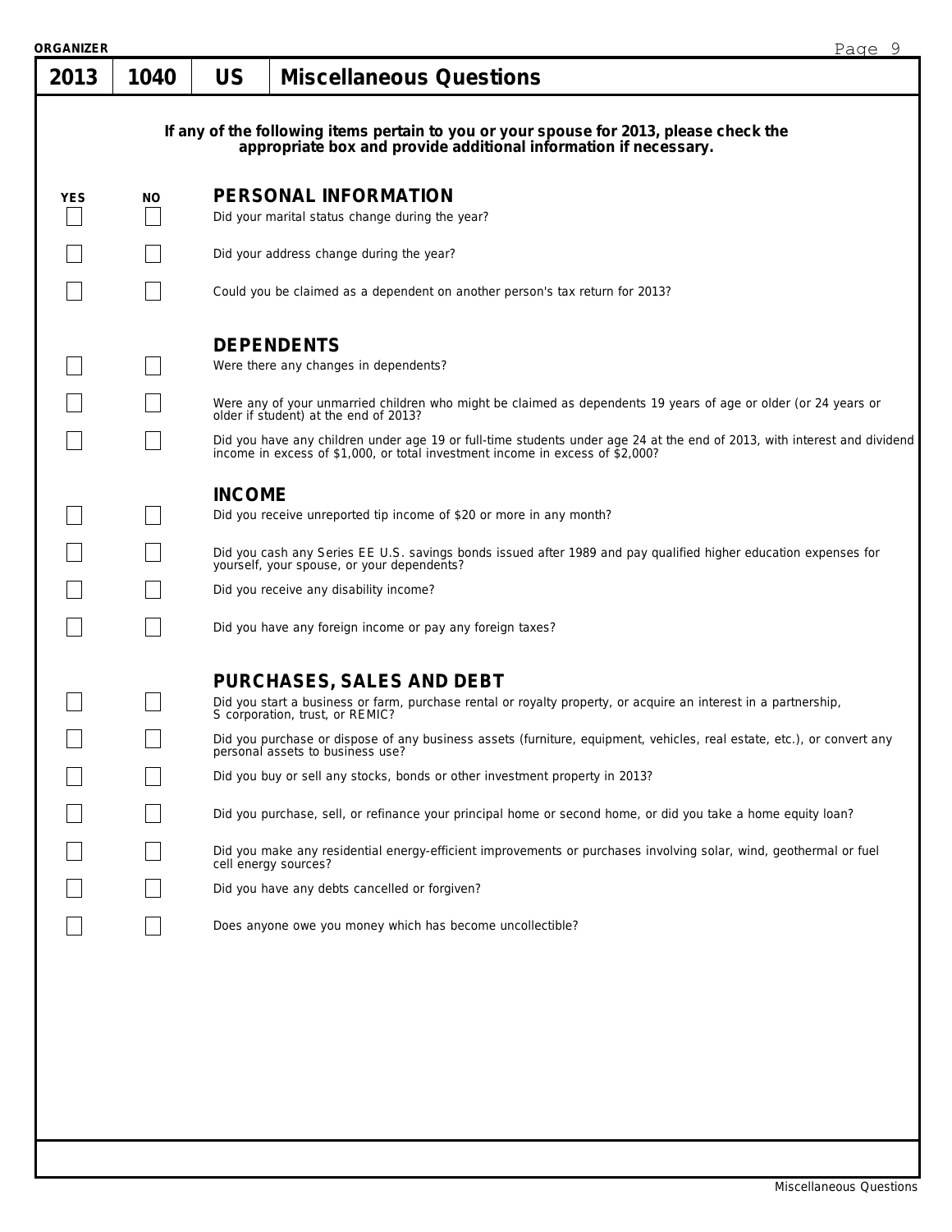# 2013 | 1040 | US | Miscellaneous Questions

**If any of the following items pertain to you or your spouse for 2013, please check the appropriate box and provide additional information if necessary.**

| YES | NO | |
|---|---|---|
| | | **PERSONAL INFORMATION** |
| ☐ | ☐ | Did your marital status change during the year? |
| ☐ | ☐ | Did your address change during the year? |
| ☐ | ☐ | Could you be claimed as a dependent on another person's tax return for 2013? |
| | | **DEPENDENTS** |
| ☐ | ☐ | Were there any changes in dependents? |
| ☐ | ☐ | Were any of your unmarried children who might be claimed as dependents 19 years of age or older (or 24 years or older if student) at the end of 2013? |
| ☐ | ☐ | Did you have any children under age 19 or full-time students under age 24 at the end of 2013, with interest and dividend income in excess of $1,000, or total investment income in excess of $2,000? |
| | | **INCOME** |
| ☐ | ☐ | Did you receive unreported tip income of $20 or more in any month? |
| ☐ | ☐ | Did you cash any Series EE U.S. savings bonds issued after 1989 and pay qualified higher education expenses for yourself, your spouse, or your dependents? |
| ☐ | ☐ | Did you receive any disability income? |
| ☐ | ☐ | Did you have any foreign income or pay any foreign taxes? |
| | | **PURCHASES, SALES AND DEBT** |
| ☐ | ☐ | Did you start a business or farm, purchase rental or royalty property, or acquire an interest in a partnership, S corporation, trust, or REMIC? |
| ☐ | ☐ | Did you purchase or dispose of any business assets (furniture, equipment, vehicles, real estate, etc.), or convert any personal assets to business use? |
| ☐ | ☐ | Did you buy or sell any stocks, bonds or other investment property in 2013? |
| ☐ | ☐ | Did you purchase, sell, or refinance your principal home or second home, or did you take a home equity loan? |
| ☐ | ☐ | Did you make any residential energy-efficient improvements or purchases involving solar, wind, geothermal or fuel cell energy sources? |
| ☐ | ☐ | Did you have any debts cancelled or forgiven? |
| ☐ | ☐ | Does anyone owe you money which has become uncollectible? |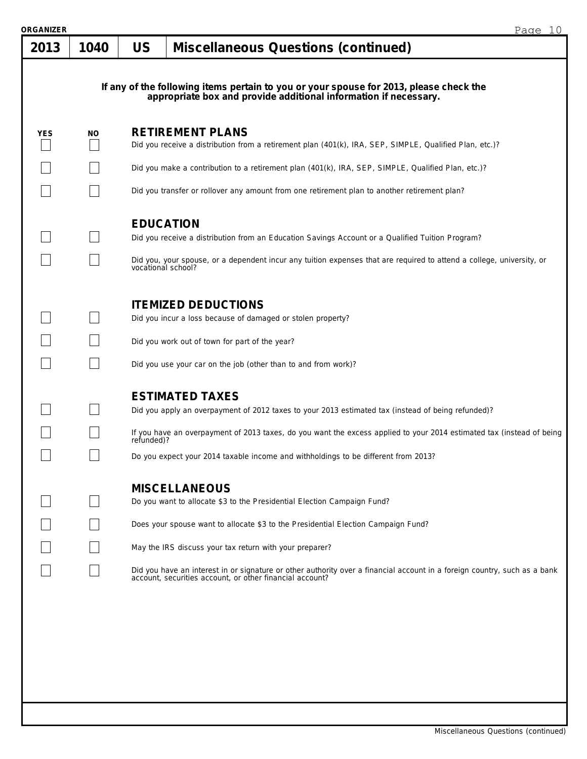# 2013 | 1040 | US | Miscellaneous Questions (continued)

**If any of the following items pertain to you or your spouse for 2013, please check the appropriate box and provide additional information if necessary.**

| YES | NO | |
|---|---|---|
| | | **RETIREMENT PLANS** |
| ☐ | ☐ | Did you receive a distribution from a retirement plan (401(k), IRA, SEP, SIMPLE, Qualified Plan, etc.)? |
| ☐ | ☐ | Did you make a contribution to a retirement plan (401(k), IRA, SEP, SIMPLE, Qualified Plan, etc.)? |
| ☐ | ☐ | Did you transfer or rollover any amount from one retirement plan to another retirement plan? |
| | | **EDUCATION** |
| ☐ | ☐ | Did you receive a distribution from an Education Savings Account or a Qualified Tuition Program? |
| ☐ | ☐ | Did you, your spouse, or a dependent incur any tuition expenses that are required to attend a college, university, or vocational school? |
| | | **ITEMIZED DEDUCTIONS** |
| ☐ | ☐ | Did you incur a loss because of damaged or stolen property? |
| ☐ | ☐ | Did you work out of town for part of the year? |
| ☐ | ☐ | Did you use your car on the job (other than to and from work)? |
| | | **ESTIMATED TAXES** |
| ☐ | ☐ | Did you apply an overpayment of 2012 taxes to your 2013 estimated tax (instead of being refunded)? |
| ☐ | ☐ | If you have an overpayment of 2013 taxes, do you want the excess applied to your 2014 estimated tax (instead of being refunded)? |
| ☐ | ☐ | Do you expect your 2014 taxable income and withholdings to be different from 2013? |
| | | **MISCELLANEOUS** |
| ☐ | ☐ | Do you want to allocate $3 to the Presidential Election Campaign Fund? |
| ☐ | ☐ | Does your spouse want to allocate $3 to the Presidential Election Campaign Fund? |
| ☐ | ☐ | May the IRS discuss your tax return with your preparer? |
| ☐ | ☐ | Did you have an interest in or signature or other authority over a financial account in a foreign country, such as a bank account, securities account, or other financial account? |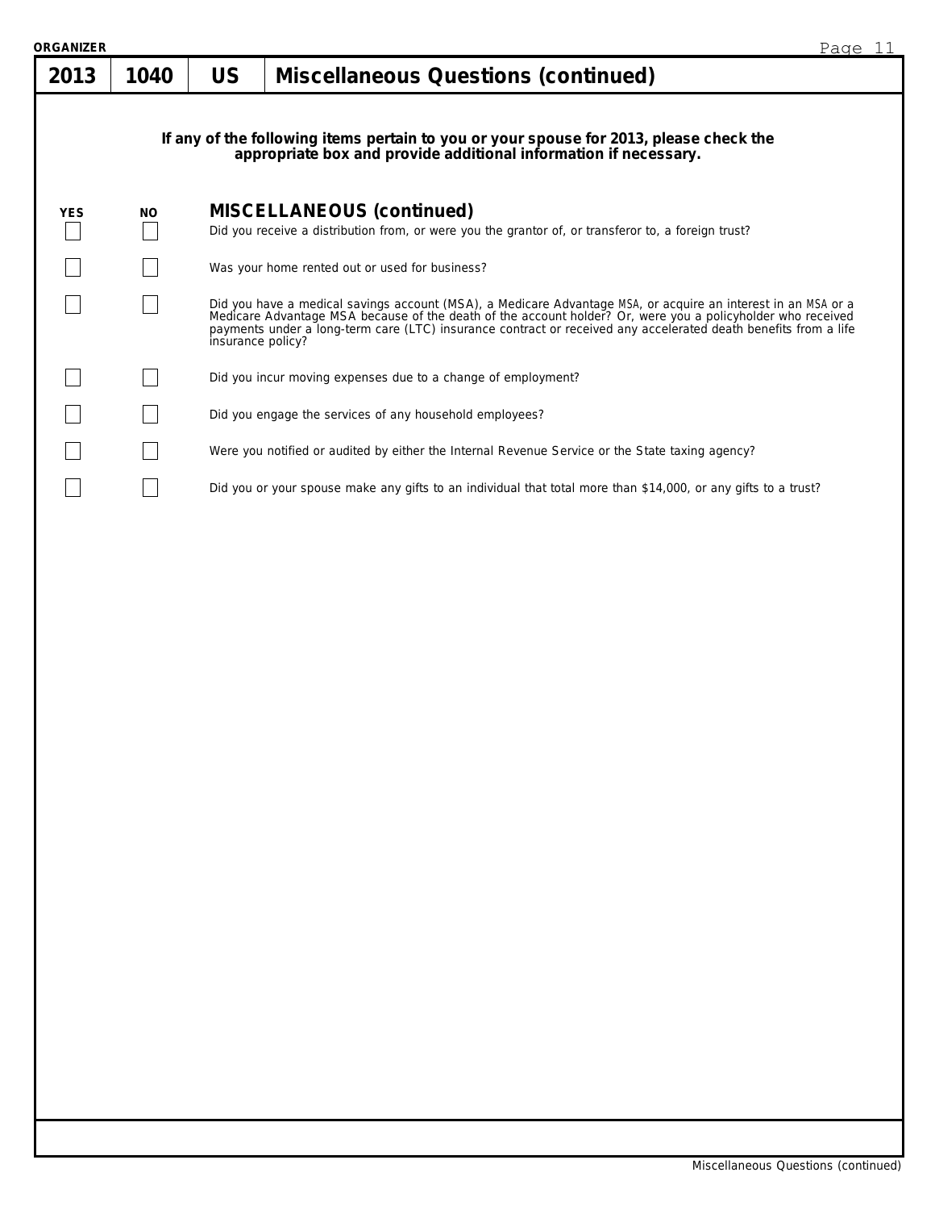| 2013 | 1040 | US | Miscellaneous Questions (continued) |
|---|---|---|---|

**If any of the following items pertain to you or your spouse for 2013, please check the appropriate box and provide additional information if necessary.**

| YES | NO | MISCELLANEOUS (continued) |
|---|---|---|
| ☐ | ☐ | Did you receive a distribution from, or were you the grantor of, or transferor to, a foreign trust? |
| ☐ | ☐ | Was your home rented out or used for business? |
| ☐ | ☐ | Did you have a medical savings account (MSA), a Medicare Advantage MSA, or acquire an interest in an MSA or a Medicare Advantage MSA because of the death of the account holder? Or, were you a policyholder who received payments under a long-term care (LTC) insurance contract or received any accelerated death benefits from a life insurance policy? |
| ☐ | ☐ | Did you incur moving expenses due to a change of employment? |
| ☐ | ☐ | Did you engage the services of any household employees? |
| ☐ | ☐ | Were you notified or audited by either the Internal Revenue Service or the State taxing agency? |
| ☐ | ☐ | Did you or your spouse make any gifts to an individual that total more than $14,000, or any gifts to a trust? |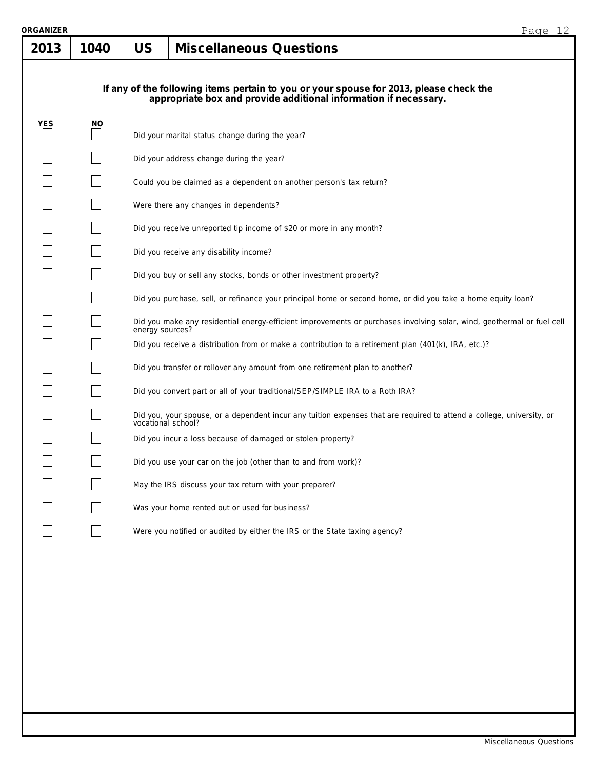**ORGANIZER**

# 2013 | 1040 | US | Miscellaneous Questions

**If any of the following items pertain to you or your spouse for 2013, please check the appropriate box and provide additional information if necessary.**

| YES | NO | |
|---|---|---|
| ☐ | ☐ | Did your marital status change during the year? |
| ☐ | ☐ | Did your address change during the year? |
| ☐ | ☐ | Could you be claimed as a dependent on another person's tax return? |
| ☐ | ☐ | Were there any changes in dependents? |
| ☐ | ☐ | Did you receive unreported tip income of $20 or more in any month? |
| ☐ | ☐ | Did you receive any disability income? |
| ☐ | ☐ | Did you buy or sell any stocks, bonds or other investment property? |
| ☐ | ☐ | Did you purchase, sell, or refinance your principal home or second home, or did you take a home equity loan? |
| ☐ | ☐ | Did you make any residential energy-efficient improvements or purchases involving solar, wind, geothermal or fuel cell energy sources? |
| ☐ | ☐ | Did you receive a distribution from or make a contribution to a retirement plan (401(k), IRA, etc.)? |
| ☐ | ☐ | Did you transfer or rollover any amount from one retirement plan to another? |
| ☐ | ☐ | Did you convert part or all of your traditional/SEP/SIMPLE IRA to a Roth IRA? |
| ☐ | ☐ | Did you, your spouse, or a dependent incur any tuition expenses that are required to attend a college, university, or vocational school? |
| ☐ | ☐ | Did you incur a loss because of damaged or stolen property? |
| ☐ | ☐ | Did you use your car on the job (other than to and from work)? |
| ☐ | ☐ | May the IRS discuss your tax return with your preparer? |
| ☐ | ☐ | Was your home rented out or used for business? |
| ☐ | ☐ | Were you notified or audited by either the IRS or the State taxing agency? |

Miscellaneous Questions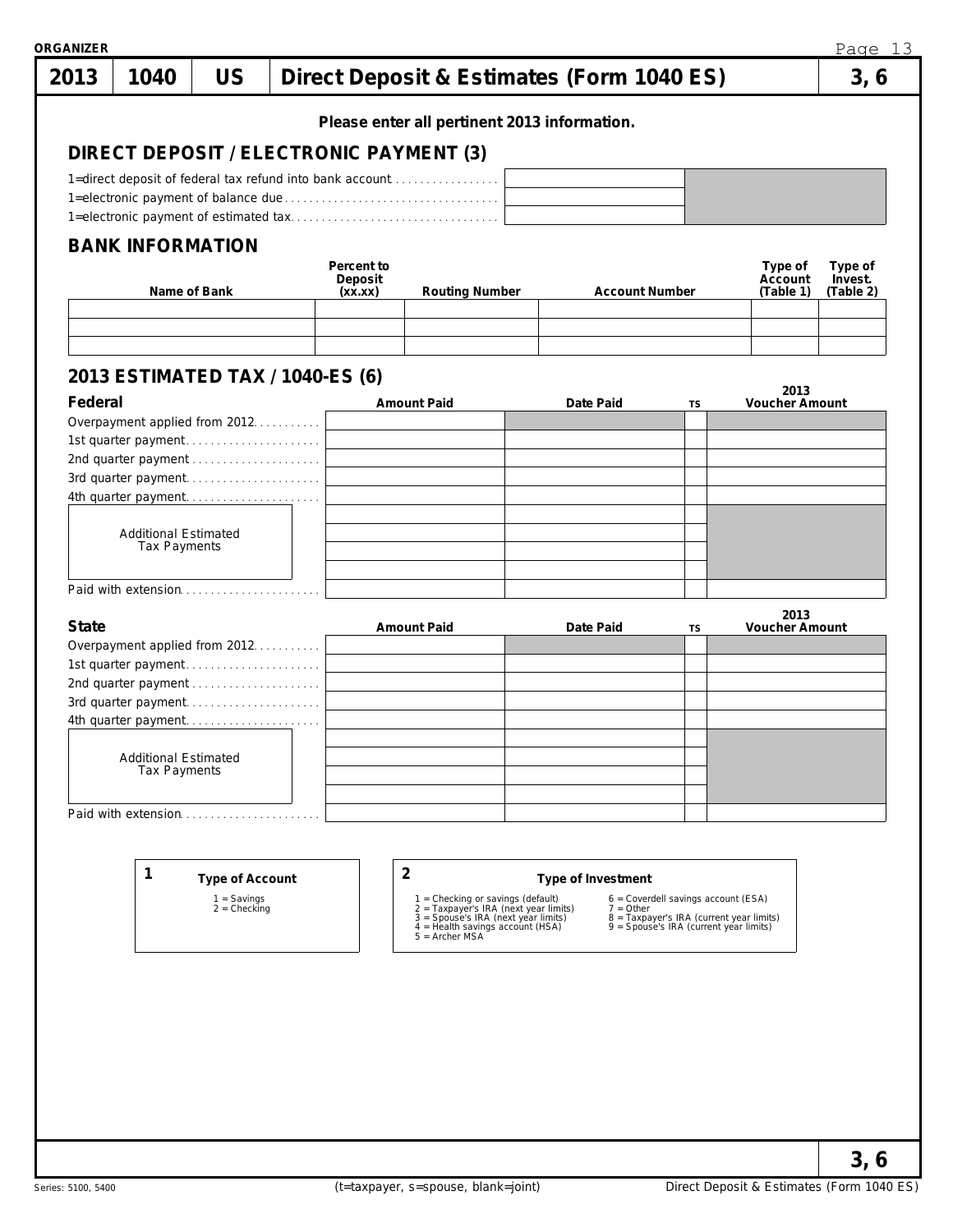**ORGANIZER**

# 2013 | 1040 | US | Direct Deposit & Estimates (Form 1040 ES) | 3, 6

**Please enter all pertinent 2013 information.**

## DIRECT DEPOSIT / ELECTRONIC PAYMENT (3)

| | |
|---|---|
| 1=direct deposit of federal tax refund into bank account | |
| 1=electronic payment of balance due | |
| 1=electronic payment of estimated tax | |

## BANK INFORMATION

| Name of Bank | Percent to Deposit (xx.xx) | Routing Number | Account Number | Type of Account (Table 1) | Type of Invest. (Table 2) |
|---|---|---|---|---|---|
| | | | | | |
| | | | | | |
| | | | | | |

## 2013 ESTIMATED TAX / 1040-ES (6)

| Federal | Amount Paid | Date Paid | TS | 2013 Voucher Amount |
|---|---|---|---|---|
| Overpayment applied from 2012 | | | | |
| 1st quarter payment | | | | |
| 2nd quarter payment | | | | |
| 3rd quarter payment | | | | |
| 4th quarter payment | | | | |
| Additional Estimated Tax Payments | | | | |
| | | | | |
| | | | | |
| | | | | |
| Paid with extension | | | | |

| State | Amount Paid | Date Paid | TS | 2013 Voucher Amount |
|---|---|---|---|---|
| Overpayment applied from 2012 | | | | |
| 1st quarter payment | | | | |
| 2nd quarter payment | | | | |
| 3rd quarter payment | | | | |
| 4th quarter payment | | | | |
| Additional Estimated Tax Payments | | | | |
| | | | | |
| | | | | |
| | | | | |
| Paid with extension | | | | |

**1 Type of Account**

1 = Savings
2 = Checking

**2 Type of Investment**

1 = Checking or savings (default)
2 = Taxpayer's IRA (next year limits)
3 = Spouse's IRA (next year limits)
4 = Health savings account (HSA)
5 = Archer MSA
6 = Coverdell savings account (ESA)
7 = Other
8 = Taxpayer's IRA (current year limits)
9 = Spouse's IRA (current year limits)

(t=taxpayer, s=spouse, blank=joint)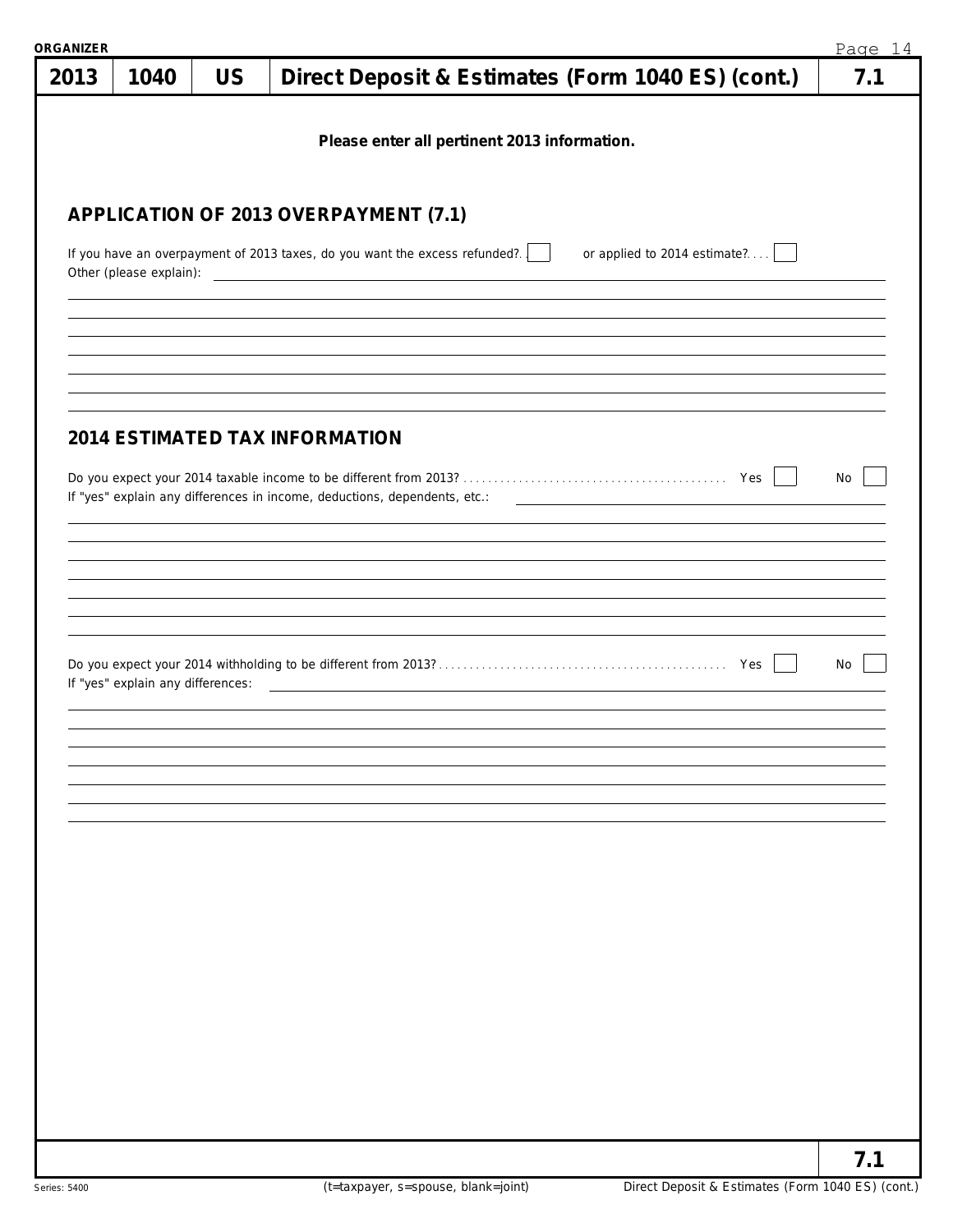# 2013 | 1040 | US | Direct Deposit & Estimates (Form 1040 ES) (cont.) | 7.1

**Please enter all pertinent 2013 information.**

## APPLICATION OF 2013 OVERPAYMENT (7.1)

If you have an overpayment of 2013 taxes, do you want the excess refunded? ☐ or applied to 2014 estimate? ☐

Other (please explain): ______________________________

## 2014 ESTIMATED TAX INFORMATION

Do you expect your 2014 taxable income to be different from 2013? Yes ☐ No ☐

If "yes" explain any differences in income, deductions, dependents, etc.: ______________________________

Do you expect your 2014 withholding to be different from 2013? Yes ☐ No ☐

If "yes" explain any differences: ______________________________

(t=taxpayer, s=spouse, blank=joint)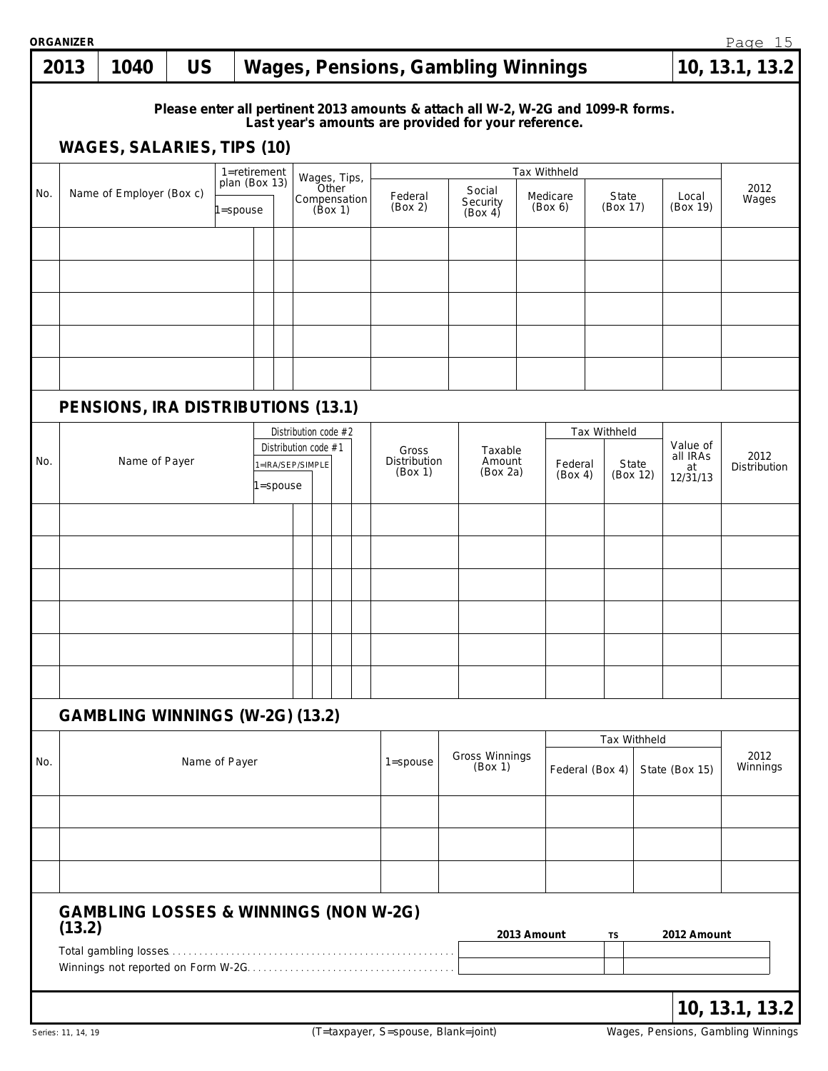ORGANIZER

# 2013 | 1040 | US | Wages, Pensions, Gambling Winnings | 10, 13.1, 13.2

**Please enter all pertinent 2013 amounts & attach all W-2, W-2G and 1099-R forms. Last year's amounts are provided for your reference.**

## WAGES, SALARIES, TIPS (10)

| No. | Name of Employer (Box c) | 1=retirement plan (Box 13) | 1=spouse | Wages, Tips, Other Compensation (Box 1) | Tax Withheld Federal (Box 2) | Social Security (Box 4) | Medicare (Box 6) | State (Box 17) | Local (Box 19) | 2012 Wages |
|---|---|---|---|---|---|---|---|---|---|---|
| | | | | | | | | | | |
| | | | | | | | | | | |
| | | | | | | | | | | |
| | | | | | | | | | | |
| | | | | | | | | | | |

## PENSIONS, IRA DISTRIBUTIONS (13.1)

| No. | Name of Payer | 1=spouse | 1=IRA/SEP/SIMPLE | Distribution code #1 | Distribution code #2 | Gross Distribution (Box 1) | Taxable Amount (Box 2a) | Tax Withheld Federal (Box 4) | State (Box 12) | Value of all IRAs at 12/31/13 | 2012 Distribution |
|---|---|---|---|---|---|---|---|---|---|---|---|
| | | | | | | | | | | | |
| | | | | | | | | | | | |
| | | | | | | | | | | | |
| | | | | | | | | | | | |
| | | | | | | | | | | | |
| | | | | | | | | | | | |

## GAMBLING WINNINGS (W-2G) (13.2)

| No. | Name of Payer | 1=spouse | Gross Winnings (Box 1) | Tax Withheld Federal (Box 4) | State (Box 15) | 2012 Winnings |
|---|---|---|---|---|---|---|
| | | | | | | |
| | | | | | | |
| | | | | | | |

## GAMBLING LOSSES & WINNINGS (NON W-2G) (13.2)

| | 2013 Amount | TS | 2012 Amount |
|---|---|---|---|
| Total gambling losses | | | |
| Winnings not reported on Form W-2G | | | |

**10, 13.1, 13.2**

Series: 11, 14, 19 (T=taxpayer, S=spouse, Blank=joint) Wages, Pensions, Gambling Winnings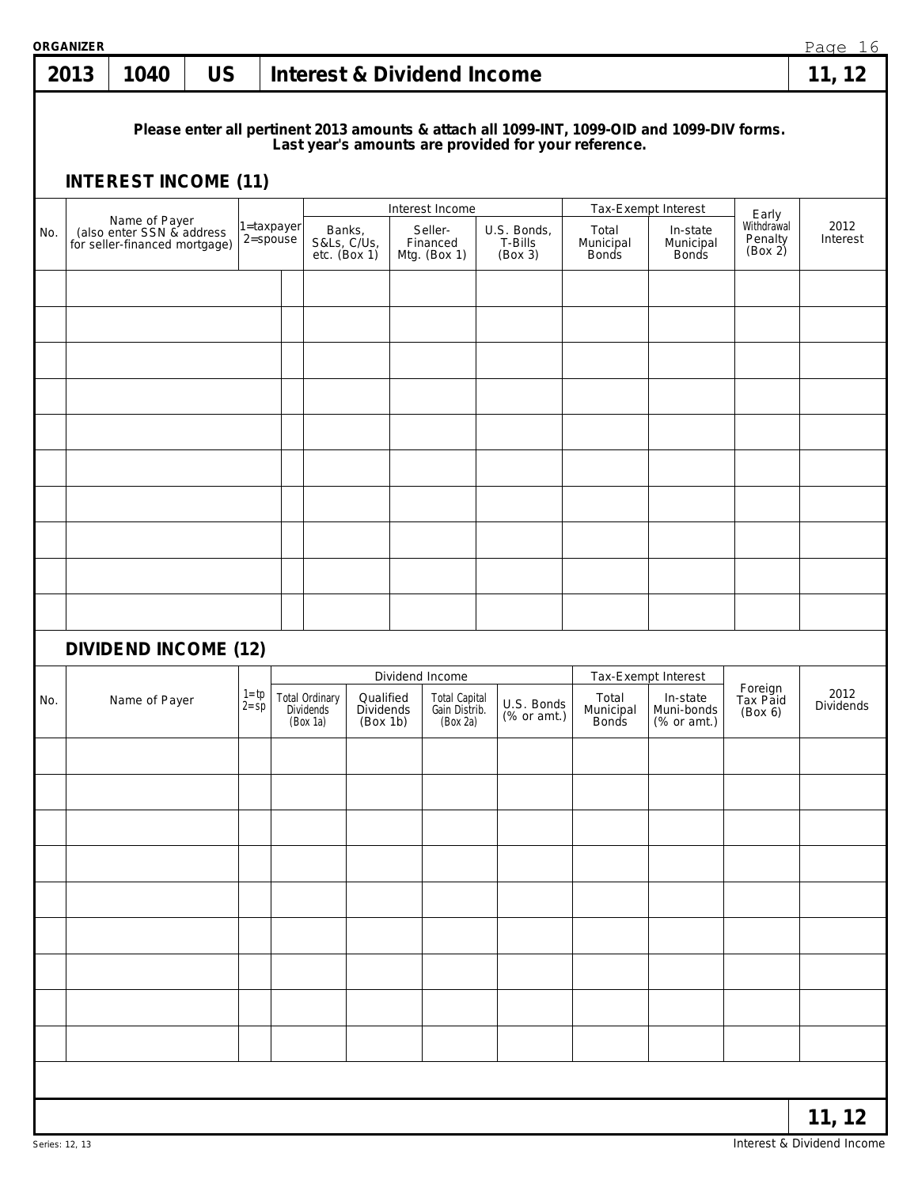**ORGANIZER**

| 2013 | 1040 | US | Interest & Dividend Income | 11, 12 |
|---|---|---|---|---|

**Please enter all pertinent 2013 amounts & attach all 1099-INT, 1099-OID and 1099-DIV forms. Last year's amounts are provided for your reference.**

## INTEREST INCOME (11)

| No. | Name of Payer (also enter SSN & address for seller-financed mortgage) | 1=taxpayer 2=spouse | Interest Income | | | Tax-Exempt Interest | | Early Withdrawal Penalty (Box 2) | 2012 Interest |
|---|---|---|---|---|---|---|---|---|---|
| | | | Banks, S&Ls, C/Us, etc. (Box 1) | Seller-Financed Mtg. (Box 1) | U.S. Bonds, T-Bills (Box 3) | Total Municipal Bonds | In-state Municipal Bonds | | |
| | | | | | | | | | |
| | | | | | | | | | |
| | | | | | | | | | |
| | | | | | | | | | |
| | | | | | | | | | |
| | | | | | | | | | |
| | | | | | | | | | |
| | | | | | | | | | |
| | | | | | | | | | |
| | | | | | | | | | |

## DIVIDEND INCOME (12)

| No. | Name of Payer | 1=tp 2=sp | Dividend Income | | | | Tax-Exempt Interest | | Foreign Tax Paid (Box 6) | 2012 Dividends |
|---|---|---|---|---|---|---|---|---|---|---|
| | | | Total Ordinary Dividends (Box 1a) | Qualified Dividends (Box 1b) | Total Capital Gain Distrib. (Box 2a) | U.S. Bonds (% or amt.) | Total Municipal Bonds | In-state Muni-bonds (% or amt.) | | |
| | | | | | | | | | | |
| | | | | | | | | | | |
| | | | | | | | | | | |
| | | | | | | | | | | |
| | | | | | | | | | | |
| | | | | | | | | | | |
| | | | | | | | | | | |
| | | | | | | | | | | |
| | | | | | | | | | | |

11, 12

Series: 12, 13

Interest & Dividend Income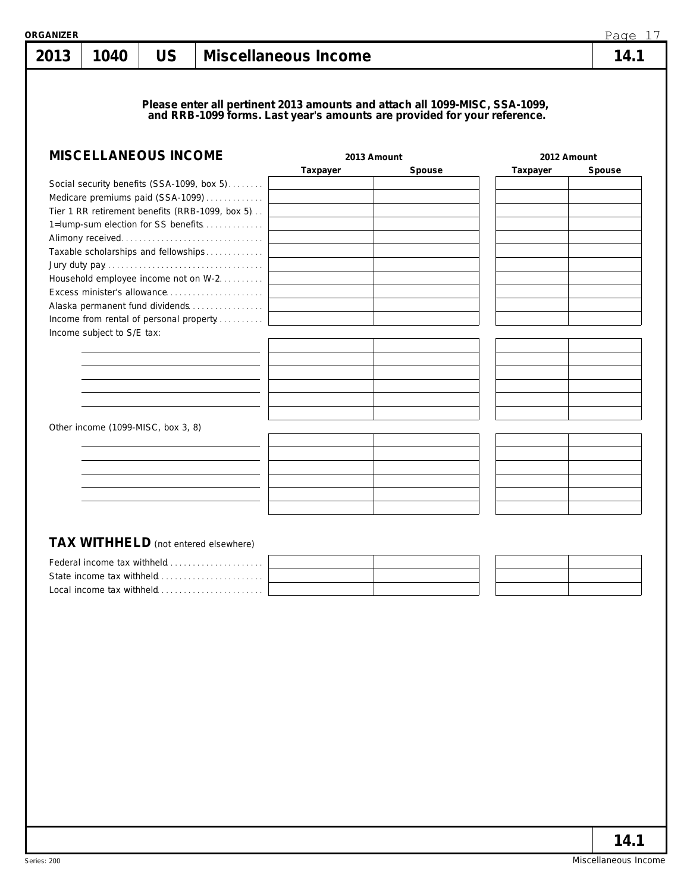ORGANIZER

# 2013 | 1040 | US | Miscellaneous Income | 14.1

**Please enter all pertinent 2013 amounts and attach all 1099-MISC, SSA-1099, and RRB-1099 forms. Last year's amounts are provided for your reference.**

## MISCELLANEOUS INCOME

| | 2013 Amount | | 2012 Amount | |
|---|---|---|---|---|
| | Taxpayer | Spouse | Taxpayer | Spouse |
| Social security benefits (SSA-1099, box 5) | | | | |
| Medicare premiums paid (SSA-1099) | | | | |
| Tier 1 RR retirement benefits (RRB-1099, box 5) | | | | |
| 1=lump-sum election for SS benefits | | | | |
| Alimony received | | | | |
| Taxable scholarships and fellowships | | | | |
| Jury duty pay | | | | |
| Household employee income not on W-2 | | | | |
| Excess minister's allowance | | | | |
| Alaska permanent fund dividends | | | | |
| Income from rental of personal property | | | | |
| Income subject to S/E tax: | | | | |
| | | | | |
| | | | | |
| | | | | |
| | | | | |
| | | | | |
| | | | | |
| Other income (1099-MISC, box 3, 8) | | | | |
| | | | | |
| | | | | |
| | | | | |
| | | | | |
| | | | | |
| | | | | |

## TAX WITHHELD (not entered elsewhere)

| | 2013 Taxpayer | 2013 Spouse | 2012 Taxpayer | 2012 Spouse |
|---|---|---|---|---|
| Federal income tax withheld | | | | |
| State income tax withheld | | | | |
| Local income tax withheld | | | | |

14.1

Series: 200

Miscellaneous Income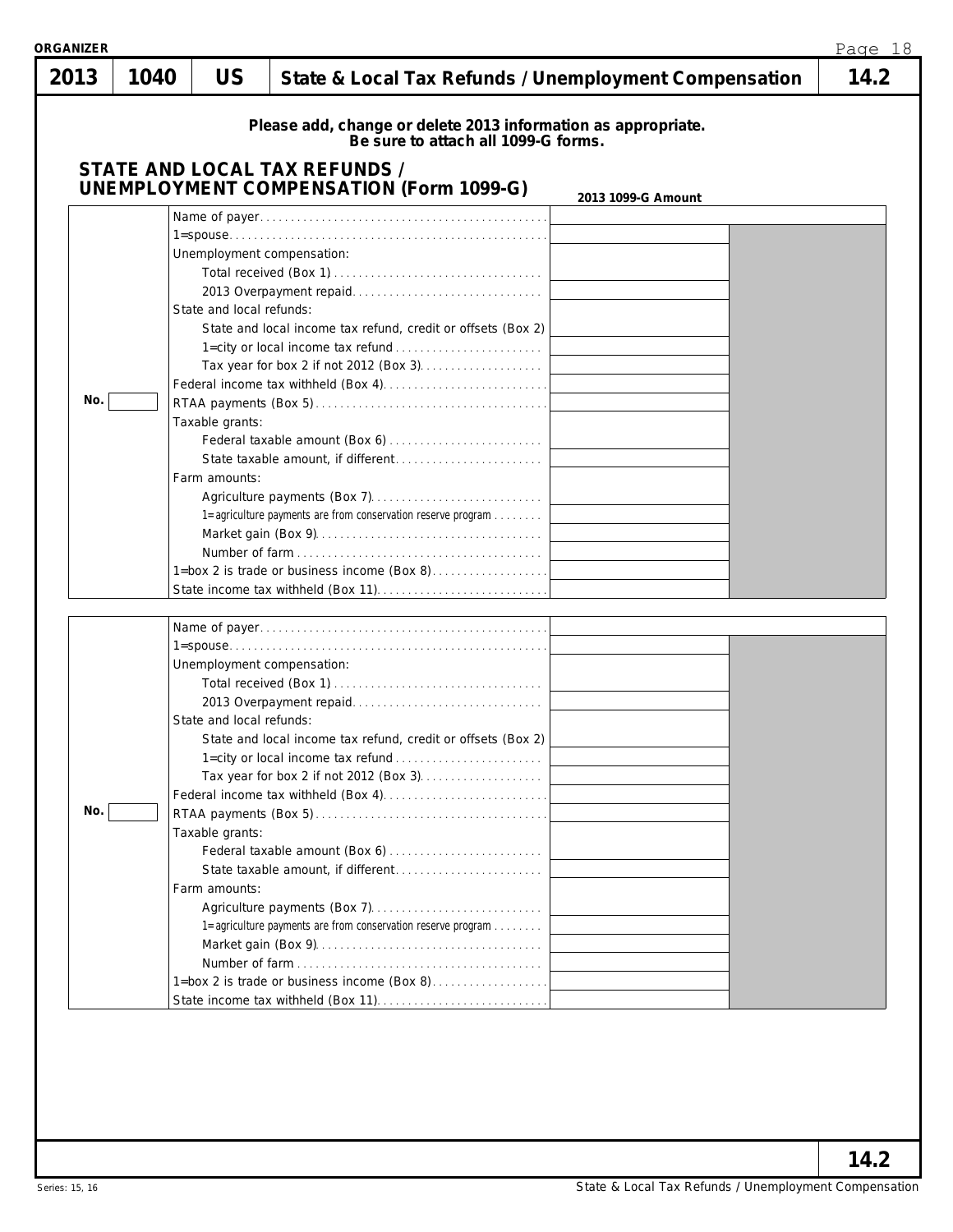| 2013 | 1040 | US | State & Local Tax Refunds / Unemployment Compensation | 14.2 |
|---|---|---|---|---|

**Please add, change or delete 2013 information as appropriate.**
**Be sure to attach all 1099-G forms.**

## STATE AND LOCAL TAX REFUNDS / UNEMPLOYMENT COMPENSATION (Form 1099-G)

| | | 2013 1099-G Amount | |
|---|---|---|---|
| | Name of payer | | |
| | 1=spouse | | |
| | Unemployment compensation: | | |
| | Total received (Box 1) | | |
| | 2013 Overpayment repaid | | |
| | State and local refunds: | | |
| | State and local income tax refund, credit or offsets (Box 2) | | |
| | 1=city or local income tax refund | | |
| | Tax year for box 2 if not 2012 (Box 3) | | |
| | Federal income tax withheld (Box 4) | | |
| No. | RTAA payments (Box 5) | | |
| | Taxable grants: | | |
| | Federal taxable amount (Box 6) | | |
| | State taxable amount, if different | | |
| | Farm amounts: | | |
| | Agriculture payments (Box 7) | | |
| | 1=agriculture payments are from conservation reserve program | | |
| | Market gain (Box 9) | | |
| | Number of farm | | |
| | 1=box 2 is trade or business income (Box 8) | | |
| | State income tax withheld (Box 11) | | |

| | | 2013 1099-G Amount | |
|---|---|---|---|
| | Name of payer | | |
| | 1=spouse | | |
| | Unemployment compensation: | | |
| | Total received (Box 1) | | |
| | 2013 Overpayment repaid | | |
| | State and local refunds: | | |
| | State and local income tax refund, credit or offsets (Box 2) | | |
| | 1=city or local income tax refund | | |
| | Tax year for box 2 if not 2012 (Box 3) | | |
| | Federal income tax withheld (Box 4) | | |
| No. | RTAA payments (Box 5) | | |
| | Taxable grants: | | |
| | Federal taxable amount (Box 6) | | |
| | State taxable amount, if different | | |
| | Farm amounts: | | |
| | Agriculture payments (Box 7) | | |
| | 1=agriculture payments are from conservation reserve program | | |
| | Market gain (Box 9) | | |
| | Number of farm | | |
| | 1=box 2 is trade or business income (Box 8) | | |
| | State income tax withheld (Box 11) | | |

14.2

Series: 15, 16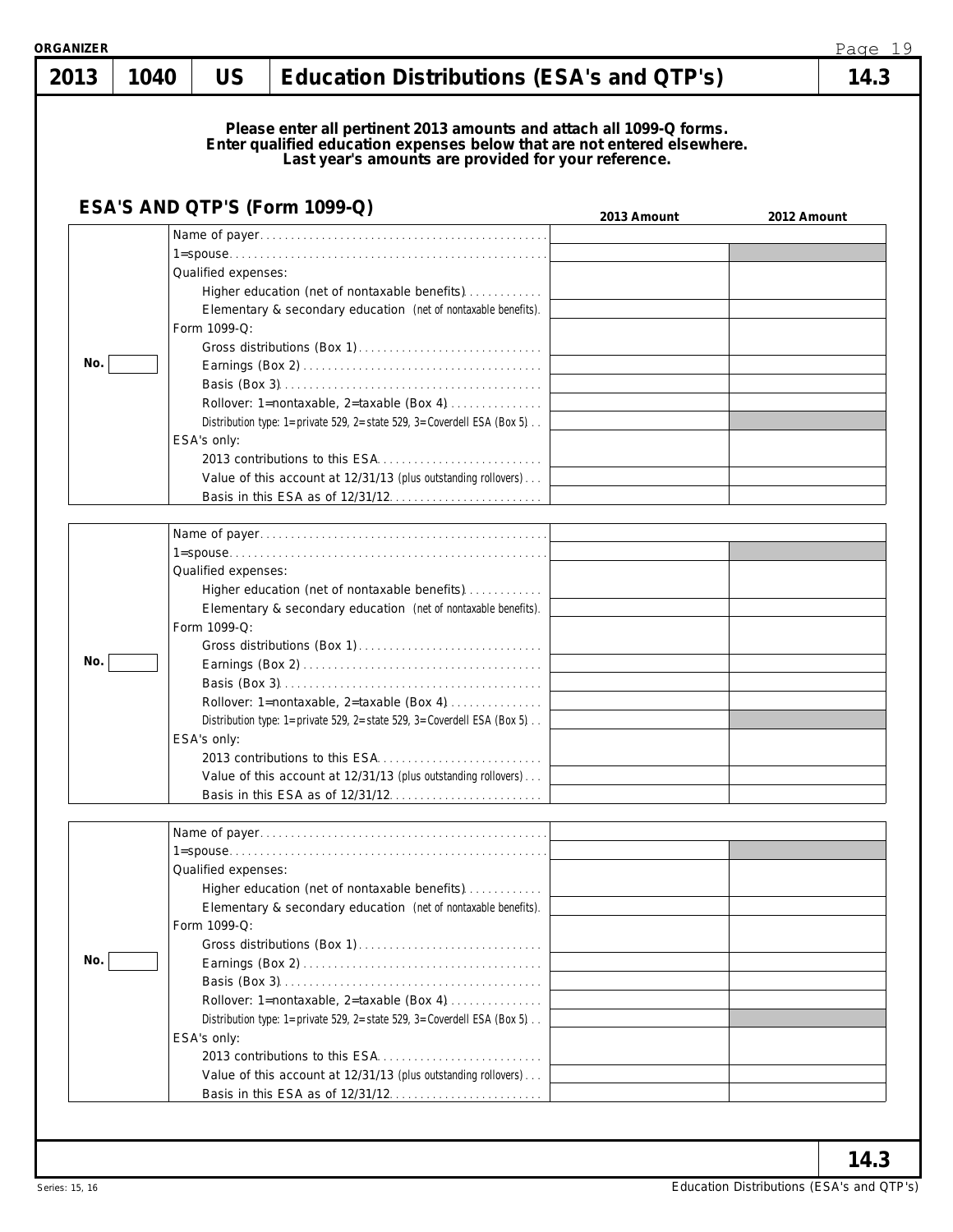# 2013 | 1040 | US | Education Distributions (ESA's and QTP's) | 14.3

**Please enter all pertinent 2013 amounts and attach all 1099-Q forms.**
**Enter qualified education expenses below that are not entered elsewhere.**
**Last year's amounts are provided for your reference.**

## ESA'S AND QTP'S (Form 1099-Q)

| No. | | 2013 Amount | 2012 Amount |
|---|---|---|---|
| | Name of payer | | |
| | 1=spouse | | |
| | Qualified expenses: | | |
| | Higher education (net of nontaxable benefits) | | |
| | Elementary & secondary education (net of nontaxable benefits) | | |
| | Form 1099-Q: | | |
| | Gross distributions (Box 1) | | |
| | Earnings (Box 2) | | |
| | Basis (Box 3) | | |
| | Rollover: 1=nontaxable, 2=taxable (Box 4) | | |
| | Distribution type: 1=private 529, 2=state 529, 3=Coverdell ESA (Box 5) | | |
| | ESA's only: | | |
| | 2013 contributions to this ESA | | |
| | Value of this account at 12/31/13 (plus outstanding rollovers) | | |
| | Basis in this ESA as of 12/31/12 | | |

| No. | | 2013 Amount | 2012 Amount |
|---|---|---|---|
| | Name of payer | | |
| | 1=spouse | | |
| | Qualified expenses: | | |
| | Higher education (net of nontaxable benefits) | | |
| | Elementary & secondary education (net of nontaxable benefits) | | |
| | Form 1099-Q: | | |
| | Gross distributions (Box 1) | | |
| | Earnings (Box 2) | | |
| | Basis (Box 3) | | |
| | Rollover: 1=nontaxable, 2=taxable (Box 4) | | |
| | Distribution type: 1=private 529, 2=state 529, 3=Coverdell ESA (Box 5) | | |
| | ESA's only: | | |
| | 2013 contributions to this ESA | | |
| | Value of this account at 12/31/13 (plus outstanding rollovers) | | |
| | Basis in this ESA as of 12/31/12 | | |

| No. | | 2013 Amount | 2012 Amount |
|---|---|---|---|
| | Name of payer | | |
| | 1=spouse | | |
| | Qualified expenses: | | |
| | Higher education (net of nontaxable benefits) | | |
| | Elementary & secondary education (net of nontaxable benefits) | | |
| | Form 1099-Q: | | |
| | Gross distributions (Box 1) | | |
| | Earnings (Box 2) | | |
| | Basis (Box 3) | | |
| | Rollover: 1=nontaxable, 2=taxable (Box 4) | | |
| | Distribution type: 1=private 529, 2=state 529, 3=Coverdell ESA (Box 5) | | |
| | ESA's only: | | |
| | 2013 contributions to this ESA | | |
| | Value of this account at 12/31/13 (plus outstanding rollovers) | | |
| | Basis in this ESA as of 12/31/12 | | |

14.3

Series: 15, 16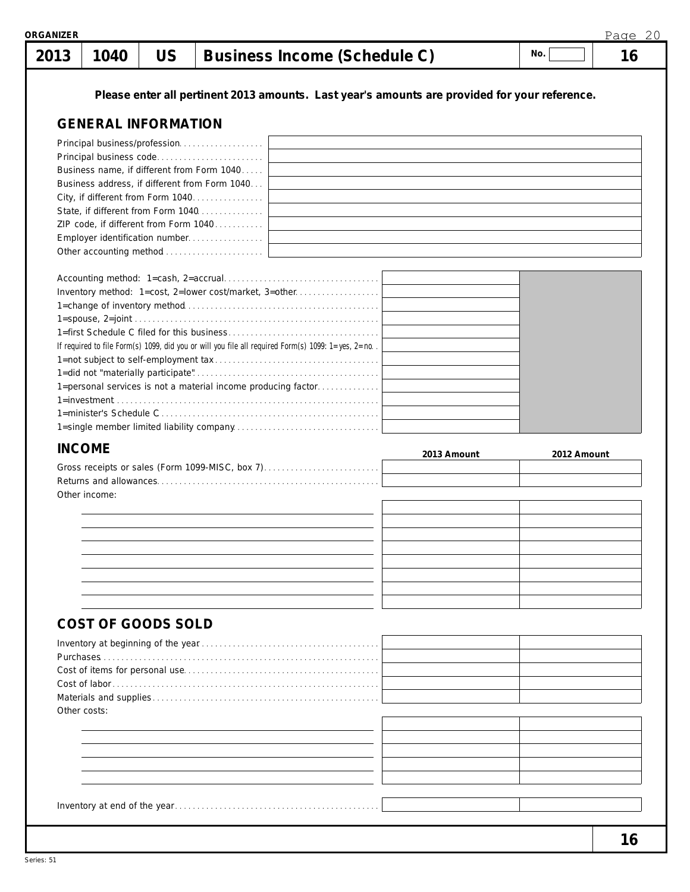ORGANIZER

# 2013 | 1040 | US | Business Income (Schedule C)

No. 

**16**

**Please enter all pertinent 2013 amounts. Last year's amounts are provided for your reference.**

## GENERAL INFORMATION

| | |
|---|---|
| Principal business/profession | |
| Principal business code | |
| Business name, if different from Form 1040 | |
| Business address, if different from Form 1040 | |
| City, if different from Form 1040 | |
| State, if different from Form 1040 | |
| ZIP code, if different from Form 1040 | |
| Employer identification number | |
| Other accounting method | |

| | |
|---|---|
| Accounting method: 1=cash, 2=accrual | |
| Inventory method: 1=cost, 2=lower cost/market, 3=other | |
| 1=change of inventory method | |
| 1=spouse, 2=joint | |
| 1=first Schedule C filed for this business | |
| If required to file Form(s) 1099, did you or will you file all required Form(s) 1099: 1=yes, 2=no | |
| 1=not subject to self-employment tax | |
| 1=did not "materially participate" | |
| 1=personal services is not a material income producing factor | |
| 1=investment | |
| 1=minister's Schedule C | |
| 1=single member limited liability company | |

## INCOME

| | 2013 Amount | 2012 Amount |
|---|---|---|
| Gross receipts or sales (Form 1099-MISC, box 7) | | |
| Returns and allowances | | |
| Other income: | | |
| | | |
| | | |
| | | |
| | | |
| | | |
| | | |
| | | |
| | | |

## COST OF GOODS SOLD

| | 2013 Amount | 2012 Amount |
|---|---|---|
| Inventory at beginning of the year | | |
| Purchases | | |
| Cost of items for personal use | | |
| Cost of labor | | |
| Materials and supplies | | |
| Other costs: | | |
| | | |
| | | |
| | | |
| | | |
| | | |
| Inventory at end of the year | | |

**16**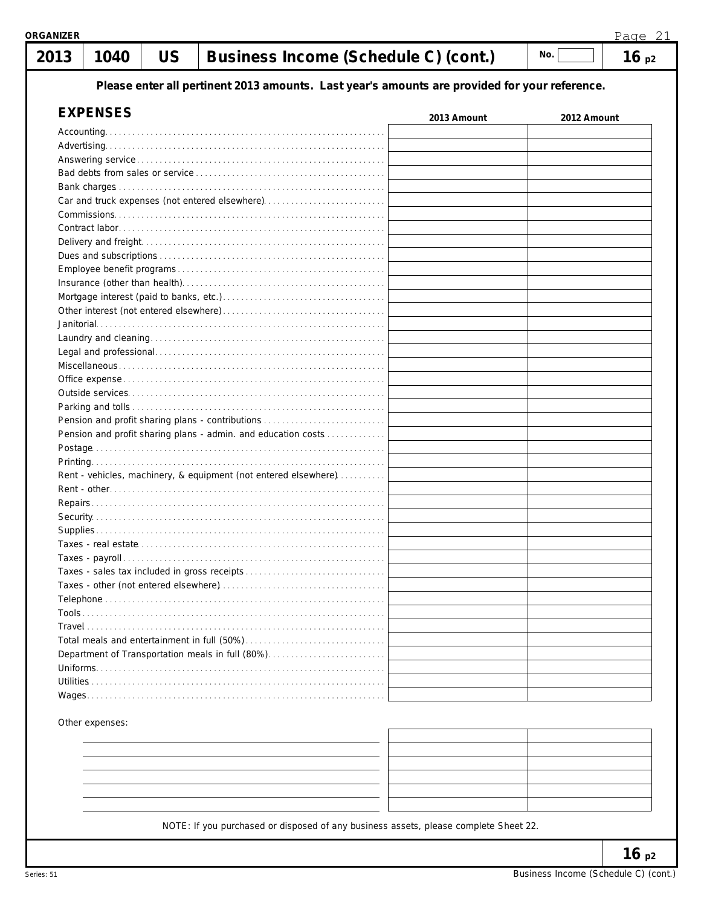**ORGANIZER**

# 2013 | 1040 | US | Business Income (Schedule C) (cont.) | No. | 16 p2

**Please enter all pertinent 2013 amounts. Last year's amounts are provided for your reference.**

## EXPENSES

| | 2013 Amount | 2012 Amount |
|---|---|---|
| Accounting | | |
| Advertising | | |
| Answering service | | |
| Bad debts from sales or service | | |
| Bank charges | | |
| Car and truck expenses (not entered elsewhere) | | |
| Commissions | | |
| Contract labor | | |
| Delivery and freight | | |
| Dues and subscriptions | | |
| Employee benefit programs | | |
| Insurance (other than health) | | |
| Mortgage interest (paid to banks, etc.) | | |
| Other interest (not entered elsewhere) | | |
| Janitorial | | |
| Laundry and cleaning | | |
| Legal and professional | | |
| Miscellaneous | | |
| Office expense | | |
| Outside services | | |
| Parking and tolls | | |
| Pension and profit sharing plans - contributions | | |
| Pension and profit sharing plans - admin. and education costs | | |
| Postage | | |
| Printing | | |
| Rent - vehicles, machinery, & equipment (not entered elsewhere) | | |
| Rent - other | | |
| Repairs | | |
| Security | | |
| Supplies | | |
| Taxes - real estate | | |
| Taxes - payroll | | |
| Taxes - sales tax included in gross receipts | | |
| Taxes - other (not entered elsewhere) | | |
| Telephone | | |
| Tools | | |
| Travel | | |
| Total meals and entertainment in full (50%) | | |
| Department of Transportation meals in full (80%) | | |
| Uniforms | | |
| Utilities | | |
| Wages | | |

Other expenses:

| | 2013 Amount | 2012 Amount |
|---|---|---|
| | | |
| | | |
| | | |
| | | |
| | | |
| | | |

NOTE: If you purchased or disposed of any business assets, please complete Sheet 22.

16 p2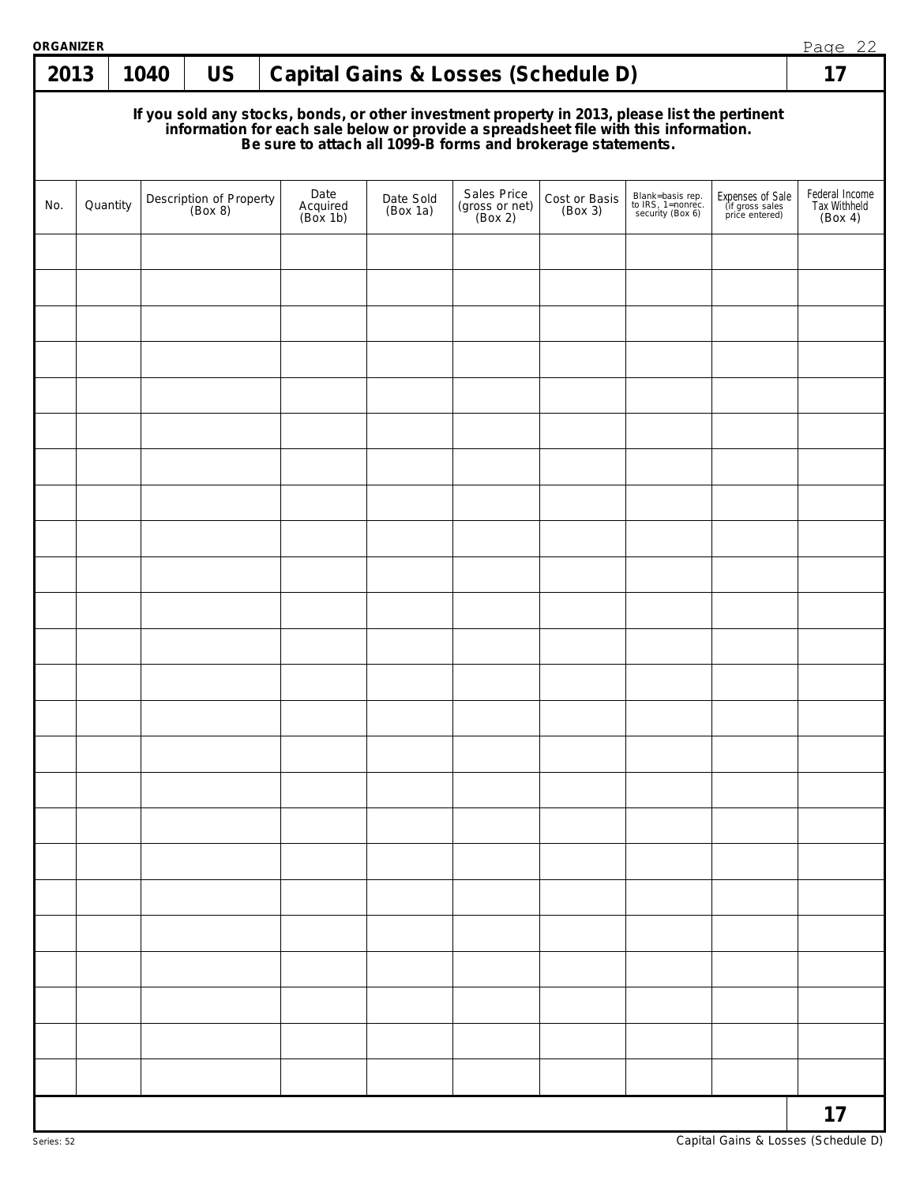**ORGANIZER**

| 2013 | 1040 | US | Capital Gains & Losses (Schedule D) | 17 |
|---|---|---|---|---|

**If you sold any stocks, bonds, or other investment property in 2013, please list the pertinent information for each sale below or provide a spreadsheet file with this information. Be sure to attach all 1099-B forms and brokerage statements.**

| No. | Quantity | Description of Property (Box 8) | Date Acquired (Box 1b) | Date Sold (Box 1a) | Sales Price (gross or net) (Box 2) | Cost or Basis (Box 3) | Blank=basis rep. to IRS, 1=nonrec. security (Box 6) | Expenses of Sale (if gross sales price entered) | Federal Income Tax Withheld (Box 4) |
|---|---|---|---|---|---|---|---|---|---|
| | | | | | | | | | |
| | | | | | | | | | |
| | | | | | | | | | |
| | | | | | | | | | |
| | | | | | | | | | |
| | | | | | | | | | |
| | | | | | | | | | |
| | | | | | | | | | |
| | | | | | | | | | |
| | | | | | | | | | |
| | | | | | | | | | |
| | | | | | | | | | |
| | | | | | | | | | |
| | | | | | | | | | |
| | | | | | | | | | |
| | | | | | | | | | |
| | | | | | | | | | |
| | | | | | | | | | |
| | | | | | | | | | |
| | | | | | | | | | |
| | | | | | | | | | |
| | | | | | | | | | |
| | | | | | | | | | |
| | | | | | | | | | |

Series: 52

Capital Gains & Losses (Schedule D)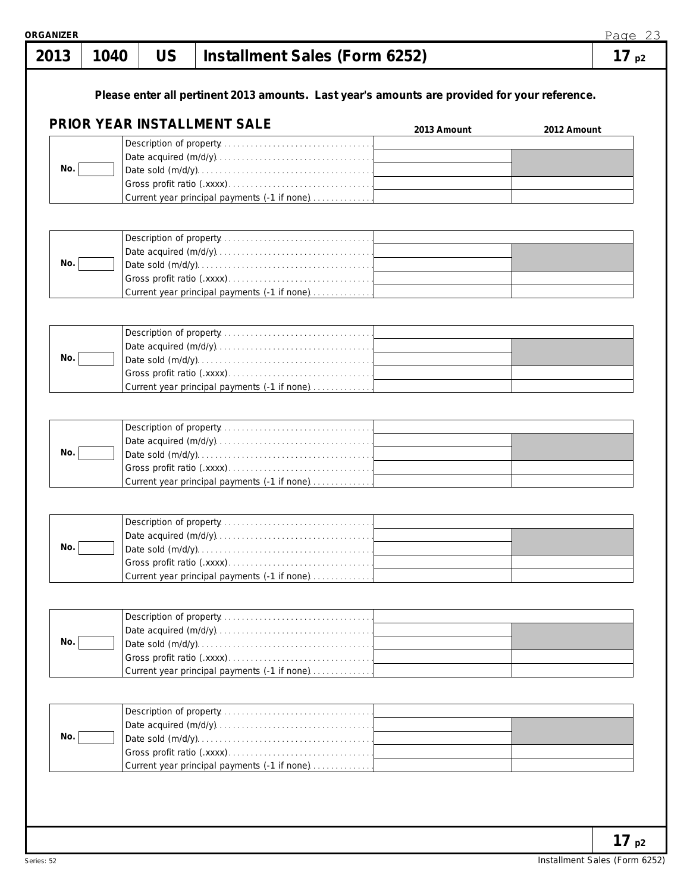**ORGANIZER**

# 2013 | 1040 | US | Installment Sales (Form 6252) | 17 p2

**Please enter all pertinent 2013 amounts. Last year's amounts are provided for your reference.**

## PRIOR YEAR INSTALLMENT SALE

| No. | | 2013 Amount | 2012 Amount |
|---|---|---|---|
| | Description of property | | |
| | Date acquired (m/d/y) | | |
| No. | Date sold (m/d/y) | | |
| | Gross profit ratio (.xxxx) | | |
| | Current year principal payments (-1 if none) | | |

| No. | | 2013 Amount | 2012 Amount |
|---|---|---|---|
| | Description of property | | |
| | Date acquired (m/d/y) | | |
| No. | Date sold (m/d/y) | | |
| | Gross profit ratio (.xxxx) | | |
| | Current year principal payments (-1 if none) | | |

| No. | | 2013 Amount | 2012 Amount |
|---|---|---|---|
| | Description of property | | |
| | Date acquired (m/d/y) | | |
| No. | Date sold (m/d/y) | | |
| | Gross profit ratio (.xxxx) | | |
| | Current year principal payments (-1 if none) | | |

| No. | | 2013 Amount | 2012 Amount |
|---|---|---|---|
| | Description of property | | |
| | Date acquired (m/d/y) | | |
| No. | Date sold (m/d/y) | | |
| | Gross profit ratio (.xxxx) | | |
| | Current year principal payments (-1 if none) | | |

| No. | | 2013 Amount | 2012 Amount |
|---|---|---|---|
| | Description of property | | |
| | Date acquired (m/d/y) | | |
| No. | Date sold (m/d/y) | | |
| | Gross profit ratio (.xxxx) | | |
| | Current year principal payments (-1 if none) | | |

| No. | | 2013 Amount | 2012 Amount |
|---|---|---|---|
| | Description of property | | |
| | Date acquired (m/d/y) | | |
| No. | Date sold (m/d/y) | | |
| | Gross profit ratio (.xxxx) | | |
| | Current year principal payments (-1 if none) | | |

| No. | | 2013 Amount | 2012 Amount |
|---|---|---|---|
| | Description of property | | |
| | Date acquired (m/d/y) | | |
| No. | Date sold (m/d/y) | | |
| | Gross profit ratio (.xxxx) | | |
| | Current year principal payments (-1 if none) | | |

17 p2

Series: 52

Installment Sales (Form 6252)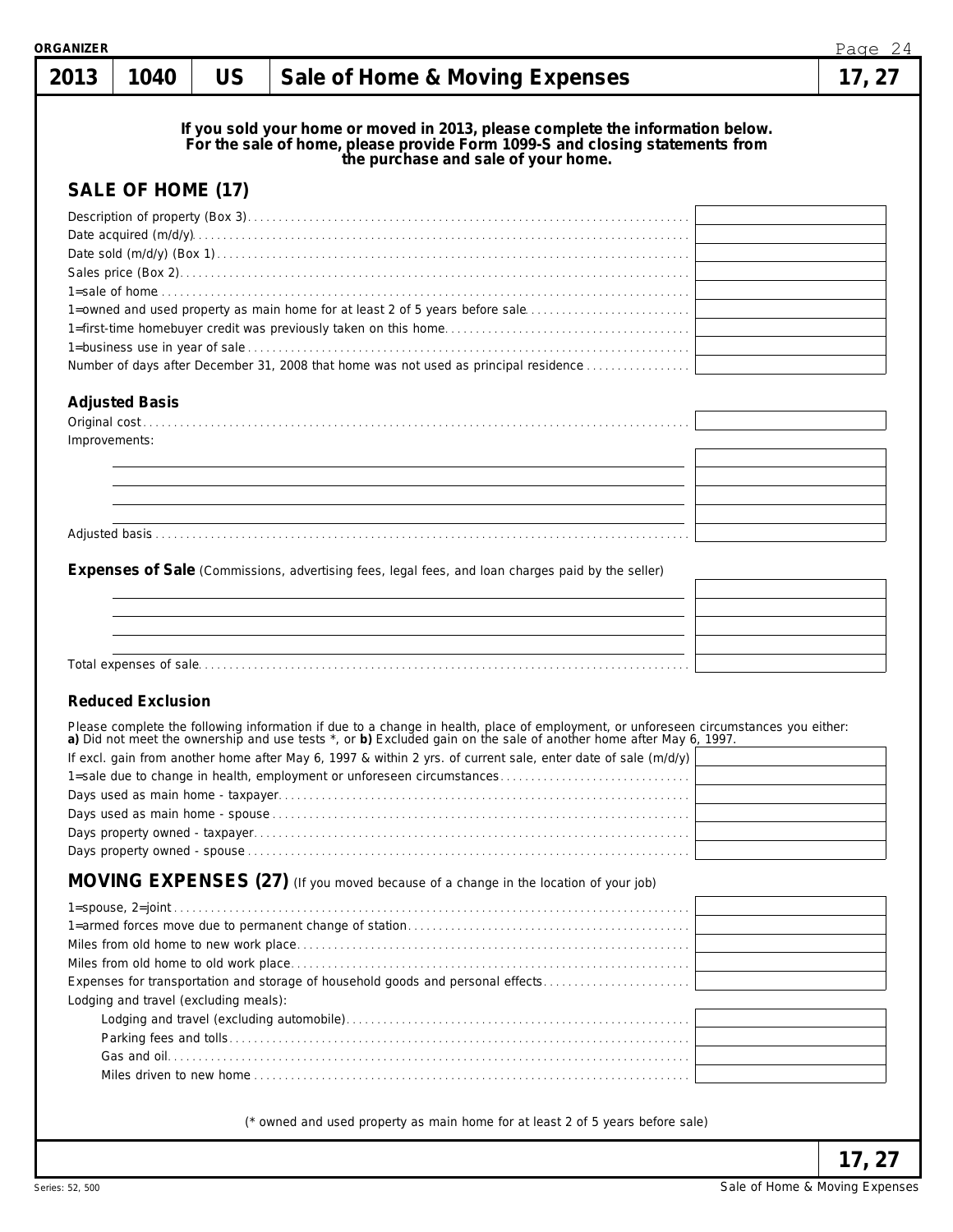ORGANIZER

| 2013 | 1040 | US | Sale of Home & Moving Expenses | 17, 27 |
|---|---|---|---|---|

**If you sold your home or moved in 2013, please complete the information below. For the sale of home, please provide Form 1099-S and closing statements from the purchase and sale of your home.**

## SALE OF HOME (17)

| | |
|---|---|
| Description of property (Box 3) | |
| Date acquired (m/d/y) | |
| Date sold (m/d/y) (Box 1) | |
| Sales price (Box 2) | |
| 1=sale of home | |
| 1=owned and used property as main home for at least 2 of 5 years before sale | |
| 1=first-time homebuyer credit was previously taken on this home | |
| 1=business use in year of sale | |
| Number of days after December 31, 2008 that home was not used as principal residence | |

### Adjusted Basis

| | |
|---|---|
| Original cost | |
| Improvements: | |
| | |
| | |
| | |
| | |
| Adjusted basis | |

### Expenses of Sale (Commissions, advertising fees, legal fees, and loan charges paid by the seller)

| | |
|---|---|
| | |
| | |
| | |
| | |
| Total expenses of sale | |

### Reduced Exclusion

Please complete the following information if due to a change in health, place of employment, or unforeseen circumstances you either: **a)** Did not meet the ownership and use tests *, or **b)** Excluded gain on the sale of another home after May 6, 1997.

| | |
|---|---|
| If excl. gain from another home after May 6, 1997 & within 2 yrs. of current sale, enter date of sale (m/d/y) | |
| 1=sale due to change in health, employment or unforeseen circumstances | |
| Days used as main home - taxpayer | |
| Days used as main home - spouse | |
| Days property owned - taxpayer | |
| Days property owned - spouse | |

## MOVING EXPENSES (27) (If you moved because of a change in the location of your job)

| | |
|---|---|
| 1=spouse, 2=joint | |
| 1=armed forces move due to permanent change of station | |
| Miles from old home to new work place | |
| Miles from old home to old work place | |
| Expenses for transportation and storage of household goods and personal effects | |
| Lodging and travel (excluding meals): | |
| Lodging and travel (excluding automobile) | |
| Parking fees and tolls | |
| Gas and oil | |
| Miles driven to new home | |

(* owned and used property as main home for at least 2 of 5 years before sale)

17, 27

Series: 52, 500

Sale of Home & Moving Expenses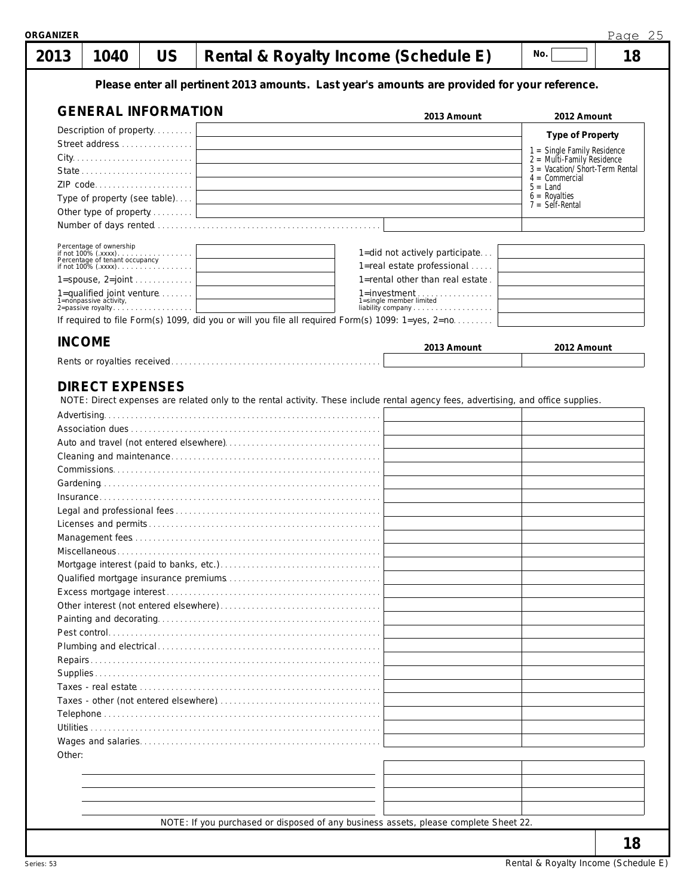ORGANIZER

| 2013 | 1040 | US | Rental & Royalty Income (Schedule E) | No. | 18 |
|---|---|---|---|---|---|

**Please enter all pertinent 2013 amounts. Last year's amounts are provided for your reference.**

## GENERAL INFORMATION

| | 2013 Amount | 2012 Amount |
|---|---|---|
| Description of property | | **Type of Property** |
| Street address | | 1 = Single Family Residence |
| City | | 2 = Multi-Family Residence |
| State | | 3 = Vacation/Short-Term Rental |
| ZIP code | | 4 = Commercial |
| Type of property (see table) | | 5 = Land<br>6 = Royalties |
| Other type of property | | 7 = Self-Rental |
| Number of days rented | | |

| | | | |
|---|---|---|---|
| Percentage of ownership if not 100% (.xxxx) | | 1=did not actively participate | |
| Percentage of tenant occupancy if not 100% (.xxxx) | | 1=real estate professional | |
| 1=spouse, 2=joint | | 1=rental other than real estate | |
| 1=qualified joint venture | | 1=investment | |
| 1=nonpassive activity, 2=passive royalty | | 1=single member limited liability company | |

If required to file Form(s) 1099, did you or will you file all required Form(s) 1099: 1=yes, 2=no

## INCOME

| | 2013 Amount | 2012 Amount |
|---|---|---|
| Rents or royalties received | | |

## DIRECT EXPENSES

NOTE: Direct expenses are related only to the rental activity. These include rental agency fees, advertising, and office supplies.

| | 2013 Amount | 2012 Amount |
|---|---|---|
| Advertising | | |
| Association dues | | |
| Auto and travel (not entered elsewhere) | | |
| Cleaning and maintenance | | |
| Commissions | | |
| Gardening | | |
| Insurance | | |
| Legal and professional fees | | |
| Licenses and permits | | |
| Management fees | | |
| Miscellaneous | | |
| Mortgage interest (paid to banks, etc.) | | |
| Qualified mortgage insurance premiums | | |
| Excess mortgage interest | | |
| Other interest (not entered elsewhere) | | |
| Painting and decorating | | |
| Pest control | | |
| Plumbing and electrical | | |
| Repairs | | |
| Supplies | | |
| Taxes - real estate | | |
| Taxes - other (not entered elsewhere) | | |
| Telephone | | |
| Utilities | | |
| Wages and salaries | | |
| Other: | | |
| | | |
| | | |
| | | |
| | | |

NOTE: If you purchased or disposed of any business assets, please complete Sheet 22.

18

Series: 53 — Rental & Royalty Income (Schedule E)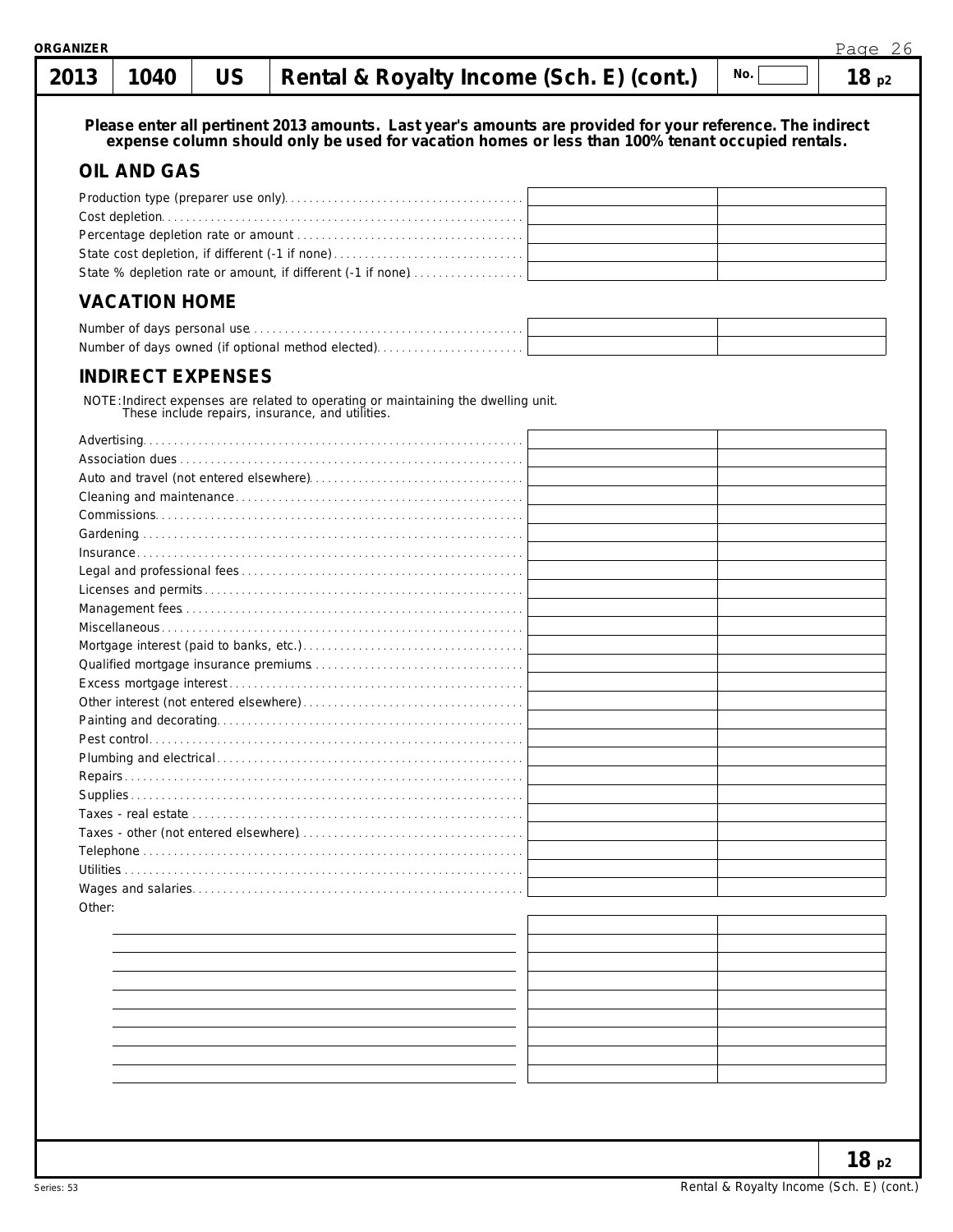**ORGANIZER**

| 2013 | 1040 | US | Rental & Royalty Income (Sch. E) (cont.) | No. | 18 p2 |
|---|---|---|---|---|---|

**Please enter all pertinent 2013 amounts. Last year's amounts are provided for your reference. The indirect expense column should only be used for vacation homes or less than 100% tenant occupied rentals.**

## OIL AND GAS

| | | |
|---|---|---|
| Production type (preparer use only) | | |
| Cost depletion | | |
| Percentage depletion rate or amount | | |
| State cost depletion, if different (-1 if none) | | |
| State % depletion rate or amount, if different (-1 if none) | | |

## VACATION HOME

| | | |
|---|---|---|
| Number of days personal use | | |
| Number of days owned (if optional method elected) | | |

## INDIRECT EXPENSES

NOTE: Indirect expenses are related to operating or maintaining the dwelling unit. These include repairs, insurance, and utilities.

| | | |
|---|---|---|
| Advertising | | |
| Association dues | | |
| Auto and travel (not entered elsewhere) | | |
| Cleaning and maintenance | | |
| Commissions | | |
| Gardening | | |
| Insurance | | |
| Legal and professional fees | | |
| Licenses and permits | | |
| Management fees | | |
| Miscellaneous | | |
| Mortgage interest (paid to banks, etc.) | | |
| Qualified mortgage insurance premiums | | |
| Excess mortgage interest | | |
| Other interest (not entered elsewhere) | | |
| Painting and decorating | | |
| Pest control | | |
| Plumbing and electrical | | |
| Repairs | | |
| Supplies | | |
| Taxes - real estate | | |
| Taxes - other (not entered elsewhere) | | |
| Telephone | | |
| Utilities | | |
| Wages and salaries | | |
| Other: | | |
| | | |
| | | |
| | | |
| | | |
| | | |
| | | |
| | | |
| | | |
| | | |

18 p2

Series: 53

Rental & Royalty Income (Sch. E) (cont.)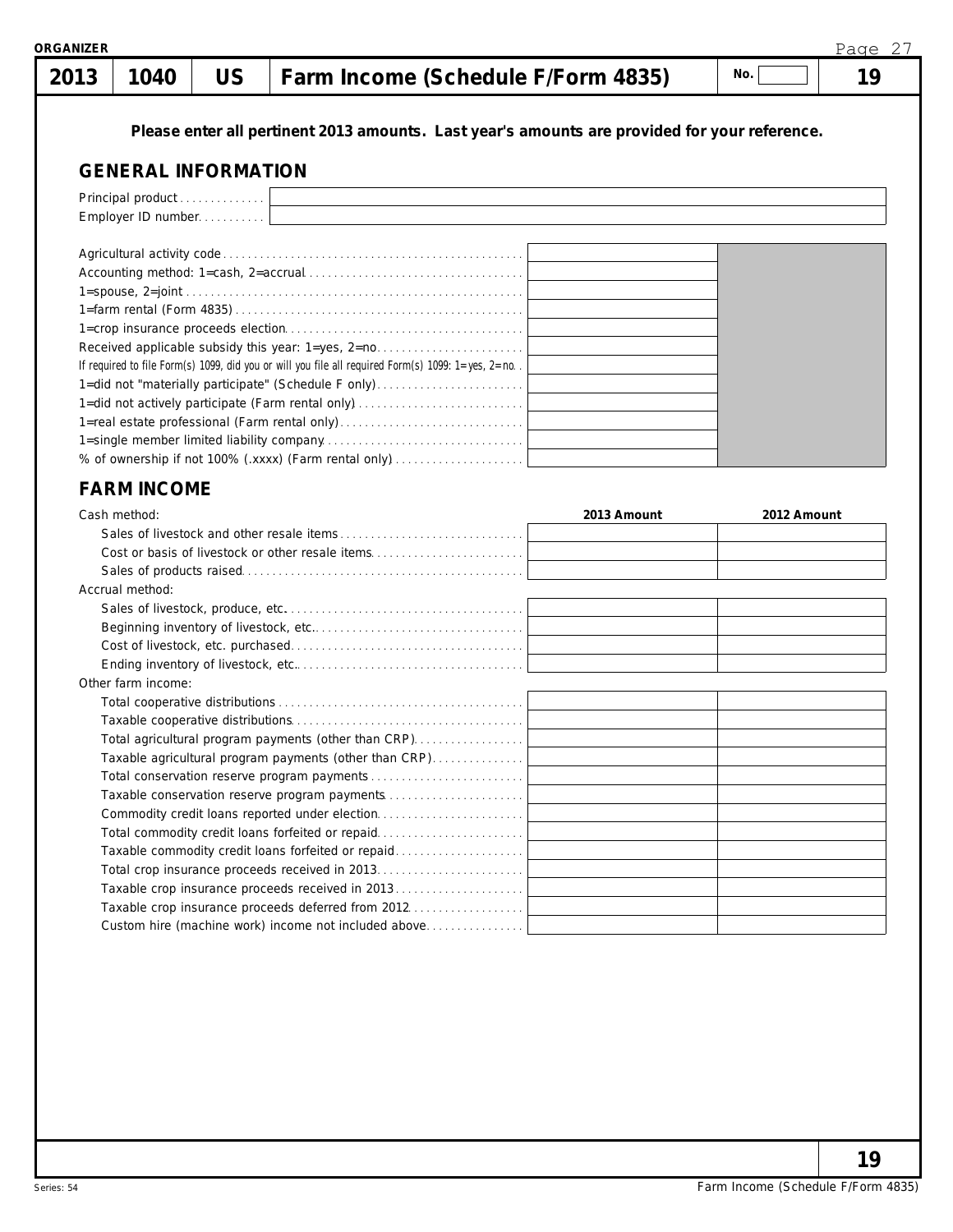ORGANIZER

| 2013 | 1040 | US | Farm Income (Schedule F/Form 4835) | No. | 19 |
|---|---|---|---|---|---|

**Please enter all pertinent 2013 amounts. Last year's amounts are provided for your reference.**

## GENERAL INFORMATION

| | |
|---|---|
| Principal product | |
| Employer ID number | |

| | | |
|---|---|---|
| Agricultural activity code | | |
| Accounting method: 1=cash, 2=accrual | | |
| 1=spouse, 2=joint | | |
| 1=farm rental (Form 4835) | | |
| 1=crop insurance proceeds election | | |
| Received applicable subsidy this year: 1=yes, 2=no | | |
| If required to file Form(s) 1099, did you or will you file all required Form(s) 1099: 1=yes, 2=no | | |
| 1=did not "materially participate" (Schedule F only) | | |
| 1=did not actively participate (Farm rental only) | | |
| 1=real estate professional (Farm rental only) | | |
| 1=single member limited liability company | | |
| % of ownership if not 100% (.xxxx) (Farm rental only) | | |

## FARM INCOME

| | 2013 Amount | 2012 Amount |
|---|---|---|
| Cash method: | | |
| Sales of livestock and other resale items | | |
| Cost or basis of livestock or other resale items | | |
| Sales of products raised | | |
| Accrual method: | | |
| Sales of livestock, produce, etc. | | |
| Beginning inventory of livestock, etc. | | |
| Cost of livestock, etc. purchased | | |
| Ending inventory of livestock, etc. | | |
| Other farm income: | | |
| Total cooperative distributions | | |
| Taxable cooperative distributions | | |
| Total agricultural program payments (other than CRP) | | |
| Taxable agricultural program payments (other than CRP) | | |
| Total conservation reserve program payments | | |
| Taxable conservation reserve program payments | | |
| Commodity credit loans reported under election | | |
| Total commodity credit loans forfeited or repaid | | |
| Taxable commodity credit loans forfeited or repaid | | |
| Total crop insurance proceeds received in 2013 | | |
| Taxable crop insurance proceeds received in 2013 | | |
| Taxable crop insurance proceeds deferred from 2012 | | |
| Custom hire (machine work) income not included above | | |

Series: 54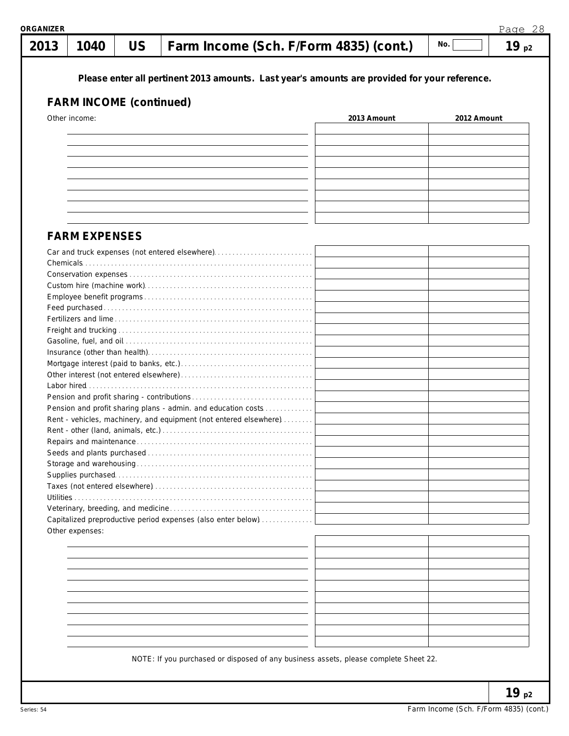**ORGANIZER**

# 2013 | 1040 | US | Farm Income (Sch. F/Form 4835) (cont.) | No. | 19 p2

**Please enter all pertinent 2013 amounts. Last year's amounts are provided for your reference.**

## FARM INCOME (continued)

| Other income: | 2013 Amount | 2012 Amount |
|---|---|---|
| | | |
| | | |
| | | |
| | | |
| | | |
| | | |
| | | |
| | | |
| | | |

## FARM EXPENSES

| | 2013 Amount | 2012 Amount |
|---|---|---|
| Car and truck expenses (not entered elsewhere) | | |
| Chemicals | | |
| Conservation expenses | | |
| Custom hire (machine work) | | |
| Employee benefit programs | | |
| Feed purchased | | |
| Fertilizers and lime | | |
| Freight and trucking | | |
| Gasoline, fuel, and oil | | |
| Insurance (other than health) | | |
| Mortgage interest (paid to banks, etc.) | | |
| Other interest (not entered elsewhere) | | |
| Labor hired | | |
| Pension and profit sharing - contributions | | |
| Pension and profit sharing plans - admin. and education costs | | |
| Rent - vehicles, machinery, and equipment (not entered elsewhere) | | |
| Rent - other (land, animals, etc.) | | |
| Repairs and maintenance | | |
| Seeds and plants purchased | | |
| Storage and warehousing | | |
| Supplies purchased | | |
| Taxes (not entered elsewhere) | | |
| Utilities | | |
| Veterinary, breeding, and medicine | | |
| Capitalized preproductive period expenses (also enter below) | | |

| Other expenses: | 2013 Amount | 2012 Amount |
|---|---|---|
| | | |
| | | |
| | | |
| | | |
| | | |
| | | |
| | | |
| | | |
| | | |
| | | |

NOTE: If you purchased or disposed of any business assets, please complete Sheet 22.

**19 p2**

Series: 54

Farm Income (Sch. F/Form 4835) (cont.)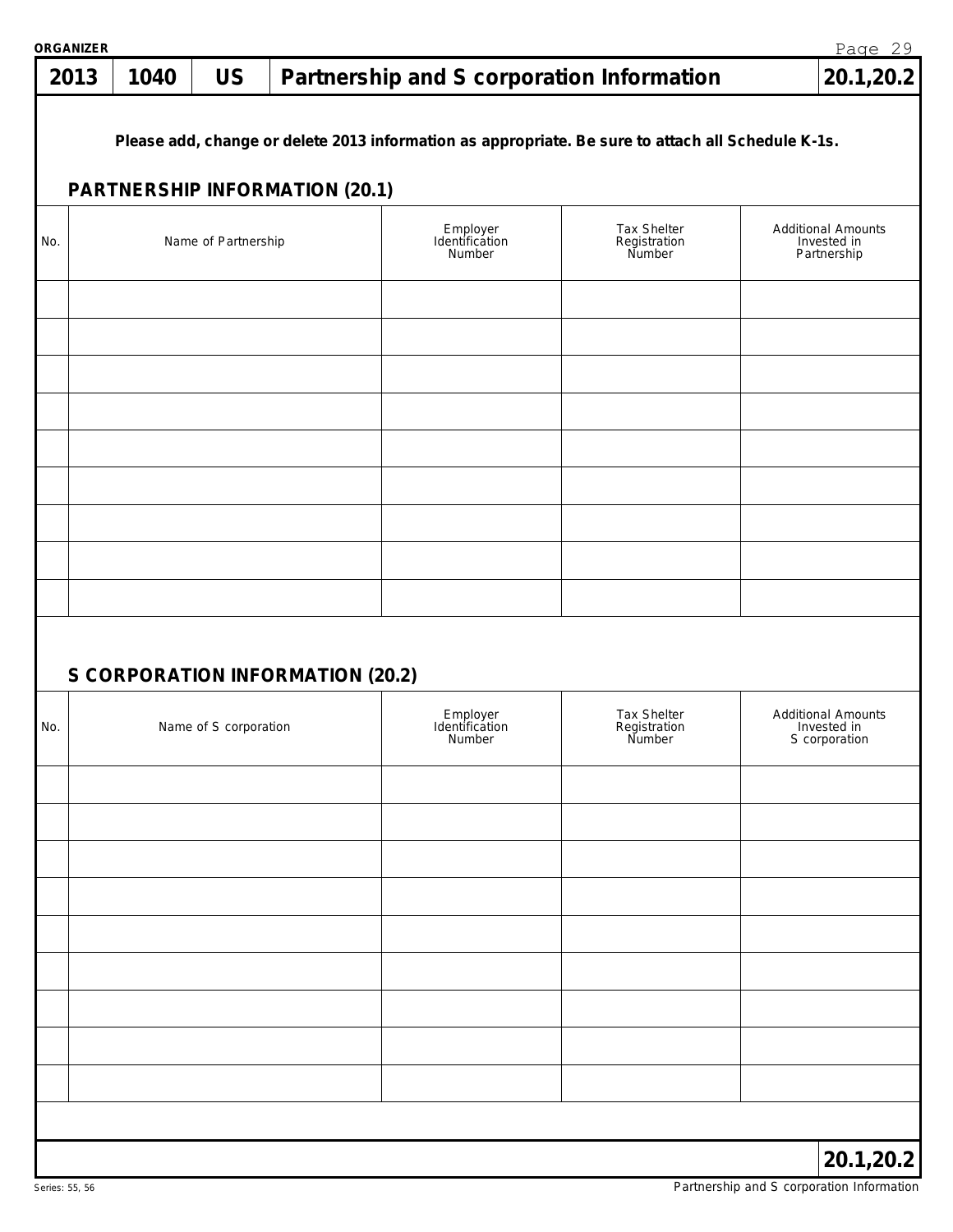ORGANIZER

| 2013 | 1040 | US | Partnership and S corporation Information | 20.1,20.2 |
|---|---|---|---|---|

**Please add, change or delete 2013 information as appropriate. Be sure to attach all Schedule K-1s.**

## PARTNERSHIP INFORMATION (20.1)

| No. | Name of Partnership | Employer Identification Number | Tax Shelter Registration Number | Additional Amounts Invested in Partnership |
|---|---|---|---|---|
| | | | | |
| | | | | |
| | | | | |
| | | | | |
| | | | | |
| | | | | |
| | | | | |
| | | | | |
| | | | | |

## S CORPORATION INFORMATION (20.2)

| No. | Name of S corporation | Employer Identification Number | Tax Shelter Registration Number | Additional Amounts Invested in S corporation |
|---|---|---|---|---|
| | | | | |
| | | | | |
| | | | | |
| | | | | |
| | | | | |
| | | | | |
| | | | | |
| | | | | |
| | | | | |

**20.1,20.2**

Series: 55, 56

Partnership and S corporation Information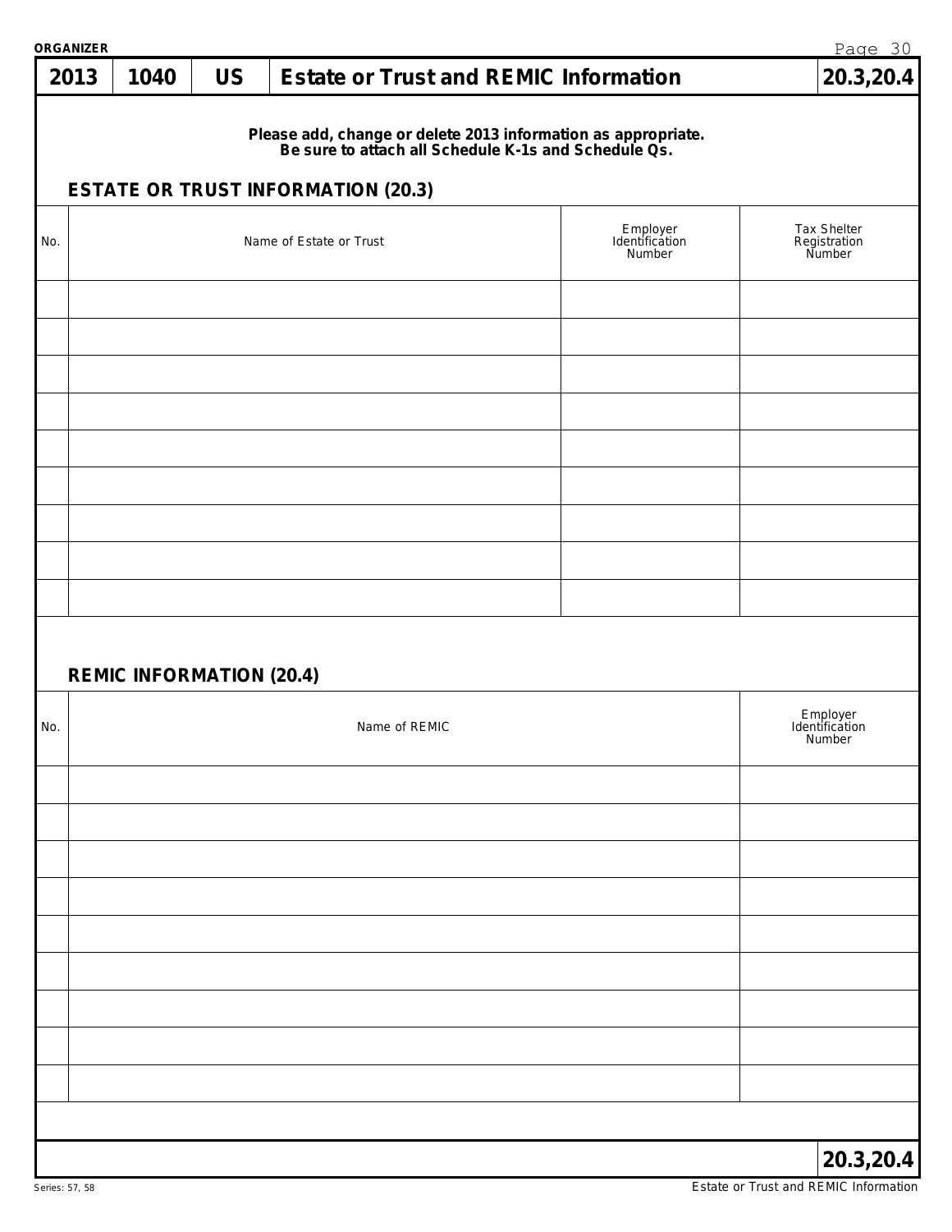ORGANIZER

| 2013 | 1040 | US | Estate or Trust and REMIC Information | 20.3,20.4 |
|---|---|---|---|---|

**Please add, change or delete 2013 information as appropriate.**
**Be sure to attach all Schedule K-1s and Schedule Qs.**

## ESTATE OR TRUST INFORMATION (20.3)

| No. | Name of Estate or Trust | Employer Identification Number | Tax Shelter Registration Number |
|---|---|---|---|
| | | | |
| | | | |
| | | | |
| | | | |
| | | | |
| | | | |
| | | | |
| | | | |
| | | | |

## REMIC INFORMATION (20.4)

| No. | Name of REMIC | Employer Identification Number |
|---|---|---|
| | | |
| | | |
| | | |
| | | |
| | | |
| | | |
| | | |
| | | |
| | | |

20.3,20.4

Series: 57, 58

Estate or Trust and REMIC Information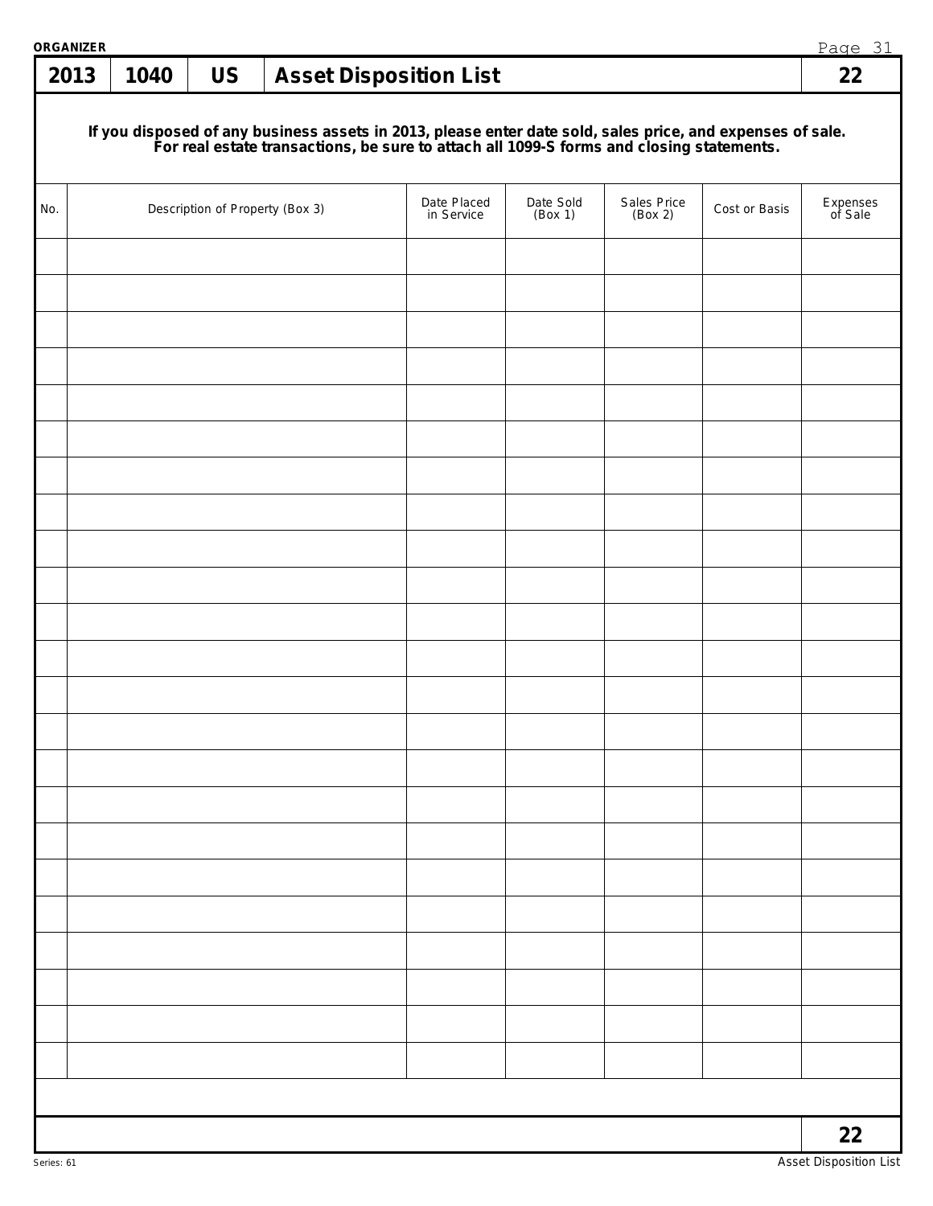ORGANIZER

# 2013 | 1040 | US | Asset Disposition List | 22

**If you disposed of any business assets in 2013, please enter date sold, sales price, and expenses of sale. For real estate transactions, be sure to attach all 1099-S forms and closing statements.**

| No. | Description of Property (Box 3) | Date Placed in Service | Date Sold (Box 1) | Sales Price (Box 2) | Cost or Basis | Expenses of Sale |
|---|---|---|---|---|---|---|
| | | | | | | |
| | | | | | | |
| | | | | | | |
| | | | | | | |
| | | | | | | |
| | | | | | | |
| | | | | | | |
| | | | | | | |
| | | | | | | |
| | | | | | | |
| | | | | | | |
| | | | | | | |
| | | | | | | |
| | | | | | | |
| | | | | | | |
| | | | | | | |
| | | | | | | |
| | | | | | | |
| | | | | | | |
| | | | | | | |
| | | | | | | |
| | | | | | | |
| | | | | | | |

22

Series: 61

Asset Disposition List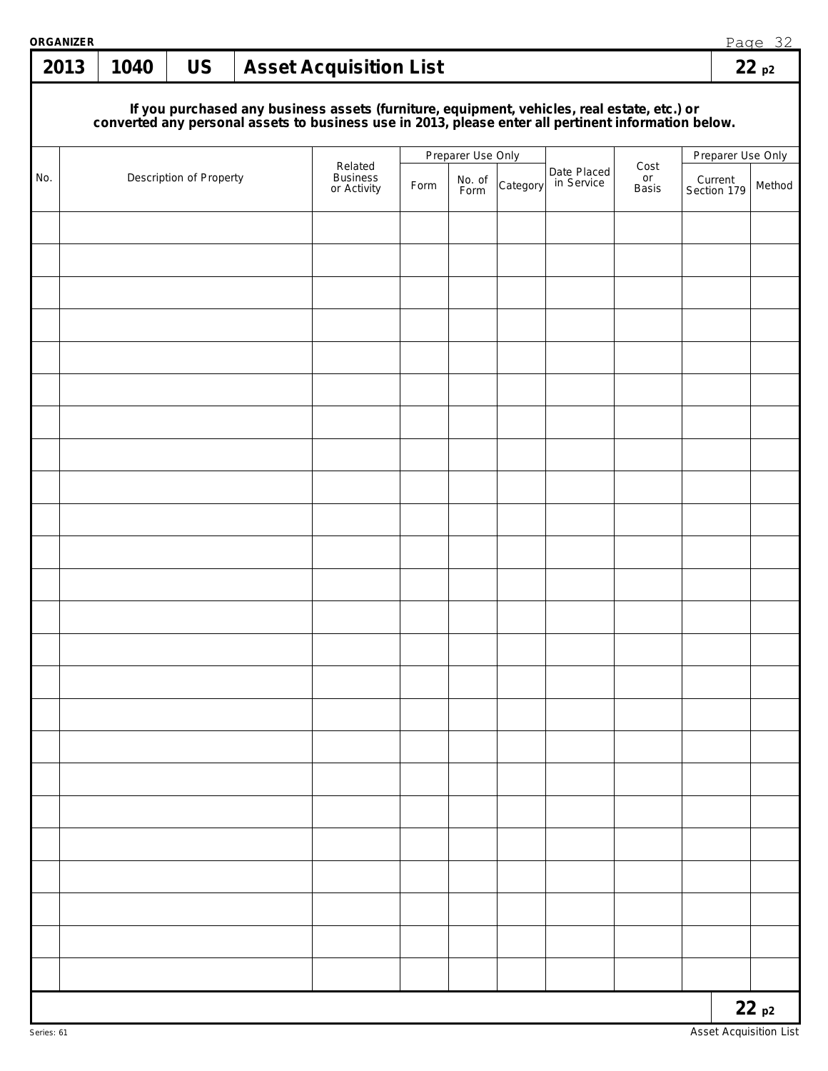ORGANIZER

| 2013 | 1040 | US | Asset Acquisition List | 22 p2 |
|---|---|---|---|---|

**If you purchased any business assets (furniture, equipment, vehicles, real estate, etc.) or converted any personal assets to business use in 2013, please enter all pertinent information below.**

| No. | Description of Property | Related Business or Activity | Preparer Use Only | | | Date Placed in Service | Cost or Basis | Preparer Use Only | |
|---|---|---|---|---|---|---|---|---|---|
| | | | Form | No. of Form | Category | | | Current Section 179 | Method |
| | | | | | | | | | |
| | | | | | | | | | |
| | | | | | | | | | |
| | | | | | | | | | |
| | | | | | | | | | |
| | | | | | | | | | |
| | | | | | | | | | |
| | | | | | | | | | |
| | | | | | | | | | |
| | | | | | | | | | |
| | | | | | | | | | |
| | | | | | | | | | |
| | | | | | | | | | |
| | | | | | | | | | |
| | | | | | | | | | |
| | | | | | | | | | |
| | | | | | | | | | |
| | | | | | | | | | |
| | | | | | | | | | |
| | | | | | | | | | |
| | | | | | | | | | |
| | | | | | | | | | |
| | | | | | | | | | |
| | | | | | | | | | |

22 p2

Series: 61

Asset Acquisition List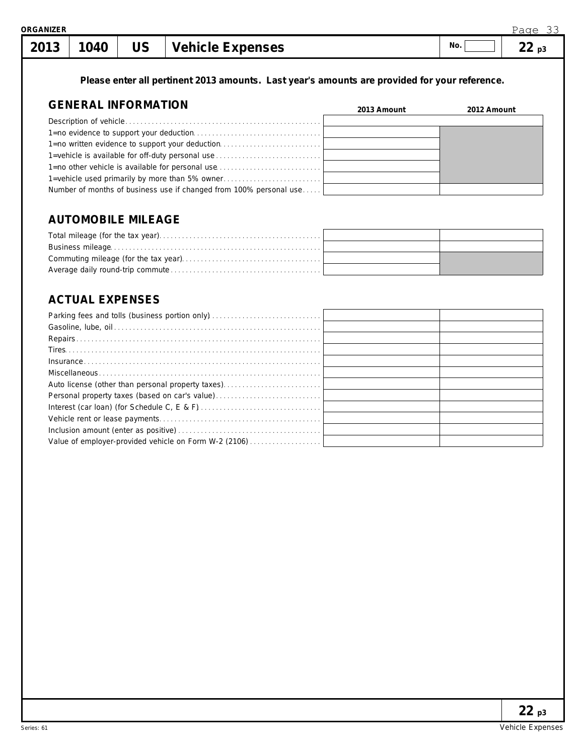ORGANIZER

| 2013 | 1040 | US | Vehicle Expenses | No. | 22 p3 |
|---|---|---|---|---|---|

**Please enter all pertinent 2013 amounts. Last year's amounts are provided for your reference.**

## GENERAL INFORMATION

| | 2013 Amount | 2012 Amount |
|---|---|---|
| Description of vehicle | | |
| 1=no evidence to support your deduction | | |
| 1=no written evidence to support your deduction | | |
| 1=vehicle is available for off-duty personal use | | |
| 1=no other vehicle is available for personal use | | |
| 1=vehicle used primarily by more than 5% owner | | |
| Number of months of business use if changed from 100% personal use | | |

## AUTOMOBILE MILEAGE

| | 2013 Amount | 2012 Amount |
|---|---|---|
| Total mileage (for the tax year) | | |
| Business mileage | | |
| Commuting mileage (for the tax year) | | |
| Average daily round-trip commute | | |

## ACTUAL EXPENSES

| | 2013 Amount | 2012 Amount |
|---|---|---|
| Parking fees and tolls (business portion only) | | |
| Gasoline, lube, oil | | |
| Repairs | | |
| Tires | | |
| Insurance | | |
| Miscellaneous | | |
| Auto license (other than personal property taxes) | | |
| Personal property taxes (based on car's value) | | |
| Interest (car loan) (for Schedule C, E & F) | | |
| Vehicle rent or lease payments | | |
| Inclusion amount (enter as positive) | | |
| Value of employer-provided vehicle on Form W-2 (2106) | | |

22 p3

Series: 61

Vehicle Expenses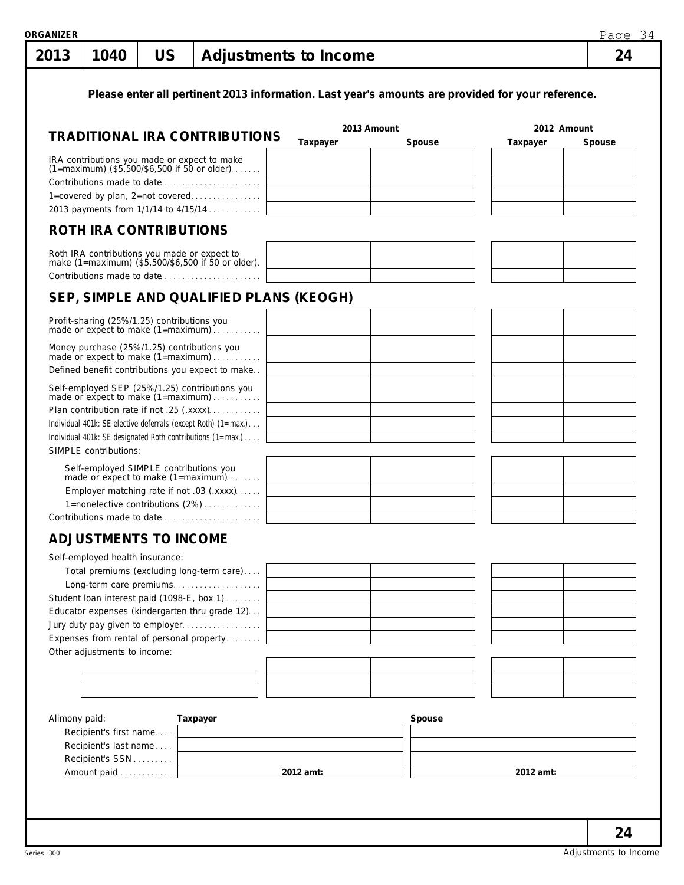ORGANIZER

# 2013 | 1040 | US | Adjustments to Income | 24

**Please enter all pertinent 2013 information. Last year's amounts are provided for your reference.**

## TRADITIONAL IRA CONTRIBUTIONS

| | 2013 Amount Taxpayer | 2013 Amount Spouse | 2012 Amount Taxpayer | 2012 Amount Spouse |
|---|---|---|---|---|
| IRA contributions you made or expect to make (1=maximum) ($5,500/$6,500 if 50 or older) | | | | |
| Contributions made to date | | | | |
| 1=covered by plan, 2=not covered | | | | |
| 2013 payments from 1/1/14 to 4/15/14 | | | | |

## ROTH IRA CONTRIBUTIONS

| | 2013 Amount Taxpayer | 2013 Amount Spouse | 2012 Amount Taxpayer | 2012 Amount Spouse |
|---|---|---|---|---|
| Roth IRA contributions you made or expect to make (1=maximum) ($5,500/$6,500 if 50 or older) | | | | |
| Contributions made to date | | | | |

## SEP, SIMPLE AND QUALIFIED PLANS (KEOGH)

| | 2013 Amount Taxpayer | 2013 Amount Spouse | 2012 Amount Taxpayer | 2012 Amount Spouse |
|---|---|---|---|---|
| Profit-sharing (25%/1.25) contributions you made or expect to make (1=maximum) | | | | |
| Money purchase (25%/1.25) contributions you made or expect to make (1=maximum) | | | | |
| Defined benefit contributions you expect to make | | | | |
| Self-employed SEP (25%/1.25) contributions you made or expect to make (1=maximum) | | | | |
| Plan contribution rate if not .25 (.xxxx) | | | | |
| Individual 401k: SE elective deferrals (except Roth) (1=max.) | | | | |
| Individual 401k: SE designated Roth contributions (1=max.) | | | | |
| SIMPLE contributions: | | | | |
| Self-employed SIMPLE contributions you made or expect to make (1=maximum) | | | | |
| Employer matching rate if not .03 (.xxxx) | | | | |
| 1=nonelective contributions (2%) | | | | |
| Contributions made to date | | | | |

## ADJUSTMENTS TO INCOME

| | 2013 Amount Taxpayer | 2013 Amount Spouse | 2012 Amount Taxpayer | 2012 Amount Spouse |
|---|---|---|---|---|
| Self-employed health insurance: | | | | |
| Total premiums (excluding long-term care) | | | | |
| Long-term care premiums | | | | |
| Student loan interest paid (1098-E, box 1) | | | | |
| Educator expenses (kindergarten thru grade 12) | | | | |
| Jury duty pay given to employer | | | | |
| Expenses from rental of personal property | | | | |
| Other adjustments to income: | | | | |
| | | | | |
| | | | | |
| | | | | |

| Alimony paid: | Taxpayer | Spouse |
|---|---|---|
| Recipient's first name | | |
| Recipient's last name | | |
| Recipient's SSN | | |
| Amount paid | 2012 amt: | 2012 amt: |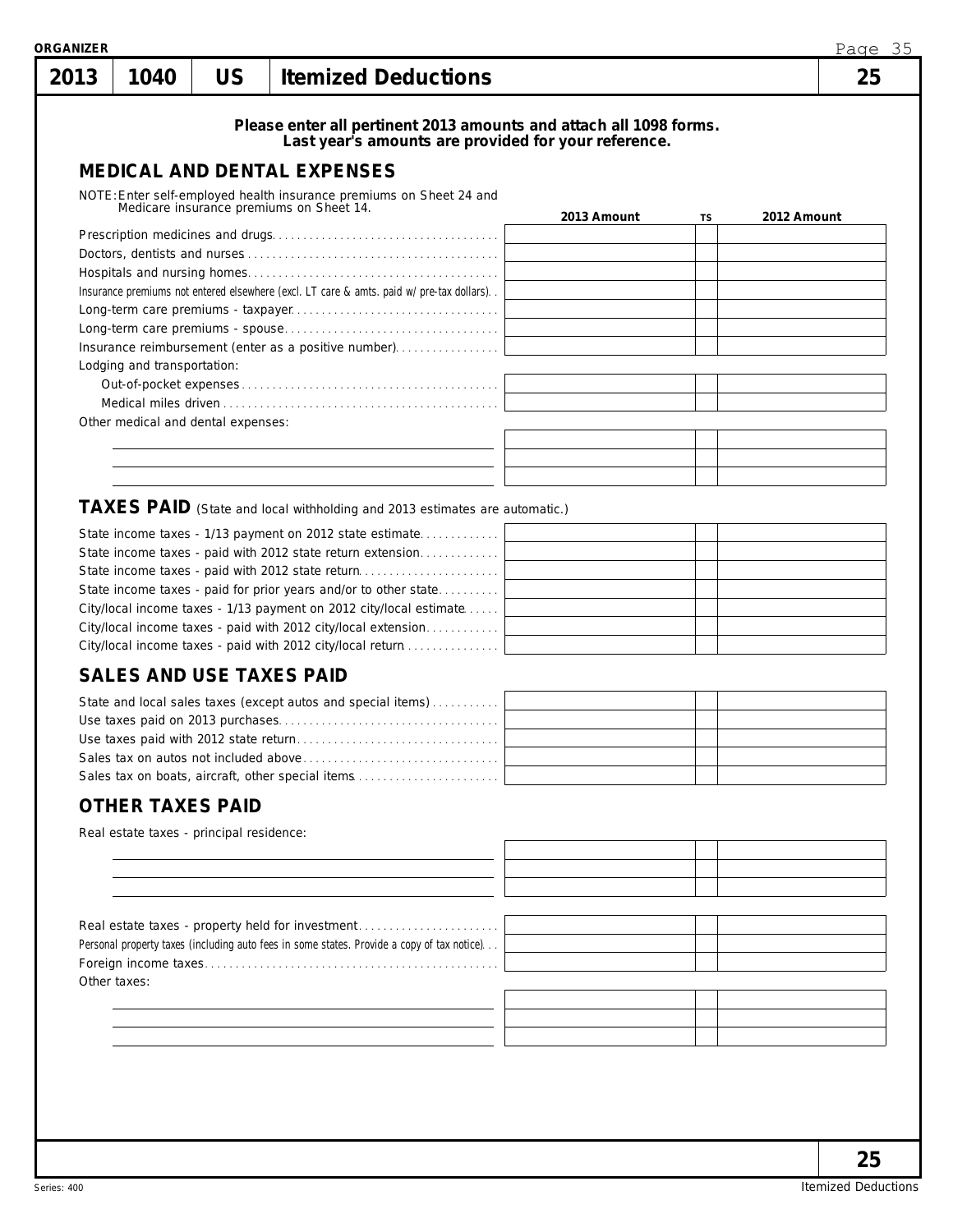ORGANIZER

# 2013 | 1040 | US | Itemized Deductions | 25

**Please enter all pertinent 2013 amounts and attach all 1098 forms.**
**Last year's amounts are provided for your reference.**

## MEDICAL AND DENTAL EXPENSES

NOTE: Enter self-employed health insurance premiums on Sheet 24 and Medicare insurance premiums on Sheet 14.

| | 2013 Amount | TS | 2012 Amount |
|---|---|---|---|
| Prescription medicines and drugs | | | |
| Doctors, dentists and nurses | | | |
| Hospitals and nursing homes | | | |
| Insurance premiums not entered elsewhere (excl. LT care & amts. paid w/ pre-tax dollars) | | | |
| Long-term care premiums - taxpayer | | | |
| Long-term care premiums - spouse | | | |
| Insurance reimbursement (enter as a positive number) | | | |
| Lodging and transportation: | | | |
| Out-of-pocket expenses | | | |
| Medical miles driven | | | |
| Other medical and dental expenses: | | | |
| | | | |
| | | | |
| | | | |

## TAXES PAID (State and local withholding and 2013 estimates are automatic.)

| | 2013 Amount | TS | 2012 Amount |
|---|---|---|---|
| State income taxes - 1/13 payment on 2012 state estimate | | | |
| State income taxes - paid with 2012 state return extension | | | |
| State income taxes - paid with 2012 state return | | | |
| State income taxes - paid for prior years and/or to other state | | | |
| City/local income taxes - 1/13 payment on 2012 city/local estimate | | | |
| City/local income taxes - paid with 2012 city/local extension | | | |
| City/local income taxes - paid with 2012 city/local return | | | |

## SALES AND USE TAXES PAID

| | 2013 Amount | TS | 2012 Amount |
|---|---|---|---|
| State and local sales taxes (except autos and special items) | | | |
| Use taxes paid on 2013 purchases | | | |
| Use taxes paid with 2012 state return | | | |
| Sales tax on autos not included above | | | |
| Sales tax on boats, aircraft, other special items | | | |

## OTHER TAXES PAID

| | 2013 Amount | TS | 2012 Amount |
|---|---|---|---|
| Real estate taxes - principal residence: | | | |
| | | | |
| | | | |
| | | | |
| Real estate taxes - property held for investment | | | |
| Personal property taxes (including auto fees in some states. Provide a copy of tax notice) | | | |
| Foreign income taxes | | | |
| Other taxes: | | | |
| | | | |
| | | | |
| | | | |

Series: 400 | Itemized Deductions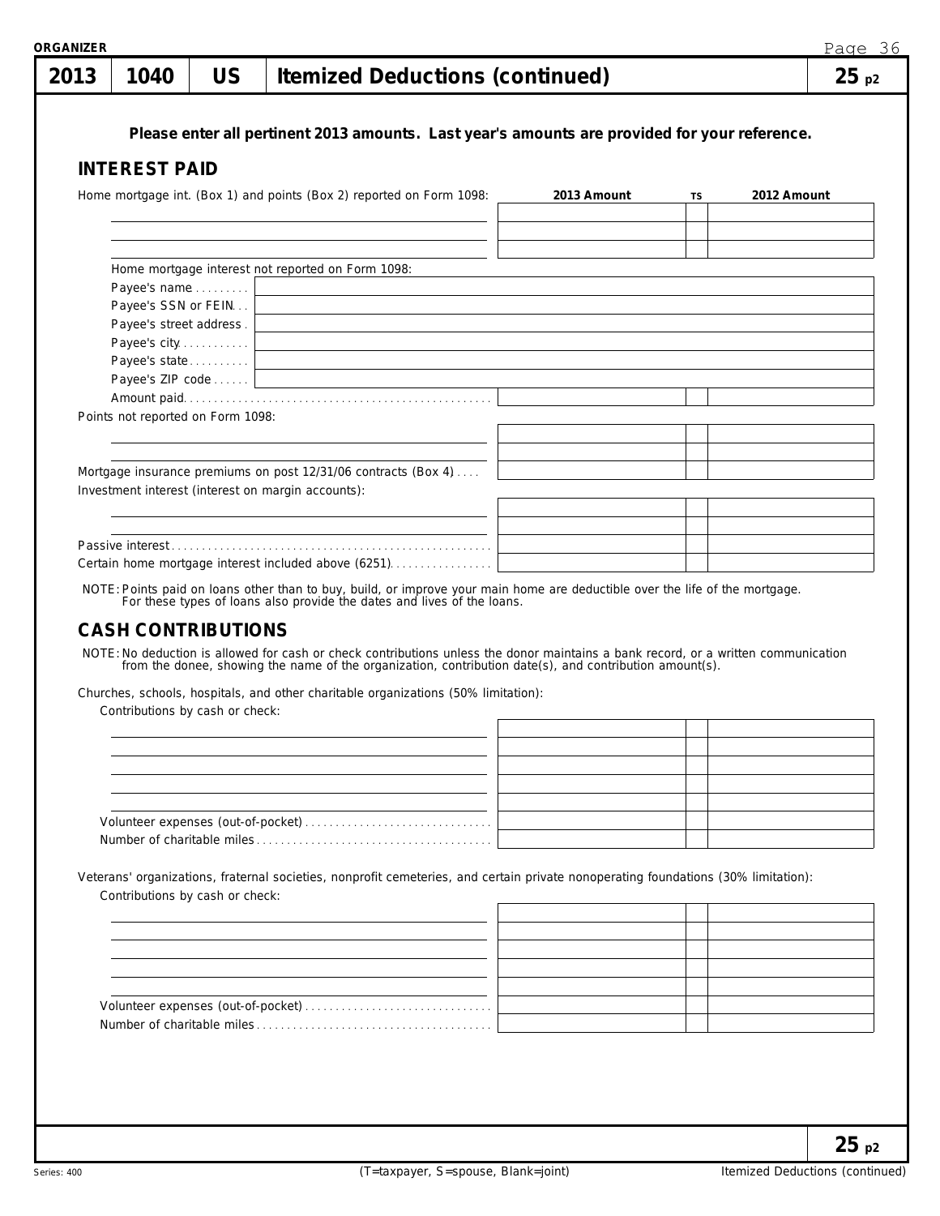ORGANIZER

# 2013 | 1040 | US | Itemized Deductions (continued) | 25 p2

**Please enter all pertinent 2013 amounts. Last year's amounts are provided for your reference.**

## INTEREST PAID

| Home mortgage int. (Box 1) and points (Box 2) reported on Form 1098: | 2013 Amount | TS | 2012 Amount |
|---|---|---|---|
| | | | |
| | | | |
| | | | |

Home mortgage interest not reported on Form 1098:

| | |
|---|---|
| Payee's name | |
| Payee's SSN or FEIN | |
| Payee's street address | |
| Payee's city | |
| Payee's state | |
| Payee's ZIP code | |

| | 2013 Amount | TS | 2012 Amount |
|---|---|---|---|
| Amount paid | | | |
| Points not reported on Form 1098: | | | |
| | | | |
| | | | |
| Mortgage insurance premiums on post 12/31/06 contracts (Box 4) | | | |
| Investment interest (interest on margin accounts): | | | |
| | | | |
| | | | |
| Passive interest | | | |
| Certain home mortgage interest included above (6251) | | | |

NOTE: Points paid on loans other than to buy, build, or improve your main home are deductible over the life of the mortgage. For these types of loans also provide the dates and lives of the loans.

## CASH CONTRIBUTIONS

NOTE: No deduction is allowed for cash or check contributions unless the donor maintains a bank record, or a written communication from the donee, showing the name of the organization, contribution date(s), and contribution amount(s).

Churches, schools, hospitals, and other charitable organizations (50% limitation):

| Contributions by cash or check: | 2013 Amount | TS | 2012 Amount |
|---|---|---|---|
| | | | |
| | | | |
| | | | |
| | | | |
| | | | |
| Volunteer expenses (out-of-pocket) | | | |
| Number of charitable miles | | | |

Veterans' organizations, fraternal societies, nonprofit cemeteries, and certain private nonoperating foundations (30% limitation):

| Contributions by cash or check: | 2013 Amount | TS | 2012 Amount |
|---|---|---|---|
| | | | |
| | | | |
| | | | |
| | | | |
| | | | |
| Volunteer expenses (out-of-pocket) | | | |
| Number of charitable miles | | | |

(T=taxpayer, S=spouse, Blank=joint)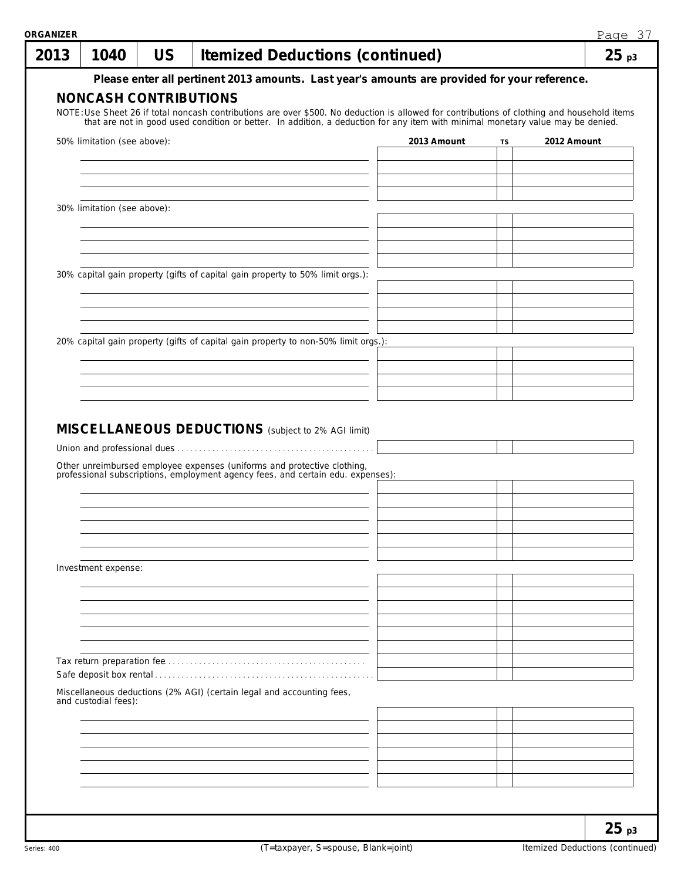ORGANIZER

# 2013 | 1040 | US | Itemized Deductions (continued) | 25 p3

**Please enter all pertinent 2013 amounts. Last year's amounts are provided for your reference.**

## NONCASH CONTRIBUTIONS

NOTE: Use Sheet 26 if total noncash contributions are over $500. No deduction is allowed for contributions of clothing and household items that are not in good used condition or better. In addition, a deduction for any item with minimal monetary value may be denied.

| 50% limitation (see above): | 2013 Amount | TS | 2012 Amount |
|---|---|---|---|
| | | | |
| | | | |
| | | | |
| | | | |

| 30% limitation (see above): | 2013 Amount | TS | 2012 Amount |
|---|---|---|---|
| | | | |
| | | | |
| | | | |
| | | | |

| 30% capital gain property (gifts of capital gain property to 50% limit orgs.): | 2013 Amount | TS | 2012 Amount |
|---|---|---|---|
| | | | |
| | | | |
| | | | |
| | | | |

| 20% capital gain property (gifts of capital gain property to non-50% limit orgs.): | 2013 Amount | TS | 2012 Amount |
|---|---|---|---|
| | | | |
| | | | |
| | | | |
| | | | |

## MISCELLANEOUS DEDUCTIONS (subject to 2% AGI limit)

| | 2013 Amount | TS | 2012 Amount |
|---|---|---|---|
| Union and professional dues | | | |

| Other unreimbursed employee expenses (uniforms and protective clothing, professional subscriptions, employment agency fees, and certain edu. expenses): | 2013 Amount | TS | 2012 Amount |
|---|---|---|---|
| | | | |
| | | | |
| | | | |
| | | | |
| | | | |
| | | | |

| Investment expense: | 2013 Amount | TS | 2012 Amount |
|---|---|---|---|
| | | | |
| | | | |
| | | | |
| | | | |
| | | | |
| | | | |

| | 2013 Amount | TS | 2012 Amount |
|---|---|---|---|
| Tax return preparation fee | | | |
| Safe deposit box rental | | | |

| Miscellaneous deductions (2% AGI) (certain legal and accounting fees, and custodial fees): | 2013 Amount | TS | 2012 Amount |
|---|---|---|---|
| | | | |
| | | | |
| | | | |
| | | | |
| | | | |
| | | | |

25 p3

(T=taxpayer, S=spouse, Blank=joint)

Itemized Deductions (continued)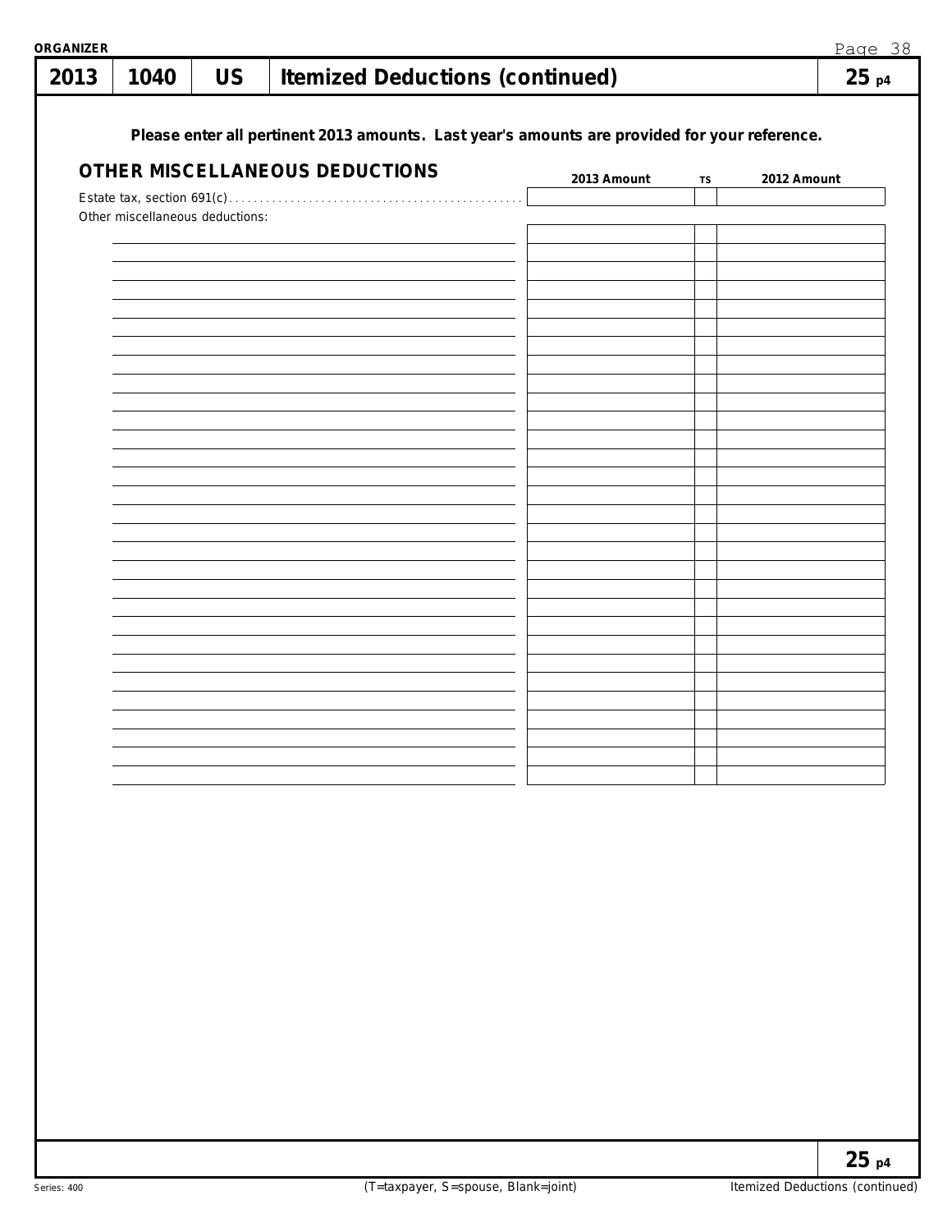ORGANIZER

# 2013 | 1040 | US | Itemized Deductions (continued) | 25 p4

**Please enter all pertinent 2013 amounts. Last year's amounts are provided for your reference.**

## OTHER MISCELLANEOUS DEDUCTIONS

| | 2013 Amount | TS | 2012 Amount |
|---|---|---|---|
| Estate tax, section 691(c) | | | |
| Other miscellaneous deductions: | | | |
| | | | |
| | | | |
| | | | |
| | | | |
| | | | |
| | | | |
| | | | |
| | | | |
| | | | |
| | | | |
| | | | |
| | | | |
| | | | |
| | | | |
| | | | |
| | | | |
| | | | |
| | | | |
| | | | |
| | | | |
| | | | |
| | | | |
| | | | |
| | | | |
| | | | |
| | | | |
| | | | |
| | | | |
| | | | |
| | | | |

25 p4

Series: 400

(T=taxpayer, S=spouse, Blank=joint)

Itemized Deductions (continued)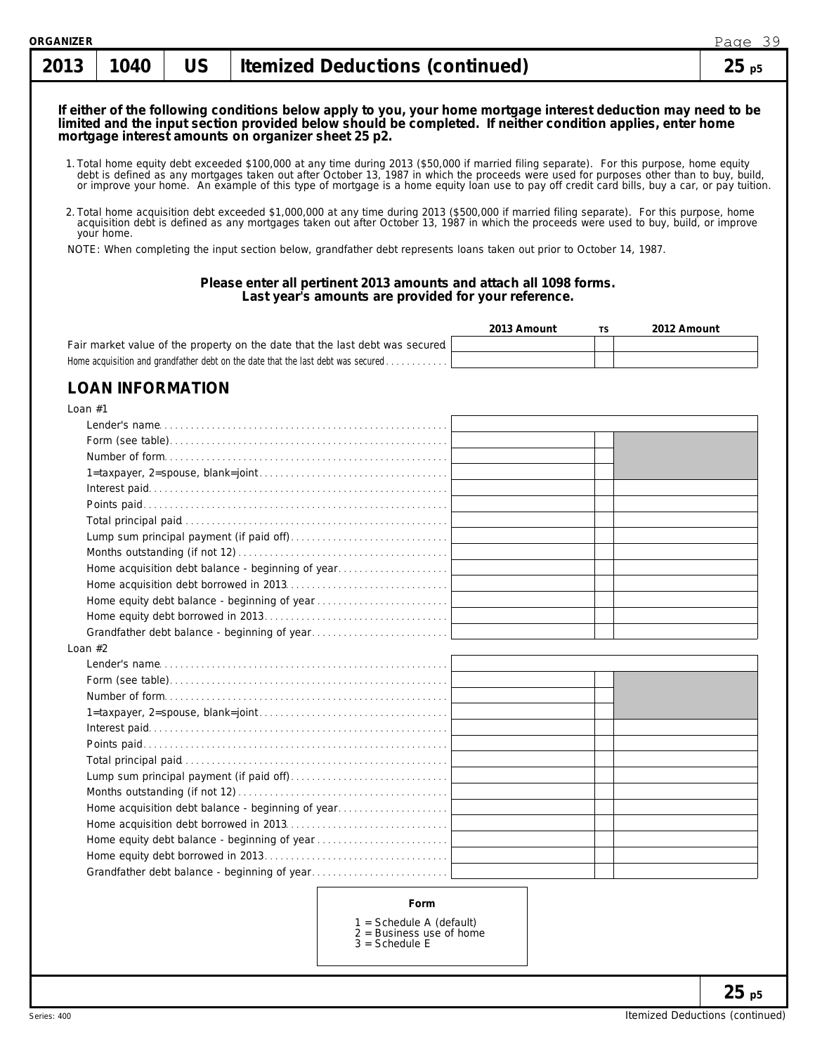ORGANIZER

| 2013 | 1040 | US | Itemized Deductions (continued) | 25 p5 |
|---|---|---|---|---|

**If either of the following conditions below apply to you, your home mortgage interest deduction may need to be limited and the input section provided below should be completed. If neither condition applies, enter home mortgage interest amounts on organizer sheet 25 p2.**

1. Total home equity debt exceeded $100,000 at any time during 2013 ($50,000 if married filing separate). For this purpose, home equity debt is defined as any mortgages taken out after October 13, 1987 in which the proceeds were used for purposes other than to buy, build, or improve your home. An example of this type of mortgage is a home equity loan use to pay off credit card bills, buy a car, or pay tuition.

2. Total home acquisition debt exceeded $1,000,000 at any time during 2013 ($500,000 if married filing separate). For this purpose, home acquisition debt is defined as any mortgages taken out after October 13, 1987 in which the proceeds were used to buy, build, or improve your home.

NOTE: When completing the input section below, grandfather debt represents loans taken out prior to October 14, 1987.

**Please enter all pertinent 2013 amounts and attach all 1098 forms.**
**Last year's amounts are provided for your reference.**

| | 2013 Amount | TS | 2012 Amount |
|---|---|---|---|
| Fair market value of the property on the date that the last debt was secured | | | |
| Home acquisition and grandfather debt on the date that the last debt was secured | | | |

## LOAN INFORMATION

| | 2013 Amount | TS | 2012 Amount |
|---|---|---|---|
| **Loan #1** | | | |
| Lender's name | | | |
| Form (see table) | | | |
| Number of form | | | |
| 1=taxpayer, 2=spouse, blank=joint | | | |
| Interest paid | | | |
| Points paid | | | |
| Total principal paid | | | |
| Lump sum principal payment (if paid off) | | | |
| Months outstanding (if not 12) | | | |
| Home acquisition debt balance - beginning of year | | | |
| Home acquisition debt borrowed in 2013 | | | |
| Home equity debt balance - beginning of year | | | |
| Home equity debt borrowed in 2013 | | | |
| Grandfather debt balance - beginning of year | | | |
| **Loan #2** | | | |
| Lender's name | | | |
| Form (see table) | | | |
| Number of form | | | |
| 1=taxpayer, 2=spouse, blank=joint | | | |
| Interest paid | | | |
| Points paid | | | |
| Total principal paid | | | |
| Lump sum principal payment (if paid off) | | | |
| Months outstanding (if not 12) | | | |
| Home acquisition debt balance - beginning of year | | | |
| Home acquisition debt borrowed in 2013 | | | |
| Home equity debt balance - beginning of year | | | |
| Home equity debt borrowed in 2013 | | | |
| Grandfather debt balance - beginning of year | | | |

**Form**

1 = Schedule A (default)
2 = Business use of home
3 = Schedule E

Series: 400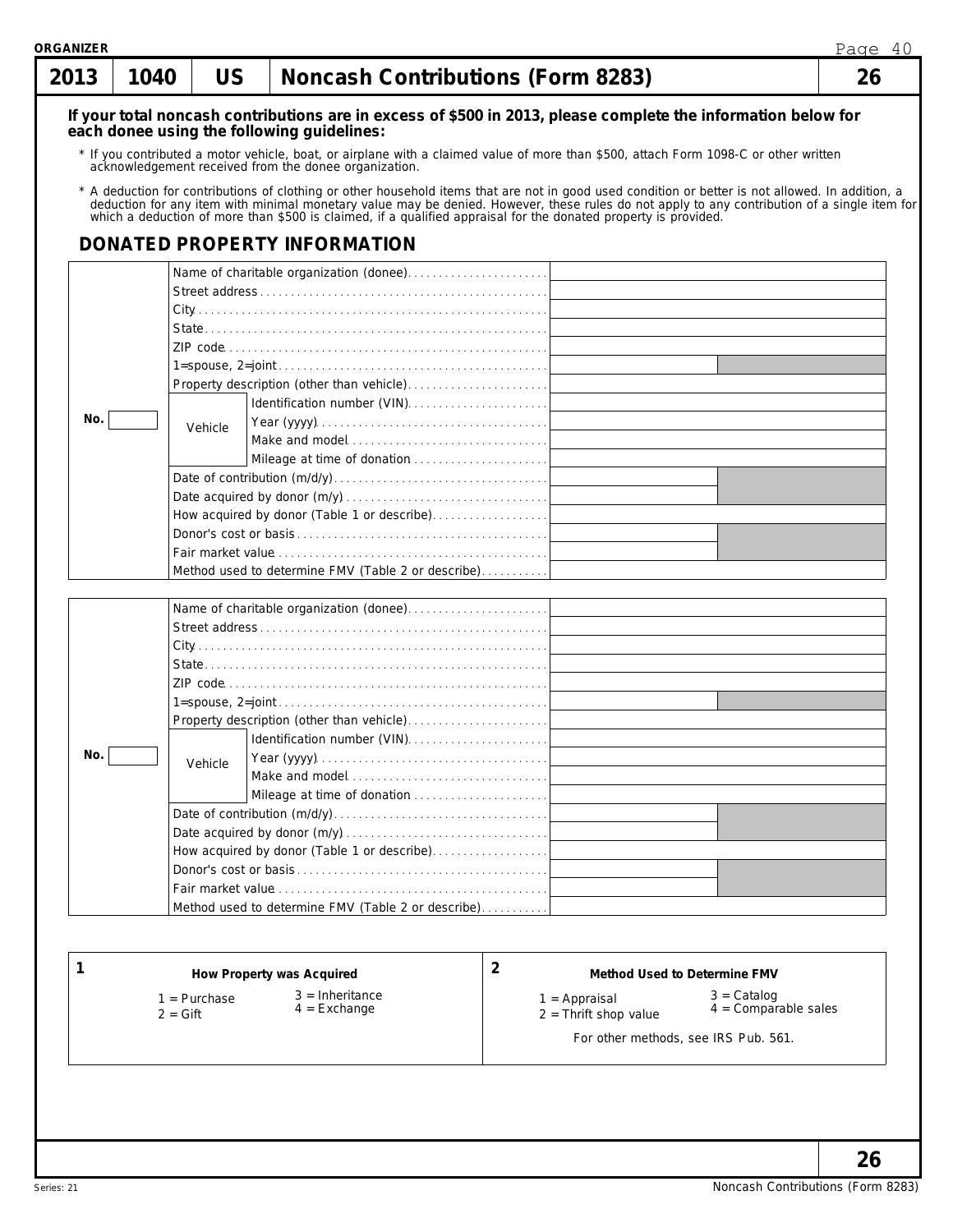ORGANIZER

| 2013 | 1040 | US | Noncash Contributions (Form 8283) | 26 |
|---|---|---|---|---|

**If your total noncash contributions are in excess of $500 in 2013, please complete the information below for each donee using the following guidelines:**

* If you contributed a motor vehicle, boat, or airplane with a claimed value of more than $500, attach Form 1098-C or other written acknowledgement received from the donee organization.

* A deduction for contributions of clothing or other household items that are not in good used condition or better is not allowed. In addition, a deduction for any item with minimal monetary value may be denied. However, these rules do not apply to any contribution of a single item for which a deduction of more than $500 is claimed, if a qualified appraisal for the donated property is provided.

## DONATED PROPERTY INFORMATION

| No. | | | |
|---|---|---|---|
| | Name of charitable organization (donee) | | |
| | Street address | | |
| | City | | |
| | State | | |
| | ZIP code | | |
| | 1=spouse, 2=joint | | |
| | Property description (other than vehicle) | | |
| | Vehicle | Identification number (VIN) | |
| | | Year (yyyy) | |
| | | Make and model | |
| | | Mileage at time of donation | |
| | Date of contribution (m/d/y) | | |
| | Date acquired by donor (m/y) | | |
| | How acquired by donor (Table 1 or describe) | | |
| | Donor's cost or basis | | |
| | Fair market value | | |
| | Method used to determine FMV (Table 2 or describe) | | |

| No. | | | |
|---|---|---|---|
| | Name of charitable organization (donee) | | |
| | Street address | | |
| | City | | |
| | State | | |
| | ZIP code | | |
| | 1=spouse, 2=joint | | |
| | Property description (other than vehicle) | | |
| | Vehicle | Identification number (VIN) | |
| | | Year (yyyy) | |
| | | Make and model | |
| | | Mileage at time of donation | |
| | Date of contribution (m/d/y) | | |
| | Date acquired by donor (m/y) | | |
| | How acquired by donor (Table 1 or describe) | | |
| | Donor's cost or basis | | |
| | Fair market value | | |
| | Method used to determine FMV (Table 2 or describe) | | |

| 1 How Property was Acquired | 2 Method Used to Determine FMV |
|---|---|
| 1 = Purchase<br>2 = Gift<br>3 = Inheritance<br>4 = Exchange | 1 = Appraisal<br>2 = Thrift shop value<br>3 = Catalog<br>4 = Comparable sales<br>For other methods, see IRS Pub. 561. |

26

Series: 21 Noncash Contributions (Form 8283)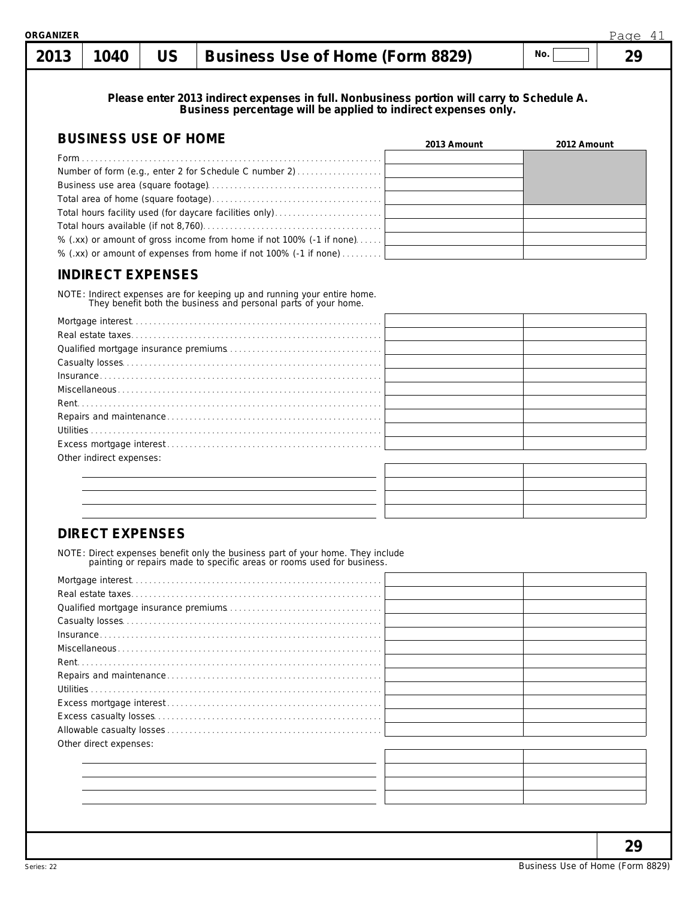ORGANIZER

# 2013 | 1040 | US | Business Use of Home (Form 8829) | No. | 29

**Please enter 2013 indirect expenses in full. Nonbusiness portion will carry to Schedule A. Business percentage will be applied to indirect expenses only.**

## BUSINESS USE OF HOME

| | 2013 Amount | 2012 Amount |
|---|---|---|
| Form | | |
| Number of form (e.g., enter 2 for Schedule C number 2) | | |
| Business use area (square footage) | | |
| Total area of home (square footage) | | |
| Total hours facility used (for daycare facilities only) | | |
| Total hours available (if not 8,760) | | |
| % (.xx) or amount of gross income from home if not 100% (-1 if none) | | |
| % (.xx) or amount of expenses from home if not 100% (-1 if none) | | |

## INDIRECT EXPENSES

NOTE: Indirect expenses are for keeping up and running your entire home. They benefit both the business and personal parts of your home.

| | 2013 Amount | 2012 Amount |
|---|---|---|
| Mortgage interest | | |
| Real estate taxes | | |
| Qualified mortgage insurance premiums | | |
| Casualty losses | | |
| Insurance | | |
| Miscellaneous | | |
| Rent | | |
| Repairs and maintenance | | |
| Utilities | | |
| Excess mortgage interest | | |
| Other indirect expenses: | | |
| | | |
| | | |
| | | |
| | | |

## DIRECT EXPENSES

NOTE: Direct expenses benefit only the business part of your home. They include painting or repairs made to specific areas or rooms used for business.

| | 2013 Amount | 2012 Amount |
|---|---|---|
| Mortgage interest | | |
| Real estate taxes | | |
| Qualified mortgage insurance premiums | | |
| Casualty losses | | |
| Insurance | | |
| Miscellaneous | | |
| Rent | | |
| Repairs and maintenance | | |
| Utilities | | |
| Excess mortgage interest | | |
| Excess casualty losses | | |
| Allowable casualty losses | | |
| Other direct expenses: | | |
| | | |
| | | |
| | | |
| | | |

29

Series: 22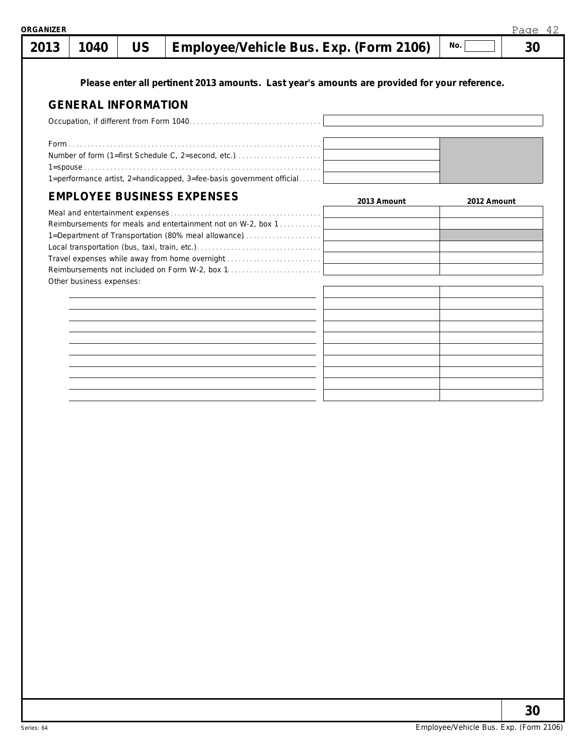**ORGANIZER**

| 2013 | 1040 | US | Employee/Vehicle Bus. Exp. (Form 2106) | No. | 30 |
|---|---|---|---|---|---|

**Please enter all pertinent 2013 amounts. Last year's amounts are provided for your reference.**

## GENERAL INFORMATION

| | |
|---|---|
| Occupation, if different from Form 1040 | |
| Form | |
| Number of form (1=first Schedule C, 2=second, etc.) | |
| 1=spouse | |
| 1=performance artist, 2=handicapped, 3=fee-basis government official | |

## EMPLOYEE BUSINESS EXPENSES

| | 2013 Amount | 2012 Amount |
|---|---|---|
| Meal and entertainment expenses | | |
| Reimbursements for meals and entertainment not on W-2, box 1 | | |
| 1=Department of Transportation (80% meal allowance) | | |
| Local transportation (bus, taxi, train, etc.) | | |
| Travel expenses while away from home overnight | | |
| Reimbursements not included on Form W-2, box 1 | | |
| Other business expenses: | | |
| | | |
| | | |
| | | |
| | | |
| | | |
| | | |
| | | |
| | | |
| | | |
| | | |

30

Series: 64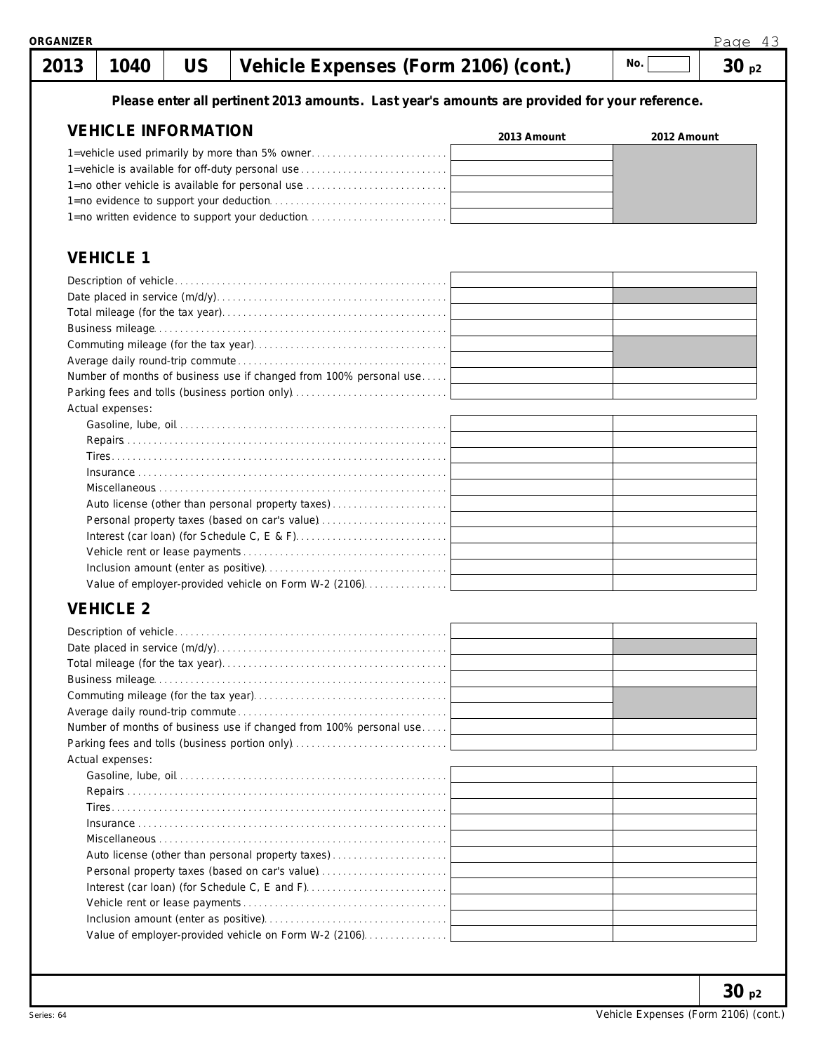**ORGANIZER**

| 2013 | 1040 | US | Vehicle Expenses (Form 2106) (cont.) | No. | 30 p2 |
|---|---|---|---|---|---|

**Please enter all pertinent 2013 amounts. Last year's amounts are provided for your reference.**

## VEHICLE INFORMATION

| | 2013 Amount | 2012 Amount |
|---|---|---|
| 1=vehicle used primarily by more than 5% owner | | |
| 1=vehicle is available for off-duty personal use | | |
| 1=no other vehicle is available for personal use | | |
| 1=no evidence to support your deduction | | |
| 1=no written evidence to support your deduction | | |

## VEHICLE 1

| | 2013 Amount | 2012 Amount |
|---|---|---|
| Description of vehicle | | |
| Date placed in service (m/d/y) | | |
| Total mileage (for the tax year) | | |
| Business mileage | | |
| Commuting mileage (for the tax year) | | |
| Average daily round-trip commute | | |
| Number of months of business use if changed from 100% personal use | | |
| Parking fees and tolls (business portion only) | | |
| Actual expenses: | | |
| Gasoline, lube, oil | | |
| Repairs | | |
| Tires | | |
| Insurance | | |
| Miscellaneous | | |
| Auto license (other than personal property taxes) | | |
| Personal property taxes (based on car's value) | | |
| Interest (car loan) (for Schedule C, E & F) | | |
| Vehicle rent or lease payments | | |
| Inclusion amount (enter as positive) | | |
| Value of employer-provided vehicle on Form W-2 (2106) | | |

## VEHICLE 2

| | 2013 Amount | 2012 Amount |
|---|---|---|
| Description of vehicle | | |
| Date placed in service (m/d/y) | | |
| Total mileage (for the tax year) | | |
| Business mileage | | |
| Commuting mileage (for the tax year) | | |
| Average daily round-trip commute | | |
| Number of months of business use if changed from 100% personal use | | |
| Parking fees and tolls (business portion only) | | |
| Actual expenses: | | |
| Gasoline, lube, oil | | |
| Repairs | | |
| Tires | | |
| Insurance | | |
| Miscellaneous | | |
| Auto license (other than personal property taxes) | | |
| Personal property taxes (based on car's value) | | |
| Interest (car loan) (for Schedule C, E and F) | | |
| Vehicle rent or lease payments | | |
| Inclusion amount (enter as positive) | | |
| Value of employer-provided vehicle on Form W-2 (2106) | | |

**30 p2**

Series: 64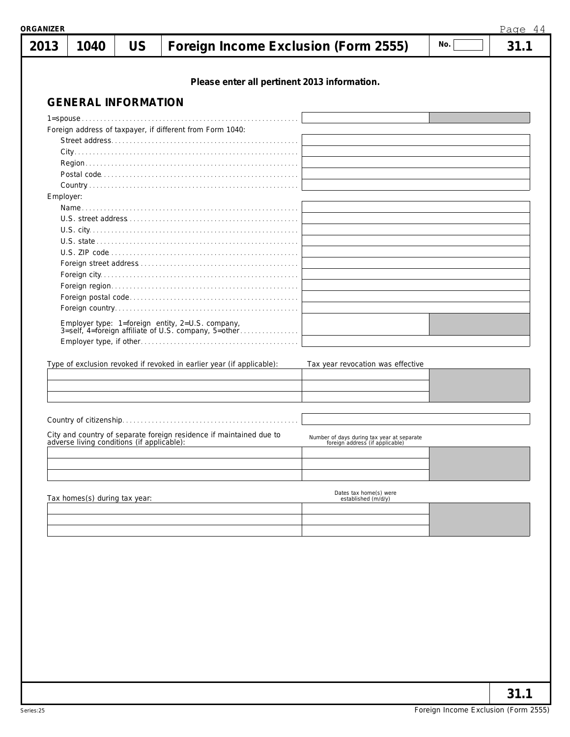**ORGANIZER**

| 2013 | 1040 | US | Foreign Income Exclusion (Form 2555) | No. | 31.1 |
|---|---|---|---|---|---|

**Please enter all pertinent 2013 information.**

## GENERAL INFORMATION

| | |
|---|---|
| 1=spouse | |
| **Foreign address of taxpayer, if different from Form 1040:** | |
| Street address | |
| City | |
| Region | |
| Postal code | |
| Country | |
| **Employer:** | |
| Name | |
| U.S. street address | |
| U.S. city | |
| U.S. state | |
| U.S. ZIP code | |
| Foreign street address | |
| Foreign city | |
| Foreign region | |
| Foreign postal code | |
| Foreign country | |
| Employer type: 1=foreign entity, 2=U.S. company, 3=self, 4=foreign affiliate of U.S. company, 5=other | |
| Employer type, if other | |

| Type of exclusion revoked if revoked in earlier year (if applicable): | Tax year revocation was effective |
|---|---|
| | |
| | |
| | |

| | |
|---|---|
| Country of citizenship | |

| City and country of separate foreign residence if maintained due to adverse living conditions (if applicable): | Number of days during tax year at separate foreign address (if applicable) |
|---|---|
| | |
| | |
| | |

| Tax homes(s) during tax year: | Dates tax home(s) were established (m/d/y) |
|---|---|
| | |
| | |
| | |

31.1

Series:25

Foreign Income Exclusion (Form 2555)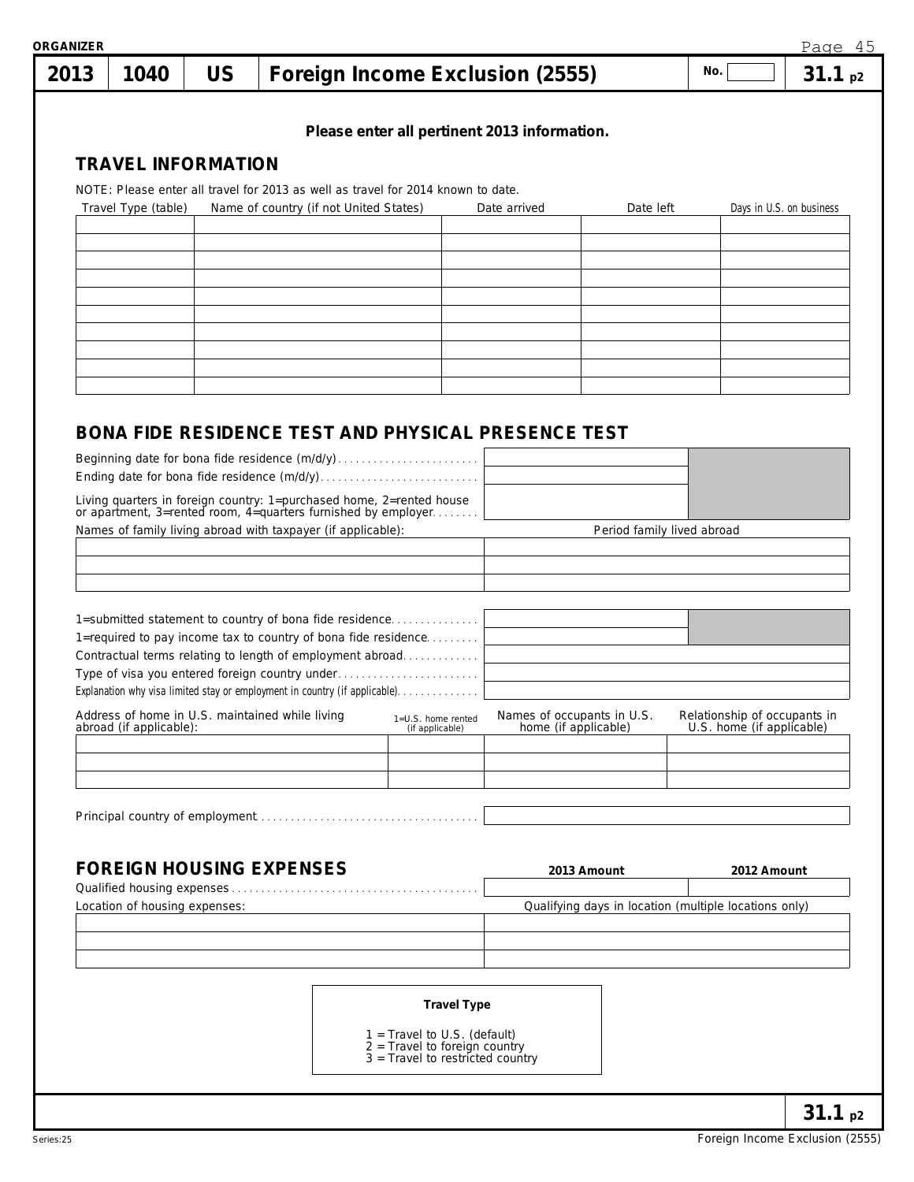ORGANIZER

# 2013 | 1040 | US | Foreign Income Exclusion (2555)

No. [ ] **31.1 p2**

**Please enter all pertinent 2013 information.**

## TRAVEL INFORMATION

NOTE: Please enter all travel for 2013 as well as travel for 2014 known to date.

| Travel Type (table) | Name of country (if not United States) | Date arrived | Date left | Days in U.S. on business |
|---|---|---|---|---|
| | | | | |
| | | | | |
| | | | | |
| | | | | |
| | | | | |
| | | | | |
| | | | | |
| | | | | |
| | | | | |
| | | | | |

## BONA FIDE RESIDENCE TEST AND PHYSICAL PRESENCE TEST

Beginning date for bona fide residence (m/d/y) . . . . . . . . . . . . . . . . . . . . . . . .

Ending date for bona fide residence (m/d/y) . . . . . . . . . . . . . . . . . . . . . . . . . .

Living quarters in foreign country: 1=purchased home, 2=rented house or apartment, 3=rented room, 4=quarters furnished by employer . . . . . . . .

| Names of family living abroad with taxpayer (if applicable): | Period family lived abroad |
|---|---|
| | |
| | |
| | |

1=submitted statement to country of bona fide residence . . . . . . . . . . . . . .

1=required to pay income tax to country of bona fide residence . . . . . . . . .

Contractual terms relating to length of employment abroad . . . . . . . . . . . .

Type of visa you entered foreign country under . . . . . . . . . . . . . . . . . . . . . . .

Explanation why visa limited stay or employment in country (if applicable) . . . . . . . . . . . . . .

| Address of home in U.S. maintained while living abroad (if applicable): | 1=U.S. home rented (if applicable) | Names of occupants in U.S. home (if applicable) | Relationship of occupants in U.S. home (if applicable) |
|---|---|---|---|
| | | | |
| | | | |
| | | | |

Principal country of employment . . . . . . . . . . . . . . . . . . . . . . . . . . . . . . . . . . . . .

## FOREIGN HOUSING EXPENSES

| | 2013 Amount | 2012 Amount |
|---|---|---|
| Qualified housing expenses . . . . . . . . . . . . . . . . . . . . . . . . . . . . . . . . . . . . . . . . . . | | |

| Location of housing expenses: | Qualifying days in location (multiple locations only) |
|---|---|
| | |
| | |
| | |

**Travel Type**

1 = Travel to U.S. (default)
2 = Travel to foreign country
3 = Travel to restricted country

**31.1 p2**

Series:25 Foreign Income Exclusion (2555)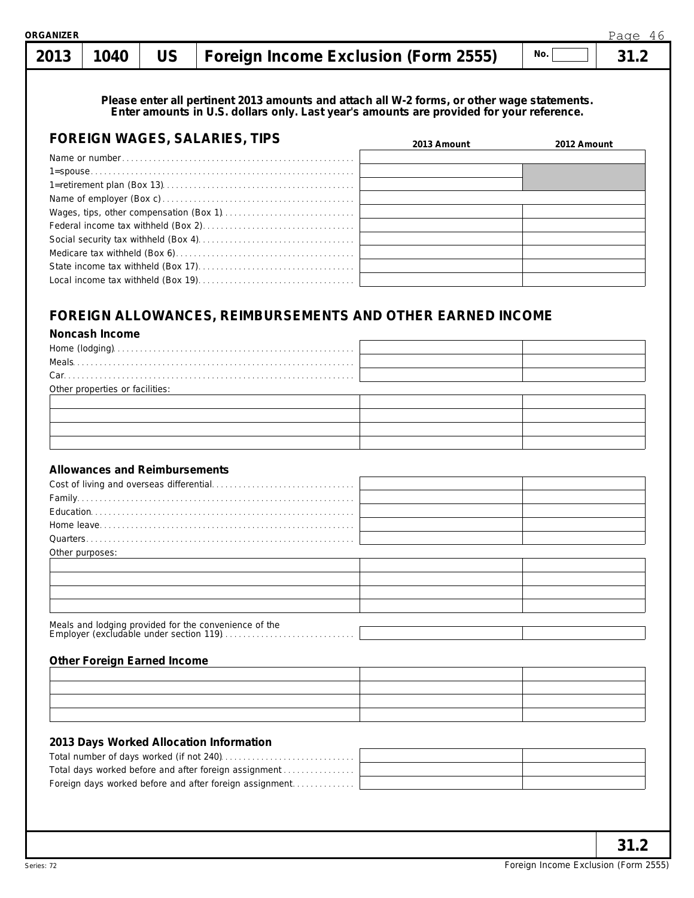**ORGANIZER**

# 2013 | 1040 | US | Foreign Income Exclusion (Form 2555) | No. | 31.2

**Please enter all pertinent 2013 amounts and attach all W-2 forms, or other wage statements. Enter amounts in U.S. dollars only. Last year's amounts are provided for your reference.**

## FOREIGN WAGES, SALARIES, TIPS

| | 2013 Amount | 2012 Amount |
|---|---|---|
| Name or number | | |
| 1=spouse | | |
| 1=retirement plan (Box 13) | | |
| Name of employer (Box c) | | |
| Wages, tips, other compensation (Box 1) | | |
| Federal income tax withheld (Box 2) | | |
| Social security tax withheld (Box 4) | | |
| Medicare tax withheld (Box 6) | | |
| State income tax withheld (Box 17) | | |
| Local income tax withheld (Box 19) | | |

## FOREIGN ALLOWANCES, REIMBURSEMENTS AND OTHER EARNED INCOME

### Noncash Income

| | 2013 Amount | 2012 Amount |
|---|---|---|
| Home (lodging) | | |
| Meals | | |
| Car | | |

Other properties or facilities:

| | | |
|---|---|---|
| | | |
| | | |
| | | |
| | | |

### Allowances and Reimbursements

| | 2013 Amount | 2012 Amount |
|---|---|---|
| Cost of living and overseas differential | | |
| Family | | |
| Education | | |
| Home leave | | |
| Quarters | | |

Other purposes:

| | | |
|---|---|---|
| | | |
| | | |
| | | |
| | | |

| | 2013 Amount | 2012 Amount |
|---|---|---|
| Meals and lodging provided for the convenience of the Employer (excludable under section 119) | | |

### Other Foreign Earned Income

| | | |
|---|---|---|
| | | |
| | | |
| | | |
| | | |

### 2013 Days Worked Allocation Information

| | 2013 Amount | 2012 Amount |
|---|---|---|
| Total number of days worked (if not 240) | | |
| Total days worked before and after foreign assignment | | |
| Foreign days worked before and after foreign assignment | | |

31.2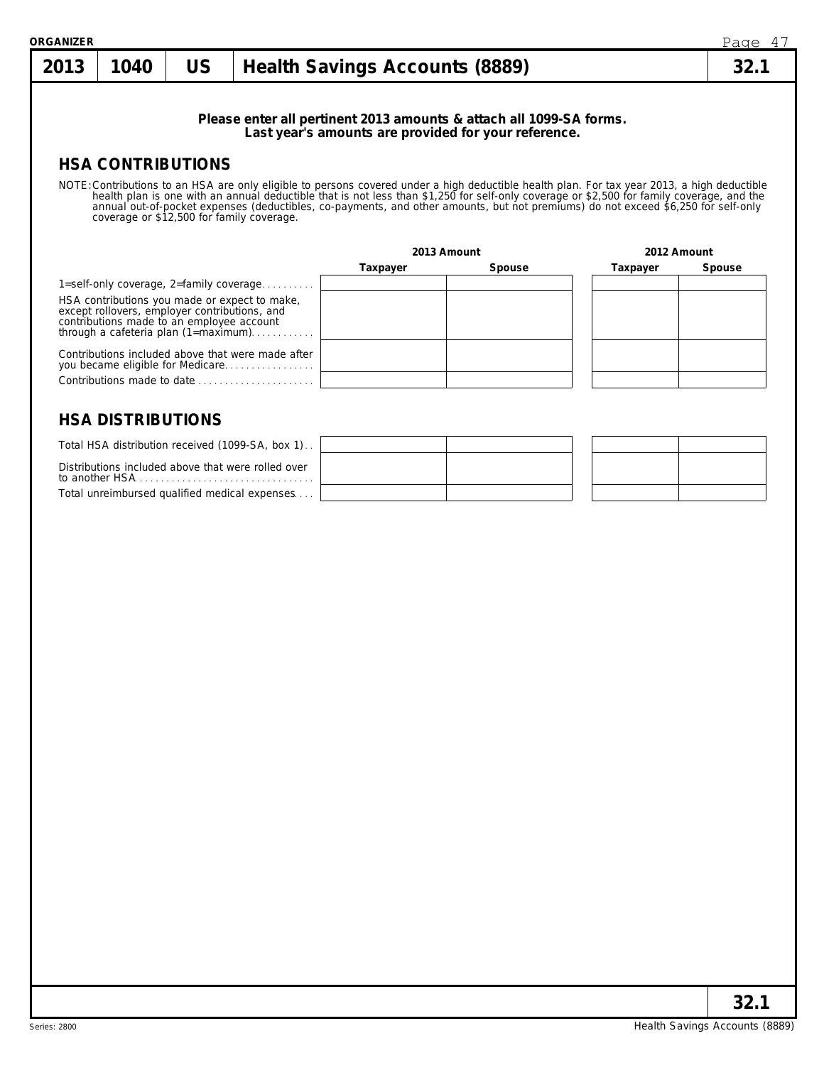ORGANIZER

# 2013 | 1040 | US | Health Savings Accounts (8889) | 32.1

**Please enter all pertinent 2013 amounts & attach all 1099-SA forms. Last year's amounts are provided for your reference.**

## HSA CONTRIBUTIONS

NOTE: Contributions to an HSA are only eligible to persons covered under a high deductible health plan. For tax year 2013, a high deductible health plan is one with an annual deductible that is not less than $1,250 for self-only coverage or $2,500 for family coverage, and the annual out-of-pocket expenses (deductibles, co-payments, and other amounts, but not premiums) do not exceed $6,250 for self-only coverage or $12,500 for family coverage.

| | 2013 Amount | | 2012 Amount | |
|---|---|---|---|---|
| | Taxpayer | Spouse | Taxpayer | Spouse |
| 1=self-only coverage, 2=family coverage | | | | |
| HSA contributions you made or expect to make, except rollovers, employer contributions, and contributions made to an employee account through a cafeteria plan (1=maximum) | | | | |
| Contributions included above that were made after you became eligible for Medicare | | | | |
| Contributions made to date | | | | |

## HSA DISTRIBUTIONS

| | 2013 Taxpayer | 2013 Spouse | 2012 Taxpayer | 2012 Spouse |
|---|---|---|---|---|
| Total HSA distribution received (1099-SA, box 1) | | | | |
| Distributions included above that were rolled over to another HSA | | | | |
| Total unreimbursed qualified medical expenses | | | | |

32.1

Series: 2800

Health Savings Accounts (8889)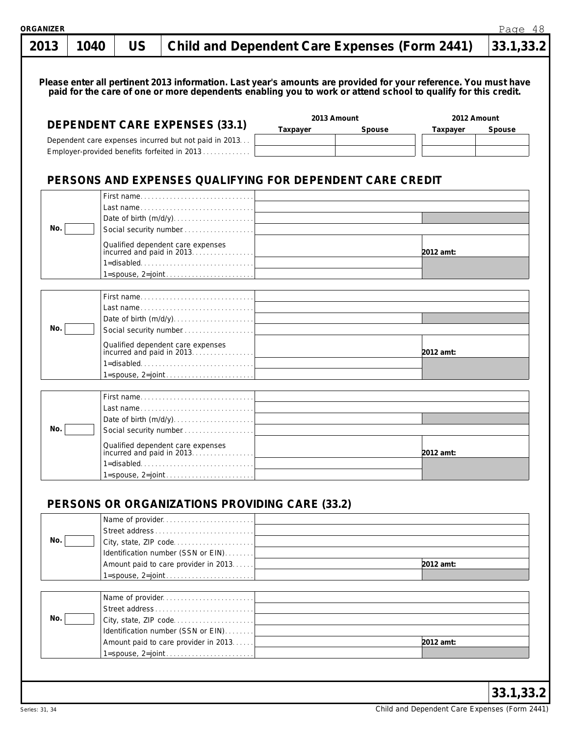ORGANIZER

| 2013 | 1040 | US | Child and Dependent Care Expenses (Form 2441) | 33.1,33.2 |
|---|---|---|---|---|

**Please enter all pertinent 2013 information. Last year's amounts are provided for your reference. You must have paid for the care of one or more dependents enabling you to work or attend school to qualify for this credit.**

## DEPENDENT CARE EXPENSES (33.1)

| | 2013 Amount | | 2012 Amount | |
|---|---|---|---|---|
| | Taxpayer | Spouse | Taxpayer | Spouse |
| Dependent care expenses incurred but not paid in 2013 | | | | |
| Employer-provided benefits forfeited in 2013 | | | | |

## PERSONS AND EXPENSES QUALIFYING FOR DEPENDENT CARE CREDIT

| No. | | | |
|---|---|---|---|
| | First name | | |
| | Last name | | |
| | Date of birth (m/d/y) | | |
| | Social security number | | |
| | Qualified dependent care expenses incurred and paid in 2013 | | 2012 amt: |
| | 1=disabled | | |
| | 1=spouse, 2=joint | | |

| No. | | | |
|---|---|---|---|
| | First name | | |
| | Last name | | |
| | Date of birth (m/d/y) | | |
| | Social security number | | |
| | Qualified dependent care expenses incurred and paid in 2013 | | 2012 amt: |
| | 1=disabled | | |
| | 1=spouse, 2=joint | | |

| No. | | | |
|---|---|---|---|
| | First name | | |
| | Last name | | |
| | Date of birth (m/d/y) | | |
| | Social security number | | |
| | Qualified dependent care expenses incurred and paid in 2013 | | 2012 amt: |
| | 1=disabled | | |
| | 1=spouse, 2=joint | | |

## PERSONS OR ORGANIZATIONS PROVIDING CARE (33.2)

| No. | | | |
|---|---|---|---|
| | Name of provider | | |
| | Street address | | |
| | City, state, ZIP code | | |
| | Identification number (SSN or EIN) | | |
| | Amount paid to care provider in 2013 | | 2012 amt: |
| | 1=spouse, 2=joint | | |

| No. | | | |
|---|---|---|---|
| | Name of provider | | |
| | Street address | | |
| | City, state, ZIP code | | |
| | Identification number (SSN or EIN) | | |
| | Amount paid to care provider in 2013 | | 2012 amt: |
| | 1=spouse, 2=joint | | |

33.1,33.2

Series: 31, 34

Child and Dependent Care Expenses (Form 2441)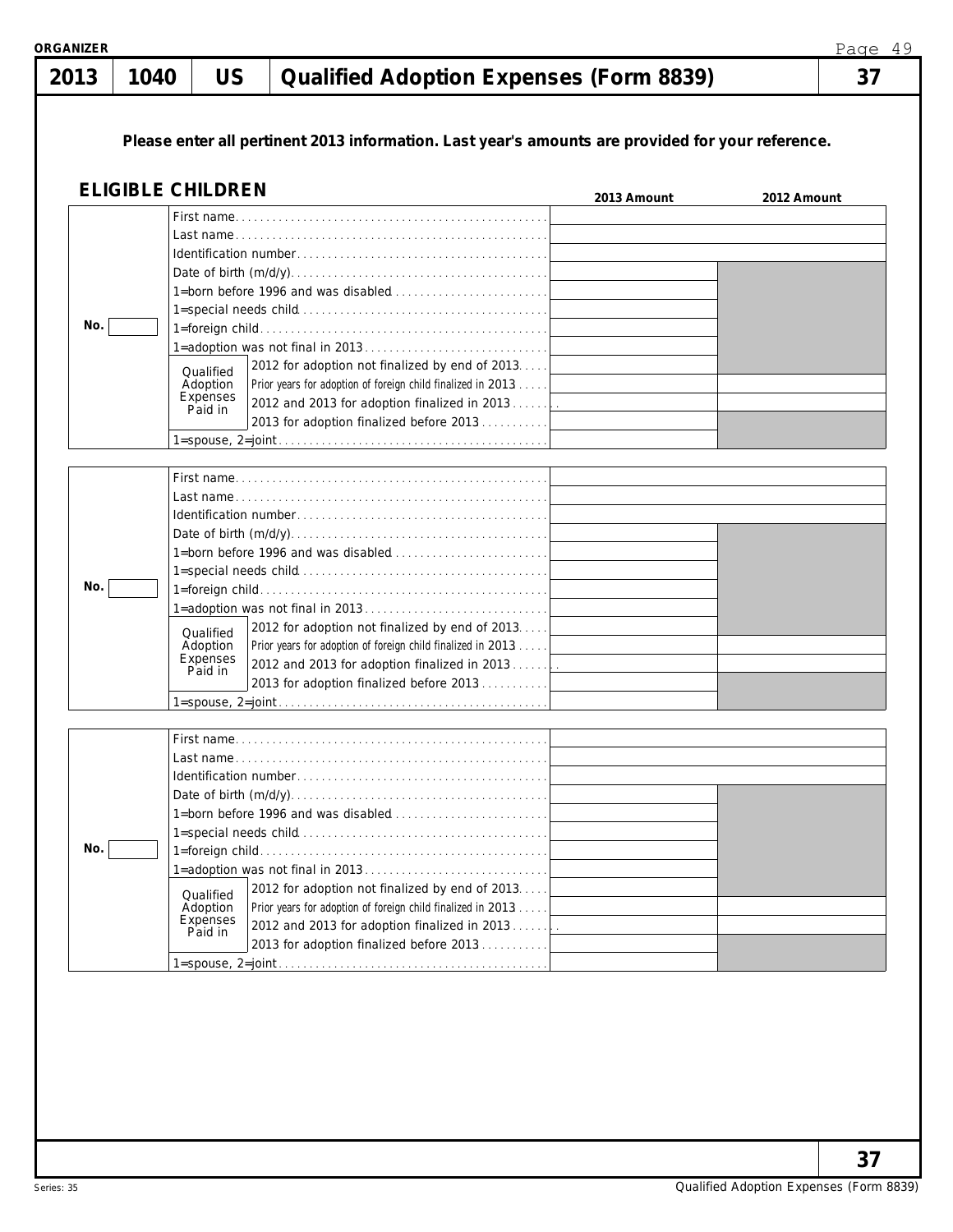# 2013 | 1040 | US | Qualified Adoption Expenses (Form 8839) | 37

**Please enter all pertinent 2013 information. Last year's amounts are provided for your reference.**

## ELIGIBLE CHILDREN

| No. | | | 2013 Amount | 2012 Amount |
|---|---|---|---|---|
| | First name | | | |
| | Last name | | | |
| | Identification number | | | |
| | Date of birth (m/d/y) | | | |
| | 1=born before 1996 and was disabled | | | |
| | 1=special needs child | | | |
| | 1=foreign child | | | |
| | 1=adoption was not final in 2013 | | | |
| | Qualified Adoption Expenses Paid in | 2012 for adoption not finalized by end of 2013 | | |
| | | Prior years for adoption of foreign child finalized in 2013 | | |
| | | 2012 and 2013 for adoption finalized in 2013 | | |
| | | 2013 for adoption finalized before 2013 | | |
| | 1=spouse, 2=joint | | | |

| No. | | | 2013 Amount | 2012 Amount |
|---|---|---|---|---|
| | First name | | | |
| | Last name | | | |
| | Identification number | | | |
| | Date of birth (m/d/y) | | | |
| | 1=born before 1996 and was disabled | | | |
| | 1=special needs child | | | |
| | 1=foreign child | | | |
| | 1=adoption was not final in 2013 | | | |
| | Qualified Adoption Expenses Paid in | 2012 for adoption not finalized by end of 2013 | | |
| | | Prior years for adoption of foreign child finalized in 2013 | | |
| | | 2012 and 2013 for adoption finalized in 2013 | | |
| | | 2013 for adoption finalized before 2013 | | |
| | 1=spouse, 2=joint | | | |

| No. | | | 2013 Amount | 2012 Amount |
|---|---|---|---|---|
| | First name | | | |
| | Last name | | | |
| | Identification number | | | |
| | Date of birth (m/d/y) | | | |
| | 1=born before 1996 and was disabled | | | |
| | 1=special needs child | | | |
| | 1=foreign child | | | |
| | 1=adoption was not final in 2013 | | | |
| | Qualified Adoption Expenses Paid in | 2012 for adoption not finalized by end of 2013 | | |
| | | Prior years for adoption of foreign child finalized in 2013 | | |
| | | 2012 and 2013 for adoption finalized in 2013 | | |
| | | 2013 for adoption finalized before 2013 | | |
| | 1=spouse, 2=joint | | | |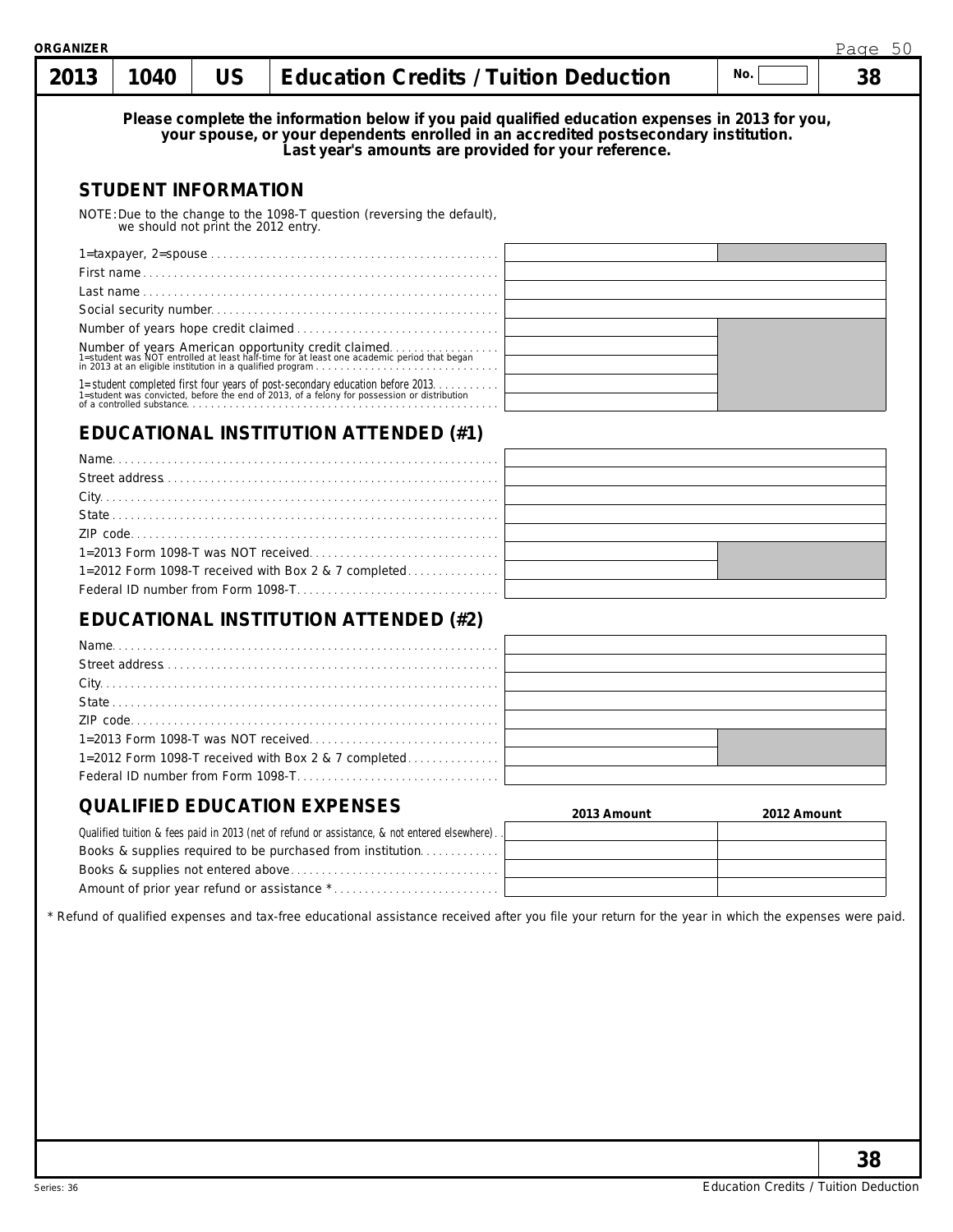# 2013 | 1040 | US | Education Credits / Tuition Deduction | No. | 38

**Please complete the information below if you paid qualified education expenses in 2013 for you, your spouse, or your dependents enrolled in an accredited postsecondary institution. Last year's amounts are provided for your reference.**

## STUDENT INFORMATION

NOTE: Due to the change to the 1098-T question (reversing the default), we should not print the 2012 entry.

| | | |
|---|---|---|
| 1=taxpayer, 2=spouse | | |
| First name | | |
| Last name | | |
| Social security number | | |
| Number of years hope credit claimed | | |
| Number of years American opportunity credit claimed | | |
| 1=student was NOT entrolled at least half-time for at least one academic period that began in 2013 at an eligible institution in a qualified program | | |
| 1= student completed first four years of post-secondary education before 2013 | | |
| 1=student was convicted, before the end of 2013, of a felony for possession or distribution of a controlled substance | | |

## EDUCATIONAL INSTITUTION ATTENDED (#1)

| | | |
|---|---|---|
| Name | | |
| Street address | | |
| City | | |
| State | | |
| ZIP code | | |
| 1=2013 Form 1098-T was NOT received | | |
| 1=2012 Form 1098-T received with Box 2 & 7 completed | | |
| Federal ID number from Form 1098-T | | |

## EDUCATIONAL INSTITUTION ATTENDED (#2)

| | | |
|---|---|---|
| Name | | |
| Street address | | |
| City | | |
| State | | |
| ZIP code | | |
| 1=2013 Form 1098-T was NOT received | | |
| 1=2012 Form 1098-T received with Box 2 & 7 completed | | |
| Federal ID number from Form 1098-T | | |

## QUALIFIED EDUCATION EXPENSES

| | 2013 Amount | 2012 Amount |
|---|---|---|
| Qualified tuition & fees paid in 2013 (net of refund or assistance, & not entered elsewhere) | | |
| Books & supplies required to be purchased from institution | | |
| Books & supplies not entered above | | |
| Amount of prior year refund or assistance * | | |

\* Refund of qualified expenses and tax-free educational assistance received after you file your return for the year in which the expenses were paid.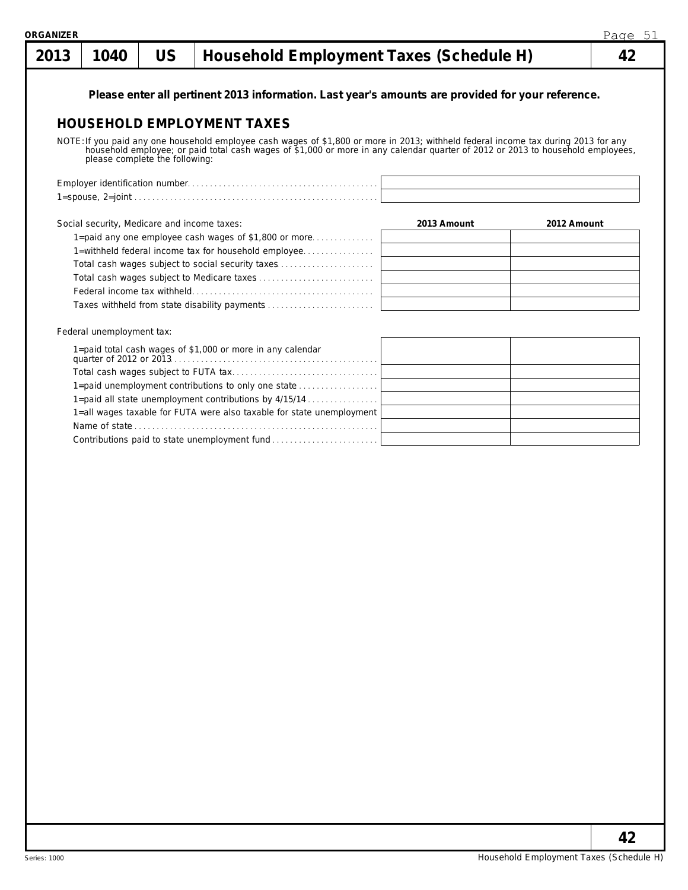| 2013 | 1040 | US | Household Employment Taxes (Schedule H) | 42 |
|---|---|---|---|---|

**Please enter all pertinent 2013 information. Last year's amounts are provided for your reference.**

## HOUSEHOLD EMPLOYMENT TAXES

NOTE: If you paid any one household employee cash wages of $1,800 or more in 2013; withheld federal income tax during 2013 for any household employee; or paid total cash wages of $1,000 or more in any calendar quarter of 2012 or 2013 to household employees, please complete the following:

| | |
|---|---|
| Employer identification number | |
| 1=spouse, 2=joint | |

| Social security, Medicare and income taxes: | 2013 Amount | 2012 Amount |
|---|---|---|
| 1=paid any one employee cash wages of $1,800 or more | | |
| 1=withheld federal income tax for household employee | | |
| Total cash wages subject to social security taxes | | |
| Total cash wages subject to Medicare taxes | | |
| Federal income tax withheld | | |
| Taxes withheld from state disability payments | | |

| Federal unemployment tax: | | |
|---|---|---|
| 1=paid total cash wages of $1,000 or more in any calendar quarter of 2012 or 2013 | | |
| Total cash wages subject to FUTA tax | | |
| 1=paid unemployment contributions to only one state | | |
| 1=paid all state unemployment contributions by 4/15/14 | | |
| 1=all wages taxable for FUTA were also taxable for state unemployment | | |
| Name of state | | |
| Contributions paid to state unemployment fund | | |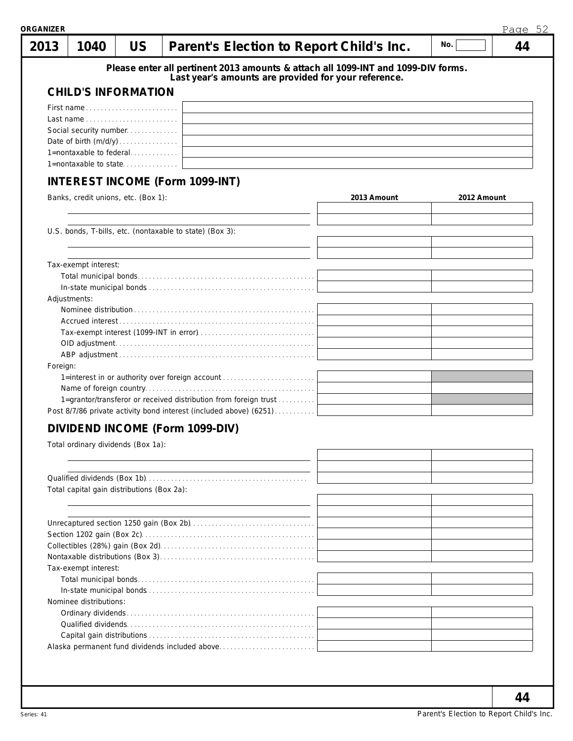ORGANIZER

| 2013 | 1040 | US | Parent's Election to Report Child's Inc. | No. | 44 |
|---|---|---|---|---|---|

**Please enter all pertinent 2013 amounts & attach all 1099-INT and 1099-DIV forms.**
**Last year's amounts are provided for your reference.**

## CHILD'S INFORMATION

| | |
|---|---|
| First name | |
| Last name | |
| Social security number | |
| Date of birth (m/d/y) | |
| 1=nontaxable to federal | |
| 1=nontaxable to state | |

## INTEREST INCOME (Form 1099-INT)

| | 2013 Amount | 2012 Amount |
|---|---|---|
| Banks, credit unions, etc. (Box 1): | | |
| | | |
| | | |
| U.S. bonds, T-bills, etc. (nontaxable to state) (Box 3): | | |
| | | |
| | | |
| Tax-exempt interest: | | |
| Total municipal bonds | | |
| In-state municipal bonds | | |
| Adjustments: | | |
| Nominee distribution | | |
| Accrued interest | | |
| Tax-exempt interest (1099-INT in error) | | |
| OID adjustment | | |
| ABP adjustment | | |
| Foreign: | | |
| 1=interest in or authority over foreign account | | |
| Name of foreign country | | |
| 1=grantor/transferor or received distribution from foreign trust | | |
| Post 8/7/86 private activity bond interest (included above) (6251) | | |

## DIVIDEND INCOME (Form 1099-DIV)

| | 2013 Amount | 2012 Amount |
|---|---|---|
| Total ordinary dividends (Box 1a): | | |
| | | |
| | | |
| Qualified dividends (Box 1b) | | |
| Total capital gain distributions (Box 2a): | | |
| | | |
| | | |
| Unrecaptured section 1250 gain (Box 2b) | | |
| Section 1202 gain (Box 2c) | | |
| Collectibles (28%) gain (Box 2d) | | |
| Nontaxable distributions (Box 3) | | |
| Tax-exempt interest: | | |
| Total municipal bonds | | |
| In-state municipal bonds | | |
| Nominee distributions: | | |
| Ordinary dividends | | |
| Qualified dividends | | |
| Capital gain distributions | | |
| Alaska permanent fund dividends included above | | |

Series: 41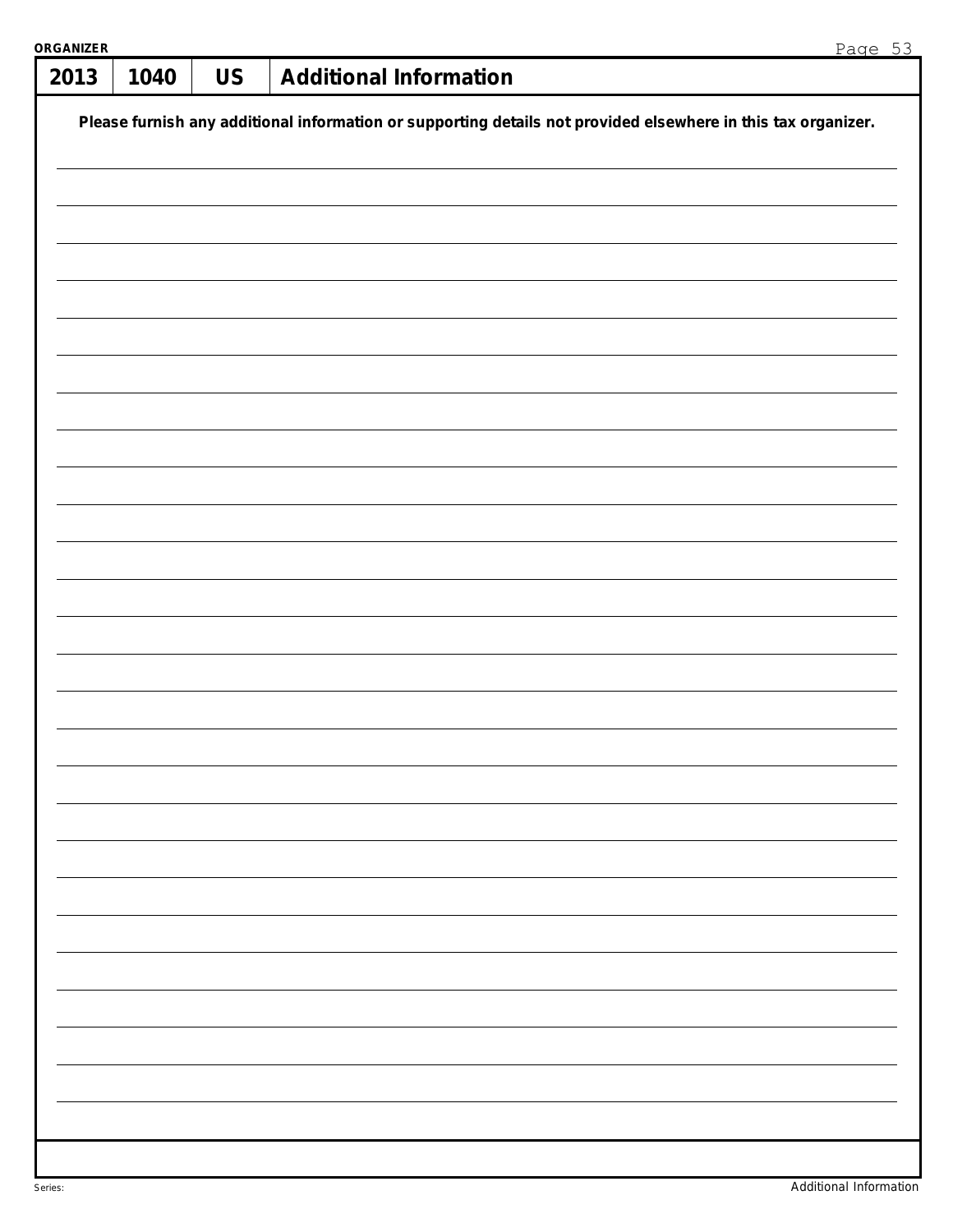| 2013 | 1040 | US | Additional Information |
|---|---|---|---|

**Please furnish any additional information or supporting details not provided elsewhere in this tax organizer.**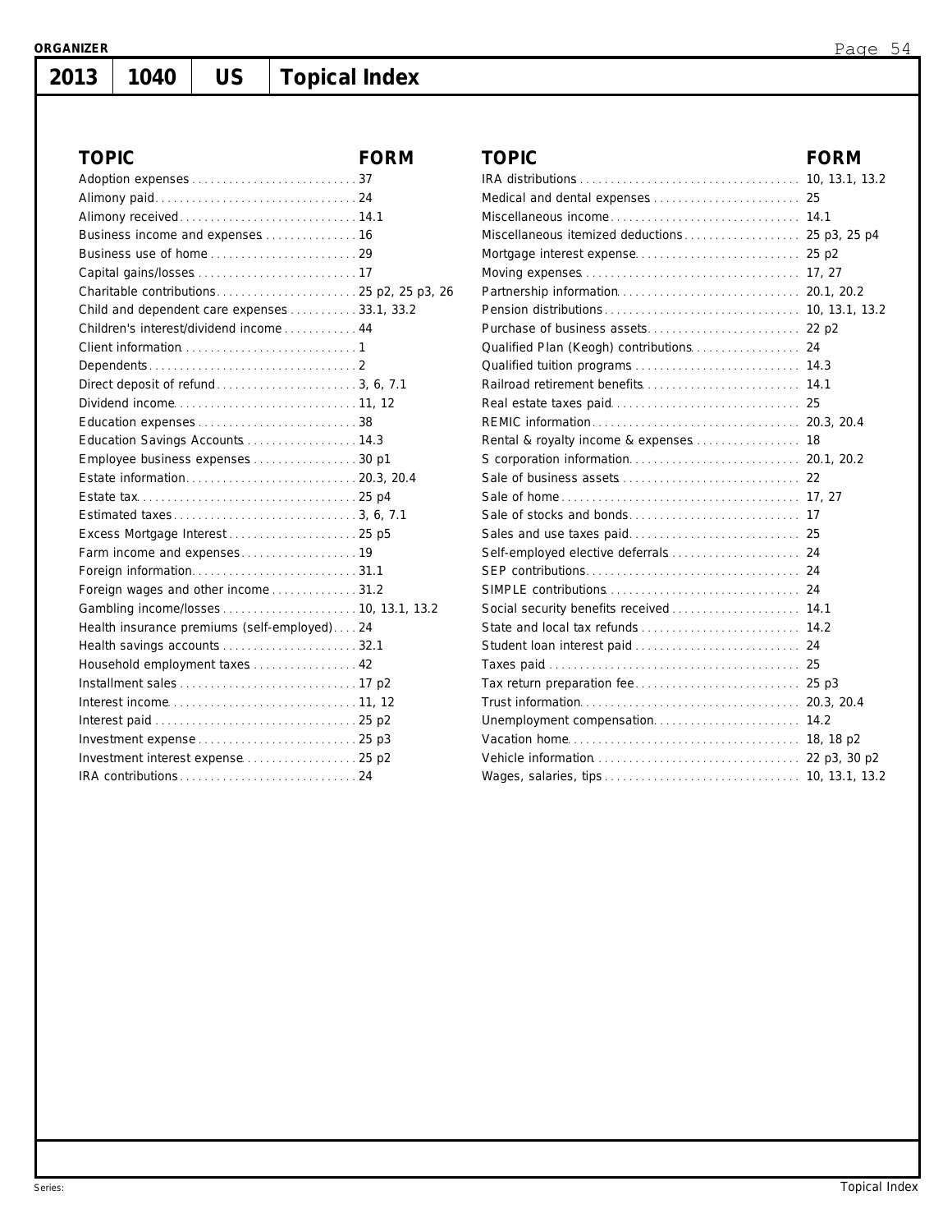**ORGANIZER**

# 2013 | 1040 | US | Topical Index

| TOPIC | FORM |
|---|---|
| Adoption expenses | 37 |
| Alimony paid | 24 |
| Alimony received | 14.1 |
| Business income and expenses | 16 |
| Business use of home | 29 |
| Capital gains/losses | 17 |
| Charitable contributions | 25 p2, 25 p3, 26 |
| Child and dependent care expenses | 33.1, 33.2 |
| Children's interest/dividend income | 44 |
| Client information | 1 |
| Dependents | 2 |
| Direct deposit of refund | 3, 6, 7.1 |
| Dividend income | 11, 12 |
| Education expenses | 38 |
| Education Savings Accounts | 14.3 |
| Employee business expenses | 30 p1 |
| Estate information | 20.3, 20.4 |
| Estate tax | 25 p4 |
| Estimated taxes | 3, 6, 7.1 |
| Excess Mortgage Interest | 25 p5 |
| Farm income and expenses | 19 |
| Foreign information | 31.1 |
| Foreign wages and other income | 31.2 |
| Gambling income/losses | 10, 13.1, 13.2 |
| Health insurance premiums (self-employed) | 24 |
| Health savings accounts | 32.1 |
| Household employment taxes | 42 |
| Installment sales | 17 p2 |
| Interest income | 11, 12 |
| Interest paid | 25 p2 |
| Investment expense | 25 p3 |
| Investment interest expense | 25 p2 |
| IRA contributions | 24 |
| IRA distributions | 10, 13.1, 13.2 |
| Medical and dental expenses | 25 |
| Miscellaneous income | 14.1 |
| Miscellaneous itemized deductions | 25 p3, 25 p4 |
| Mortgage interest expense | 25 p2 |
| Moving expenses | 17, 27 |
| Partnership information | 20.1, 20.2 |
| Pension distributions | 10, 13.1, 13.2 |
| Purchase of business assets | 22 p2 |
| Qualified Plan (Keogh) contributions | 24 |
| Qualified tuition programs | 14.3 |
| Railroad retirement benefits | 14.1 |
| Real estate taxes paid | 25 |
| REMIC information | 20.3, 20.4 |
| Rental & royalty income & expenses | 18 |
| S corporation information | 20.1, 20.2 |
| Sale of business assets | 22 |
| Sale of home | 17, 27 |
| Sale of stocks and bonds | 17 |
| Sales and use taxes paid | 25 |
| Self-employed elective deferrals | 24 |
| SEP contributions | 24 |
| SIMPLE contributions | 24 |
| Social security benefits received | 14.1 |
| State and local tax refunds | 14.2 |
| Student loan interest paid | 24 |
| Taxes paid | 25 |
| Tax return preparation fee | 25 p3 |
| Trust information | 20.3, 20.4 |
| Unemployment compensation | 14.2 |
| Vacation home | 18, 18 p2 |
| Vehicle information | 22 p3, 30 p2 |
| Wages, salaries, tips | 10, 13.1, 13.2 |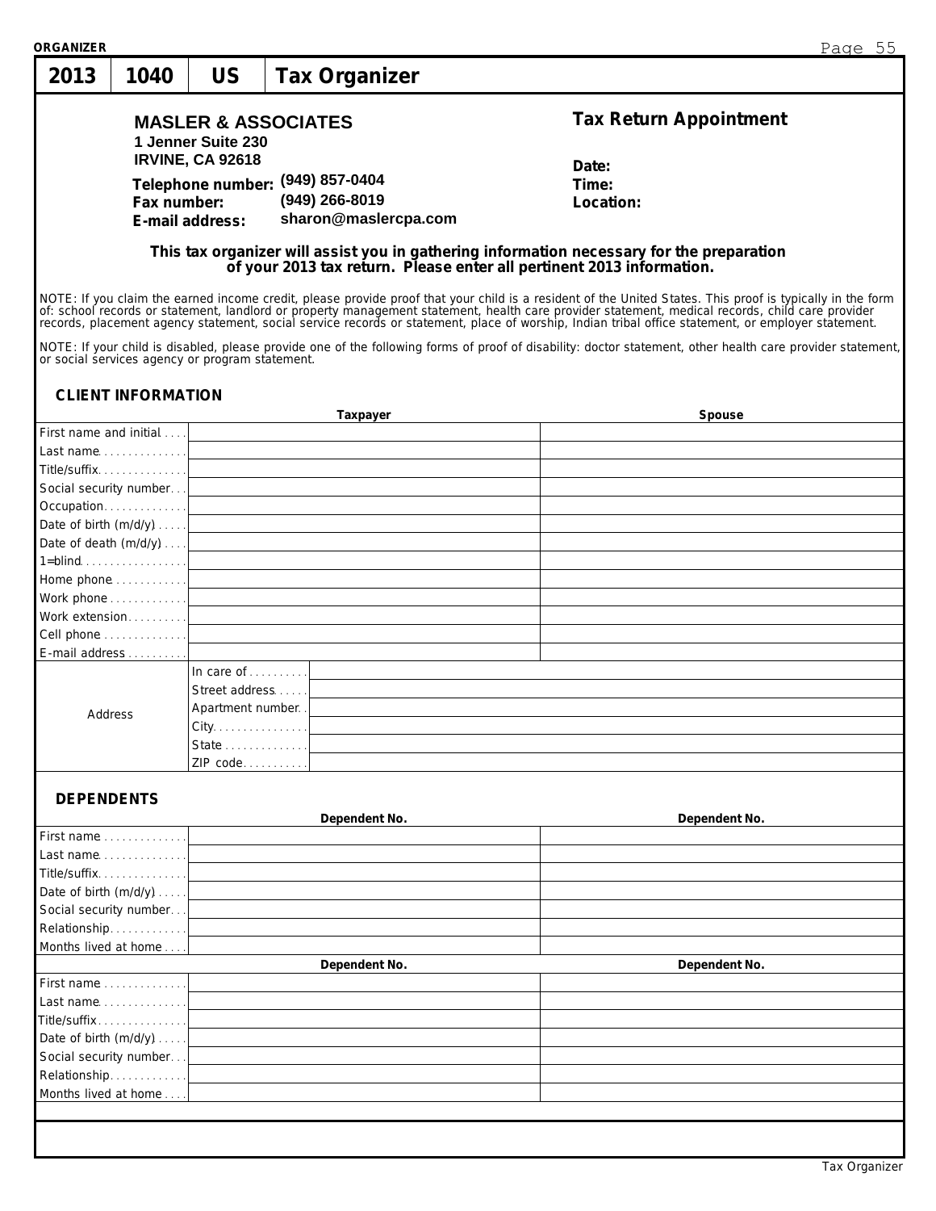ORGANIZER

# 2013 | 1040 | US | Tax Organizer

**MASLER & ASSOCIATES**
**1 Jenner Suite 230**
**IRVINE, CA 92618**

**Telephone number:** (949) 857-0404
**Fax number:** (949) 266-8019
**E-mail address:** sharon@maslercpa.com

## Tax Return Appointment

**Date:**
**Time:**
**Location:**

**This tax organizer will assist you in gathering information necessary for the preparation of your 2013 tax return. Please enter all pertinent 2013 information.**

NOTE: If you claim the earned income credit, please provide proof that your child is a resident of the United States. This proof is typically in the form of: school records or statement, landlord or property management statement, health care provider statement, medical records, child care provider records, placement agency statement, social service records or statement, place of worship, Indian tribal office statement, or employer statement.

NOTE: If your child is disabled, please provide one of the following forms of proof of disability: doctor statement, other health care provider statement, or social services agency or program statement.

### CLIENT INFORMATION

| | Taxpayer | Spouse |
|---|---|---|
| First name and initial | | |
| Last name | | |
| Title/suffix | | |
| Social security number | | |
| Occupation | | |
| Date of birth (m/d/y) | | |
| Date of death (m/d/y) | | |
| 1=blind | | |
| Home phone | | |
| Work phone | | |
| Work extension | | |
| Cell phone | | |
| E-mail address | | |

| Address | |
|---|---|
| In care of | |
| Street address | |
| Apartment number | |
| City | |
| State | |
| ZIP code | |

### DEPENDENTS

| | Dependent No. | Dependent No. |
|---|---|---|
| First name | | |
| Last name | | |
| Title/suffix | | |
| Date of birth (m/d/y) | | |
| Social security number | | |
| Relationship | | |
| Months lived at home | | |

| | Dependent No. | Dependent No. |
|---|---|---|
| First name | | |
| Last name | | |
| Title/suffix | | |
| Date of birth (m/d/y) | | |
| Social security number | | |
| Relationship | | |
| Months lived at home | | |

Tax Organizer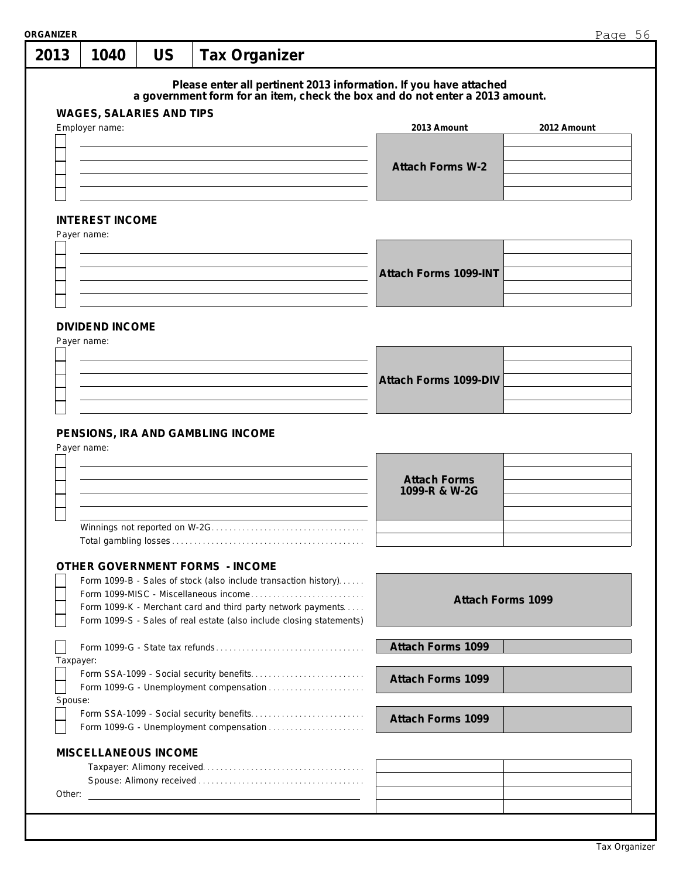# 2013 | 1040 | US | Tax Organizer

**Please enter all pertinent 2013 information. If you have attached a government form for an item, check the box and do not enter a 2013 amount.**

## WAGES, SALARIES AND TIPS

| Employer name: | 2013 Amount | 2012 Amount |
|---|---|---|
| ☐ | Attach Forms W-2 | |
| ☐ | | |
| ☐ | | |
| ☐ | | |
| ☐ | | |

## INTEREST INCOME

| Payer name: | 2013 Amount | 2012 Amount |
|---|---|---|
| ☐ | Attach Forms 1099-INT | |
| ☐ | | |
| ☐ | | |
| ☐ | | |
| ☐ | | |

## DIVIDEND INCOME

| Payer name: | 2013 Amount | 2012 Amount |
|---|---|---|
| ☐ | Attach Forms 1099-DIV | |
| ☐ | | |
| ☐ | | |
| ☐ | | |
| ☐ | | |

## PENSIONS, IRA AND GAMBLING INCOME

| Payer name: | 2013 Amount | 2012 Amount |
|---|---|---|
| ☐ | Attach Forms 1099-R & W-2G | |
| ☐ | | |
| ☐ | | |
| ☐ | | |
| ☐ | | |
| Winnings not reported on W-2G | | |
| Total gambling losses | | |

## OTHER GOVERNMENT FORMS - INCOME

| | | |
|---|---|---|
| ☐ Form 1099-B - Sales of stock (also include transaction history) | Attach Forms 1099 | |
| ☐ Form 1099-MISC - Miscellaneous income | | |
| ☐ Form 1099-K - Merchant card and third party network payments | | |
| ☐ Form 1099-S - Sales of real estate (also include closing statements) | | |
| ☐ Form 1099-G - State tax refunds | Attach Forms 1099 | |
| Taxpayer: | | |
| ☐ Form SSA-1099 - Social security benefits | Attach Forms 1099 | |
| ☐ Form 1099-G - Unemployment compensation | | |
| Spouse: | | |
| ☐ Form SSA-1099 - Social security benefits | Attach Forms 1099 | |
| ☐ Form 1099-G - Unemployment compensation | | |

## MISCELLANEOUS INCOME

| | 2013 Amount | 2012 Amount |
|---|---|---|
| Taxpayer: Alimony received | | |
| Spouse: Alimony received | | |
| Other: | | |
| | | |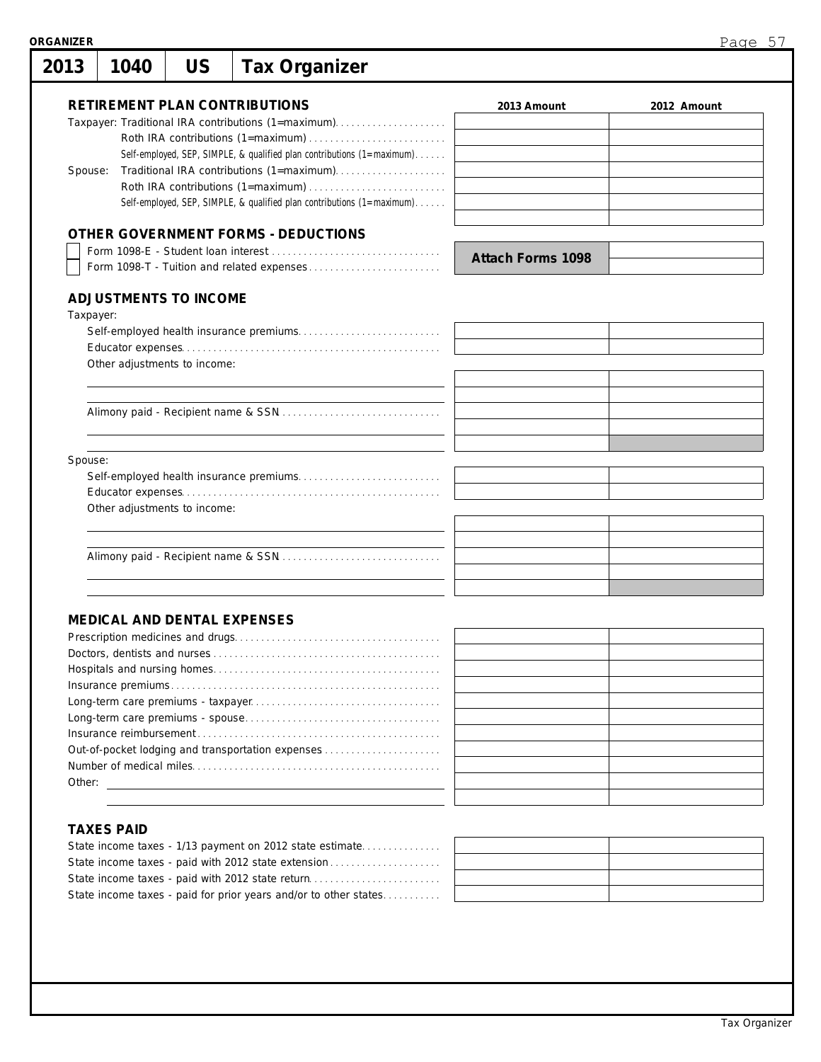# 2013 | 1040 | US | Tax Organizer

## RETIREMENT PLAN CONTRIBUTIONS

| | 2013 Amount | 2012 Amount |
|---|---|---|
| Taxpayer: Traditional IRA contributions (1=maximum) | | |
| Roth IRA contributions (1=maximum) | | |
| Self-employed, SEP, SIMPLE, & qualified plan contributions (1=maximum) | | |
| Spouse: Traditional IRA contributions (1=maximum) | | |
| Roth IRA contributions (1=maximum) | | |
| Self-employed, SEP, SIMPLE, & qualified plan contributions (1=maximum) | | |
| | | |

## OTHER GOVERNMENT FORMS - DEDUCTIONS

| | 2013 Amount | 2012 Amount |
|---|---|---|
| ☐ Form 1098-E - Student loan interest | Attach Forms 1098 | |
| ☐ Form 1098-T - Tuition and related expenses | | |

## ADJUSTMENTS TO INCOME

Taxpayer:

| | 2013 Amount | 2012 Amount |
|---|---|---|
| Self-employed health insurance premiums | | |
| Educator expenses | | |
| Other adjustments to income: | | |
| | | |
| | | |
| Alimony paid - Recipient name & SSN | | |
| | | |
| | | |

Spouse:

| | 2013 Amount | 2012 Amount |
|---|---|---|
| Self-employed health insurance premiums | | |
| Educator expenses | | |
| Other adjustments to income: | | |
| | | |
| | | |
| Alimony paid - Recipient name & SSN | | |
| | | |
| | | |

## MEDICAL AND DENTAL EXPENSES

| | 2013 Amount | 2012 Amount |
|---|---|---|
| Prescription medicines and drugs | | |
| Doctors, dentists and nurses | | |
| Hospitals and nursing homes | | |
| Insurance premiums | | |
| Long-term care premiums - taxpayer | | |
| Long-term care premiums - spouse | | |
| Insurance reimbursement | | |
| Out-of-pocket lodging and transportation expenses | | |
| Number of medical miles | | |
| Other: | | |
| | | |

## TAXES PAID

| | 2013 Amount | 2012 Amount |
|---|---|---|
| State income taxes - 1/13 payment on 2012 state estimate | | |
| State income taxes - paid with 2012 state extension | | |
| State income taxes - paid with 2012 state return | | |
| State income taxes - paid for prior years and/or to other states | | |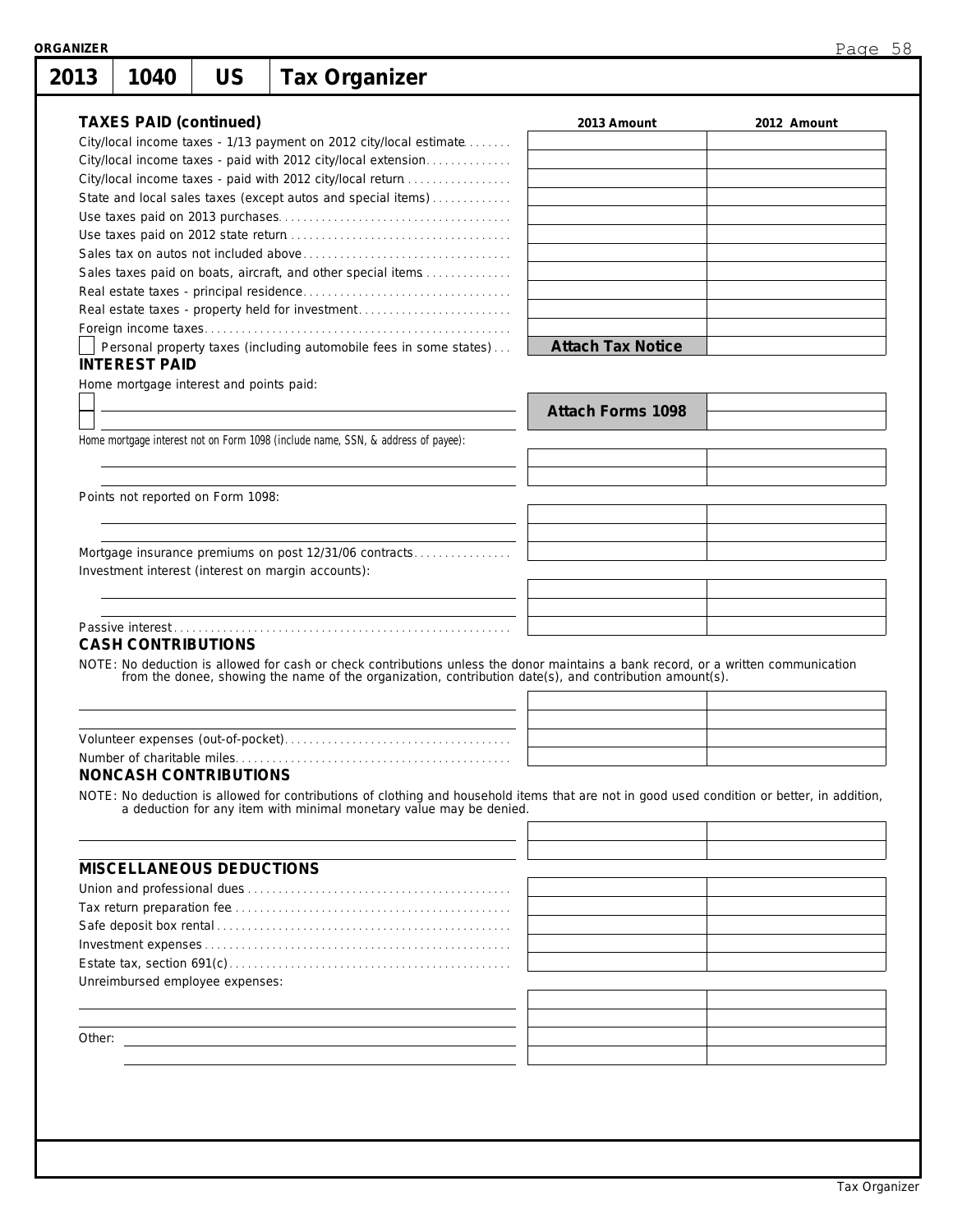# 2013 | 1040 | US | Tax Organizer

## TAXES PAID (continued)

| | 2013 Amount | 2012 Amount |
|---|---|---|
| City/local income taxes - 1/13 payment on 2012 city/local estimate | | |
| City/local income taxes - paid with 2012 city/local extension | | |
| City/local income taxes - paid with 2012 city/local return | | |
| State and local sales taxes (except autos and special items) | | |
| Use taxes paid on 2013 purchases | | |
| Use taxes paid on 2012 state return | | |
| Sales tax on autos not included above | | |
| Sales taxes paid on boats, aircraft, and other special items | | |
| Real estate taxes - principal residence | | |
| Real estate taxes - property held for investment | | |
| Foreign income taxes | | |
| ☐ Personal property taxes (including automobile fees in some states) | **Attach Tax Notice** | |

## INTEREST PAID

Home mortgage interest and points paid:

| | 2013 Amount | 2012 Amount |
|---|---|---|
| ☐ | **Attach Forms 1098** | |
| ☐ | | |

*Home mortgage interest not on Form 1098 (include name, SSN, & address of payee):*

| | 2013 Amount | 2012 Amount |
|---|---|---|
| | | |
| | | |

Points not reported on Form 1098:

| | 2013 Amount | 2012 Amount |
|---|---|---|
| | | |
| | | |
| Mortgage insurance premiums on post 12/31/06 contracts | | |

Investment interest (interest on margin accounts):

| | 2013 Amount | 2012 Amount |
|---|---|---|
| | | |
| | | |
| Passive interest | | |

## CASH CONTRIBUTIONS

NOTE: No deduction is allowed for cash or check contributions unless the donor maintains a bank record, or a written communication from the donee, showing the name of the organization, contribution date(s), and contribution amount(s).

| | 2013 Amount | 2012 Amount |
|---|---|---|
| | | |
| | | |
| Volunteer expenses (out-of-pocket) | | |
| Number of charitable miles | | |

## NONCASH CONTRIBUTIONS

NOTE: No deduction is allowed for contributions of clothing and household items that are not in good used condition or better, in addition, a deduction for any item with minimal monetary value may be denied.

| | 2013 Amount | 2012 Amount |
|---|---|---|
| | | |
| | | |

## MISCELLANEOUS DEDUCTIONS

| | 2013 Amount | 2012 Amount |
|---|---|---|
| Union and professional dues | | |
| Tax return preparation fee | | |
| Safe deposit box rental | | |
| Investment expenses | | |
| Estate tax, section 691(c) | | |

Unreimbursed employee expenses:

| | 2013 Amount | 2012 Amount |
|---|---|---|
| | | |
| | | |
| Other: | | |
| | | |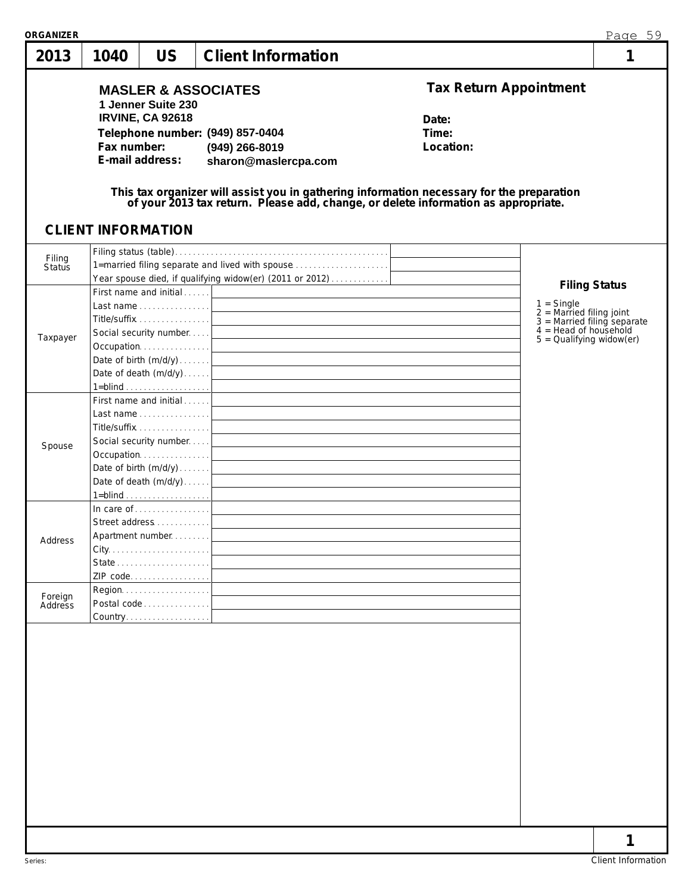ORGANIZER

| 2013 | 1040 | US | Client Information | 1 |
|---|---|---|---|---|

**MASLER & ASSOCIATES**
**1 Jenner Suite 230**
**IRVINE, CA 92618**
**Telephone number:** (949) 857-0404
**Fax number:** (949) 266-8019
**E-mail address:** sharon@maslercpa.com

## Tax Return Appointment

**Date:**
**Time:**
**Location:**

**This tax organizer will assist you in gathering information necessary for the preparation of your 2013 tax return. Please add, change, or delete information as appropriate.**

## CLIENT INFORMATION

| Section | Field | Value |
|---|---|---|
| Filing Status | Filing status (table) | |
| | 1=married filing separate and lived with spouse | |
| | Year spouse died, if qualifying widow(er) (2011 or 2012) | |
| Taxpayer | First name and initial | |
| | Last name | |
| | Title/suffix | |
| | Social security number | |
| | Occupation | |
| | Date of birth (m/d/y) | |
| | Date of death (m/d/y) | |
| | 1=blind | |
| Spouse | First name and initial | |
| | Last name | |
| | Title/suffix | |
| | Social security number | |
| | Occupation | |
| | Date of birth (m/d/y) | |
| | Date of death (m/d/y) | |
| | 1=blind | |
| Address | In care of | |
| | Street address | |
| | Apartment number | |
| | City | |
| | State | |
| | ZIP code | |
| Foreign Address | Region | |
| | Postal code | |
| | Country | |

**Filing Status**

1 = Single
2 = Married filing joint
3 = Married filing separate
4 = Head of household
5 = Qualifying widow(er)

Series: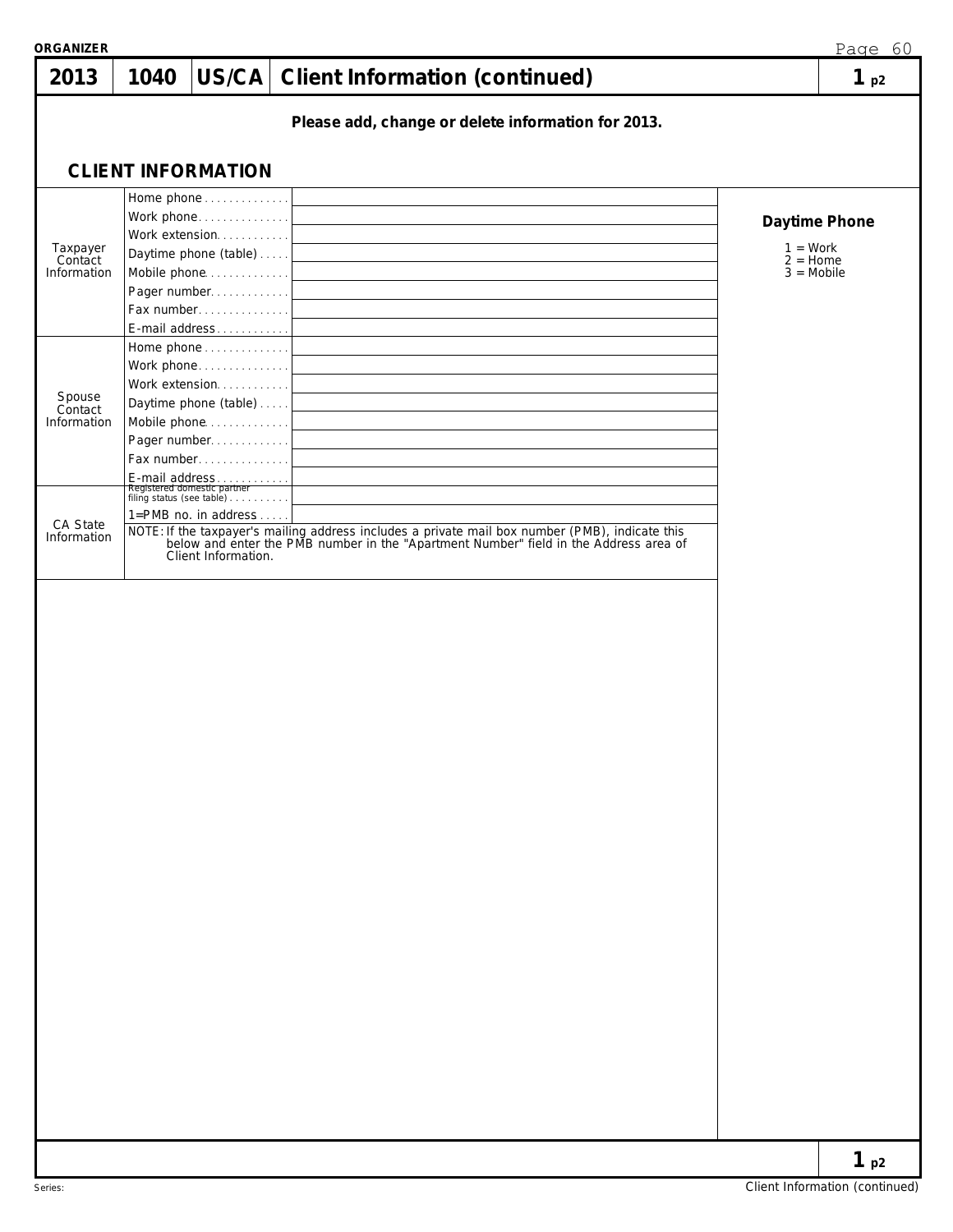ORGANIZER

# 2013 | 1040 | US/CA | Client Information (continued) | 1 p2

**Please add, change or delete information for 2013.**

## CLIENT INFORMATION

| | | |
|---|---|---|
| Taxpayer Contact Information | Home phone | |
| | Work phone | |
| | Work extension | |
| | Daytime phone (table) | |
| | Mobile phone | |
| | Pager number | |
| | Fax number | |
| | E-mail address | |
| Spouse Contact Information | Home phone | |
| | Work phone | |
| | Work extension | |
| | Daytime phone (table) | |
| | Mobile phone | |
| | Pager number | |
| | Fax number | |
| | E-mail address | |
| CA State Information | Registered domestic partner filing status (see table) | |
| | 1=PMB no. in address | |

NOTE: If the taxpayer's mailing address includes a private mail box number (PMB), indicate this below and enter the PMB number in the "Apartment Number" field in the Address area of Client Information.

**Daytime Phone**

1 = Work
2 = Home
3 = Mobile

Series:

Client Information (continued)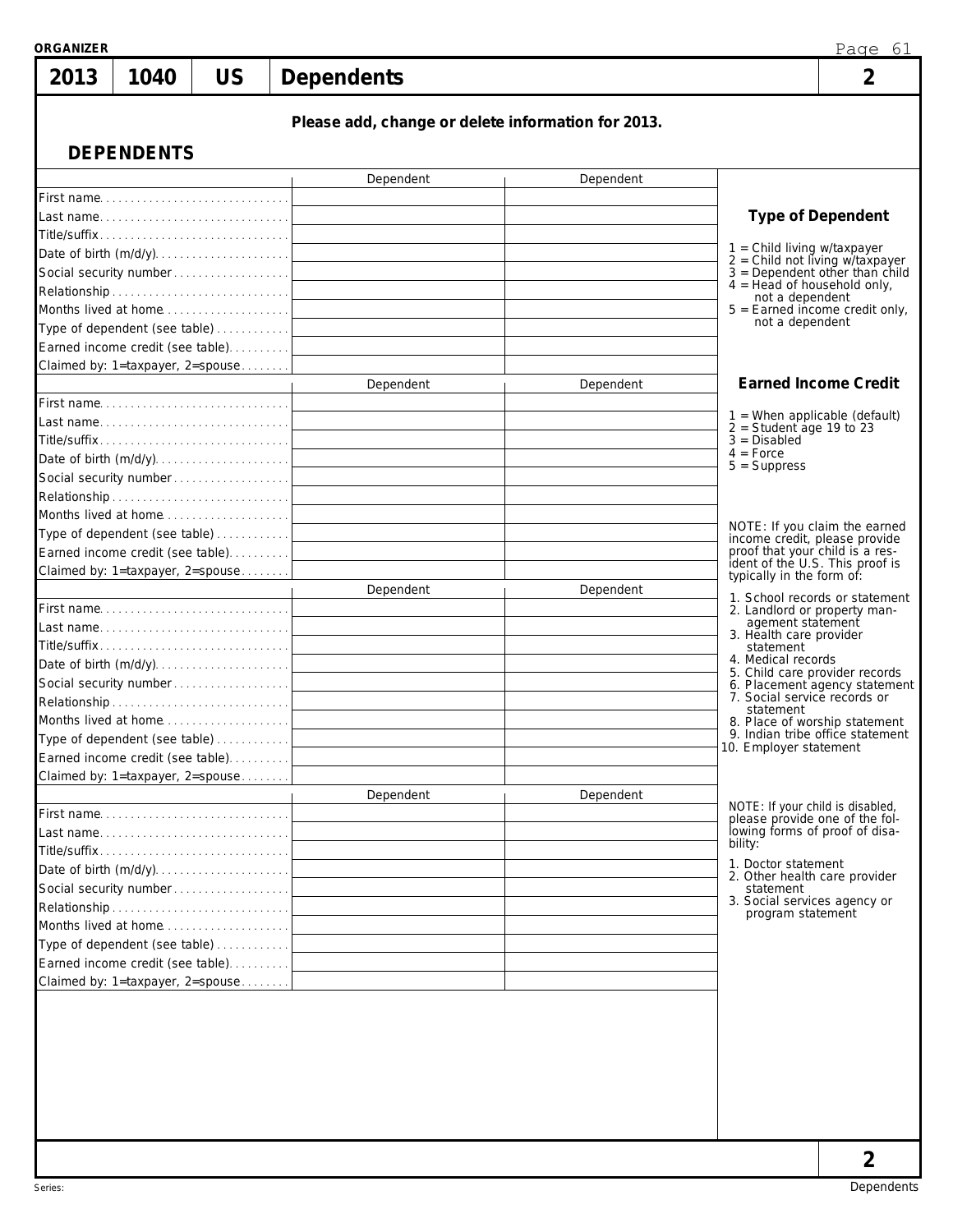| 2013 | 1040 | US | Dependents | 2 |
|---|---|---|---|---|

Please add, change or delete information for 2013.

## DEPENDENTS

| | Dependent | Dependent |
|---|---|---|
| First name | | |
| Last name | | |
| Title/suffix | | |
| Date of birth (m/d/y) | | |
| Social security number | | |
| Relationship | | |
| Months lived at home | | |
| Type of dependent (see table) | | |
| Earned income credit (see table) | | |
| Claimed by: 1=taxpayer, 2=spouse | | |

| | Dependent | Dependent |
|---|---|---|
| First name | | |
| Last name | | |
| Title/suffix | | |
| Date of birth (m/d/y) | | |
| Social security number | | |
| Relationship | | |
| Months lived at home | | |
| Type of dependent (see table) | | |
| Earned income credit (see table) | | |
| Claimed by: 1=taxpayer, 2=spouse | | |

| | Dependent | Dependent |
|---|---|---|
| First name | | |
| Last name | | |
| Title/suffix | | |
| Date of birth (m/d/y) | | |
| Social security number | | |
| Relationship | | |
| Months lived at home | | |
| Type of dependent (see table) | | |
| Earned income credit (see table) | | |
| Claimed by: 1=taxpayer, 2=spouse | | |

| | Dependent | Dependent |
|---|---|---|
| First name | | |
| Last name | | |
| Title/suffix | | |
| Date of birth (m/d/y) | | |
| Social security number | | |
| Relationship | | |
| Months lived at home | | |
| Type of dependent (see table) | | |
| Earned income credit (see table) | | |
| Claimed by: 1=taxpayer, 2=spouse | | |

### Type of Dependent

1 = Child living w/taxpayer
2 = Child not living w/taxpayer
3 = Dependent other than child
4 = Head of household only, not a dependent
5 = Earned income credit only, not a dependent

### Earned Income Credit

1 = When applicable (default)
2 = Student age 19 to 23
3 = Disabled
4 = Force
5 = Suppress

NOTE: If you claim the earned income credit, please provide proof that your child is a resident of the U.S. This proof is typically in the form of:

1. School records or statement
2. Landlord or property management statement
3. Health care provider statement
4. Medical records
5. Child care provider records
6. Placement agency statement
7. Social service records or statement
8. Place of worship statement
9. Indian tribe office statement
10. Employer statement

NOTE: If your child is disabled, please provide one of the following forms of proof of disability:

1. Doctor statement
2. Other health care provider statement
3. Social services agency or program statement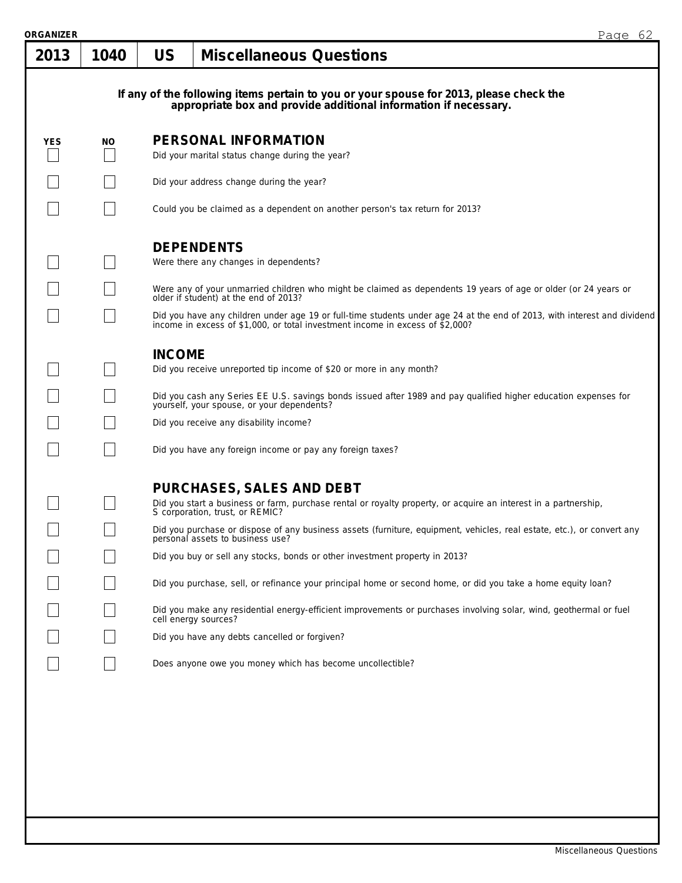ORGANIZER

# 2013 | 1040 | US | Miscellaneous Questions

**If any of the following items pertain to you or your spouse for 2013, please check the appropriate box and provide additional information if necessary.**

| YES | NO | |
|---|---|---|
| | | **PERSONAL INFORMATION** |
| ☐ | ☐ | Did your marital status change during the year? |
| ☐ | ☐ | Did your address change during the year? |
| ☐ | ☐ | Could you be claimed as a dependent on another person's tax return for 2013? |
| | | **DEPENDENTS** |
| ☐ | ☐ | Were there any changes in dependents? |
| ☐ | ☐ | Were any of your unmarried children who might be claimed as dependents 19 years of age or older (or 24 years or older if student) at the end of 2013? |
| ☐ | ☐ | Did you have any children under age 19 or full-time students under age 24 at the end of 2013, with interest and dividend income in excess of $1,000, or total investment income in excess of $2,000? |
| | | **INCOME** |
| ☐ | ☐ | Did you receive unreported tip income of $20 or more in any month? |
| ☐ | ☐ | Did you cash any Series EE U.S. savings bonds issued after 1989 and pay qualified higher education expenses for yourself, your spouse, or your dependents? |
| ☐ | ☐ | Did you receive any disability income? |
| ☐ | ☐ | Did you have any foreign income or pay any foreign taxes? |
| | | **PURCHASES, SALES AND DEBT** |
| ☐ | ☐ | Did you start a business or farm, purchase rental or royalty property, or acquire an interest in a partnership, S corporation, trust, or REMIC? |
| ☐ | ☐ | Did you purchase or dispose of any business assets (furniture, equipment, vehicles, real estate, etc.), or convert any personal assets to business use? |
| ☐ | ☐ | Did you buy or sell any stocks, bonds or other investment property in 2013? |
| ☐ | ☐ | Did you purchase, sell, or refinance your principal home or second home, or did you take a home equity loan? |
| ☐ | ☐ | Did you make any residential energy-efficient improvements or purchases involving solar, wind, geothermal or fuel cell energy sources? |
| ☐ | ☐ | Did you have any debts cancelled or forgiven? |
| ☐ | ☐ | Does anyone owe you money which has become uncollectible? |

Miscellaneous Questions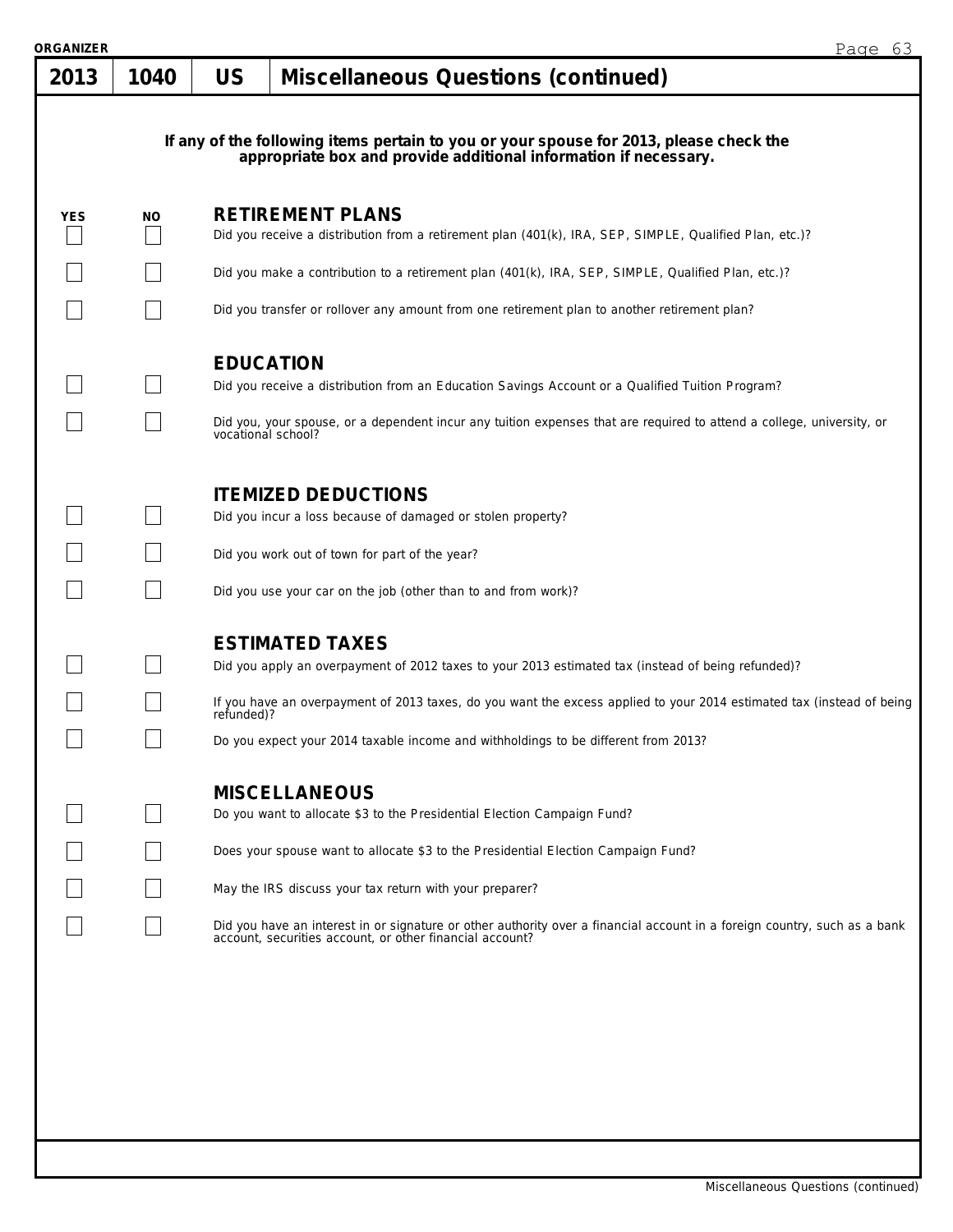# 2013 | 1040 | US | Miscellaneous Questions (continued)

**If any of the following items pertain to you or your spouse for 2013, please check the appropriate box and provide additional information if necessary.**

| YES | NO | |
|---|---|---|
| | | **RETIREMENT PLANS** |
| ☐ | ☐ | Did you receive a distribution from a retirement plan (401(k), IRA, SEP, SIMPLE, Qualified Plan, etc.)? |
| ☐ | ☐ | Did you make a contribution to a retirement plan (401(k), IRA, SEP, SIMPLE, Qualified Plan, etc.)? |
| ☐ | ☐ | Did you transfer or rollover any amount from one retirement plan to another retirement plan? |
| | | **EDUCATION** |
| ☐ | ☐ | Did you receive a distribution from an Education Savings Account or a Qualified Tuition Program? |
| ☐ | ☐ | Did you, your spouse, or a dependent incur any tuition expenses that are required to attend a college, university, or vocational school? |
| | | **ITEMIZED DEDUCTIONS** |
| ☐ | ☐ | Did you incur a loss because of damaged or stolen property? |
| ☐ | ☐ | Did you work out of town for part of the year? |
| ☐ | ☐ | Did you use your car on the job (other than to and from work)? |
| | | **ESTIMATED TAXES** |
| ☐ | ☐ | Did you apply an overpayment of 2012 taxes to your 2013 estimated tax (instead of being refunded)? |
| ☐ | ☐ | If you have an overpayment of 2013 taxes, do you want the excess applied to your 2014 estimated tax (instead of being refunded)? |
| ☐ | ☐ | Do you expect your 2014 taxable income and withholdings to be different from 2013? |
| | | **MISCELLANEOUS** |
| ☐ | ☐ | Do you want to allocate $3 to the Presidential Election Campaign Fund? |
| ☐ | ☐ | Does your spouse want to allocate $3 to the Presidential Election Campaign Fund? |
| ☐ | ☐ | May the IRS discuss your tax return with your preparer? |
| ☐ | ☐ | Did you have an interest in or signature or other authority over a financial account in a foreign country, such as a bank account, securities account, or other financial account? |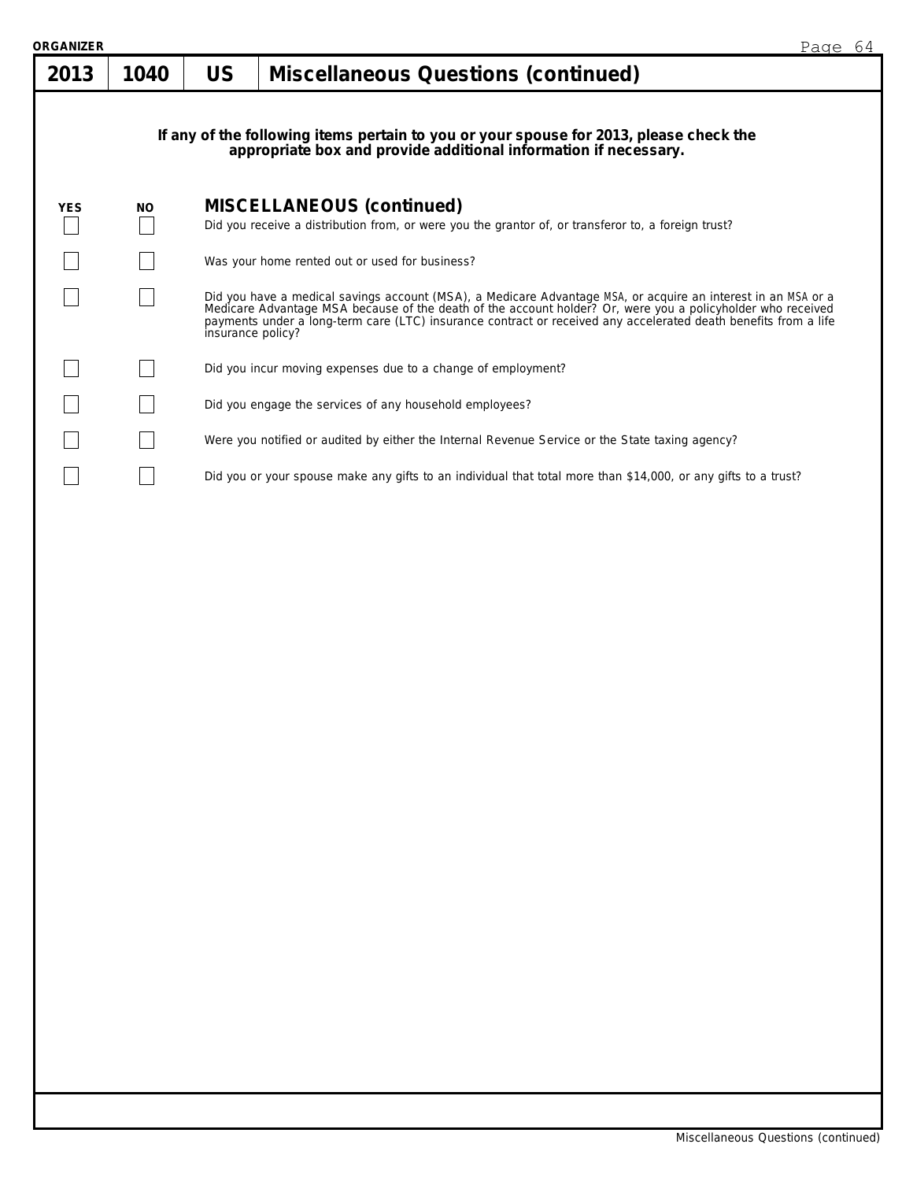| 2013 | 1040 | US | Miscellaneous Questions (continued) |
|---|---|---|---|

**If any of the following items pertain to you or your spouse for 2013, please check the appropriate box and provide additional information if necessary.**

| YES | NO | MISCELLANEOUS (continued) |
|---|---|---|
| ☐ | ☐ | Did you receive a distribution from, or were you the grantor of, or transferor to, a foreign trust? |
| ☐ | ☐ | Was your home rented out or used for business? |
| ☐ | ☐ | Did you have a medical savings account (MSA), a Medicare Advantage MSA, or acquire an interest in an MSA or a Medicare Advantage MSA because of the death of the account holder? Or, were you a policyholder who received payments under a long-term care (LTC) insurance contract or received any accelerated death benefits from a life insurance policy? |
| ☐ | ☐ | Did you incur moving expenses due to a change of employment? |
| ☐ | ☐ | Did you engage the services of any household employees? |
| ☐ | ☐ | Were you notified or audited by either the Internal Revenue Service or the State taxing agency? |
| ☐ | ☐ | Did you or your spouse make any gifts to an individual that total more than $14,000, or any gifts to a trust? |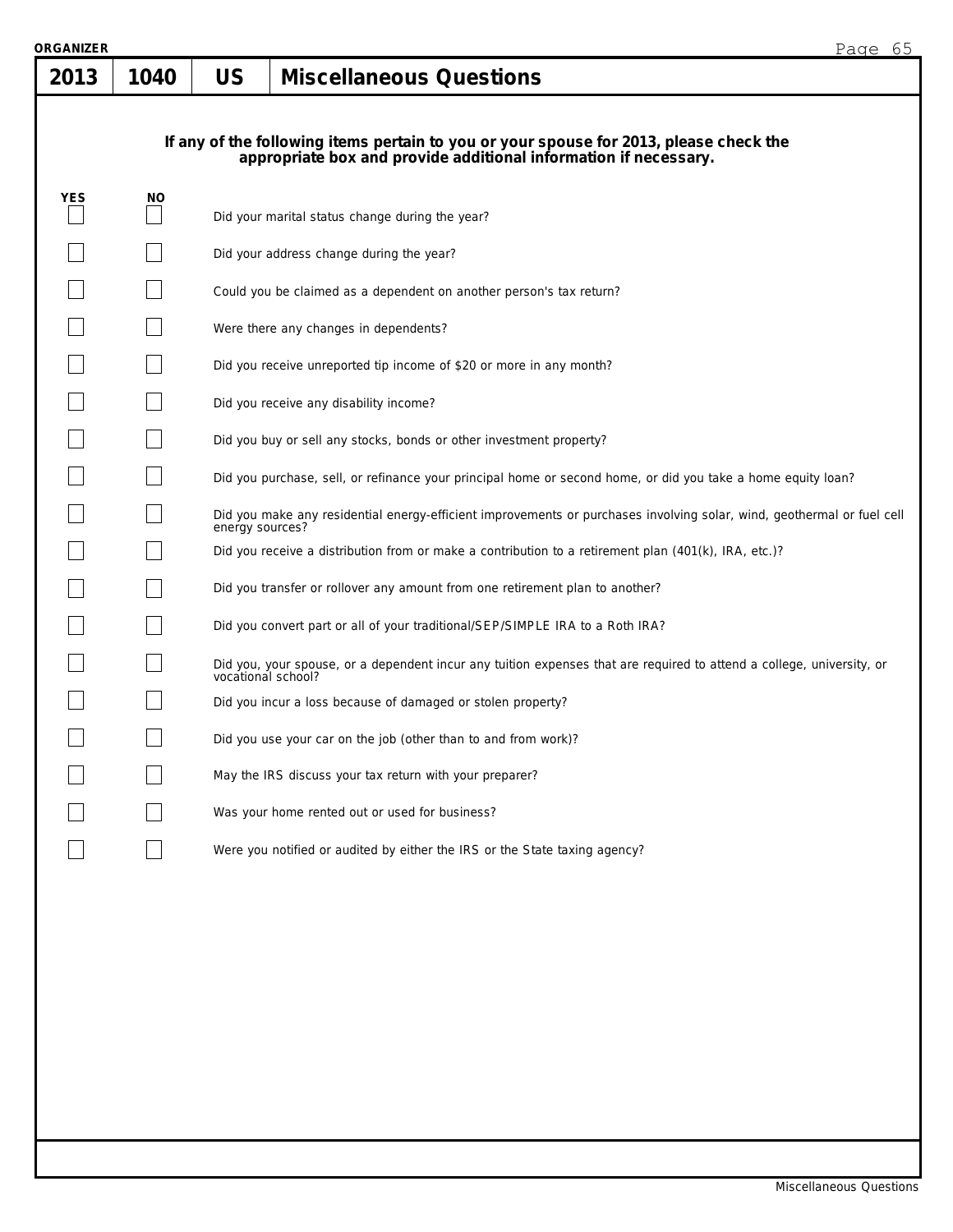ORGANIZER

| 2013 | 1040 | US | Miscellaneous Questions |
|---|---|---|---|

**If any of the following items pertain to you or your spouse for 2013, please check the appropriate box and provide additional information if necessary.**

| YES | NO | |
|---|---|---|
| ☐ | ☐ | Did your marital status change during the year? |
| ☐ | ☐ | Did your address change during the year? |
| ☐ | ☐ | Could you be claimed as a dependent on another person's tax return? |
| ☐ | ☐ | Were there any changes in dependents? |
| ☐ | ☐ | Did you receive unreported tip income of $20 or more in any month? |
| ☐ | ☐ | Did you receive any disability income? |
| ☐ | ☐ | Did you buy or sell any stocks, bonds or other investment property? |
| ☐ | ☐ | Did you purchase, sell, or refinance your principal home or second home, or did you take a home equity loan? |
| ☐ | ☐ | Did you make any residential energy-efficient improvements or purchases involving solar, wind, geothermal or fuel cell energy sources? |
| ☐ | ☐ | Did you receive a distribution from or make a contribution to a retirement plan (401(k), IRA, etc.)? |
| ☐ | ☐ | Did you transfer or rollover any amount from one retirement plan to another? |
| ☐ | ☐ | Did you convert part or all of your traditional/SEP/SIMPLE IRA to a Roth IRA? |
| ☐ | ☐ | Did you, your spouse, or a dependent incur any tuition expenses that are required to attend a college, university, or vocational school? |
| ☐ | ☐ | Did you incur a loss because of damaged or stolen property? |
| ☐ | ☐ | Did you use your car on the job (other than to and from work)? |
| ☐ | ☐ | May the IRS discuss your tax return with your preparer? |
| ☐ | ☐ | Was your home rented out or used for business? |
| ☐ | ☐ | Were you notified or audited by either the IRS or the State taxing agency? |

Miscellaneous Questions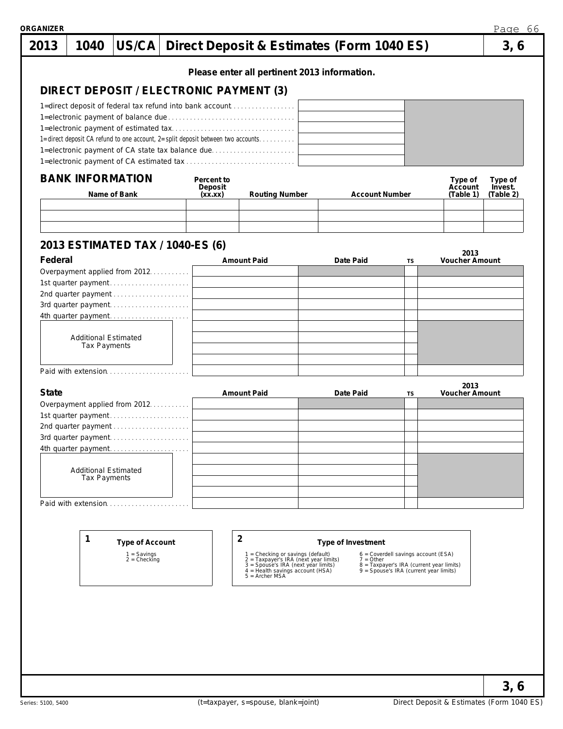ORGANIZER

# 2013 | 1040 | US/CA | Direct Deposit & Estimates (Form 1040 ES) | 3, 6

**Please enter all pertinent 2013 information.**

## DIRECT DEPOSIT / ELECTRONIC PAYMENT (3)

| | |
|---|---|
| 1=direct deposit of federal tax refund into bank account | |
| 1=electronic payment of balance due | |
| 1=electronic payment of estimated tax | |
| 1=direct deposit CA refund to one account, 2=split deposit between two accounts | |
| 1=electronic payment of CA state tax balance due | |
| 1=electronic payment of CA estimated tax | |

## BANK INFORMATION

| Name of Bank | Percent to Deposit (xx.xx) | Routing Number | Account Number | Type of Account (Table 1) | Type of Invest. (Table 2) |
|---|---|---|---|---|---|
| | | | | | |
| | | | | | |
| | | | | | |

## 2013 ESTIMATED TAX / 1040-ES (6)

| Federal | Amount Paid | Date Paid | TS | 2013 Voucher Amount |
|---|---|---|---|---|
| Overpayment applied from 2012 | | | | |
| 1st quarter payment | | | | |
| 2nd quarter payment | | | | |
| 3rd quarter payment | | | | |
| 4th quarter payment | | | | |
| Additional Estimated Tax Payments | | | | |
| | | | | |
| | | | | |
| | | | | |
| Paid with extension | | | | |

| State | Amount Paid | Date Paid | TS | 2013 Voucher Amount |
|---|---|---|---|---|
| Overpayment applied from 2012 | | | | |
| 1st quarter payment | | | | |
| 2nd quarter payment | | | | |
| 3rd quarter payment | | | | |
| 4th quarter payment | | | | |
| Additional Estimated Tax Payments | | | | |
| | | | | |
| | | | | |
| | | | | |
| Paid with extension | | | | |

**1 Type of Account**

1 = Savings
2 = Checking

**2 Type of Investment**

1 = Checking or savings (default)
2 = Taxpayer's IRA (next year limits)
3 = Spouse's IRA (next year limits)
4 = Health savings account (HSA)
5 = Archer MSA
6 = Coverdell savings account (ESA)
7 = Other
8 = Taxpayer's IRA (current year limits)
9 = Spouse's IRA (current year limits)

(t=taxpayer, s=spouse, blank=joint)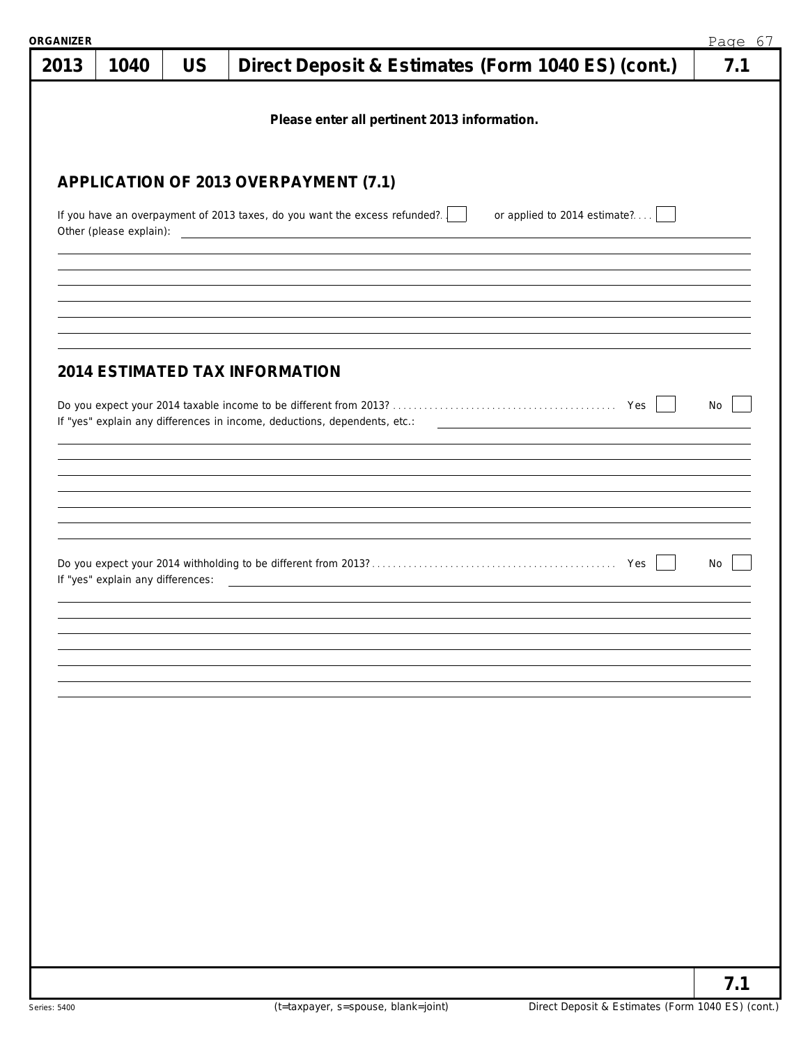ORGANIZER

| 2013 | 1040 | US | Direct Deposit & Estimates (Form 1040 ES) (cont.) | 7.1 |
|---|---|---|---|---|

**Please enter all pertinent 2013 information.**

## APPLICATION OF 2013 OVERPAYMENT (7.1)

If you have an overpayment of 2013 taxes, do you want the excess refunded? ☐ or applied to 2014 estimate? ☐

Other (please explain): \_\_\_\_\_\_\_\_\_\_\_\_\_\_\_\_\_\_\_\_

## 2014 ESTIMATED TAX INFORMATION

Do you expect your 2014 taxable income to be different from 2013? Yes ☐ No ☐

If "yes" explain any differences in income, deductions, dependents, etc.: \_\_\_\_\_\_\_\_\_\_\_\_\_\_\_\_\_\_\_\_

Do you expect your 2014 withholding to be different from 2013? Yes ☐ No ☐

If "yes" explain any differences: \_\_\_\_\_\_\_\_\_\_\_\_\_\_\_\_\_\_\_\_

7.1

Series: 5400 (t=taxpayer, s=spouse, blank=joint) Direct Deposit & Estimates (Form 1040 ES) (cont.)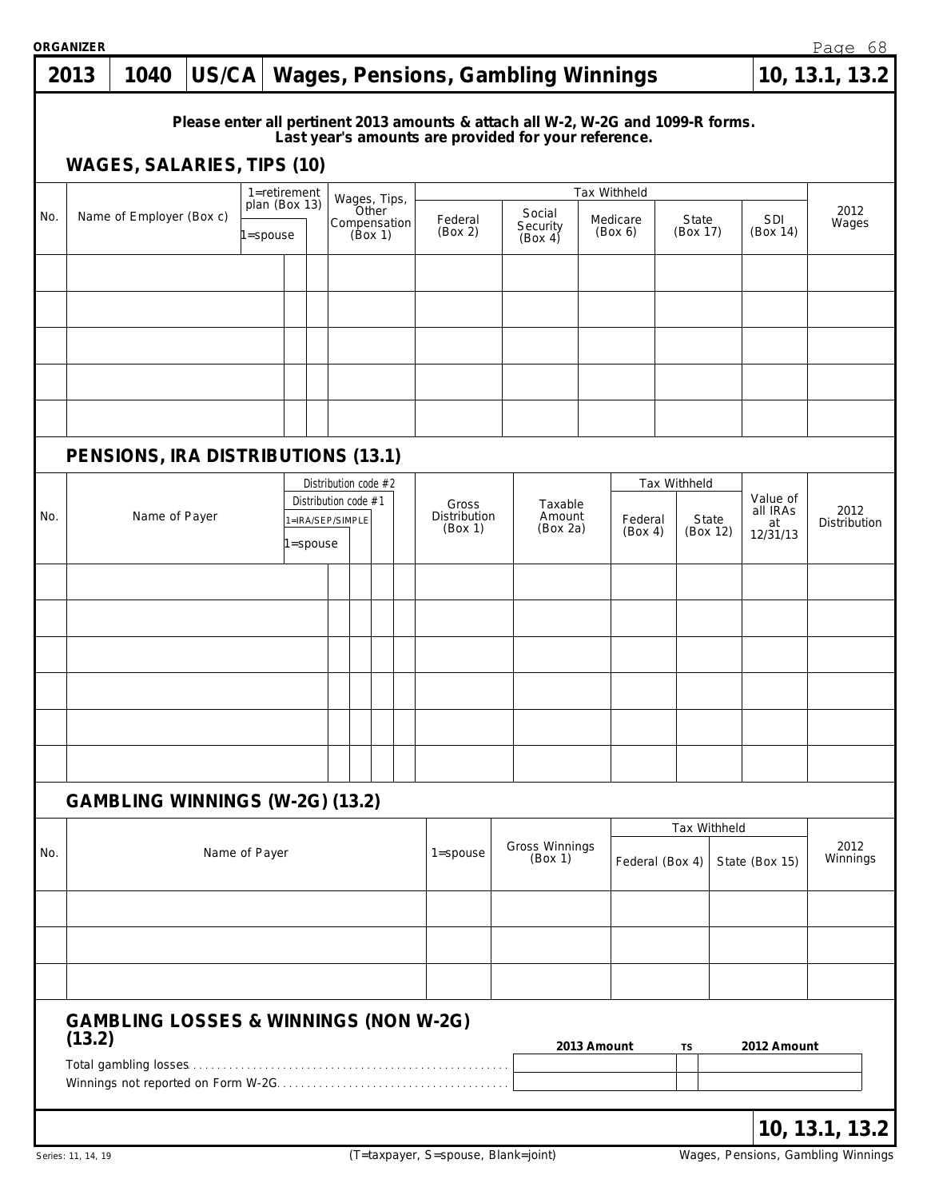# 2013 | 1040 | US/CA | Wages, Pensions, Gambling Winnings | 10, 13.1, 13.2

**Please enter all pertinent 2013 amounts & attach all W-2, W-2G and 1099-R forms.**
**Last year's amounts are provided for your reference.**

## WAGES, SALARIES, TIPS (10)

| No. | Name of Employer (Box c) | 1=retirement plan (Box 13) | 1=spouse | Wages, Tips, Other Compensation (Box 1) | Tax Withheld: Federal (Box 2) | Social Security (Box 4) | Medicare (Box 6) | State (Box 17) | SDI (Box 14) | 2012 Wages |
|---|---|---|---|---|---|---|---|---|---|---|
| | | | | | | | | | | |
| | | | | | | | | | | |
| | | | | | | | | | | |
| | | | | | | | | | | |
| | | | | | | | | | | |

## PENSIONS, IRA DISTRIBUTIONS (13.1)

| No. | Name of Payer | 1=spouse | 1=IRA/SEP/SIMPLE | Distribution code #1 | Distribution code #2 | Gross Distribution (Box 1) | Taxable Amount (Box 2a) | Tax Withheld: Federal (Box 4) | State (Box 12) | Value of all IRAs at 12/31/13 | 2012 Distribution |
|---|---|---|---|---|---|---|---|---|---|---|---|
| | | | | | | | | | | | |
| | | | | | | | | | | | |
| | | | | | | | | | | | |
| | | | | | | | | | | | |
| | | | | | | | | | | | |
| | | | | | | | | | | | |

## GAMBLING WINNINGS (W-2G) (13.2)

| No. | Name of Payer | 1=spouse | Gross Winnings (Box 1) | Tax Withheld: Federal (Box 4) | State (Box 15) | 2012 Winnings |
|---|---|---|---|---|---|---|
| | | | | | | |
| | | | | | | |
| | | | | | | |

## GAMBLING LOSSES & WINNINGS (NON W-2G) (13.2)

| | 2013 Amount | TS | 2012 Amount |
|---|---|---|---|
| Total gambling losses | | | |
| Winnings not reported on Form W-2G | | | |

(T=taxpayer, S=spouse, Blank=joint)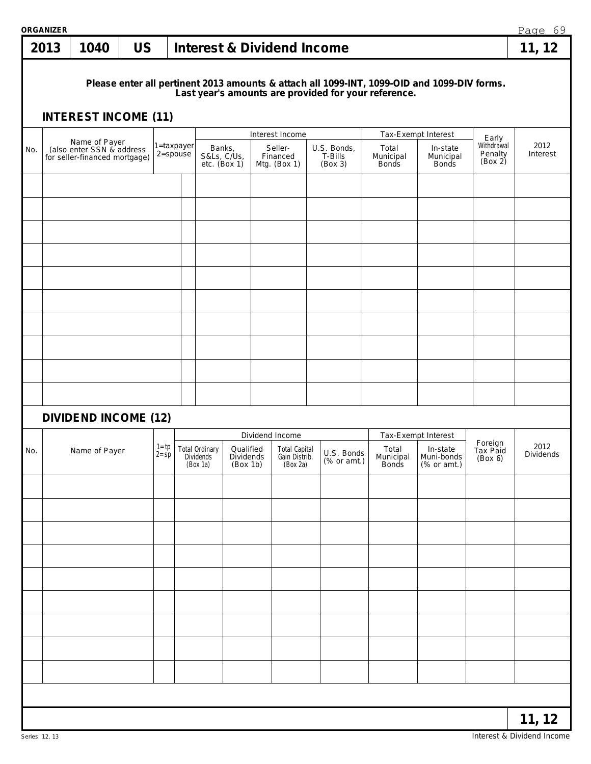**ORGANIZER**

# 2013 | 1040 | US | Interest & Dividend Income | 11, 12

**Please enter all pertinent 2013 amounts & attach all 1099-INT, 1099-OID and 1099-DIV forms.**
**Last year's amounts are provided for your reference.**

## INTEREST INCOME (11)

| No. | Name of Payer (also enter SSN & address for seller-financed mortgage) | 1=taxpayer 2=spouse | Interest Income | | | Tax-Exempt Interest | | Early Withdrawal Penalty (Box 2) | 2012 Interest |
|---|---|---|---|---|---|---|---|---|---|
| | | | Banks, S&Ls, C/Us, etc. (Box 1) | Seller-Financed Mtg. (Box 1) | U.S. Bonds, T-Bills (Box 3) | Total Municipal Bonds | In-state Municipal Bonds | | |
| | | | | | | | | | |
| | | | | | | | | | |
| | | | | | | | | | |
| | | | | | | | | | |
| | | | | | | | | | |
| | | | | | | | | | |
| | | | | | | | | | |
| | | | | | | | | | |
| | | | | | | | | | |
| | | | | | | | | | |

## DIVIDEND INCOME (12)

| No. | Name of Payer | 1=tp 2=sp | Dividend Income | | | | Tax-Exempt Interest | | Foreign Tax Paid (Box 6) | 2012 Dividends |
|---|---|---|---|---|---|---|---|---|---|---|
| | | | Total Ordinary Dividends (Box 1a) | Qualified Dividends (Box 1b) | Total Capital Gain Distrib. (Box 2a) | U.S. Bonds (% or amt.) | Total Municipal Bonds | In-state Muni-bonds (% or amt.) | | |
| | | | | | | | | | | |
| | | | | | | | | | | |
| | | | | | | | | | | |
| | | | | | | | | | | |
| | | | | | | | | | | |
| | | | | | | | | | | |
| | | | | | | | | | | |
| | | | | | | | | | | |
| | | | | | | | | | | |

**11, 12**

Series: 12, 13

Interest & Dividend Income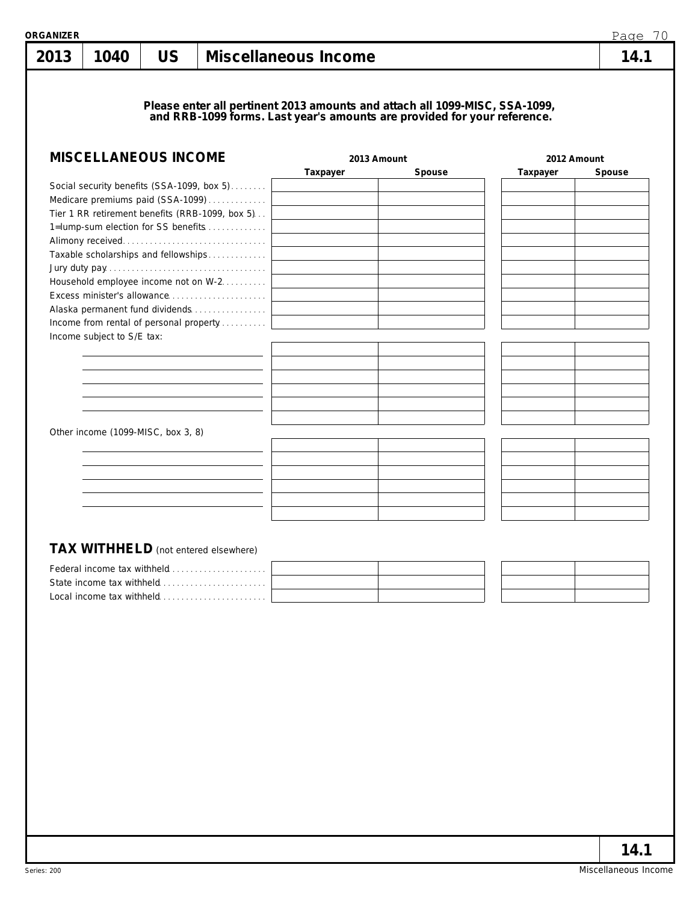**ORGANIZER**

# 2013 | 1040 | US | Miscellaneous Income | 14.1

**Please enter all pertinent 2013 amounts and attach all 1099-MISC, SSA-1099, and RRB-1099 forms. Last year's amounts are provided for your reference.**

## MISCELLANEOUS INCOME

| | 2013 Amount | | 2012 Amount | |
|---|---|---|---|---|
| | Taxpayer | Spouse | Taxpayer | Spouse |
| Social security benefits (SSA-1099, box 5) | | | | |
| Medicare premiums paid (SSA-1099) | | | | |
| Tier 1 RR retirement benefits (RRB-1099, box 5) | | | | |
| 1=lump-sum election for SS benefits | | | | |
| Alimony received | | | | |
| Taxable scholarships and fellowships | | | | |
| Jury duty pay | | | | |
| Household employee income not on W-2 | | | | |
| Excess minister's allowance | | | | |
| Alaska permanent fund dividends | | | | |
| Income from rental of personal property | | | | |
| Income subject to S/E tax: | | | | |
| | | | | |
| | | | | |
| | | | | |
| | | | | |
| | | | | |
| | | | | |
| Other income (1099-MISC, box 3, 8) | | | | |
| | | | | |
| | | | | |
| | | | | |
| | | | | |
| | | | | |
| | | | | |

## TAX WITHHELD (not entered elsewhere)

| | 2013 Taxpayer | 2013 Spouse | 2012 Taxpayer | 2012 Spouse |
|---|---|---|---|---|
| Federal income tax withheld | | | | |
| State income tax withheld | | | | |
| Local income tax withheld | | | | |

Series: 200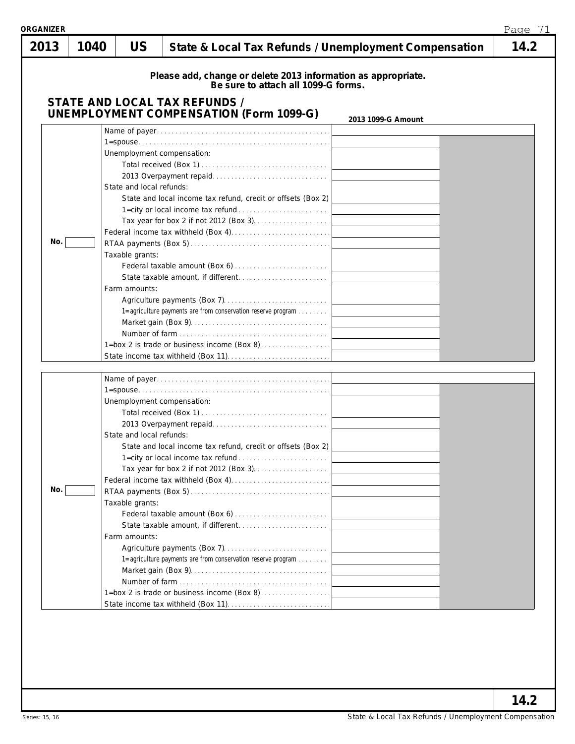ORGANIZER

| 2013 | 1040 | US | State & Local Tax Refunds / Unemployment Compensation | 14.2 |
|---|---|---|---|---|

**Please add, change or delete 2013 information as appropriate.**
**Be sure to attach all 1099-G forms.**

## STATE AND LOCAL TAX REFUNDS / UNEMPLOYMENT COMPENSATION (Form 1099-G)

| No. | | 2013 1099-G Amount |
|---|---|---|
| | Name of payer | |
| | 1=spouse | |
| | Unemployment compensation: | |
| | Total received (Box 1) | |
| | 2013 Overpayment repaid | |
| | State and local refunds: | |
| | State and local income tax refund, credit or offsets (Box 2) | |
| | 1=city or local income tax refund | |
| | Tax year for box 2 if not 2012 (Box 3) | |
| | Federal income tax withheld (Box 4) | |
| | RTAA payments (Box 5) | |
| | Taxable grants: | |
| | Federal taxable amount (Box 6) | |
| | State taxable amount, if different | |
| | Farm amounts: | |
| | Agriculture payments (Box 7) | |
| | 1=agriculture payments are from conservation reserve program | |
| | Market gain (Box 9) | |
| | Number of farm | |
| | 1=box 2 is trade or business income (Box 8) | |
| | State income tax withheld (Box 11) | |

| No. | | 2013 1099-G Amount |
|---|---|---|
| | Name of payer | |
| | 1=spouse | |
| | Unemployment compensation: | |
| | Total received (Box 1) | |
| | 2013 Overpayment repaid | |
| | State and local refunds: | |
| | State and local income tax refund, credit or offsets (Box 2) | |
| | 1=city or local income tax refund | |
| | Tax year for box 2 if not 2012 (Box 3) | |
| | Federal income tax withheld (Box 4) | |
| | RTAA payments (Box 5) | |
| | Taxable grants: | |
| | Federal taxable amount (Box 6) | |
| | State taxable amount, if different | |
| | Farm amounts: | |
| | Agriculture payments (Box 7) | |
| | 1=agriculture payments are from conservation reserve program | |
| | Market gain (Box 9) | |
| | Number of farm | |
| | 1=box 2 is trade or business income (Box 8) | |
| | State income tax withheld (Box 11) | |

14.2

Series: 15, 16

State & Local Tax Refunds / Unemployment Compensation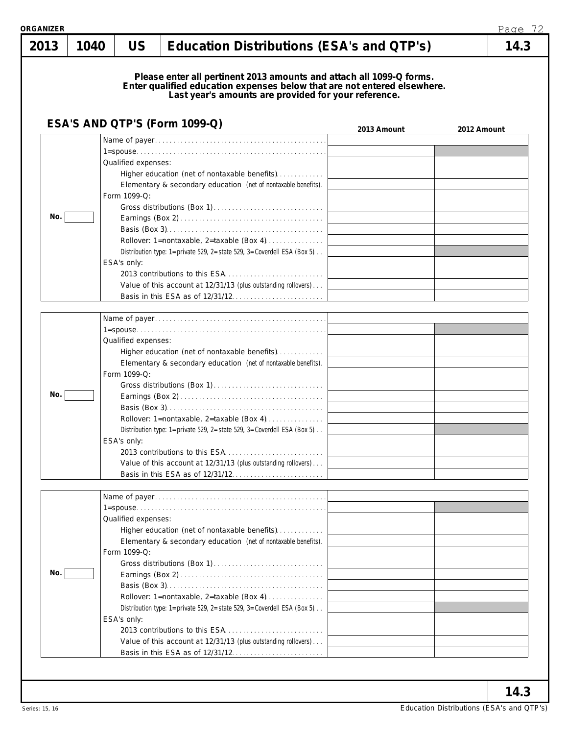ORGANIZER

| 2013 | 1040 | US | Education Distributions (ESA's and QTP's) | 14.3 |
|---|---|---|---|---|

**Please enter all pertinent 2013 amounts and attach all 1099-Q forms.**
**Enter qualified education expenses below that are not entered elsewhere.**
**Last year's amounts are provided for your reference.**

## ESA'S AND QTP'S (Form 1099-Q)

| | | 2013 Amount | 2012 Amount |
|---|---|---|---|
| No. | Name of payer | | |
| | 1=spouse | | |
| | Qualified expenses: | | |
| | Higher education (net of nontaxable benefits) | | |
| | Elementary & secondary education (net of nontaxable benefits) | | |
| | Form 1099-Q: | | |
| | Gross distributions (Box 1) | | |
| | Earnings (Box 2) | | |
| | Basis (Box 3) | | |
| | Rollover: 1=nontaxable, 2=taxable (Box 4) | | |
| | Distribution type: 1=private 529, 2=state 529, 3=Coverdell ESA (Box 5) | | |
| | ESA's only: | | |
| | 2013 contributions to this ESA | | |
| | Value of this account at 12/31/13 (plus outstanding rollovers) | | |
| | Basis in this ESA as of 12/31/12 | | |

| | | 2013 Amount | 2012 Amount |
|---|---|---|---|
| No. | Name of payer | | |
| | 1=spouse | | |
| | Qualified expenses: | | |
| | Higher education (net of nontaxable benefits) | | |
| | Elementary & secondary education (net of nontaxable benefits) | | |
| | Form 1099-Q: | | |
| | Gross distributions (Box 1) | | |
| | Earnings (Box 2) | | |
| | Basis (Box 3) | | |
| | Rollover: 1=nontaxable, 2=taxable (Box 4) | | |
| | Distribution type: 1=private 529, 2=state 529, 3=Coverdell ESA (Box 5) | | |
| | ESA's only: | | |
| | 2013 contributions to this ESA | | |
| | Value of this account at 12/31/13 (plus outstanding rollovers) | | |
| | Basis in this ESA as of 12/31/12 | | |

| | | 2013 Amount | 2012 Amount |
|---|---|---|---|
| No. | Name of payer | | |
| | 1=spouse | | |
| | Qualified expenses: | | |
| | Higher education (net of nontaxable benefits) | | |
| | Elementary & secondary education (net of nontaxable benefits) | | |
| | Form 1099-Q: | | |
| | Gross distributions (Box 1) | | |
| | Earnings (Box 2) | | |
| | Basis (Box 3) | | |
| | Rollover: 1=nontaxable, 2=taxable (Box 4) | | |
| | Distribution type: 1=private 529, 2=state 529, 3=Coverdell ESA (Box 5) | | |
| | ESA's only: | | |
| | 2013 contributions to this ESA | | |
| | Value of this account at 12/31/13 (plus outstanding rollovers) | | |
| | Basis in this ESA as of 12/31/12 | | |

14.3

Series: 15, 16

Education Distributions (ESA's and QTP's)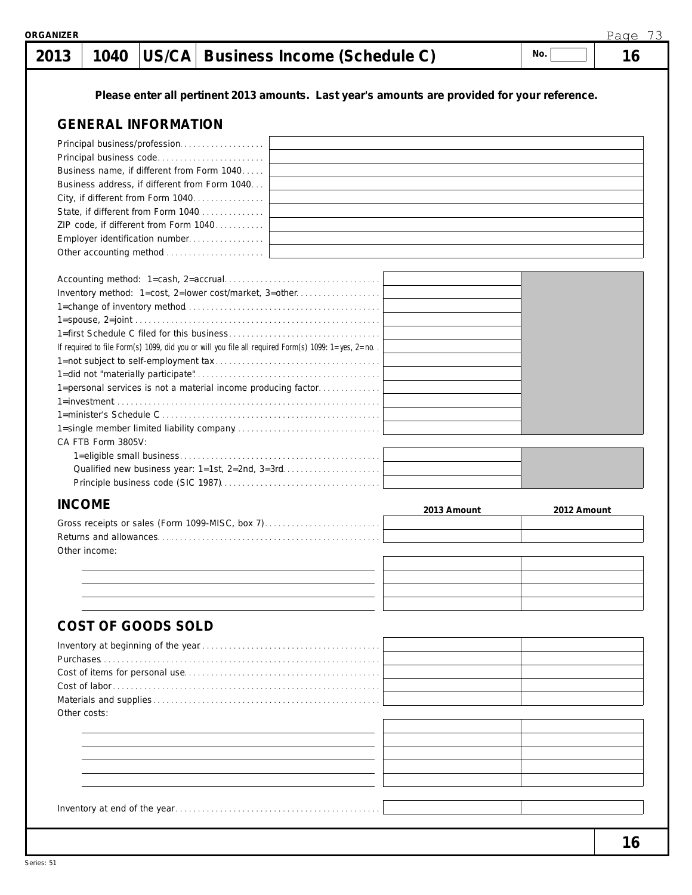ORGANIZER

| 2013 | 1040 | US/CA | Business Income (Schedule C) | No. | 16 |
|---|---|---|---|---|---|

**Please enter all pertinent 2013 amounts. Last year's amounts are provided for your reference.**

## GENERAL INFORMATION

| | |
|---|---|
| Principal business/profession | |
| Principal business code | |
| Business name, if different from Form 1040 | |
| Business address, if different from Form 1040 | |
| City, if different from Form 1040 | |
| State, if different from Form 1040 | |
| ZIP code, if different from Form 1040 | |
| Employer identification number | |
| Other accounting method | |

| | |
|---|---|
| Accounting method: 1=cash, 2=accrual | |
| Inventory method: 1=cost, 2=lower cost/market, 3=other | |
| 1=change of inventory method | |
| 1=spouse, 2=joint | |
| 1=first Schedule C filed for this business | |
| If required to file Form(s) 1099, did you or will you file all required Form(s) 1099: 1=yes, 2=no | |
| 1=not subject to self-employment tax | |
| 1=did not "materially participate" | |
| 1=personal services is not a material income producing factor | |
| 1=investment | |
| 1=minister's Schedule C | |
| 1=single member limited liability company | |
| CA FTB Form 3805V: | |
| 1=eligible small business | |
| Qualified new business year: 1=1st, 2=2nd, 3=3rd | |
| Principle business code (SIC 1987) | |

## INCOME

| | 2013 Amount | 2012 Amount |
|---|---|---|
| Gross receipts or sales (Form 1099-MISC, box 7) | | |
| Returns and allowances | | |
| Other income: | | |
| | | |
| | | |
| | | |
| | | |

## COST OF GOODS SOLD

| | 2013 Amount | 2012 Amount |
|---|---|---|
| Inventory at beginning of the year | | |
| Purchases | | |
| Cost of items for personal use | | |
| Cost of labor | | |
| Materials and supplies | | |
| Other costs: | | |
| | | |
| | | |
| | | |
| | | |
| | | |
| Inventory at end of the year | | |

16

Series: 51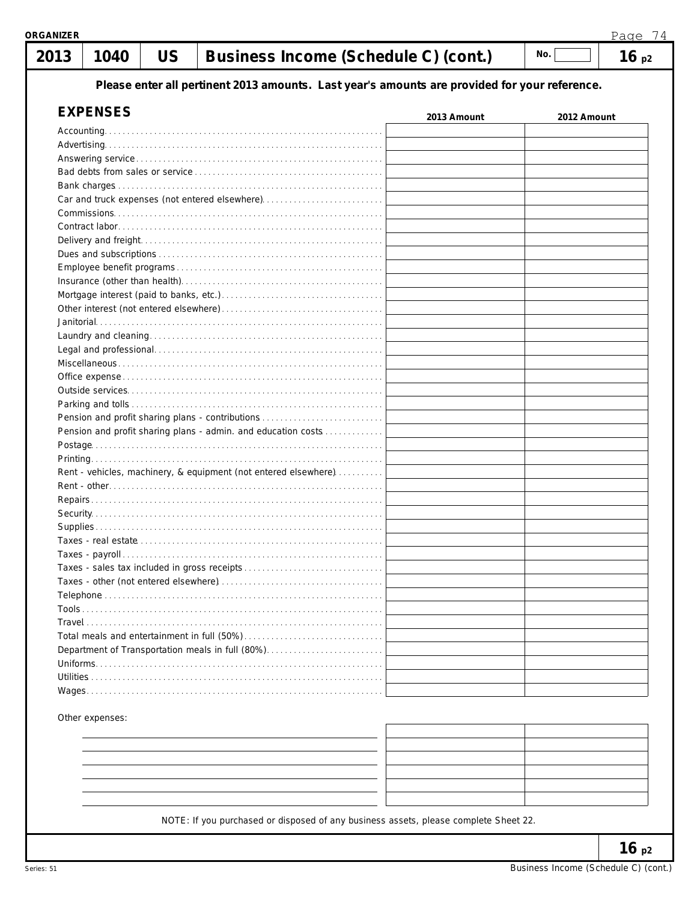ORGANIZER

| 2013 | 1040 | US | Business Income (Schedule C) (cont.) | No. | 16 p2 |
|---|---|---|---|---|---|

**Please enter all pertinent 2013 amounts. Last year's amounts are provided for your reference.**

## EXPENSES

| | 2013 Amount | 2012 Amount |
|---|---|---|
| Accounting | | |
| Advertising | | |
| Answering service | | |
| Bad debts from sales or service | | |
| Bank charges | | |
| Car and truck expenses (not entered elsewhere) | | |
| Commissions | | |
| Contract labor | | |
| Delivery and freight | | |
| Dues and subscriptions | | |
| Employee benefit programs | | |
| Insurance (other than health) | | |
| Mortgage interest (paid to banks, etc.) | | |
| Other interest (not entered elsewhere) | | |
| Janitorial | | |
| Laundry and cleaning | | |
| Legal and professional | | |
| Miscellaneous | | |
| Office expense | | |
| Outside services | | |
| Parking and tolls | | |
| Pension and profit sharing plans - contributions | | |
| Pension and profit sharing plans - admin. and education costs | | |
| Postage | | |
| Printing | | |
| Rent - vehicles, machinery, & equipment (not entered elsewhere) | | |
| Rent - other | | |
| Repairs | | |
| Security | | |
| Supplies | | |
| Taxes - real estate | | |
| Taxes - payroll | | |
| Taxes - sales tax included in gross receipts | | |
| Taxes - other (not entered elsewhere) | | |
| Telephone | | |
| Tools | | |
| Travel | | |
| Total meals and entertainment in full (50%) | | |
| Department of Transportation meals in full (80%) | | |
| Uniforms | | |
| Utilities | | |
| Wages | | |

Other expenses:

| | 2013 Amount | 2012 Amount |
|---|---|---|
| | | |
| | | |
| | | |
| | | |
| | | |
| | | |

NOTE: If you purchased or disposed of any business assets, please complete Sheet 22.

16 p2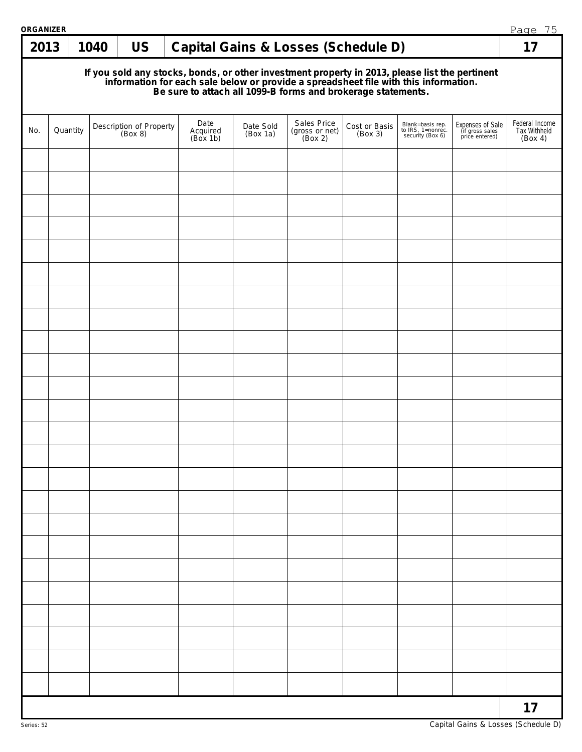**ORGANIZER**

# 2013 | 1040 | US | Capital Gains & Losses (Schedule D) | 17

**If you sold any stocks, bonds, or other investment property in 2013, please list the pertinent information for each sale below or provide a spreadsheet file with this information. Be sure to attach all 1099-B forms and brokerage statements.**

| No. | Quantity | Description of Property (Box 8) | Date Acquired (Box 1b) | Date Sold (Box 1a) | Sales Price (gross or net) (Box 2) | Cost or Basis (Box 3) | Blank=basis rep. to IRS, 1=nonrec. security (Box 6) | Expenses of Sale (if gross sales price entered) | Federal Income Tax Withheld (Box 4) |
|---|---|---|---|---|---|---|---|---|---|
| | | | | | | | | | |
| | | | | | | | | | |
| | | | | | | | | | |
| | | | | | | | | | |
| | | | | | | | | | |
| | | | | | | | | | |
| | | | | | | | | | |
| | | | | | | | | | |
| | | | | | | | | | |
| | | | | | | | | | |
| | | | | | | | | | |
| | | | | | | | | | |
| | | | | | | | | | |
| | | | | | | | | | |
| | | | | | | | | | |
| | | | | | | | | | |
| | | | | | | | | | |
| | | | | | | | | | |
| | | | | | | | | | |
| | | | | | | | | | |
| | | | | | | | | | |
| | | | | | | | | | |
| | | | | | | | | | |
| | | | | | | | | | |

17

Series: 52

Capital Gains & Losses (Schedule D)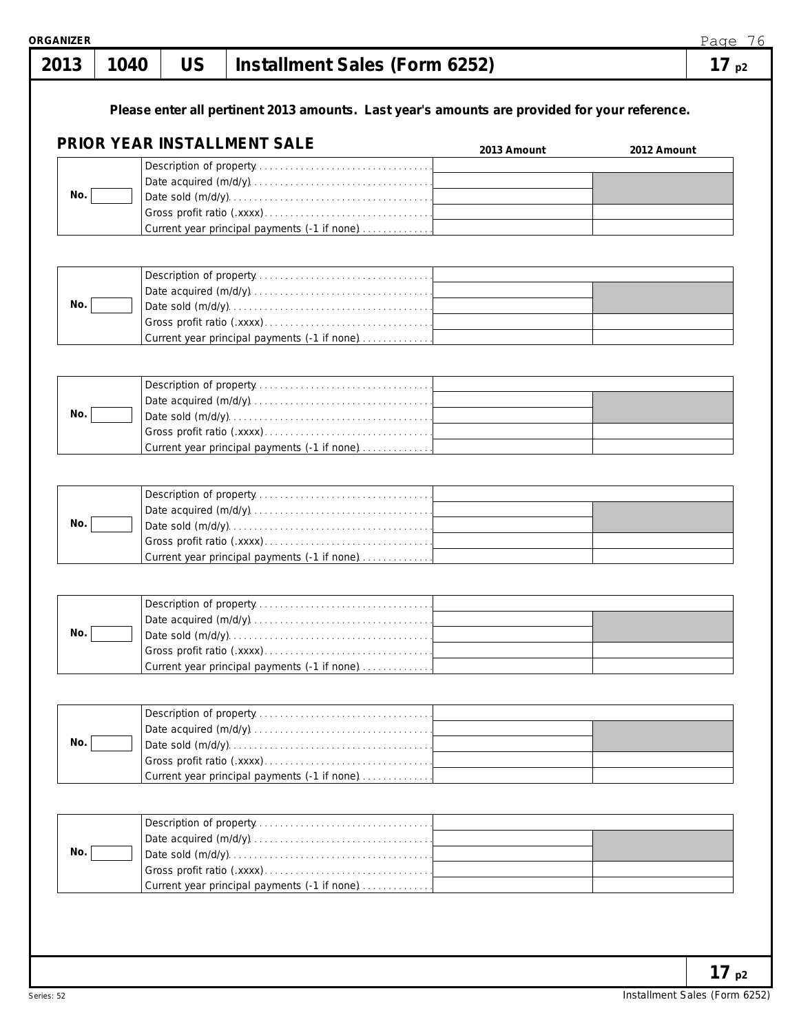**ORGANIZER**

# 2013 | 1040 | US | Installment Sales (Form 6252) | 17 p2

**Please enter all pertinent 2013 amounts. Last year's amounts are provided for your reference.**

## PRIOR YEAR INSTALLMENT SALE

| No. | | 2013 Amount | 2012 Amount |
|---|---|---|---|
| | Description of property | | |
| | Date acquired (m/d/y) | | |
| | Date sold (m/d/y) | | |
| | Gross profit ratio (.xxxx) | | |
| | Current year principal payments (-1 if none) | | |

| No. | | 2013 Amount | 2012 Amount |
|---|---|---|---|
| | Description of property | | |
| | Date acquired (m/d/y) | | |
| | Date sold (m/d/y) | | |
| | Gross profit ratio (.xxxx) | | |
| | Current year principal payments (-1 if none) | | |

| No. | | 2013 Amount | 2012 Amount |
|---|---|---|---|
| | Description of property | | |
| | Date acquired (m/d/y) | | |
| | Date sold (m/d/y) | | |
| | Gross profit ratio (.xxxx) | | |
| | Current year principal payments (-1 if none) | | |

| No. | | 2013 Amount | 2012 Amount |
|---|---|---|---|
| | Description of property | | |
| | Date acquired (m/d/y) | | |
| | Date sold (m/d/y) | | |
| | Gross profit ratio (.xxxx) | | |
| | Current year principal payments (-1 if none) | | |

| No. | | 2013 Amount | 2012 Amount |
|---|---|---|---|
| | Description of property | | |
| | Date acquired (m/d/y) | | |
| | Date sold (m/d/y) | | |
| | Gross profit ratio (.xxxx) | | |
| | Current year principal payments (-1 if none) | | |

| No. | | 2013 Amount | 2012 Amount |
|---|---|---|---|
| | Description of property | | |
| | Date acquired (m/d/y) | | |
| | Date sold (m/d/y) | | |
| | Gross profit ratio (.xxxx) | | |
| | Current year principal payments (-1 if none) | | |

| No. | | 2013 Amount | 2012 Amount |
|---|---|---|---|
| | Description of property | | |
| | Date acquired (m/d/y) | | |
| | Date sold (m/d/y) | | |
| | Gross profit ratio (.xxxx) | | |
| | Current year principal payments (-1 if none) | | |

17 p2

Series: 52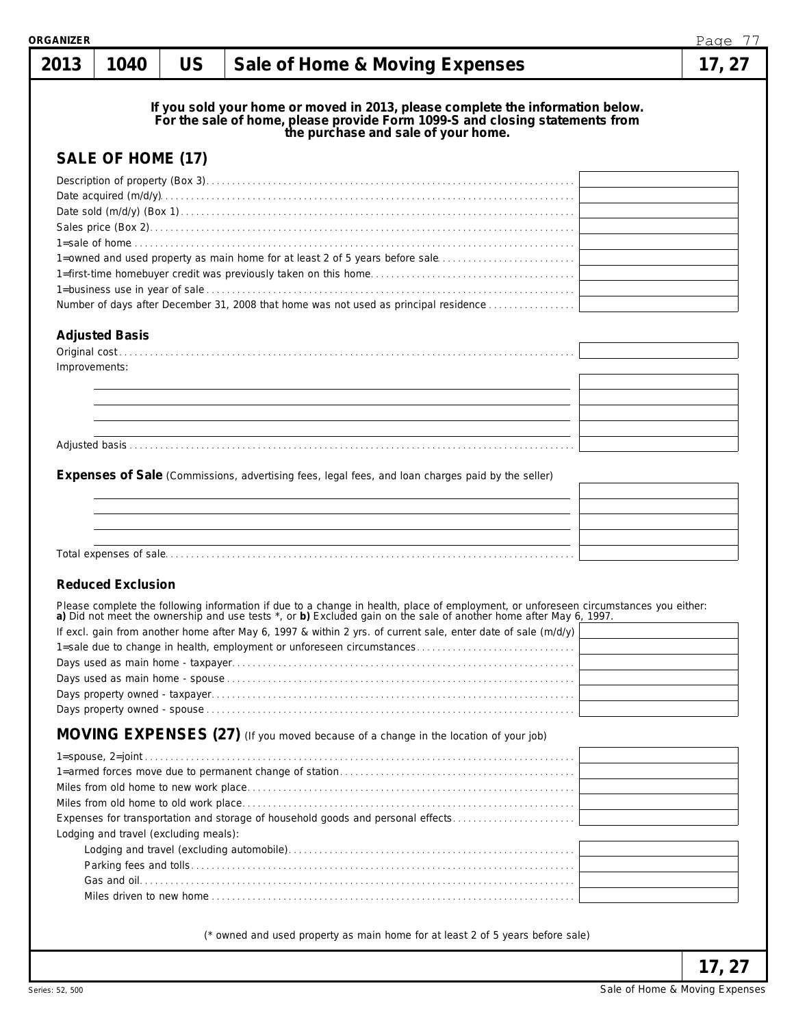ORGANIZER

| 2013 | 1040 | US | Sale of Home & Moving Expenses | 17, 27 |
|---|---|---|---|---|

**If you sold your home or moved in 2013, please complete the information below. For the sale of home, please provide Form 1099-S and closing statements from the purchase and sale of your home.**

## SALE OF HOME (17)

| | |
|---|---|
| Description of property (Box 3) | |
| Date acquired (m/d/y) | |
| Date sold (m/d/y) (Box 1) | |
| Sales price (Box 2) | |
| 1=sale of home | |
| 1=owned and used property as main home for at least 2 of 5 years before sale | |
| 1=first-time homebuyer credit was previously taken on this home | |
| 1=business use in year of sale | |
| Number of days after December 31, 2008 that home was not used as principal residence | |

### Adjusted Basis

| | |
|---|---|
| Original cost | |
| Improvements: | |
| | |
| | |
| | |
| | |
| Adjusted basis | |

### Expenses of Sale (Commissions, advertising fees, legal fees, and loan charges paid by the seller)

| | |
|---|---|
| | |
| | |
| | |
| | |
| Total expenses of sale | |

### Reduced Exclusion

Please complete the following information if due to a change in health, place of employment, or unforeseen circumstances you either: **a)** Did not meet the ownership and use tests *, or **b)** Excluded gain on the sale of another home after May 6, 1997.

| | |
|---|---|
| If excl. gain from another home after May 6, 1997 & within 2 yrs. of current sale, enter date of sale (m/d/y) | |
| 1=sale due to change in health, employment or unforeseen circumstances | |
| Days used as main home - taxpayer | |
| Days used as main home - spouse | |
| Days property owned - taxpayer | |
| Days property owned - spouse | |

## MOVING EXPENSES (27) (If you moved because of a change in the location of your job)

| | |
|---|---|
| 1=spouse, 2=joint | |
| 1=armed forces move due to permanent change of station | |
| Miles from old home to new work place | |
| Miles from old home to old work place | |
| Expenses for transportation and storage of household goods and personal effects | |
| Lodging and travel (excluding meals): | |
| Lodging and travel (excluding automobile) | |
| Parking fees and tolls | |
| Gas and oil | |
| Miles driven to new home | |

(* owned and used property as main home for at least 2 of 5 years before sale)

17, 27

Series: 52, 500

Sale of Home & Moving Expenses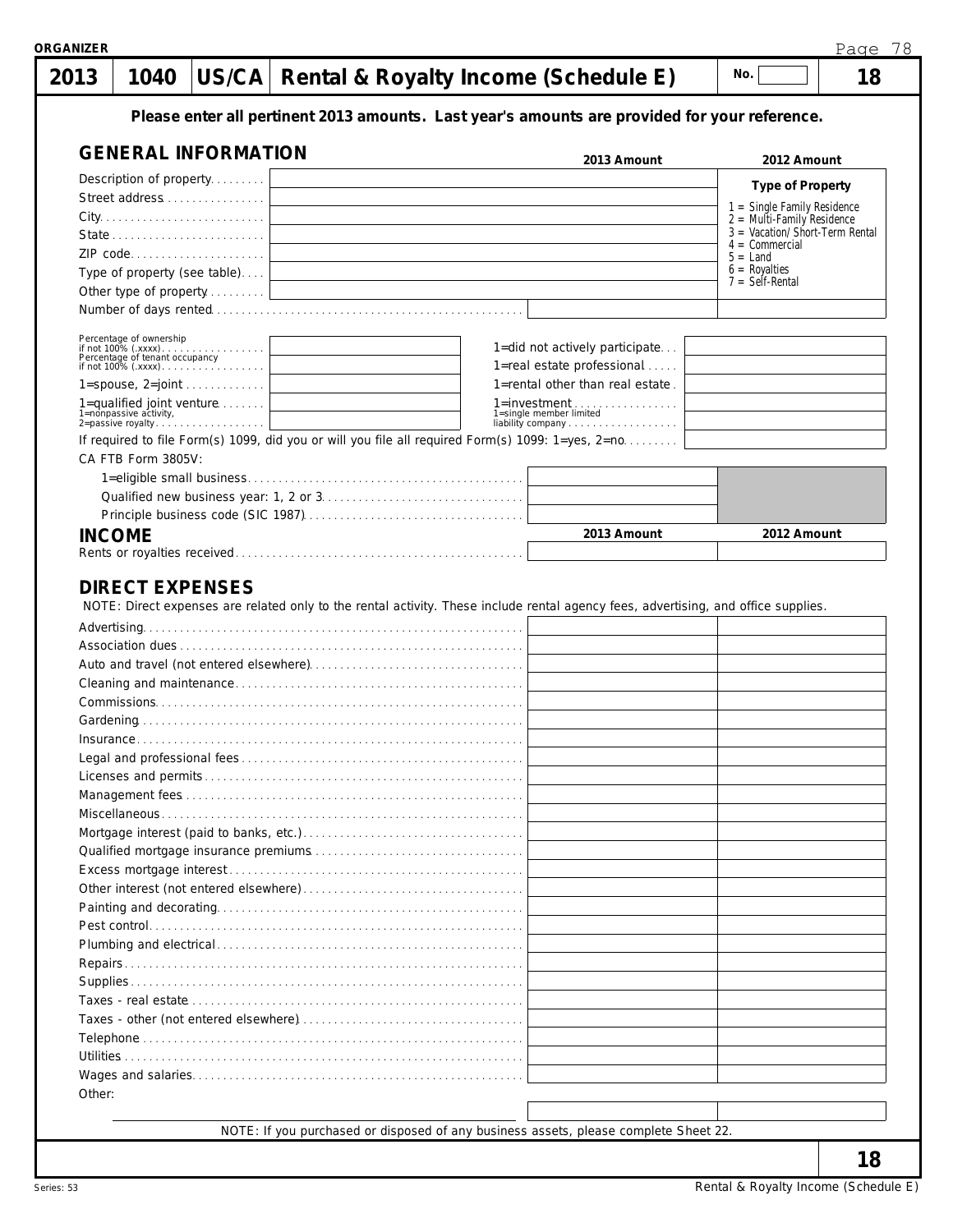ORGANIZER

# 2013 | 1040 | US/CA | Rental & Royalty Income (Schedule E) | No. | 18

**Please enter all pertinent 2013 amounts. Last year's amounts are provided for your reference.**

## GENERAL INFORMATION

| | 2013 Amount | 2012 Amount |
|---|---|---|
| Description of property | | **Type of Property** |
| Street address | | 1 = Single Family Residence<br>2 = Multi-Family Residence<br>3 = Vacation/Short-Term Rental<br>4 = Commercial<br>5 = Land<br>6 = Royalties<br>7 = Self-Rental |
| City | | |
| State | | |
| ZIP code | | |
| Type of property (see table) | | |
| Other type of property | | |
| Number of days rented | | |

| | | | |
|---|---|---|---|
| Percentage of ownership if not 100% (.xxxx) | | 1=did not actively participate | |
| Percentage of tenant occupancy if not 100% (.xxxx) | | 1=real estate professional | |
| 1=spouse, 2=joint | | 1=rental other than real estate | |
| 1=qualified joint venture | | 1=investment | |
| 1=nonpassive activity, 2=passive royalty | | 1=single member limited liability company | |

If required to file Form(s) 1099, did you or will you file all required Form(s) 1099: 1=yes, 2=no

CA FTB Form 3805V:

| | 2013 Amount | 2012 Amount |
|---|---|---|
| 1=eligible small business | | |
| Qualified new business year: 1, 2 or 3 | | |
| Principle business code (SIC 1987) | | |

## INCOME

| | 2013 Amount | 2012 Amount |
|---|---|---|
| Rents or royalties received | | |

## DIRECT EXPENSES

NOTE: Direct expenses are related only to the rental activity. These include rental agency fees, advertising, and office supplies.

| | 2013 Amount | 2012 Amount |
|---|---|---|
| Advertising | | |
| Association dues | | |
| Auto and travel (not entered elsewhere) | | |
| Cleaning and maintenance | | |
| Commissions | | |
| Gardening | | |
| Insurance | | |
| Legal and professional fees | | |
| Licenses and permits | | |
| Management fees | | |
| Miscellaneous | | |
| Mortgage interest (paid to banks, etc.) | | |
| Qualified mortgage insurance premiums | | |
| Excess mortgage interest | | |
| Other interest (not entered elsewhere) | | |
| Painting and decorating | | |
| Pest control | | |
| Plumbing and electrical | | |
| Repairs | | |
| Supplies | | |
| Taxes - real estate | | |
| Taxes - other (not entered elsewhere) | | |
| Telephone | | |
| Utilities | | |
| Wages and salaries | | |
| Other: | | |

NOTE: If you purchased or disposed of any business assets, please complete Sheet 22.

18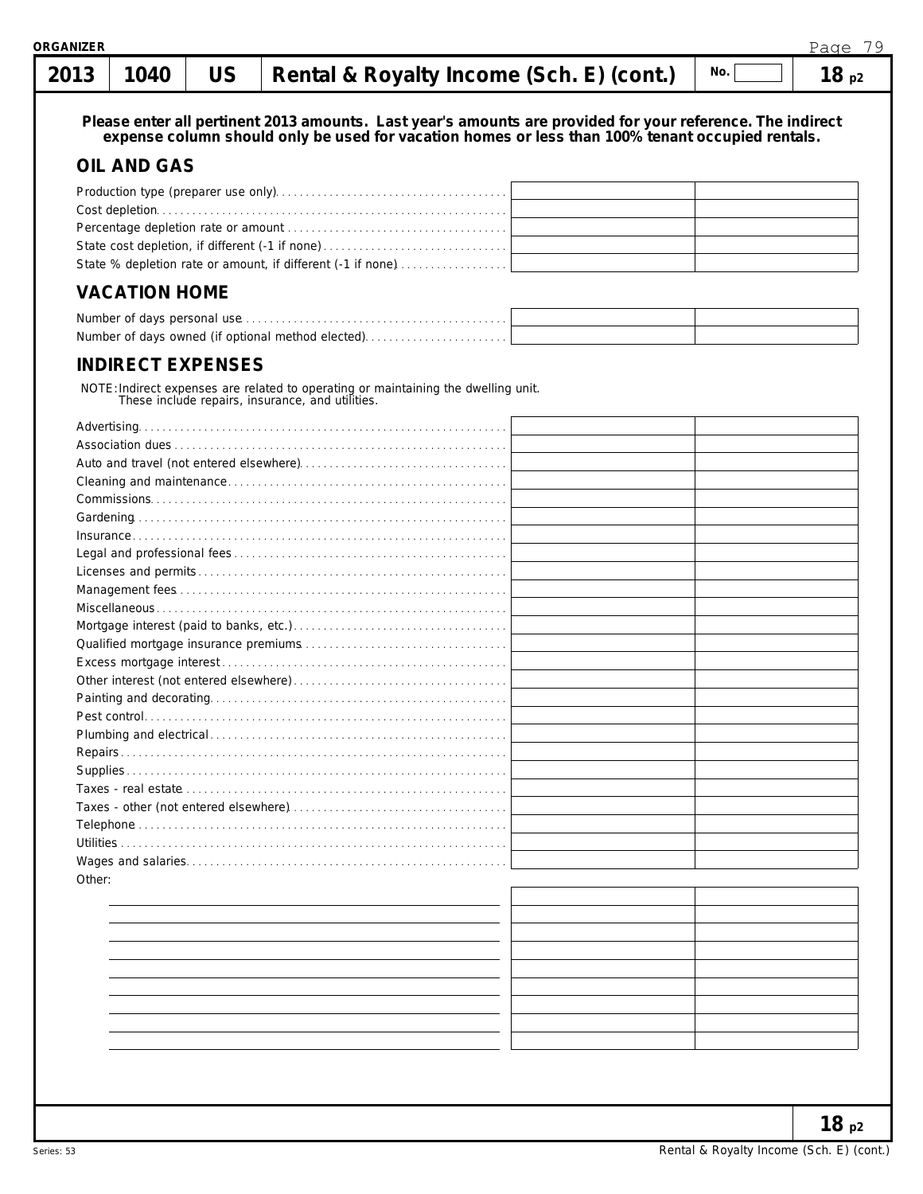**ORGANIZER**

| 2013 | 1040 | US | Rental & Royalty Income (Sch. E) (cont.) | No. | 18 p2 |
|---|---|---|---|---|---|

**Please enter all pertinent 2013 amounts. Last year's amounts are provided for your reference. The indirect expense column should only be used for vacation homes or less than 100% tenant occupied rentals.**

## OIL AND GAS

| | | |
|---|---|---|
| Production type (preparer use only) | | |
| Cost depletion | | |
| Percentage depletion rate or amount | | |
| State cost depletion, if different (-1 if none) | | |
| State % depletion rate or amount, if different (-1 if none) | | |

## VACATION HOME

| | | |
|---|---|---|
| Number of days personal use | | |
| Number of days owned (if optional method elected) | | |

## INDIRECT EXPENSES

NOTE: Indirect expenses are related to operating or maintaining the dwelling unit. These include repairs, insurance, and utilities.

| | | |
|---|---|---|
| Advertising | | |
| Association dues | | |
| Auto and travel (not entered elsewhere) | | |
| Cleaning and maintenance | | |
| Commissions | | |
| Gardening | | |
| Insurance | | |
| Legal and professional fees | | |
| Licenses and permits | | |
| Management fees | | |
| Miscellaneous | | |
| Mortgage interest (paid to banks, etc.) | | |
| Qualified mortgage insurance premiums | | |
| Excess mortgage interest | | |
| Other interest (not entered elsewhere) | | |
| Painting and decorating | | |
| Pest control | | |
| Plumbing and electrical | | |
| Repairs | | |
| Supplies | | |
| Taxes - real estate | | |
| Taxes - other (not entered elsewhere) | | |
| Telephone | | |
| Utilities | | |
| Wages and salaries | | |
| Other: | | |
| | | |
| | | |
| | | |
| | | |
| | | |
| | | |
| | | |
| | | |
| | | |

18 p2

Series: 53

Rental & Royalty Income (Sch. E) (cont.)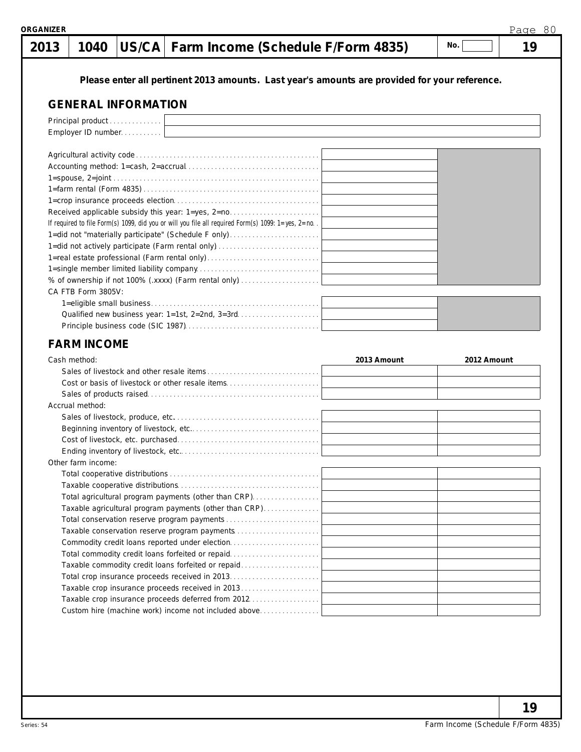ORGANIZER

# 2013 | 1040 | US/CA | Farm Income (Schedule F/Form 4835) | No. | 19

**Please enter all pertinent 2013 amounts. Last year's amounts are provided for your reference.**

## GENERAL INFORMATION

| | |
|---|---|
| Principal product | |
| Employer ID number | |

| | | |
|---|---|---|
| Agricultural activity code | | |
| Accounting method: 1=cash, 2=accrual | | |
| 1=spouse, 2=joint | | |
| 1=farm rental (Form 4835) | | |
| 1=crop insurance proceeds election | | |
| Received applicable subsidy this year: 1=yes, 2=no | | |
| If required to file Form(s) 1099, did you or will you file all required Form(s) 1099: 1=yes, 2=no | | |
| 1=did not "materially participate" (Schedule F only) | | |
| 1=did not actively participate (Farm rental only) | | |
| 1=real estate professional (Farm rental only) | | |
| 1=single member limited liability company | | |
| % of ownership if not 100% (.xxxx) (Farm rental only) | | |
| CA FTB Form 3805V: | | |
| 1=eligible small business | | |
| Qualified new business year: 1=1st, 2=2nd, 3=3rd | | |
| Principle business code (SIC 1987) | | |

## FARM INCOME

| | 2013 Amount | 2012 Amount |
|---|---|---|
| Cash method: | | |
| Sales of livestock and other resale items | | |
| Cost or basis of livestock or other resale items | | |
| Sales of products raised | | |
| Accrual method: | | |
| Sales of livestock, produce, etc. | | |
| Beginning inventory of livestock, etc. | | |
| Cost of livestock, etc. purchased | | |
| Ending inventory of livestock, etc. | | |
| Other farm income: | | |
| Total cooperative distributions | | |
| Taxable cooperative distributions | | |
| Total agricultural program payments (other than CRP) | | |
| Taxable agricultural program payments (other than CRP) | | |
| Total conservation reserve program payments | | |
| Taxable conservation reserve program payments | | |
| Commodity credit loans reported under election | | |
| Total commodity credit loans forfeited or repaid | | |
| Taxable commodity credit loans forfeited or repaid | | |
| Total crop insurance proceeds received in 2013 | | |
| Taxable crop insurance proceeds received in 2013 | | |
| Taxable crop insurance proceeds deferred from 2012 | | |
| Custom hire (machine work) income not included above | | |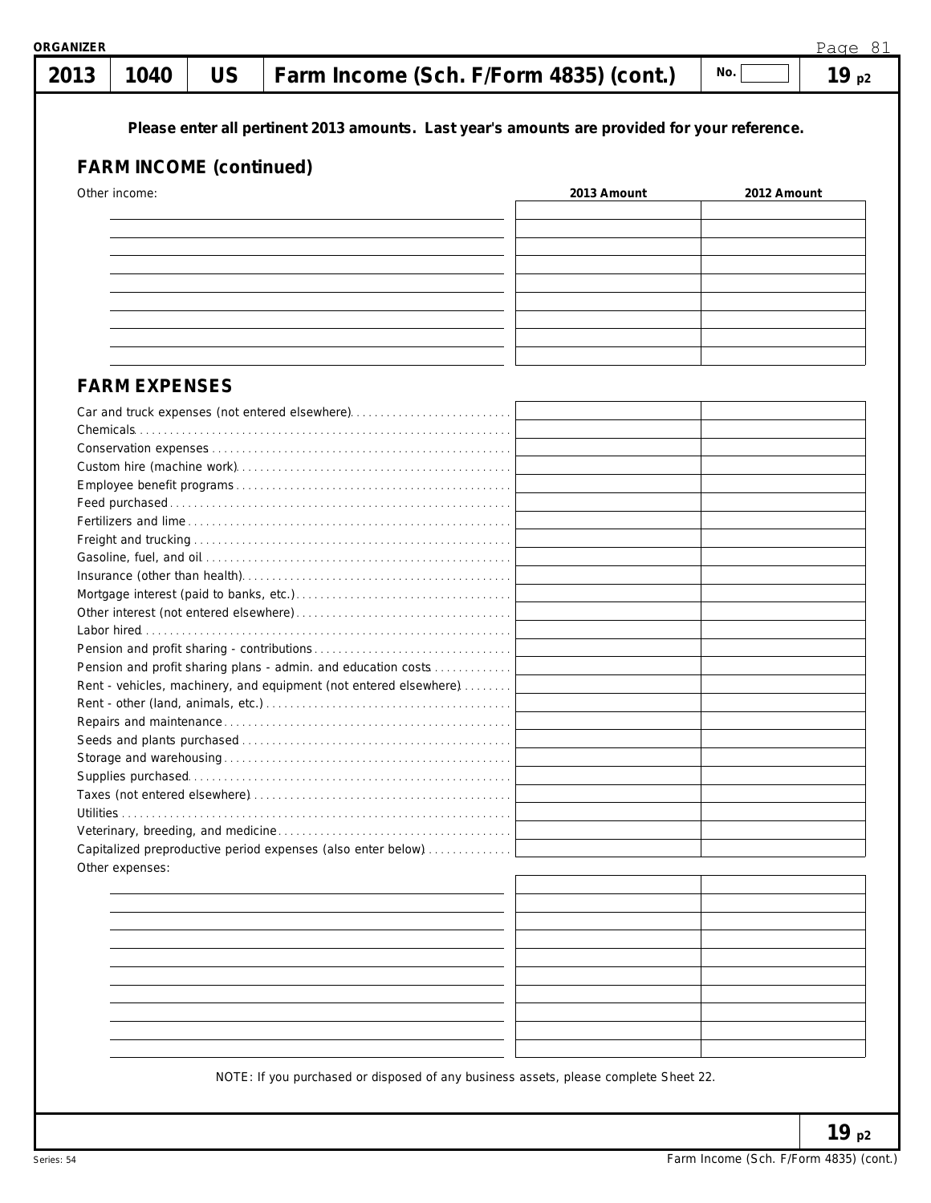**ORGANIZER**

| 2013 | 1040 | US | Farm Income (Sch. F/Form 4835) (cont.) | No. | 19 p2 |
|---|---|---|---|---|---|

**Please enter all pertinent 2013 amounts. Last year's amounts are provided for your reference.**

## FARM INCOME (continued)

| Other income: | 2013 Amount | 2012 Amount |
|---|---|---|
| | | |
| | | |
| | | |
| | | |
| | | |
| | | |
| | | |
| | | |
| | | |

## FARM EXPENSES

| | 2013 Amount | 2012 Amount |
|---|---|---|
| Car and truck expenses (not entered elsewhere) | | |
| Chemicals | | |
| Conservation expenses | | |
| Custom hire (machine work) | | |
| Employee benefit programs | | |
| Feed purchased | | |
| Fertilizers and lime | | |
| Freight and trucking | | |
| Gasoline, fuel, and oil | | |
| Insurance (other than health) | | |
| Mortgage interest (paid to banks, etc.) | | |
| Other interest (not entered elsewhere) | | |
| Labor hired | | |
| Pension and profit sharing - contributions | | |
| Pension and profit sharing plans - admin. and education costs | | |
| Rent - vehicles, machinery, and equipment (not entered elsewhere) | | |
| Rent - other (land, animals, etc.) | | |
| Repairs and maintenance | | |
| Seeds and plants purchased | | |
| Storage and warehousing | | |
| Supplies purchased | | |
| Taxes (not entered elsewhere) | | |
| Utilities | | |
| Veterinary, breeding, and medicine | | |
| Capitalized preproductive period expenses (also enter below) | | |

| Other expenses: | 2013 Amount | 2012 Amount |
|---|---|---|
| | | |
| | | |
| | | |
| | | |
| | | |
| | | |
| | | |
| | | |
| | | |
| | | |

NOTE: If you purchased or disposed of any business assets, please complete Sheet 22.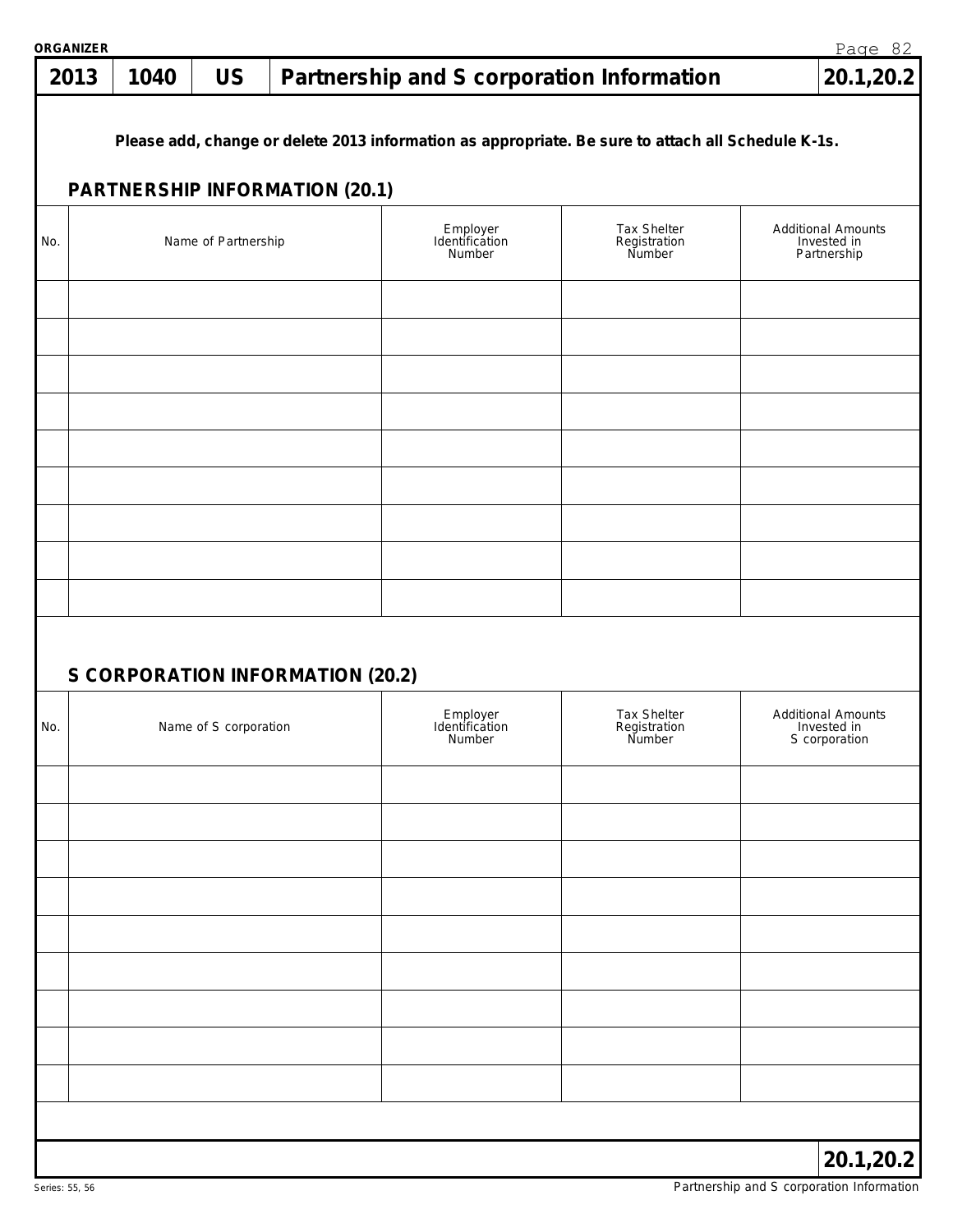ORGANIZER

| 2013 | 1040 | US | Partnership and S corporation Information | 20.1,20.2 |
|---|---|---|---|---|

**Please add, change or delete 2013 information as appropriate. Be sure to attach all Schedule K-1s.**

## PARTNERSHIP INFORMATION (20.1)

| No. | Name of Partnership | Employer Identification Number | Tax Shelter Registration Number | Additional Amounts Invested in Partnership |
|---|---|---|---|---|
| | | | | |
| | | | | |
| | | | | |
| | | | | |
| | | | | |
| | | | | |
| | | | | |
| | | | | |
| | | | | |

## S CORPORATION INFORMATION (20.2)

| No. | Name of S corporation | Employer Identification Number | Tax Shelter Registration Number | Additional Amounts Invested in S corporation |
|---|---|---|---|---|
| | | | | |
| | | | | |
| | | | | |
| | | | | |
| | | | | |
| | | | | |
| | | | | |
| | | | | |
| | | | | |

**20.1,20.2**

Series: 55, 56

Partnership and S corporation Information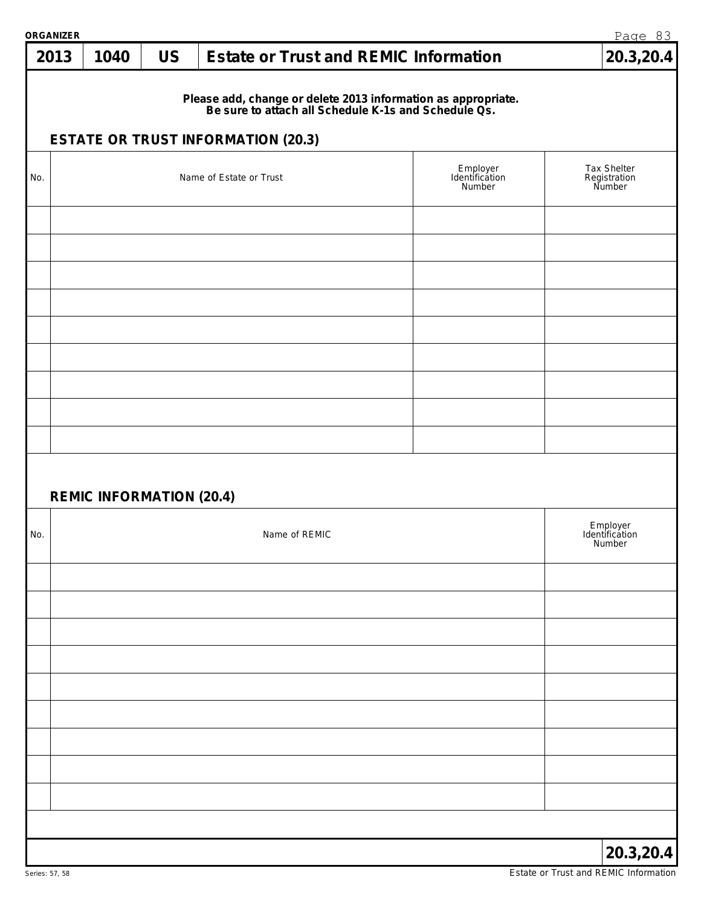ORGANIZER

| 2013 | 1040 | US | Estate or Trust and REMIC Information | 20.3,20.4 |
|---|---|---|---|---|

**Please add, change or delete 2013 information as appropriate.**
**Be sure to attach all Schedule K-1s and Schedule Qs.**

## ESTATE OR TRUST INFORMATION (20.3)

| No. | Name of Estate or Trust | Employer Identification Number | Tax Shelter Registration Number |
|---|---|---|---|
| | | | |
| | | | |
| | | | |
| | | | |
| | | | |
| | | | |
| | | | |
| | | | |
| | | | |

## REMIC INFORMATION (20.4)

| No. | Name of REMIC | Employer Identification Number |
|---|---|---|
| | | |
| | | |
| | | |
| | | |
| | | |
| | | |
| | | |
| | | |
| | | |

20.3,20.4

Series: 57, 58

Estate or Trust and REMIC Information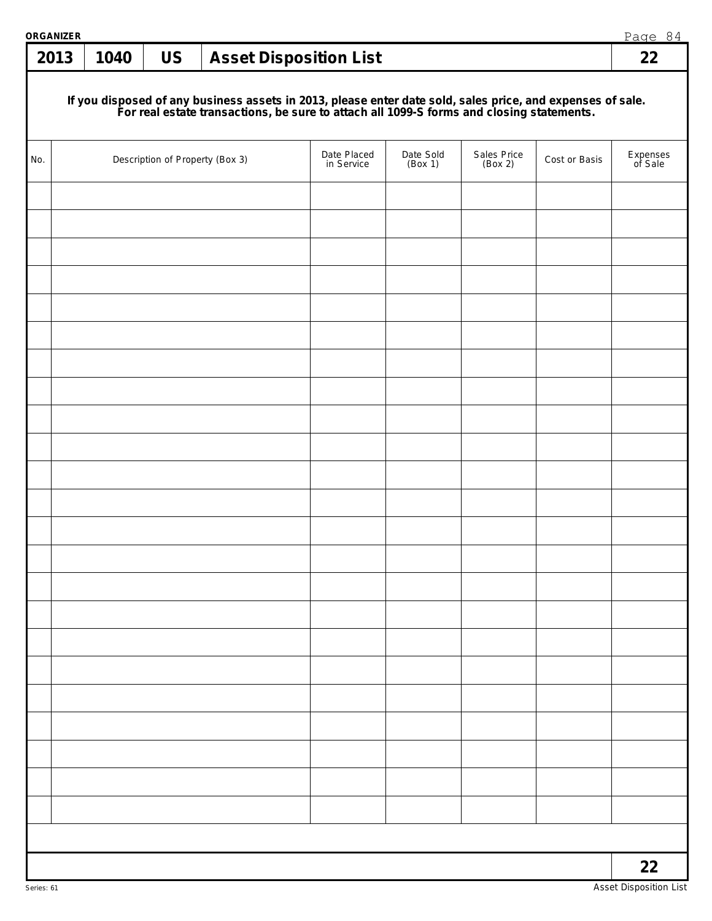ORGANIZER

# 2013 | 1040 | US | Asset Disposition List | 22

**If you disposed of any business assets in 2013, please enter date sold, sales price, and expenses of sale. For real estate transactions, be sure to attach all 1099-S forms and closing statements.**

| No. | Description of Property (Box 3) | Date Placed in Service | Date Sold (Box 1) | Sales Price (Box 2) | Cost or Basis | Expenses of Sale |
|---|---|---|---|---|---|---|
| | | | | | | |
| | | | | | | |
| | | | | | | |
| | | | | | | |
| | | | | | | |
| | | | | | | |
| | | | | | | |
| | | | | | | |
| | | | | | | |
| | | | | | | |
| | | | | | | |
| | | | | | | |
| | | | | | | |
| | | | | | | |
| | | | | | | |
| | | | | | | |
| | | | | | | |
| | | | | | | |
| | | | | | | |
| | | | | | | |
| | | | | | | |
| | | | | | | |
| | | | | | | |

22

Series: 61

Asset Disposition List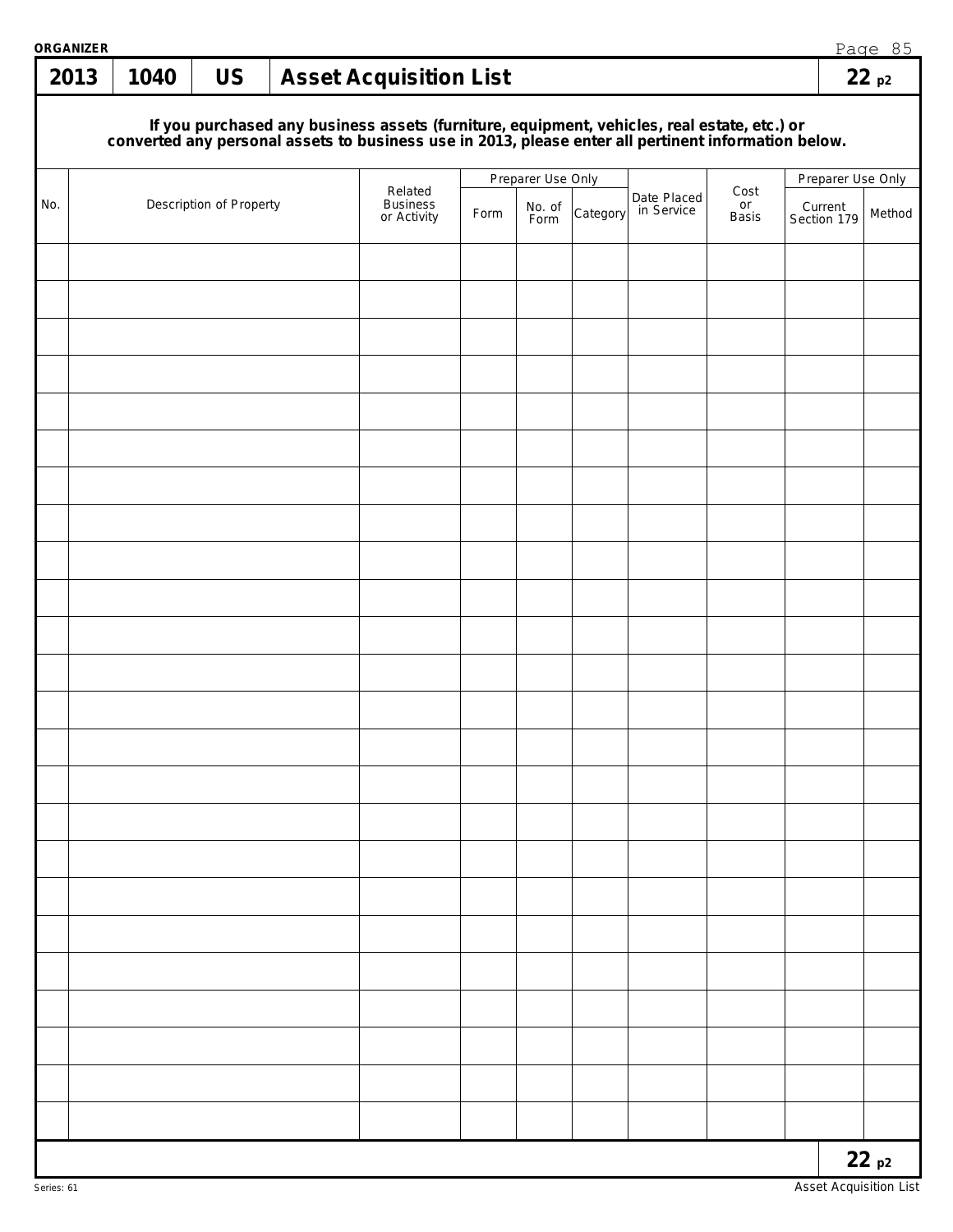ORGANIZER

| 2013 | 1040 | US | Asset Acquisition List | 22 p2 |
|---|---|---|---|---|

**If you purchased any business assets (furniture, equipment, vehicles, real estate, etc.) or converted any personal assets to business use in 2013, please enter all pertinent information below.**

| No. | Description of Property | Related Business or Activity | Preparer Use Only | | | Date Placed in Service | Cost or Basis | Preparer Use Only | |
|---|---|---|---|---|---|---|---|---|---|
| | | | Form | No. of Form | Category | | | Current Section 179 | Method |
| | | | | | | | | | |
| | | | | | | | | | |
| | | | | | | | | | |
| | | | | | | | | | |
| | | | | | | | | | |
| | | | | | | | | | |
| | | | | | | | | | |
| | | | | | | | | | |
| | | | | | | | | | |
| | | | | | | | | | |
| | | | | | | | | | |
| | | | | | | | | | |
| | | | | | | | | | |
| | | | | | | | | | |
| | | | | | | | | | |
| | | | | | | | | | |
| | | | | | | | | | |
| | | | | | | | | | |
| | | | | | | | | | |
| | | | | | | | | | |
| | | | | | | | | | |
| | | | | | | | | | |
| | | | | | | | | | |
| | | | | | | | | | |

22 p2

Series: 61

Asset Acquisition List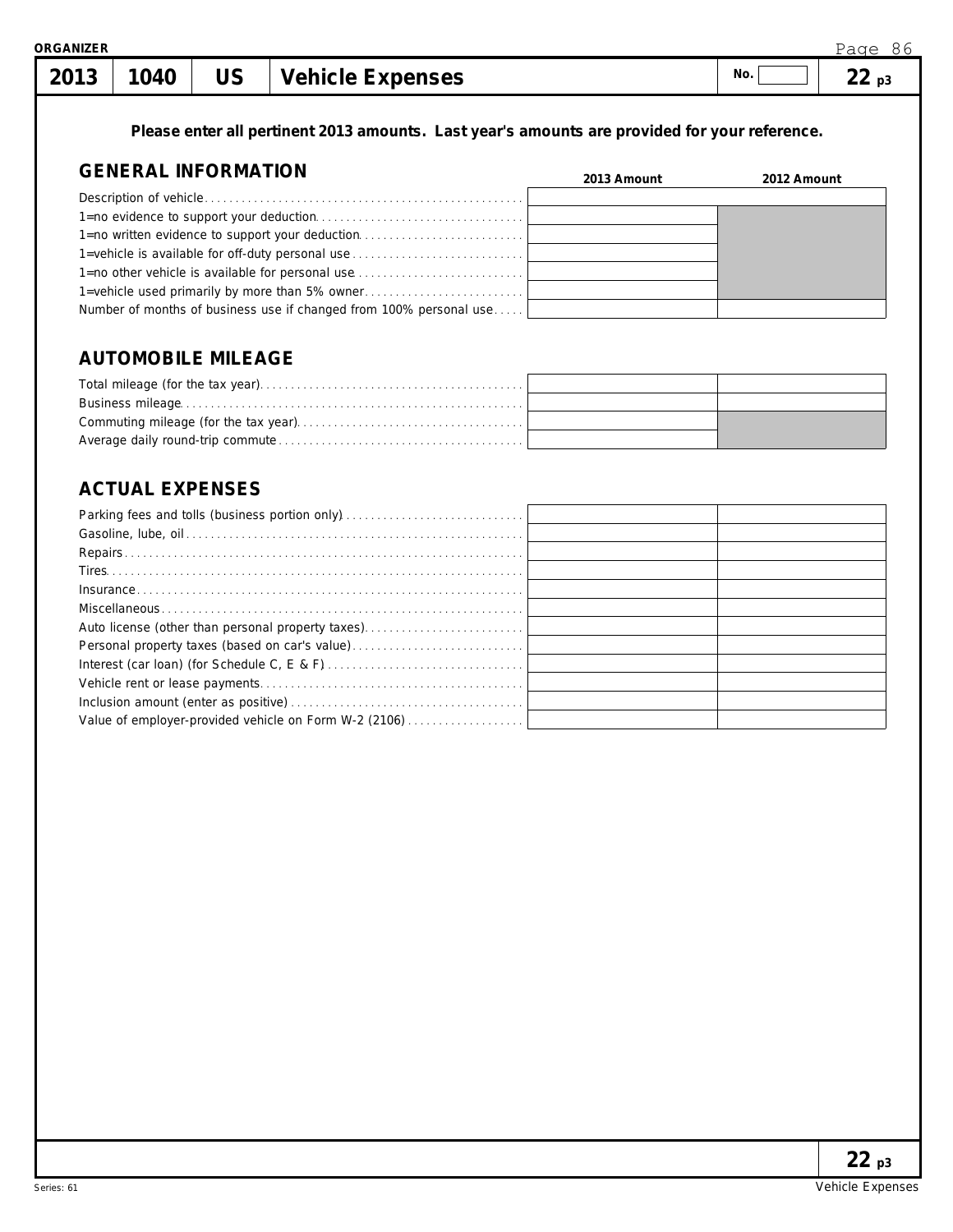ORGANIZER

# 2013 | 1040 | US | Vehicle Expenses

No. 

22 p3

**Please enter all pertinent 2013 amounts. Last year's amounts are provided for your reference.**

## GENERAL INFORMATION

| | 2013 Amount | 2012 Amount |
|---|---|---|
| Description of vehicle | | |
| 1=no evidence to support your deduction | | |
| 1=no written evidence to support your deduction | | |
| 1=vehicle is available for off-duty personal use | | |
| 1=no other vehicle is available for personal use | | |
| 1=vehicle used primarily by more than 5% owner | | |
| Number of months of business use if changed from 100% personal use | | |

## AUTOMOBILE MILEAGE

| | 2013 Amount | 2012 Amount |
|---|---|---|
| Total mileage (for the tax year) | | |
| Business mileage | | |
| Commuting mileage (for the tax year) | | |
| Average daily round-trip commute | | |

## ACTUAL EXPENSES

| | 2013 Amount | 2012 Amount |
|---|---|---|
| Parking fees and tolls (business portion only) | | |
| Gasoline, lube, oil | | |
| Repairs | | |
| Tires | | |
| Insurance | | |
| Miscellaneous | | |
| Auto license (other than personal property taxes) | | |
| Personal property taxes (based on car's value) | | |
| Interest (car loan) (for Schedule C, E & F) | | |
| Vehicle rent or lease payments | | |
| Inclusion amount (enter as positive) | | |
| Value of employer-provided vehicle on Form W-2 (2106) | | |

22 p3

Series: 61

Vehicle Expenses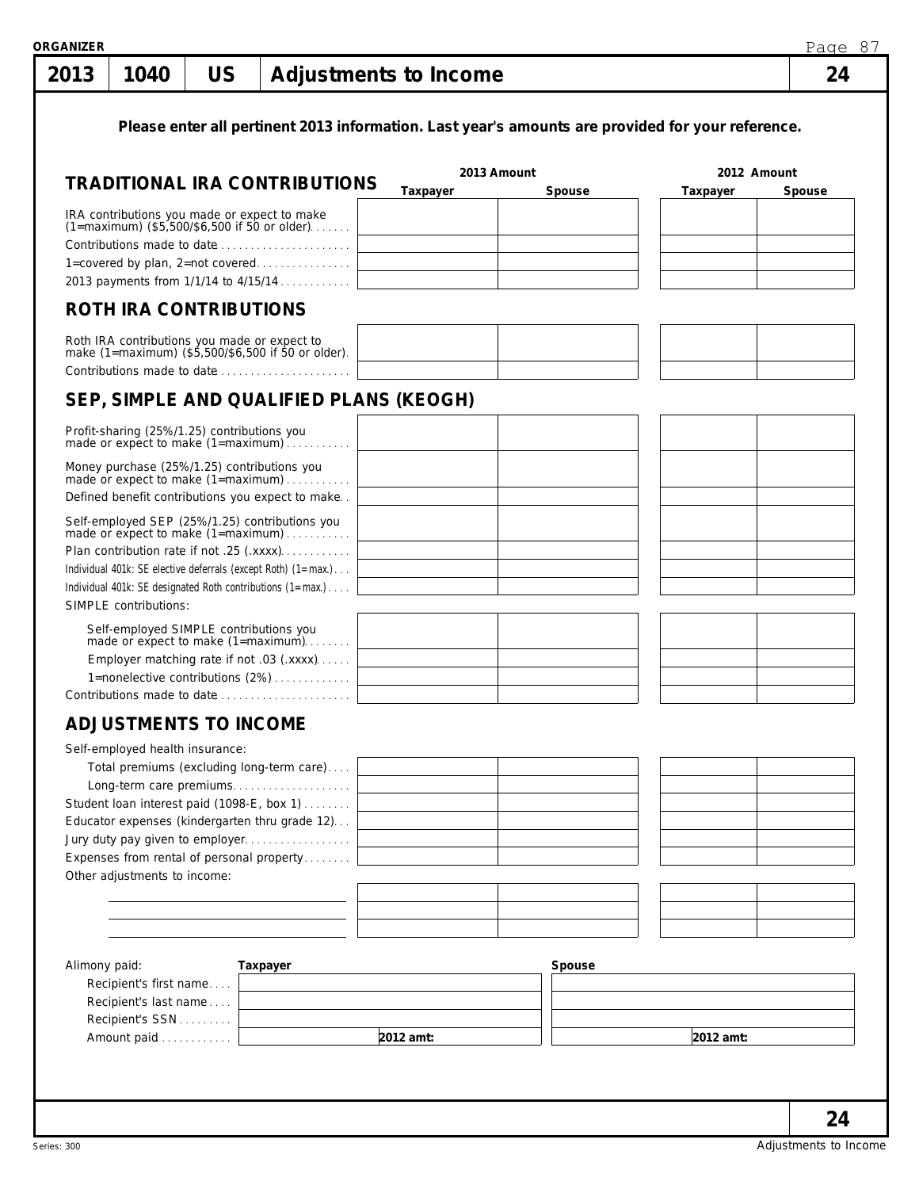# 2013 | 1040 | US | Adjustments to Income | 24

**Please enter all pertinent 2013 information. Last year's amounts are provided for your reference.**

## TRADITIONAL IRA CONTRIBUTIONS

| | 2013 Amount | | 2012 Amount | |
|---|---|---|---|---|
| | Taxpayer | Spouse | Taxpayer | Spouse |
| IRA contributions you made or expect to make (1=maximum) ($5,500/$6,500 if 50 or older) | | | | |
| Contributions made to date | | | | |
| 1=covered by plan, 2=not covered | | | | |
| 2013 payments from 1/1/14 to 4/15/14 | | | | |

## ROTH IRA CONTRIBUTIONS

| | Taxpayer | Spouse | Taxpayer | Spouse |
|---|---|---|---|---|
| Roth IRA contributions you made or expect to make (1=maximum) ($5,500/$6,500 if 50 or older) | | | | |
| Contributions made to date | | | | |

## SEP, SIMPLE AND QUALIFIED PLANS (KEOGH)

| | Taxpayer | Spouse | Taxpayer | Spouse |
|---|---|---|---|---|
| Profit-sharing (25%/1.25) contributions you made or expect to make (1=maximum) | | | | |
| Money purchase (25%/1.25) contributions you made or expect to make (1=maximum) | | | | |
| Defined benefit contributions you expect to make | | | | |
| Self-employed SEP (25%/1.25) contributions you made or expect to make (1=maximum) | | | | |
| Plan contribution rate if not .25 (.xxxx) | | | | |
| Individual 401k: SE elective deferrals (except Roth) (1=max.) | | | | |
| Individual 401k: SE designated Roth contributions (1=max.) | | | | |
| SIMPLE contributions: | | | | |
| Self-employed SIMPLE contributions you made or expect to make (1=maximum) | | | | |
| Employer matching rate if not .03 (.xxxx) | | | | |
| 1=nonelective contributions (2%) | | | | |
| Contributions made to date | | | | |

## ADJUSTMENTS TO INCOME

| | Taxpayer | Spouse | Taxpayer | Spouse |
|---|---|---|---|---|
| Self-employed health insurance: | | | | |
| Total premiums (excluding long-term care) | | | | |
| Long-term care premiums | | | | |
| Student loan interest paid (1098-E, box 1) | | | | |
| Educator expenses (kindergarten thru grade 12) | | | | |
| Jury duty pay given to employer | | | | |
| Expenses from rental of personal property | | | | |
| Other adjustments to income: | | | | |
| | | | | |
| | | | | |
| | | | | |

| Alimony paid: | Taxpayer | Spouse |
|---|---|---|
| Recipient's first name | | |
| Recipient's last name | | |
| Recipient's SSN | | |
| Amount paid | 2012 amt: | 2012 amt: |

Series: 300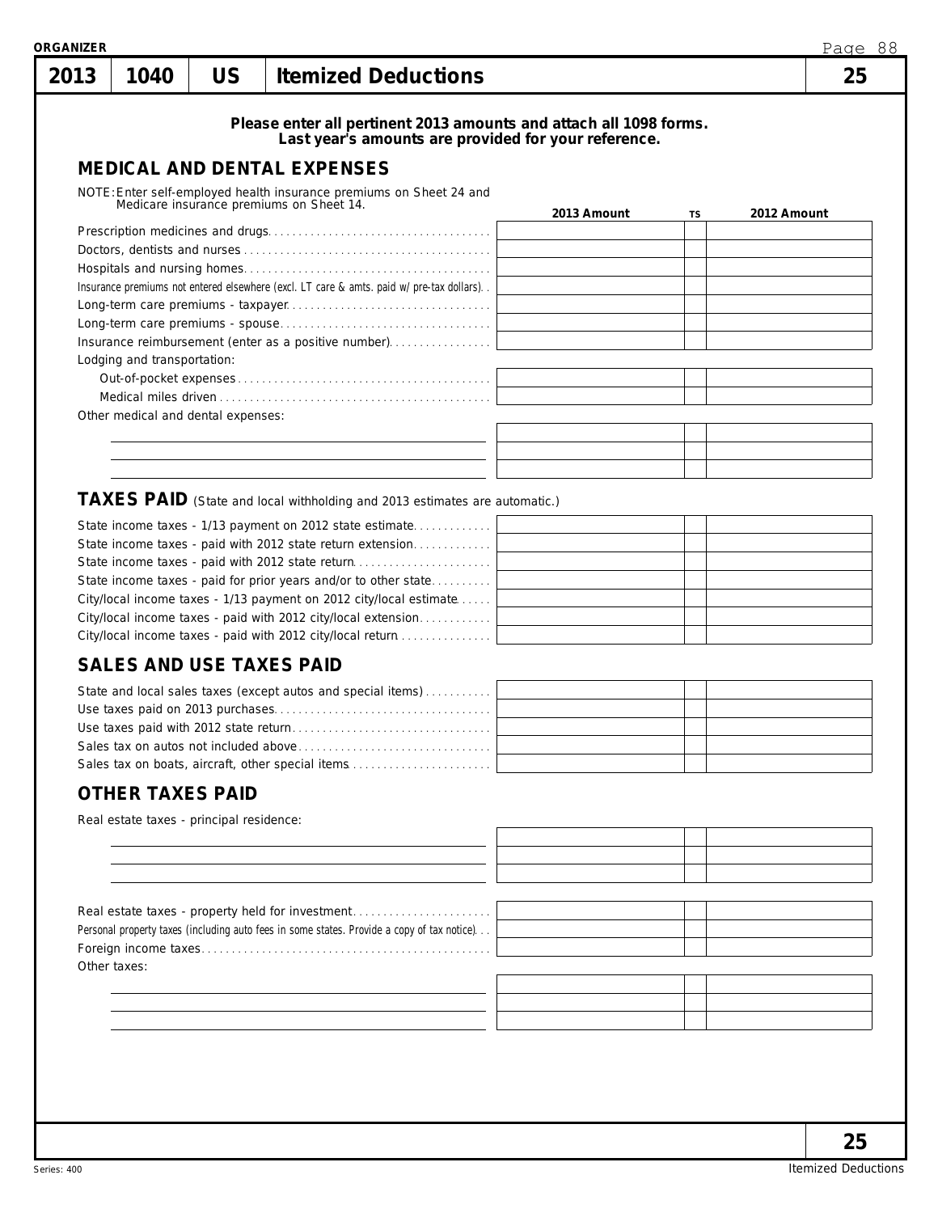ORGANIZER

# 2013 | 1040 | US | Itemized Deductions | 25

**Please enter all pertinent 2013 amounts and attach all 1098 forms.**
**Last year's amounts are provided for your reference.**

## MEDICAL AND DENTAL EXPENSES

NOTE: Enter self-employed health insurance premiums on Sheet 24 and Medicare insurance premiums on Sheet 14.

| | 2013 Amount | TS | 2012 Amount |
|---|---|---|---|
| Prescription medicines and drugs | | | |
| Doctors, dentists and nurses | | | |
| Hospitals and nursing homes | | | |
| Insurance premiums not entered elsewhere (excl. LT care & amts. paid w/ pre-tax dollars) | | | |
| Long-term care premiums - taxpayer | | | |
| Long-term care premiums - spouse | | | |
| Insurance reimbursement (enter as a positive number) | | | |
| Lodging and transportation: | | | |
| Out-of-pocket expenses | | | |
| Medical miles driven | | | |
| Other medical and dental expenses: | | | |
| | | | |
| | | | |
| | | | |

## TAXES PAID (State and local withholding and 2013 estimates are automatic.)

| | 2013 Amount | TS | 2012 Amount |
|---|---|---|---|
| State income taxes - 1/13 payment on 2012 state estimate | | | |
| State income taxes - paid with 2012 state return extension | | | |
| State income taxes - paid with 2012 state return | | | |
| State income taxes - paid for prior years and/or to other state | | | |
| City/local income taxes - 1/13 payment on 2012 city/local estimate | | | |
| City/local income taxes - paid with 2012 city/local extension | | | |
| City/local income taxes - paid with 2012 city/local return | | | |

## SALES AND USE TAXES PAID

| | 2013 Amount | TS | 2012 Amount |
|---|---|---|---|
| State and local sales taxes (except autos and special items) | | | |
| Use taxes paid on 2013 purchases | | | |
| Use taxes paid with 2012 state return | | | |
| Sales tax on autos not included above | | | |
| Sales tax on boats, aircraft, other special items | | | |

## OTHER TAXES PAID

| | 2013 Amount | TS | 2012 Amount |
|---|---|---|---|
| Real estate taxes - principal residence: | | | |
| | | | |
| | | | |
| | | | |
| Real estate taxes - property held for investment | | | |
| Personal property taxes (including auto fees in some states. Provide a copy of tax notice) | | | |
| Foreign income taxes | | | |
| Other taxes: | | | |
| | | | |
| | | | |
| | | | |

Series: 400 | Itemized Deductions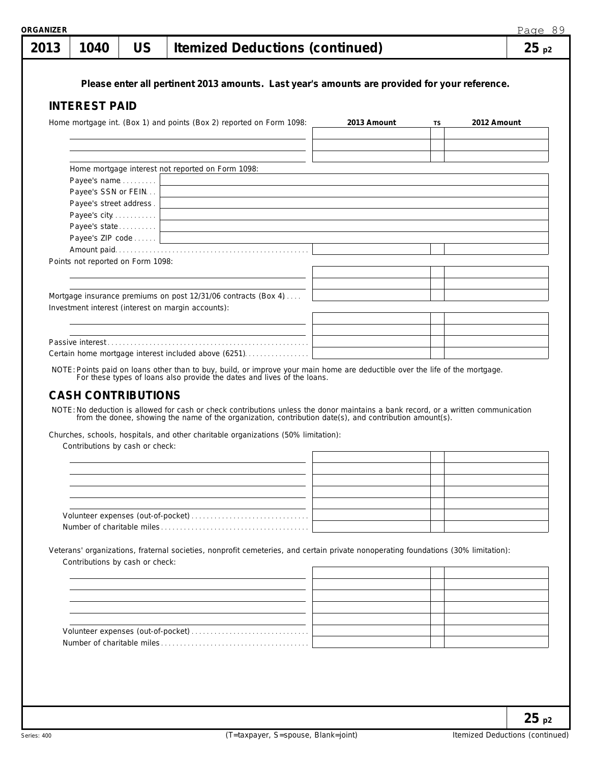**ORGANIZER**

| 2013 | 1040 | US | Itemized Deductions (continued) | 25 p2 |
|---|---|---|---|---|

**Please enter all pertinent 2013 amounts. Last year's amounts are provided for your reference.**

## INTEREST PAID

| Home mortgage int. (Box 1) and points (Box 2) reported on Form 1098: | 2013 Amount | TS | 2012 Amount |
|---|---|---|---|
| | | | |
| | | | |
| | | | |

Home mortgage interest not reported on Form 1098:

| | |
|---|---|
| Payee's name | |
| Payee's SSN or FEIN | |
| Payee's street address | |
| Payee's city | |
| Payee's state | |
| Payee's ZIP code | |

| | 2013 Amount | TS | 2012 Amount |
|---|---|---|---|
| Amount paid | | | |
| Points not reported on Form 1098: | | | |
| | | | |
| | | | |
| Mortgage insurance premiums on post 12/31/06 contracts (Box 4) | | | |
| Investment interest (interest on margin accounts): | | | |
| | | | |
| | | | |
| Passive interest | | | |
| Certain home mortgage interest included above (6251) | | | |

NOTE: Points paid on loans other than to buy, build, or improve your main home are deductible over the life of the mortgage. For these types of loans also provide the dates and lives of the loans.

## CASH CONTRIBUTIONS

NOTE: No deduction is allowed for cash or check contributions unless the donor maintains a bank record, or a written communication from the donee, showing the name of the organization, contribution date(s), and contribution amount(s).

Churches, schools, hospitals, and other charitable organizations (50% limitation):

| Contributions by cash or check: | 2013 Amount | TS | 2012 Amount |
|---|---|---|---|
| | | | |
| | | | |
| | | | |
| | | | |
| | | | |
| Volunteer expenses (out-of-pocket) | | | |
| Number of charitable miles | | | |

Veterans' organizations, fraternal societies, nonprofit cemeteries, and certain private nonoperating foundations (30% limitation):

| Contributions by cash or check: | 2013 Amount | TS | 2012 Amount |
|---|---|---|---|
| | | | |
| | | | |
| | | | |
| | | | |
| | | | |
| Volunteer expenses (out-of-pocket) | | | |
| Number of charitable miles | | | |

(T=taxpayer, S=spouse, Blank=joint)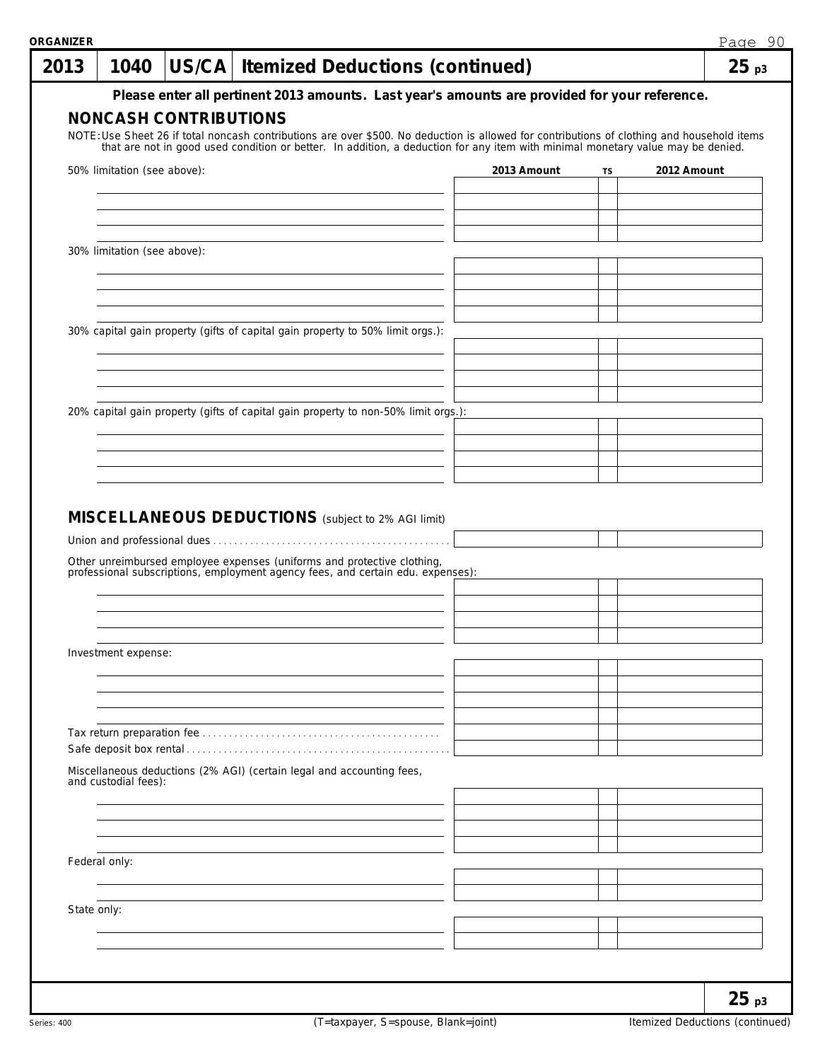ORGANIZER

# 2013 | 1040 | US/CA | Itemized Deductions (continued) | 25 p3

**Please enter all pertinent 2013 amounts. Last year's amounts are provided for your reference.**

## NONCASH CONTRIBUTIONS

NOTE: Use Sheet 26 if total noncash contributions are over $500. No deduction is allowed for contributions of clothing and household items that are not in good used condition or better. In addition, a deduction for any item with minimal monetary value may be denied.

| | 2013 Amount | TS | 2012 Amount |
|---|---|---|---|
| 50% limitation (see above): | | | |
| | | | |
| | | | |
| | | | |
| | | | |
| 30% limitation (see above): | | | |
| | | | |
| | | | |
| | | | |
| | | | |
| 30% capital gain property (gifts of capital gain property to 50% limit orgs.): | | | |
| | | | |
| | | | |
| | | | |
| | | | |
| 20% capital gain property (gifts of capital gain property to non-50% limit orgs.): | | | |
| | | | |
| | | | |
| | | | |
| | | | |

## MISCELLANEOUS DEDUCTIONS (subject to 2% AGI limit)

| | 2013 Amount | TS | 2012 Amount |
|---|---|---|---|
| Union and professional dues | | | |
| Other unreimbursed employee expenses (uniforms and protective clothing, professional subscriptions, employment agency fees, and certain edu. expenses): | | | |
| | | | |
| | | | |
| | | | |
| | | | |
| Investment expense: | | | |
| | | | |
| | | | |
| | | | |
| | | | |
| Tax return preparation fee | | | |
| Safe deposit box rental | | | |
| Miscellaneous deductions (2% AGI) (certain legal and accounting fees, and custodial fees): | | | |
| | | | |
| | | | |
| | | | |
| | | | |
| Federal only: | | | |
| | | | |
| | | | |
| State only: | | | |
| | | | |
| | | | |

25 p3

Series: 400 | (T=taxpayer, S=spouse, Blank=joint) | Itemized Deductions (continued)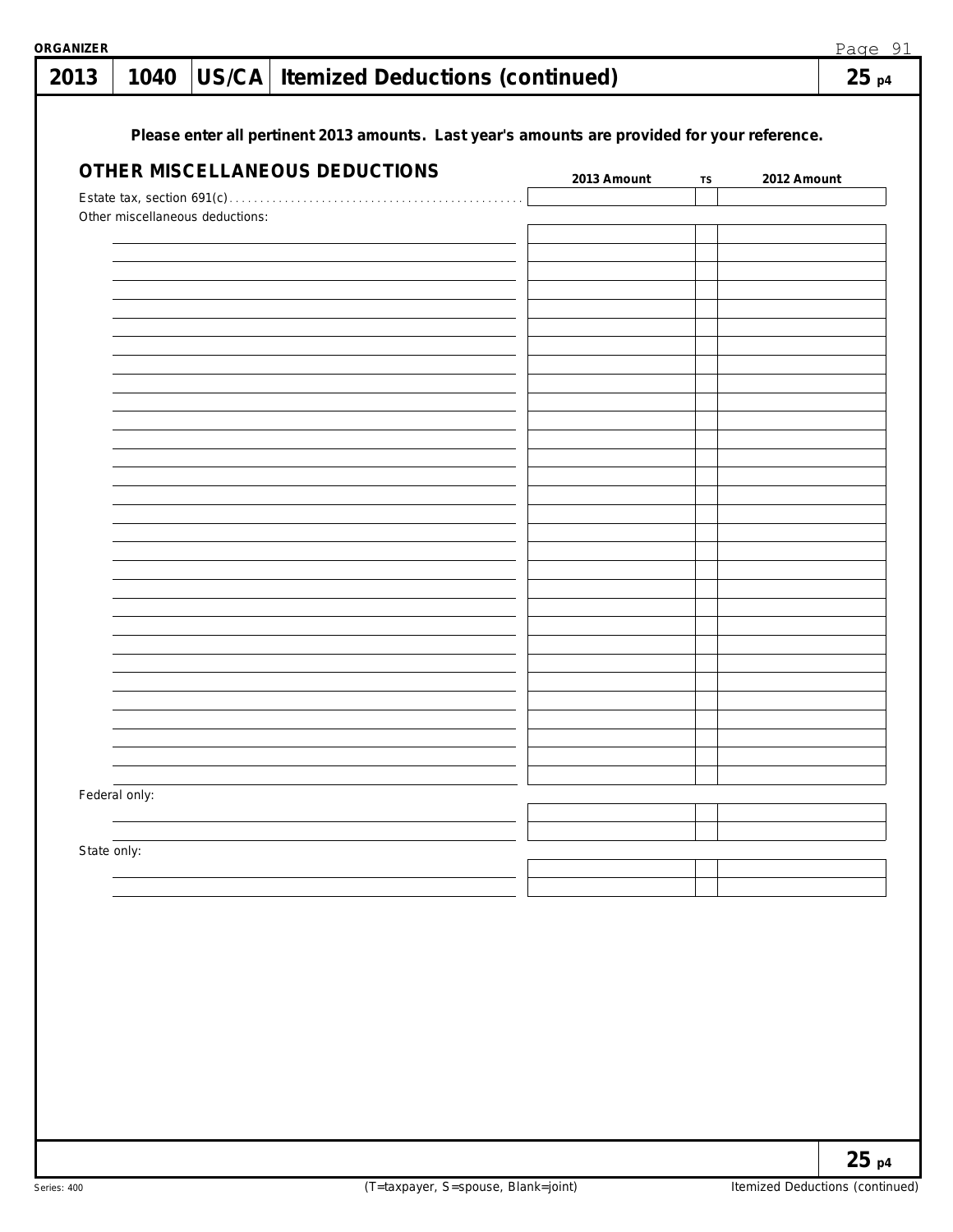**ORGANIZER**

# 2013 | 1040 | US/CA | Itemized Deductions (continued) | 25 p4

**Please enter all pertinent 2013 amounts. Last year's amounts are provided for your reference.**

## OTHER MISCELLANEOUS DEDUCTIONS

| | 2013 Amount | TS | 2012 Amount |
|---|---|---|---|
| Estate tax, section 691(c) | | | |
| Other miscellaneous deductions: | | | |
| | | | |
| | | | |
| | | | |
| | | | |
| | | | |
| | | | |
| | | | |
| | | | |
| | | | |
| | | | |
| | | | |
| | | | |
| | | | |
| | | | |
| | | | |
| | | | |
| | | | |
| | | | |
| | | | |
| | | | |
| | | | |
| | | | |
| | | | |
| | | | |
| | | | |
| | | | |
| | | | |
| | | | |
| | | | |
| Federal only: | | | |
| | | | |
| | | | |
| State only: | | | |
| | | | |
| | | | |

25 p4

Series: 400 | (T=taxpayer, S=spouse, Blank=joint) | Itemized Deductions (continued)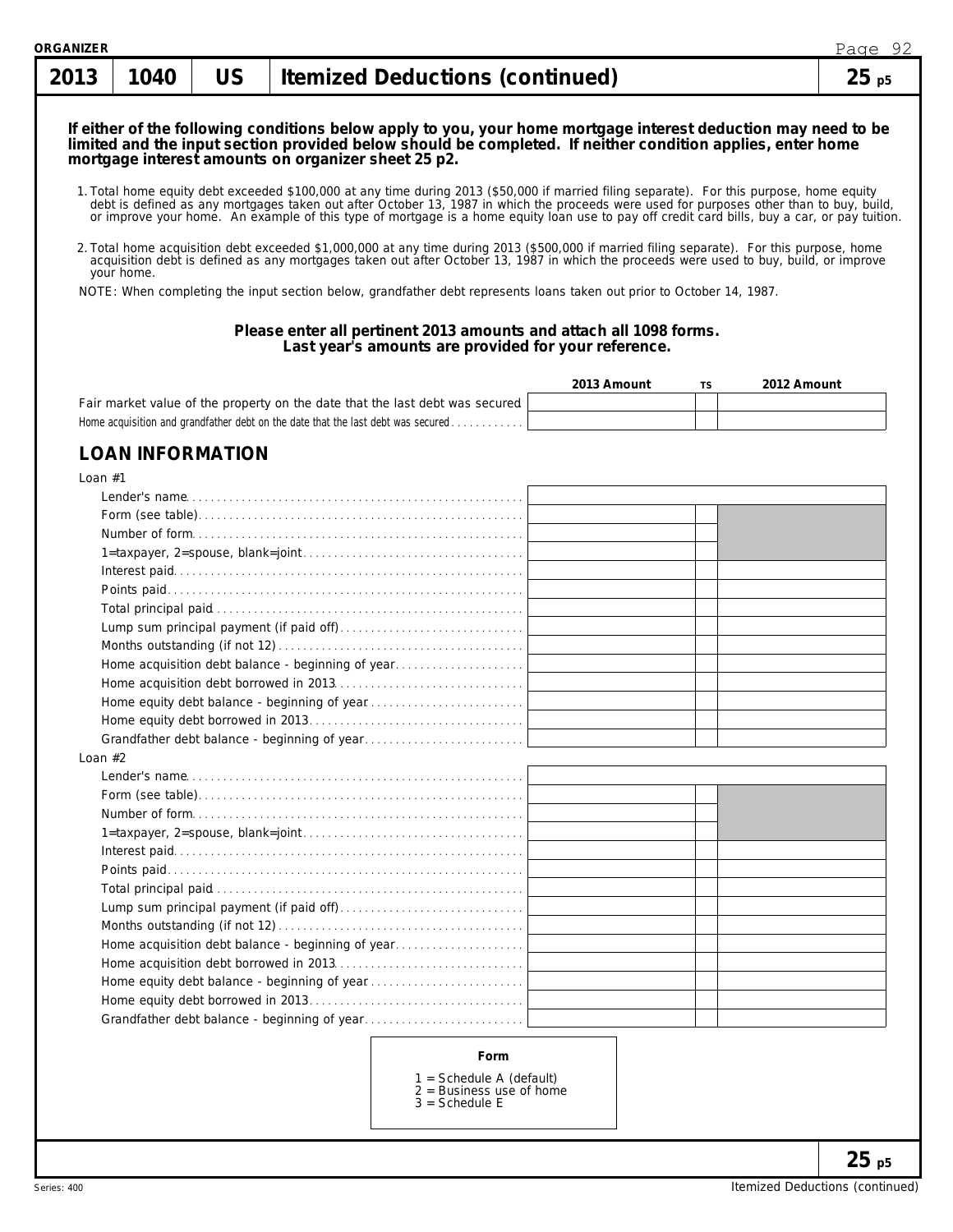ORGANIZER

# 2013 | 1040 | US | Itemized Deductions (continued) | 25 p5

**If either of the following conditions below apply to you, your home mortgage interest deduction may need to be limited and the input section provided below should be completed. If neither condition applies, enter home mortgage interest amounts on organizer sheet 25 p2.**

1. Total home equity debt exceeded $100,000 at any time during 2013 ($50,000 if married filing separate). For this purpose, home equity debt is defined as any mortgages taken out after October 13, 1987 in which the proceeds were used for purposes other than to buy, build, or improve your home. An example of this type of mortgage is a home equity loan use to pay off credit card bills, buy a car, or pay tuition.

2. Total home acquisition debt exceeded $1,000,000 at any time during 2013 ($500,000 if married filing separate). For this purpose, home acquisition debt is defined as any mortgages taken out after October 13, 1987 in which the proceeds were used to buy, build, or improve your home.

NOTE: When completing the input section below, grandfather debt represents loans taken out prior to October 14, 1987.

**Please enter all pertinent 2013 amounts and attach all 1098 forms.**
**Last year's amounts are provided for your reference.**

| | 2013 Amount | TS | 2012 Amount |
|---|---|---|---|
| Fair market value of the property on the date that the last debt was secured | | | |
| Home acquisition and grandfather debt on the date that the last debt was secured | | | |

## LOAN INFORMATION

| | 2013 Amount | TS | 2012 Amount |
|---|---|---|---|
| **Loan #1** | | | |
| Lender's name | | | |
| Form (see table) | | | |
| Number of form | | | |
| 1=taxpayer, 2=spouse, blank=joint | | | |
| Interest paid | | | |
| Points paid | | | |
| Total principal paid | | | |
| Lump sum principal payment (if paid off) | | | |
| Months outstanding (if not 12) | | | |
| Home acquisition debt balance - beginning of year | | | |
| Home acquisition debt borrowed in 2013 | | | |
| Home equity debt balance - beginning of year | | | |
| Home equity debt borrowed in 2013 | | | |
| Grandfather debt balance - beginning of year | | | |
| **Loan #2** | | | |
| Lender's name | | | |
| Form (see table) | | | |
| Number of form | | | |
| 1=taxpayer, 2=spouse, blank=joint | | | |
| Interest paid | | | |
| Points paid | | | |
| Total principal paid | | | |
| Lump sum principal payment (if paid off) | | | |
| Months outstanding (if not 12) | | | |
| Home acquisition debt balance - beginning of year | | | |
| Home acquisition debt borrowed in 2013 | | | |
| Home equity debt balance - beginning of year | | | |
| Home equity debt borrowed in 2013 | | | |
| Grandfather debt balance - beginning of year | | | |

**Form**

1 = Schedule A (default)
2 = Business use of home
3 = Schedule E

25 p5

Series: 400 Itemized Deductions (continued)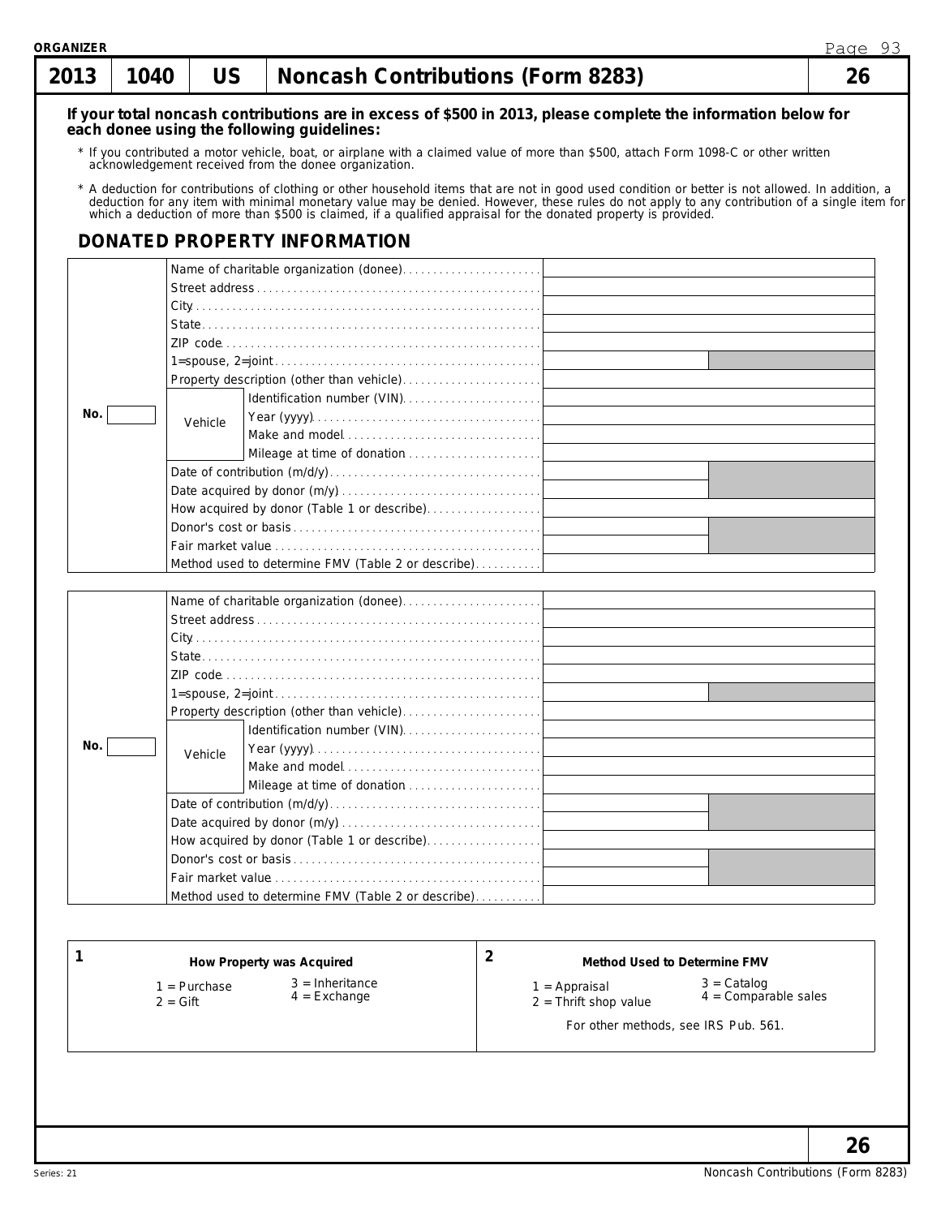# 2013 | 1040 | US | Noncash Contributions (Form 8283) | 26

**If your total noncash contributions are in excess of $500 in 2013, please complete the information below for each donee using the following guidelines:**

* If you contributed a motor vehicle, boat, or airplane with a claimed value of more than $500, attach Form 1098-C or other written acknowledgement received from the donee organization.
* A deduction for contributions of clothing or other household items that are not in good used condition or better is not allowed. In addition, a deduction for any item with minimal monetary value may be denied. However, these rules do not apply to any contribution of a single item for which a deduction of more than $500 is claimed, if a qualified appraisal for the donated property is provided.

## DONATED PROPERTY INFORMATION

| No. | | | |
|---|---|---|---|
| | Name of charitable organization (donee) | | |
| | Street address | | |
| | City | | |
| | State | | |
| | ZIP code | | |
| | 1=spouse, 2=joint | | |
| | Property description (other than vehicle) | | |
| | Vehicle | Identification number (VIN) | |
| | | Year (yyyy) | |
| | | Make and model | |
| | | Mileage at time of donation | |
| | Date of contribution (m/d/y) | | |
| | Date acquired by donor (m/y) | | |
| | How acquired by donor (Table 1 or describe) | | |
| | Donor's cost or basis | | |
| | Fair market value | | |
| | Method used to determine FMV (Table 2 or describe) | | |

| No. | | | |
|---|---|---|---|
| | Name of charitable organization (donee) | | |
| | Street address | | |
| | City | | |
| | State | | |
| | ZIP code | | |
| | 1=spouse, 2=joint | | |
| | Property description (other than vehicle) | | |
| | Vehicle | Identification number (VIN) | |
| | | Year (yyyy) | |
| | | Make and model | |
| | | Mileage at time of donation | |
| | Date of contribution (m/d/y) | | |
| | Date acquired by donor (m/y) | | |
| | How acquired by donor (Table 1 or describe) | | |
| | Donor's cost or basis | | |
| | Fair market value | | |
| | Method used to determine FMV (Table 2 or describe) | | |

| 1 How Property was Acquired | 2 Method Used to Determine FMV |
|---|---|
| 1 = Purchase | 1 = Appraisal |
| 2 = Gift | 2 = Thrift shop value |
| 3 = Inheritance | 3 = Catalog |
| 4 = Exchange | 4 = Comparable sales |
| | For other methods, see IRS Pub. 561. |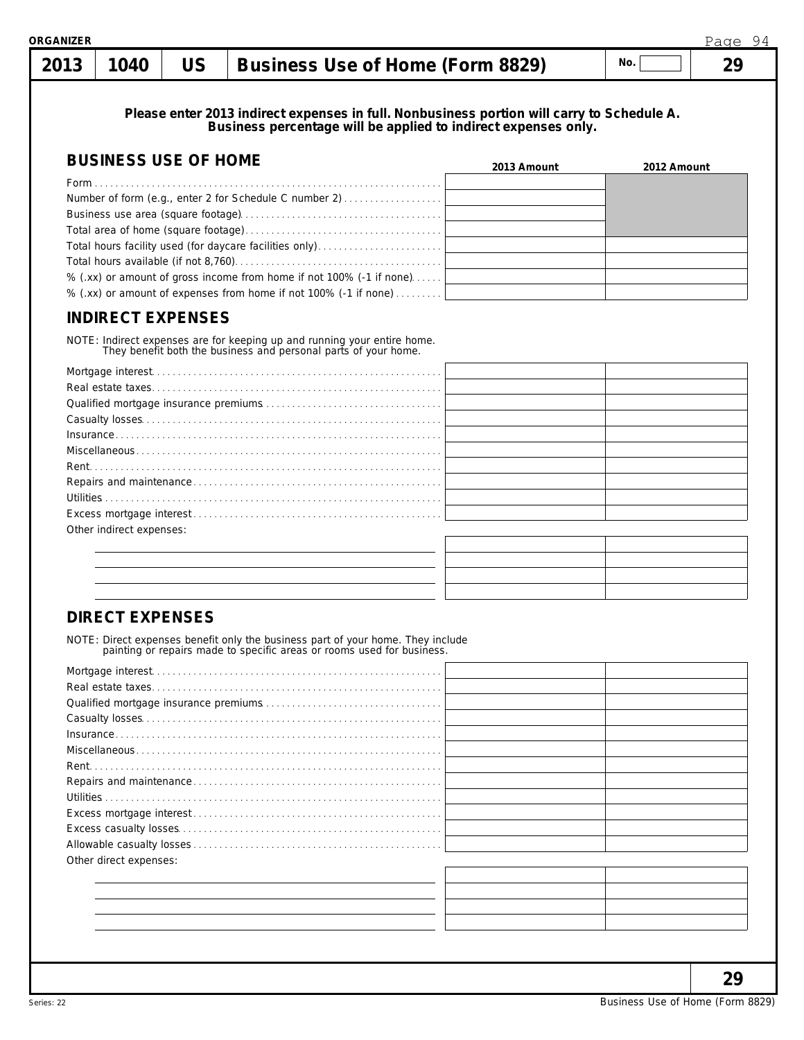| 2013 | 1040 | US | Business Use of Home (Form 8829) | No. | 29 |
|---|---|---|---|---|---|

**Please enter 2013 indirect expenses in full. Nonbusiness portion will carry to Schedule A. Business percentage will be applied to indirect expenses only.**

## BUSINESS USE OF HOME

| | 2013 Amount | 2012 Amount |
|---|---|---|
| Form | | |
| Number of form (e.g., enter 2 for Schedule C number 2) | | |
| Business use area (square footage) | | |
| Total area of home (square footage) | | |
| Total hours facility used (for daycare facilities only) | | |
| Total hours available (if not 8,760) | | |
| % (.xx) or amount of gross income from home if not 100% (-1 if none) | | |
| % (.xx) or amount of expenses from home if not 100% (-1 if none) | | |

## INDIRECT EXPENSES

NOTE: Indirect expenses are for keeping up and running your entire home. They benefit both the business and personal parts of your home.

| | 2013 Amount | 2012 Amount |
|---|---|---|
| Mortgage interest | | |
| Real estate taxes | | |
| Qualified mortgage insurance premiums | | |
| Casualty losses | | |
| Insurance | | |
| Miscellaneous | | |
| Rent | | |
| Repairs and maintenance | | |
| Utilities | | |
| Excess mortgage interest | | |
| Other indirect expenses: | | |
| | | |
| | | |
| | | |
| | | |

## DIRECT EXPENSES

NOTE: Direct expenses benefit only the business part of your home. They include painting or repairs made to specific areas or rooms used for business.

| | 2013 Amount | 2012 Amount |
|---|---|---|
| Mortgage interest | | |
| Real estate taxes | | |
| Qualified mortgage insurance premiums | | |
| Casualty losses | | |
| Insurance | | |
| Miscellaneous | | |
| Rent | | |
| Repairs and maintenance | | |
| Utilities | | |
| Excess mortgage interest | | |
| Excess casualty losses | | |
| Allowable casualty losses | | |
| Other direct expenses: | | |
| | | |
| | | |
| | | |
| | | |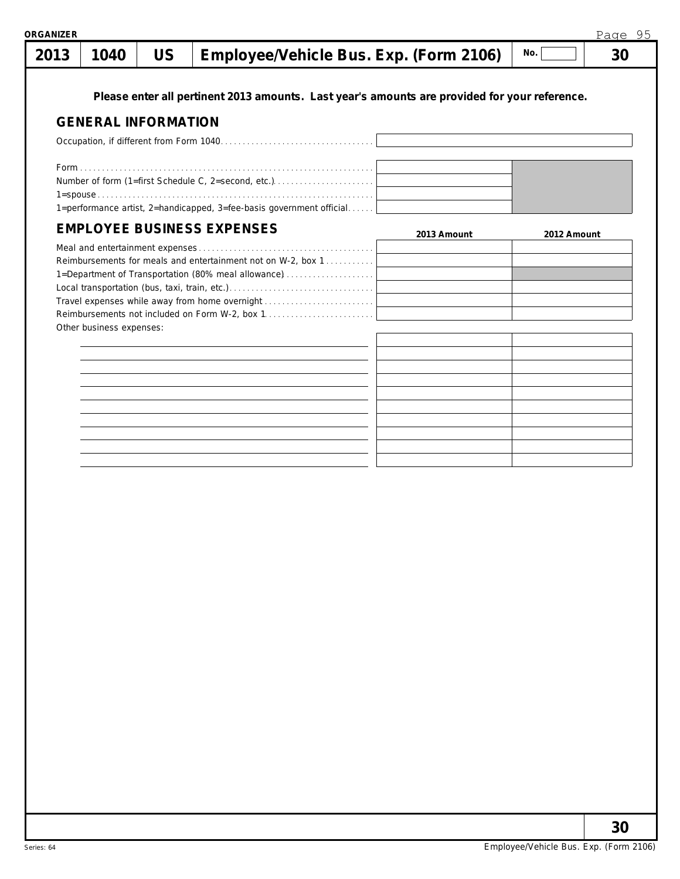**ORGANIZER**

| 2013 | 1040 | US | Employee/Vehicle Bus. Exp. (Form 2106) | No. | 30 |
|---|---|---|---|---|---|

**Please enter all pertinent 2013 amounts. Last year's amounts are provided for your reference.**

## GENERAL INFORMATION

| | |
|---|---|
| Occupation, if different from Form 1040 | |
| Form | |
| Number of form (1=first Schedule C, 2=second, etc.) | |
| 1=spouse | |
| 1=performance artist, 2=handicapped, 3=fee-basis government official | |

## EMPLOYEE BUSINESS EXPENSES

| | 2013 Amount | 2012 Amount |
|---|---|---|
| Meal and entertainment expenses | | |
| Reimbursements for meals and entertainment not on W-2, box 1 | | |
| 1=Department of Transportation (80% meal allowance) | | |
| Local transportation (bus, taxi, train, etc.) | | |
| Travel expenses while away from home overnight | | |
| Reimbursements not included on Form W-2, box 1 | | |
| Other business expenses: | | |
| | | |
| | | |
| | | |
| | | |
| | | |
| | | |
| | | |
| | | |
| | | |
| | | |

Series: 64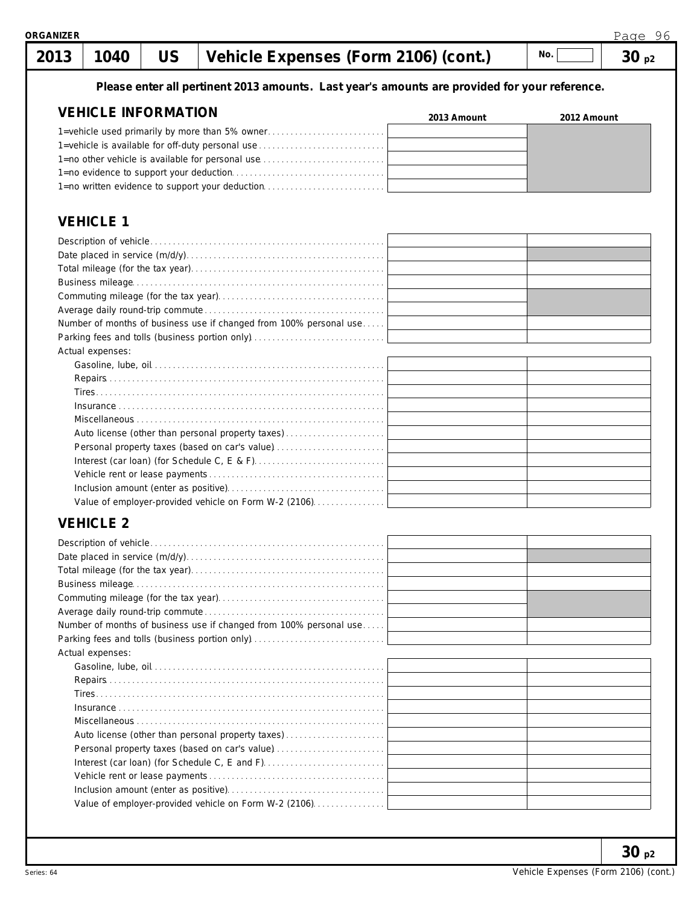**ORGANIZER**

| 2013 | 1040 | US | Vehicle Expenses (Form 2106) (cont.) | No. | 30 p2 |
|---|---|---|---|---|---|

**Please enter all pertinent 2013 amounts. Last year's amounts are provided for your reference.**

## VEHICLE INFORMATION

| | 2013 Amount | 2012 Amount |
|---|---|---|
| 1=vehicle used primarily by more than 5% owner | | |
| 1=vehicle is available for off-duty personal use | | |
| 1=no other vehicle is available for personal use | | |
| 1=no evidence to support your deduction | | |
| 1=no written evidence to support your deduction | | |

## VEHICLE 1

| | 2013 Amount | 2012 Amount |
|---|---|---|
| Description of vehicle | | |
| Date placed in service (m/d/y) | | |
| Total mileage (for the tax year) | | |
| Business mileage | | |
| Commuting mileage (for the tax year) | | |
| Average daily round-trip commute | | |
| Number of months of business use if changed from 100% personal use | | |
| Parking fees and tolls (business portion only) | | |
| Actual expenses: | | |
| Gasoline, lube, oil | | |
| Repairs | | |
| Tires | | |
| Insurance | | |
| Miscellaneous | | |
| Auto license (other than personal property taxes) | | |
| Personal property taxes (based on car's value) | | |
| Interest (car loan) (for Schedule C, E & F) | | |
| Vehicle rent or lease payments | | |
| Inclusion amount (enter as positive) | | |
| Value of employer-provided vehicle on Form W-2 (2106) | | |

## VEHICLE 2

| | 2013 Amount | 2012 Amount |
|---|---|---|
| Description of vehicle | | |
| Date placed in service (m/d/y) | | |
| Total mileage (for the tax year) | | |
| Business mileage | | |
| Commuting mileage (for the tax year) | | |
| Average daily round-trip commute | | |
| Number of months of business use if changed from 100% personal use | | |
| Parking fees and tolls (business portion only) | | |
| Actual expenses: | | |
| Gasoline, lube, oil | | |
| Repairs | | |
| Tires | | |
| Insurance | | |
| Miscellaneous | | |
| Auto license (other than personal property taxes) | | |
| Personal property taxes (based on car's value) | | |
| Interest (car loan) (for Schedule C, E and F) | | |
| Vehicle rent or lease payments | | |
| Inclusion amount (enter as positive) | | |
| Value of employer-provided vehicle on Form W-2 (2106) | | |

**30 p2**

Series: 64 — Vehicle Expenses (Form 2106) (cont.)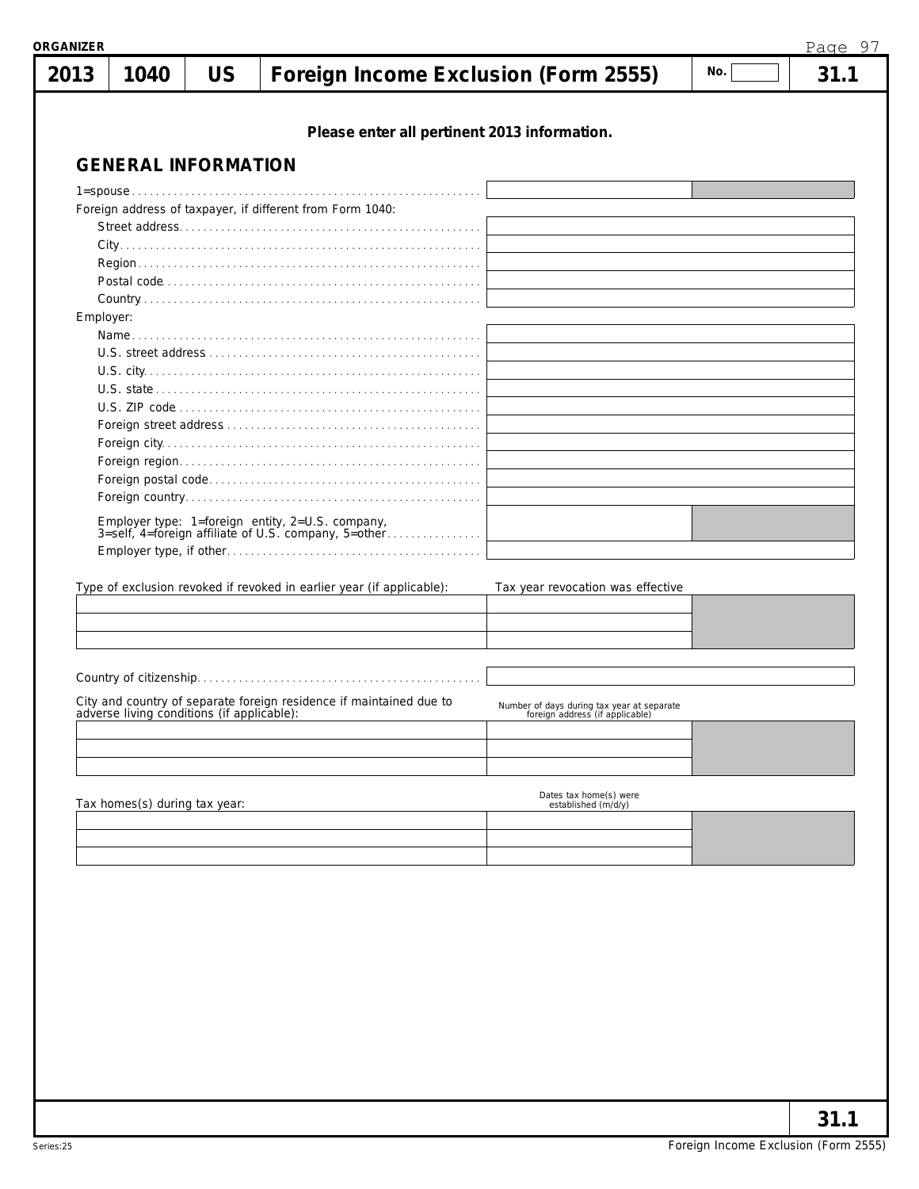ORGANIZER

| 2013 | 1040 | US | Foreign Income Exclusion (Form 2555) | No. | 31.1 |
|---|---|---|---|---|---|

**Please enter all pertinent 2013 information.**

## GENERAL INFORMATION

1=spouse

Foreign address of taxpayer, if different from Form 1040:

- Street address
- City
- Region
- Postal code
- Country

Employer:

- Name
- U.S. street address
- U.S. city
- U.S. state
- U.S. ZIP code
- Foreign street address
- Foreign city
- Foreign region
- Foreign postal code
- Foreign country
- Employer type: 1=foreign entity, 2=U.S. company, 3=self, 4=foreign affiliate of U.S. company, 5=other
- Employer type, if other

| Type of exclusion revoked if revoked in earlier year (if applicable): | Tax year revocation was effective |
|---|---|
| | |
| | |
| | |

Country of citizenship

| City and country of separate foreign residence if maintained due to adverse living conditions (if applicable): | Number of days during tax year at separate foreign address (if applicable) |
|---|---|
| | |
| | |
| | |

| Tax homes(s) during tax year: | Dates tax home(s) were established (m/d/y) |
|---|---|
| | |
| | |
| | |

31.1

Series:25

Foreign Income Exclusion (Form 2555)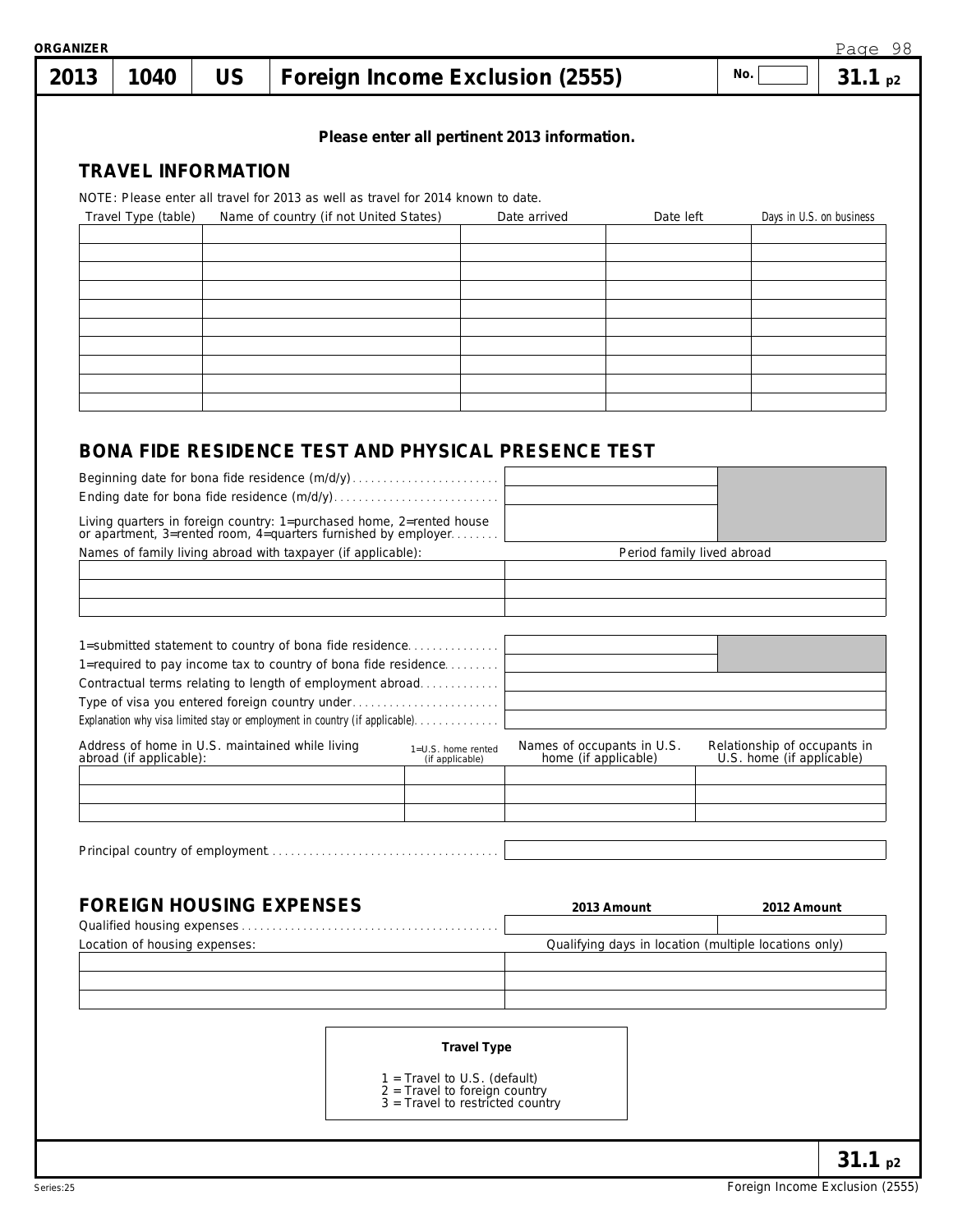ORGANIZER

| 2013 | 1040 | US | Foreign Income Exclusion (2555) | No. | 31.1 p2 |
|---|---|---|---|---|---|

**Please enter all pertinent 2013 information.**

## TRAVEL INFORMATION

NOTE: Please enter all travel for 2013 as well as travel for 2014 known to date.

| Travel Type (table) | Name of country (if not United States) | Date arrived | Date left | Days in U.S. on business |
|---|---|---|---|---|
| | | | | |
| | | | | |
| | | | | |
| | | | | |
| | | | | |
| | | | | |
| | | | | |
| | | | | |
| | | | | |
| | | | | |

## BONA FIDE RESIDENCE TEST AND PHYSICAL PRESENCE TEST

| | |
|---|---|
| Beginning date for bona fide residence (m/d/y) | |
| Ending date for bona fide residence (m/d/y) | |
| Living quarters in foreign country: 1=purchased home, 2=rented house or apartment, 3=rented room, 4=quarters furnished by employer | |

| Names of family living abroad with taxpayer (if applicable): | Period family lived abroad |
|---|---|
| | |
| | |
| | |

| | |
|---|---|
| 1=submitted statement to country of bona fide residence | |
| 1=required to pay income tax to country of bona fide residence | |
| Contractual terms relating to length of employment abroad | |
| Type of visa you entered foreign country under | |
| Explanation why visa limited stay or employment in country (if applicable) | |

| Address of home in U.S. maintained while living abroad (if applicable): | 1=U.S. home rented (if applicable) | Names of occupants in U.S. home (if applicable) | Relationship of occupants in U.S. home (if applicable) |
|---|---|---|---|
| | | | |
| | | | |
| | | | |

| | |
|---|---|
| Principal country of employment | |

## FOREIGN HOUSING EXPENSES

| | 2013 Amount | 2012 Amount |
|---|---|---|
| Qualified housing expenses | | |

| Location of housing expenses: | Qualifying days in location (multiple locations only) |
|---|---|
| | |
| | |
| | |

**Travel Type**

1 = Travel to U.S. (default)
2 = Travel to foreign country
3 = Travel to restricted country

Series:25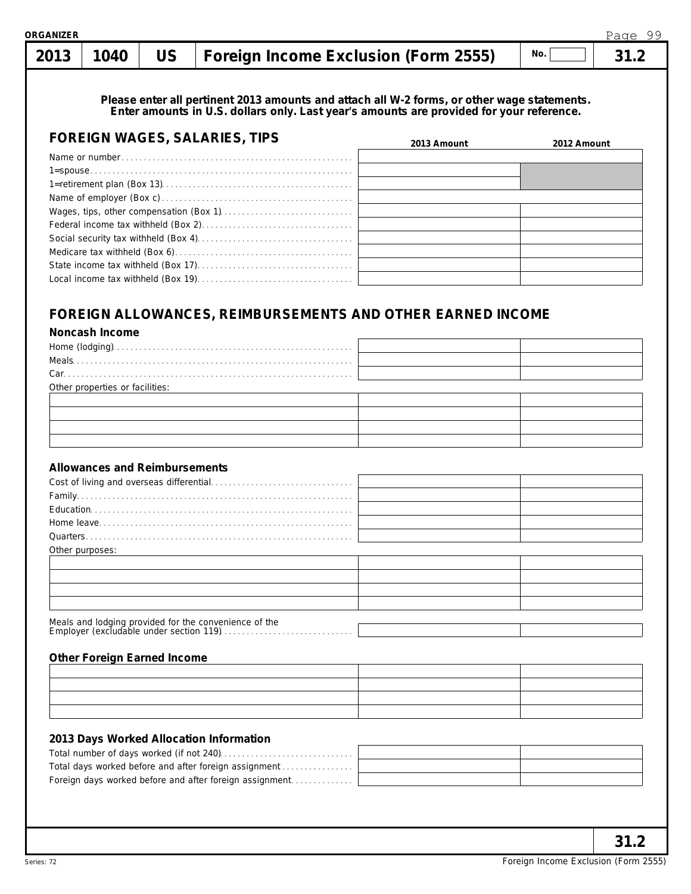ORGANIZER

| 2013 | 1040 | US | Foreign Income Exclusion (Form 2555) | No. | 31.2 |
|---|---|---|---|---|---|

**Please enter all pertinent 2013 amounts and attach all W-2 forms, or other wage statements. Enter amounts in U.S. dollars only. Last year's amounts are provided for your reference.**

## FOREIGN WAGES, SALARIES, TIPS

| | 2013 Amount | 2012 Amount |
|---|---|---|
| Name or number | | |
| 1=spouse | | |
| 1=retirement plan (Box 13) | | |
| Name of employer (Box c) | | |
| Wages, tips, other compensation (Box 1) | | |
| Federal income tax withheld (Box 2) | | |
| Social security tax withheld (Box 4) | | |
| Medicare tax withheld (Box 6) | | |
| State income tax withheld (Box 17) | | |
| Local income tax withheld (Box 19) | | |

## FOREIGN ALLOWANCES, REIMBURSEMENTS AND OTHER EARNED INCOME

### Noncash Income

| | 2013 Amount | 2012 Amount |
|---|---|---|
| Home (lodging) | | |
| Meals | | |
| Car | | |
| Other properties or facilities: | | |
| | | |
| | | |
| | | |
| | | |

### Allowances and Reimbursements

| | 2013 Amount | 2012 Amount |
|---|---|---|
| Cost of living and overseas differential | | |
| Family | | |
| Education | | |
| Home leave | | |
| Quarters | | |
| Other purposes: | | |
| | | |
| | | |
| | | |
| | | |
| Meals and lodging provided for the convenience of the Employer (excludable under section 119) | | |

### Other Foreign Earned Income

| | 2013 Amount | 2012 Amount |
|---|---|---|
| | | |
| | | |
| | | |
| | | |

### 2013 Days Worked Allocation Information

| | 2013 Amount | 2012 Amount |
|---|---|---|
| Total number of days worked (if not 240) | | |
| Total days worked before and after foreign assignment | | |
| Foreign days worked before and after foreign assignment | | |

31.2

Series: 72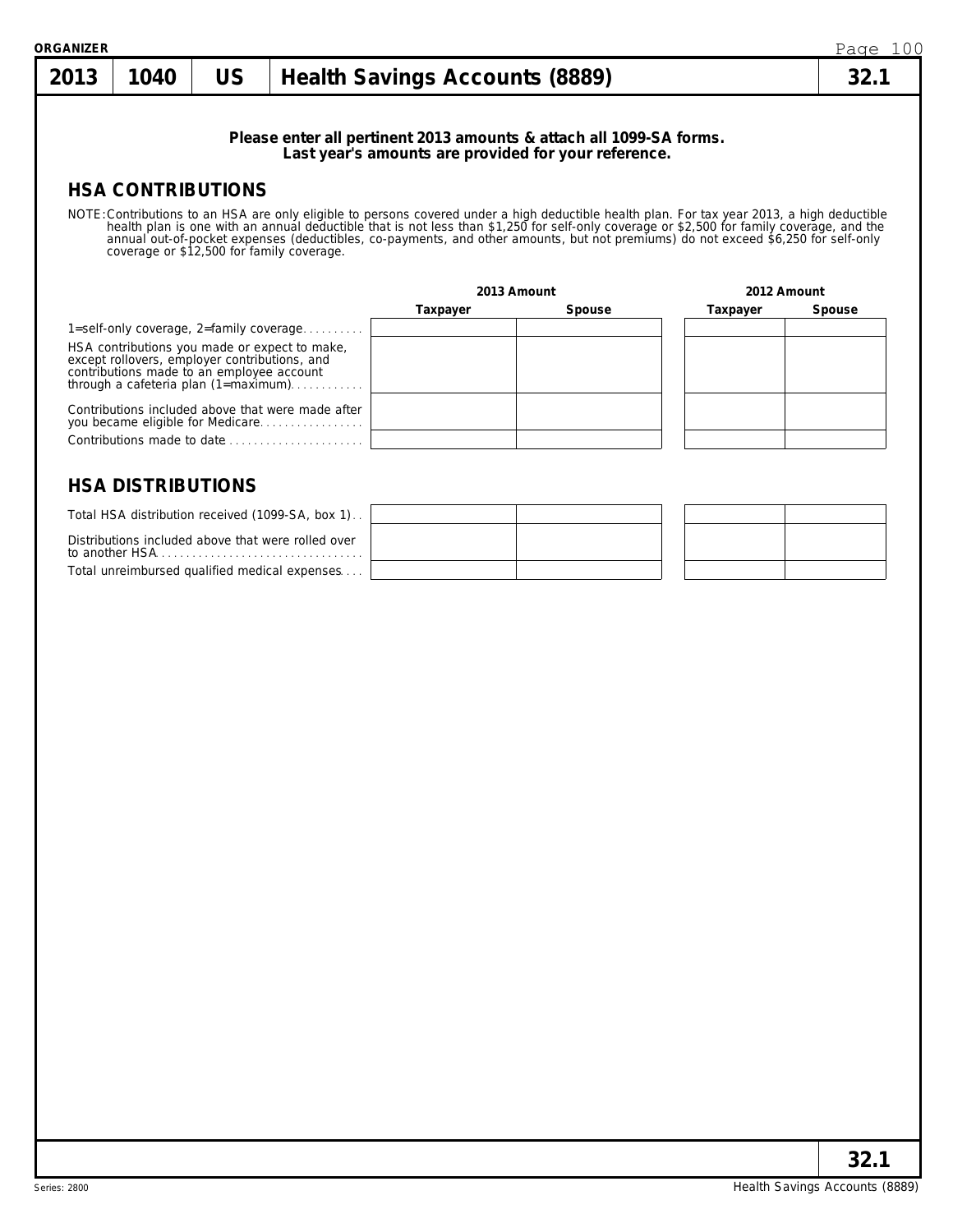**ORGANIZER**

| 2013 | 1040 | US | Health Savings Accounts (8889) | 32.1 |
|---|---|---|---|---|

**Please enter all pertinent 2013 amounts & attach all 1099-SA forms.**
**Last year's amounts are provided for your reference.**

## HSA CONTRIBUTIONS

NOTE: Contributions to an HSA are only eligible to persons covered under a high deductible health plan. For tax year 2013, a high deductible health plan is one with an annual deductible that is not less than $1,250 for self-only coverage or $2,500 for family coverage, and the annual out-of-pocket expenses (deductibles, co-payments, and other amounts, but not premiums) do not exceed $6,250 for self-only coverage or $12,500 for family coverage.

| | 2013 Amount | | 2012 Amount | |
|---|---|---|---|---|
| | Taxpayer | Spouse | Taxpayer | Spouse |
| 1=self-only coverage, 2=family coverage | | | | |
| HSA contributions you made or expect to make, except rollovers, employer contributions, and contributions made to an employee account through a cafeteria plan (1=maximum) | | | | |
| Contributions included above that were made after you became eligible for Medicare | | | | |
| Contributions made to date | | | | |

## HSA DISTRIBUTIONS

| | 2013 Taxpayer | 2013 Spouse | 2012 Taxpayer | 2012 Spouse |
|---|---|---|---|---|
| Total HSA distribution received (1099-SA, box 1) | | | | |
| Distributions included above that were rolled over to another HSA | | | | |
| Total unreimbursed qualified medical expenses | | | | |

Series: 2800

Health Savings Accounts (8889)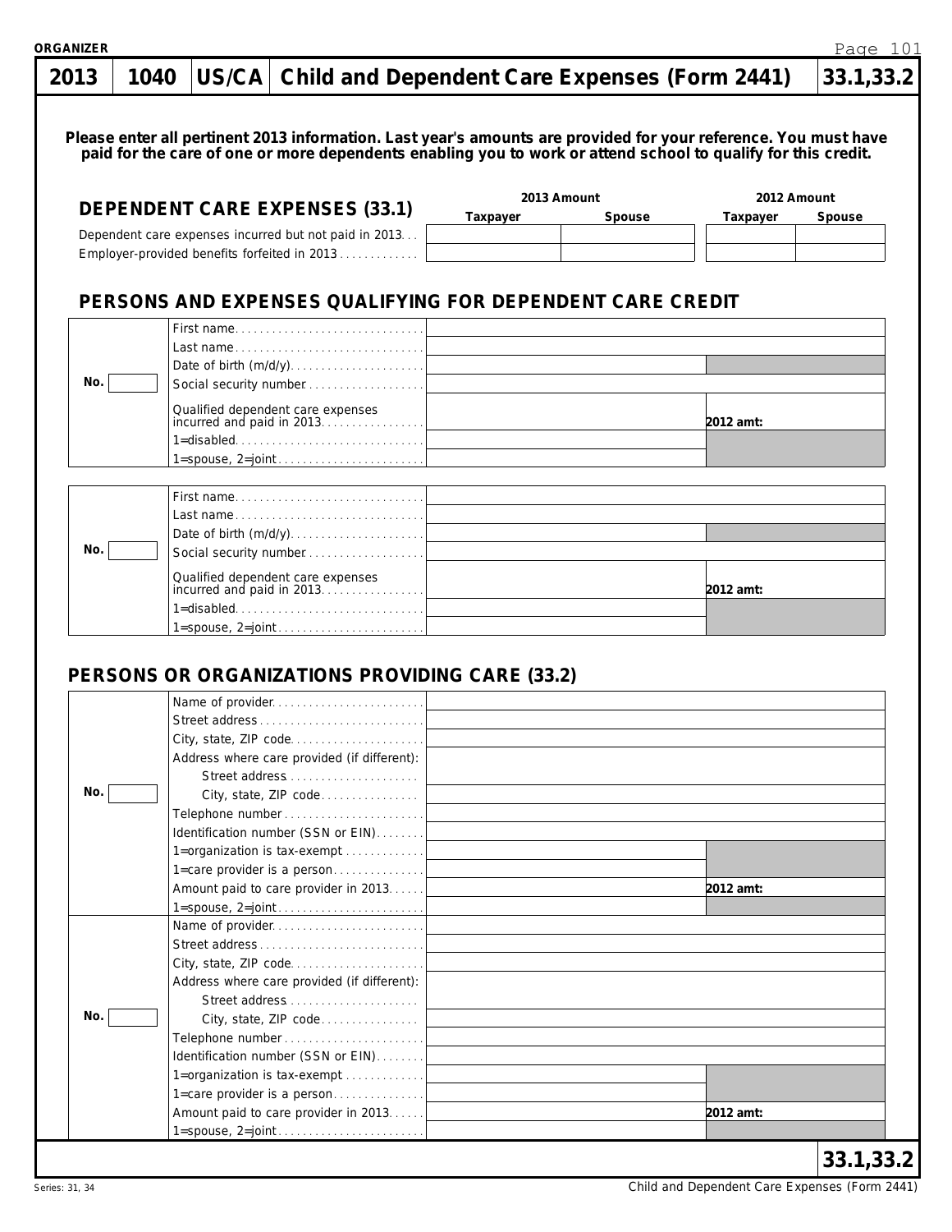**ORGANIZER**

# 2013 | 1040 | US/CA | Child and Dependent Care Expenses (Form 2441) | 33.1,33.2

**Please enter all pertinent 2013 information. Last year's amounts are provided for your reference. You must have paid for the care of one or more dependents enabling you to work or attend school to qualify for this credit.**

## DEPENDENT CARE EXPENSES (33.1)

| | 2013 Amount | | 2012 Amount | |
|---|---|---|---|---|
| | **Taxpayer** | **Spouse** | **Taxpayer** | **Spouse** |
| Dependent care expenses incurred but not paid in 2013 | | | | |
| Employer-provided benefits forfeited in 2013 | | | | |

## PERSONS AND EXPENSES QUALIFYING FOR DEPENDENT CARE CREDIT

| No. | | | |
|---|---|---|---|
| | First name | | |
| | Last name | | |
| | Date of birth (m/d/y) | | |
| | Social security number | | |
| | Qualified dependent care expenses incurred and paid in 2013 | | 2012 amt: |
| | 1=disabled | | |
| | 1=spouse, 2=joint | | |

| No. | | | |
|---|---|---|---|
| | First name | | |
| | Last name | | |
| | Date of birth (m/d/y) | | |
| | Social security number | | |
| | Qualified dependent care expenses incurred and paid in 2013 | | 2012 amt: |
| | 1=disabled | | |
| | 1=spouse, 2=joint | | |

## PERSONS OR ORGANIZATIONS PROVIDING CARE (33.2)

| No. | | | |
|---|---|---|---|
| | Name of provider | | |
| | Street address | | |
| | City, state, ZIP code | | |
| | Address where care provided (if different): | | |
| | Street address | | |
| | City, state, ZIP code | | |
| | Telephone number | | |
| | Identification number (SSN or EIN) | | |
| | 1=organization is tax-exempt | | |
| | 1=care provider is a person | | |
| | Amount paid to care provider in 2013 | | 2012 amt: |
| | 1=spouse, 2=joint | | |

| No. | | | |
|---|---|---|---|
| | Name of provider | | |
| | Street address | | |
| | City, state, ZIP code | | |
| | Address where care provided (if different): | | |
| | Street address | | |
| | City, state, ZIP code | | |
| | Telephone number | | |
| | Identification number (SSN or EIN) | | |
| | 1=organization is tax-exempt | | |
| | 1=care provider is a person | | |
| | Amount paid to care provider in 2013 | | 2012 amt: |
| | 1=spouse, 2=joint | | |

**33.1,33.2**

Series: 31, 34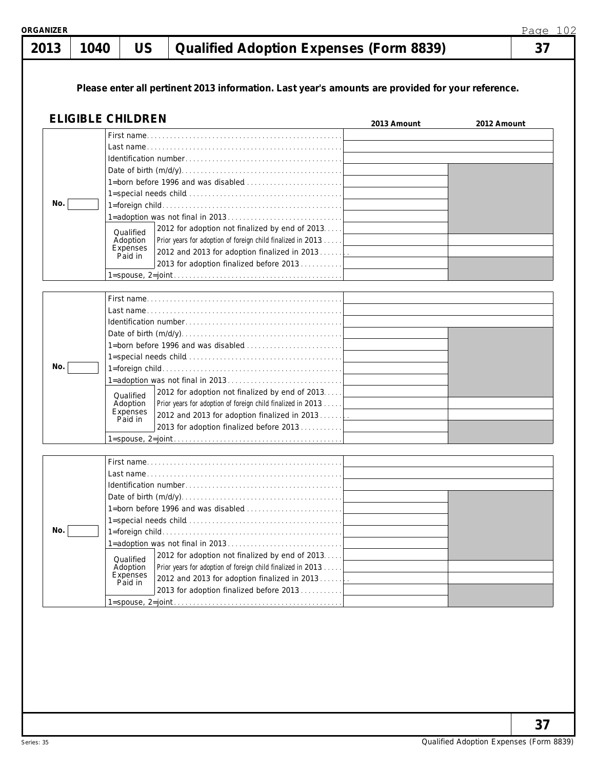# 2013 | 1040 | US | Qualified Adoption Expenses (Form 8839) | 37

**Please enter all pertinent 2013 information. Last year's amounts are provided for your reference.**

## ELIGIBLE CHILDREN

| No. | | | 2013 Amount | 2012 Amount |
|---|---|---|---|---|
| | First name | | | |
| | Last name | | | |
| | Identification number | | | |
| | Date of birth (m/d/y) | | | |
| | 1=born before 1996 and was disabled | | | |
| | 1=special needs child | | | |
| No. | 1=foreign child | | | |
| | 1=adoption was not final in 2013 | | | |
| | Qualified Adoption Expenses Paid in | 2012 for adoption not finalized by end of 2013 | | |
| | | Prior years for adoption of foreign child finalized in 2013 | | |
| | | 2012 and 2013 for adoption finalized in 2013 | | |
| | | 2013 for adoption finalized before 2013 | | |
| | 1=spouse, 2=joint | | | |

| No. | | | 2013 Amount | 2012 Amount |
|---|---|---|---|---|
| | First name | | | |
| | Last name | | | |
| | Identification number | | | |
| | Date of birth (m/d/y) | | | |
| | 1=born before 1996 and was disabled | | | |
| | 1=special needs child | | | |
| No. | 1=foreign child | | | |
| | 1=adoption was not final in 2013 | | | |
| | Qualified Adoption Expenses Paid in | 2012 for adoption not finalized by end of 2013 | | |
| | | Prior years for adoption of foreign child finalized in 2013 | | |
| | | 2012 and 2013 for adoption finalized in 2013 | | |
| | | 2013 for adoption finalized before 2013 | | |
| | 1=spouse, 2=joint | | | |

| No. | | | 2013 Amount | 2012 Amount |
|---|---|---|---|---|
| | First name | | | |
| | Last name | | | |
| | Identification number | | | |
| | Date of birth (m/d/y) | | | |
| | 1=born before 1996 and was disabled | | | |
| | 1=special needs child | | | |
| No. | 1=foreign child | | | |
| | 1=adoption was not final in 2013 | | | |
| | Qualified Adoption Expenses Paid in | 2012 for adoption not finalized by end of 2013 | | |
| | | Prior years for adoption of foreign child finalized in 2013 | | |
| | | 2012 and 2013 for adoption finalized in 2013 | | |
| | | 2013 for adoption finalized before 2013 | | |
| | 1=spouse, 2=joint | | | |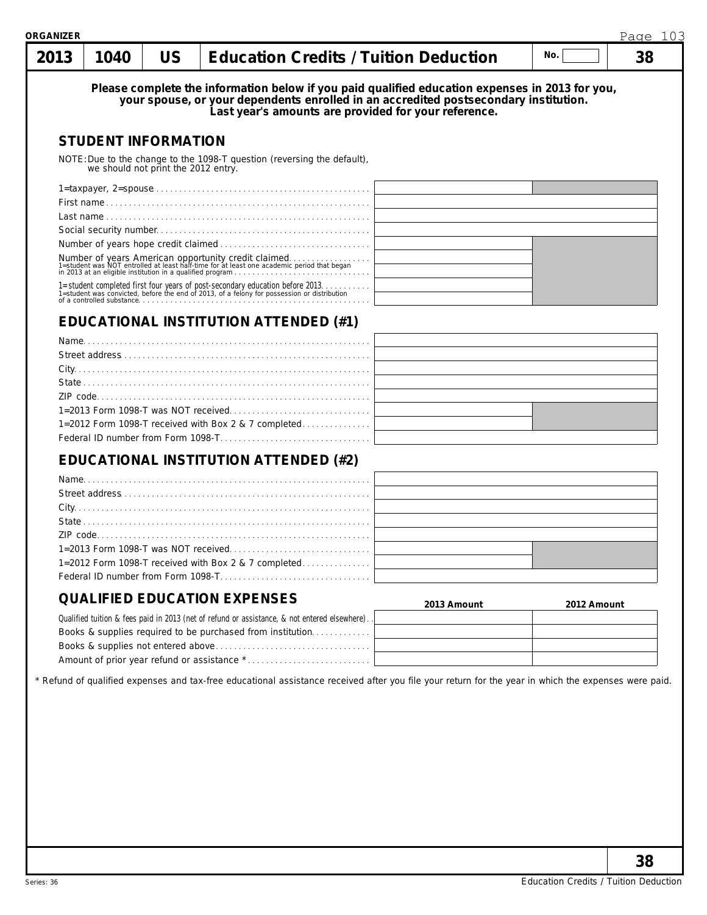ORGANIZER

| 2013 | 1040 | US | Education Credits / Tuition Deduction | No. | 38 |
|---|---|---|---|---|---|

**Please complete the information below if you paid qualified education expenses in 2013 for you, your spouse, or your dependents enrolled in an accredited postsecondary institution. Last year's amounts are provided for your reference.**

## STUDENT INFORMATION

NOTE: Due to the change to the 1098-T question (reversing the default), we should not print the 2012 entry.

| | | |
|---|---|---|
| 1=taxpayer, 2=spouse | | |
| First name | | |
| Last name | | |
| Social security number | | |
| Number of years hope credit claimed | | |
| Number of years American opportunity credit claimed | | |
| 1=student was NOT entrolled at least half-time for at least one academic period that began in 2013 at an eligible institution in a qualified program | | |
| 1= student completed first four years of post-secondary education before 2013 | | |
| 1=student was convicted, before the end of 2013, of a felony for possession or distribution of a controlled substance | | |

## EDUCATIONAL INSTITUTION ATTENDED (#1)

| | | |
|---|---|---|
| Name | | |
| Street address | | |
| City | | |
| State | | |
| ZIP code | | |
| 1=2013 Form 1098-T was NOT received | | |
| 1=2012 Form 1098-T received with Box 2 & 7 completed | | |
| Federal ID number from Form 1098-T | | |

## EDUCATIONAL INSTITUTION ATTENDED (#2)

| | | |
|---|---|---|
| Name | | |
| Street address | | |
| City | | |
| State | | |
| ZIP code | | |
| 1=2013 Form 1098-T was NOT received | | |
| 1=2012 Form 1098-T received with Box 2 & 7 completed | | |
| Federal ID number from Form 1098-T | | |

## QUALIFIED EDUCATION EXPENSES

| | 2013 Amount | 2012 Amount |
|---|---|---|
| Qualified tuition & fees paid in 2013 (net of refund or assistance, & not entered elsewhere) | | |
| Books & supplies required to be purchased from institution | | |
| Books & supplies not entered above | | |
| Amount of prior year refund or assistance * | | |

* Refund of qualified expenses and tax-free educational assistance received after you file your return for the year in which the expenses were paid.

Series: 36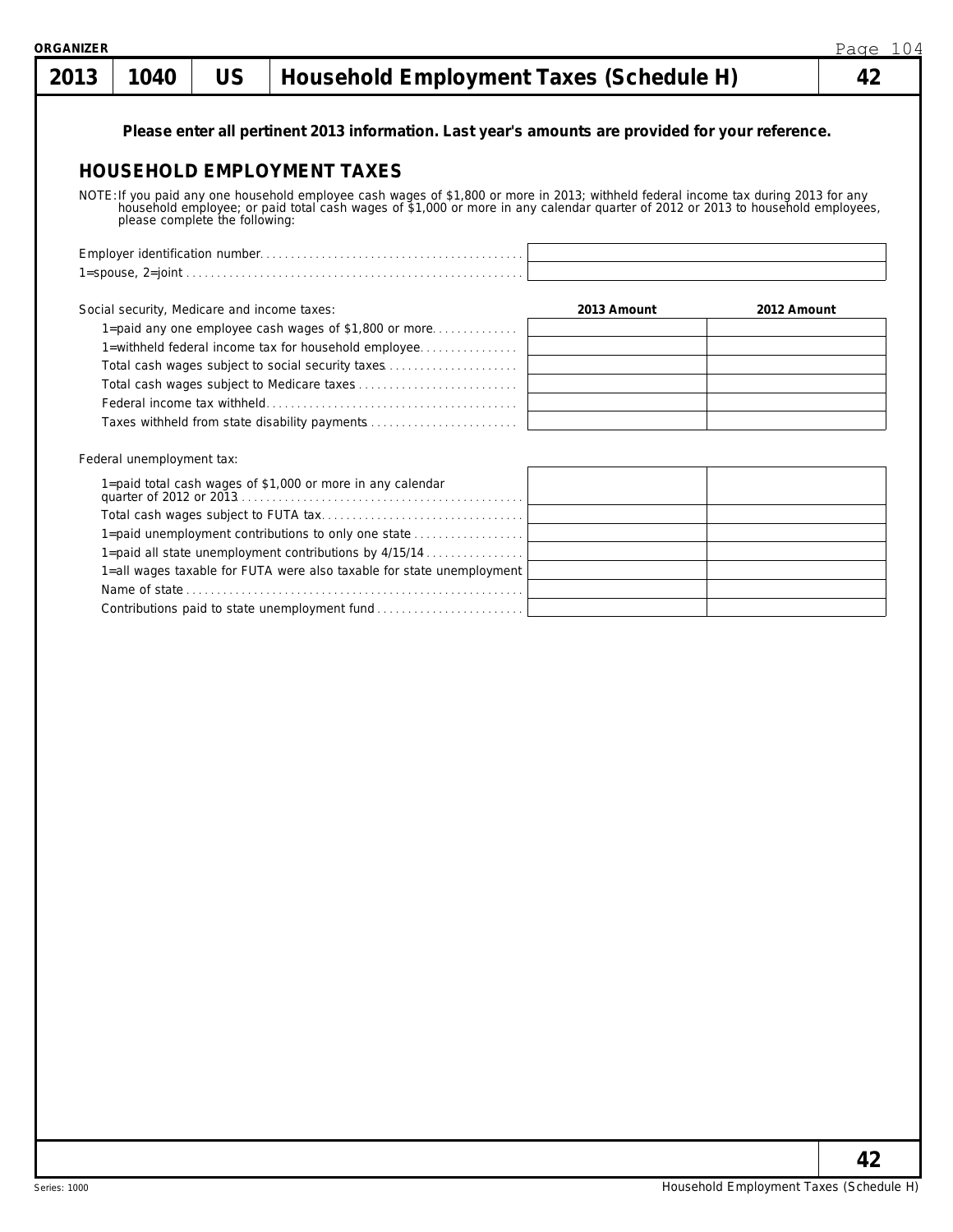| 2013 | 1040 | US | Household Employment Taxes (Schedule H) | 42 |
|---|---|---|---|---|

**Please enter all pertinent 2013 information. Last year's amounts are provided for your reference.**

## HOUSEHOLD EMPLOYMENT TAXES

NOTE: If you paid any one household employee cash wages of $1,800 or more in 2013; withheld federal income tax during 2013 for any household employee; or paid total cash wages of $1,000 or more in any calendar quarter of 2012 or 2013 to household employees, please complete the following:

| | |
|---|---|
| Employer identification number | |
| 1=spouse, 2=joint | |

| Social security, Medicare and income taxes: | 2013 Amount | 2012 Amount |
|---|---|---|
| 1=paid any one employee cash wages of $1,800 or more | | |
| 1=withheld federal income tax for household employee | | |
| Total cash wages subject to social security taxes | | |
| Total cash wages subject to Medicare taxes | | |
| Federal income tax withheld | | |
| Taxes withheld from state disability payments | | |

| Federal unemployment tax: | 2013 Amount | 2012 Amount |
|---|---|---|
| 1=paid total cash wages of $1,000 or more in any calendar quarter of 2012 or 2013 | | |
| Total cash wages subject to FUTA tax | | |
| 1=paid unemployment contributions to only one state | | |
| 1=paid all state unemployment contributions by 4/15/14 | | |
| 1=all wages taxable for FUTA were also taxable for state unemployment | | |
| Name of state | | |
| Contributions paid to state unemployment fund | | |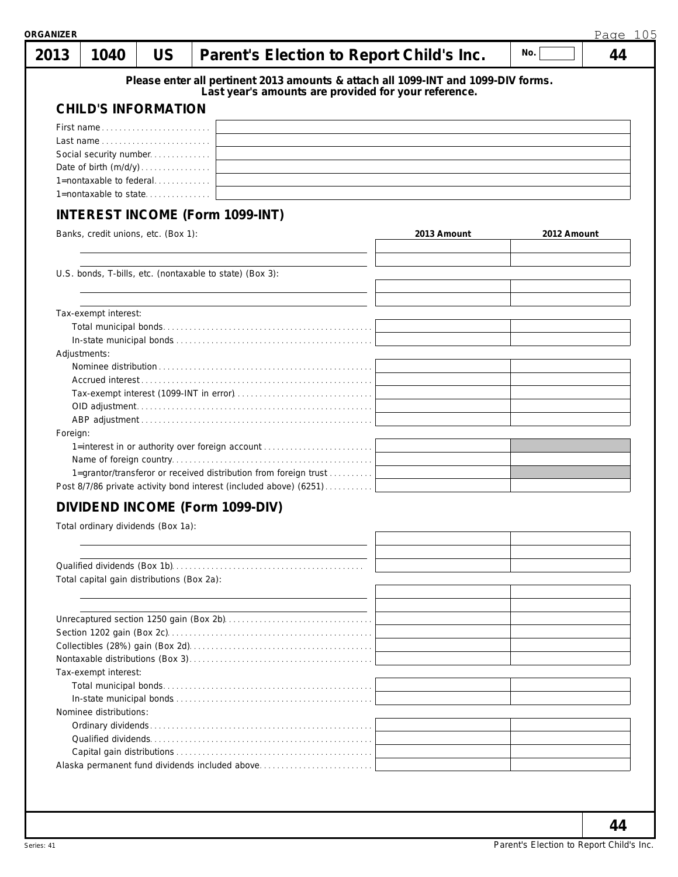ORGANIZER

| 2013 | 1040 | US | Parent's Election to Report Child's Inc. | No. | 44 |
|---|---|---|---|---|---|

**Please enter all pertinent 2013 amounts & attach all 1099-INT and 1099-DIV forms.**
**Last year's amounts are provided for your reference.**

### CHILD'S INFORMATION

| | |
|---|---|
| First name | |
| Last name | |
| Social security number | |
| Date of birth (m/d/y) | |
| 1=nontaxable to federal | |
| 1=nontaxable to state | |

### INTEREST INCOME (Form 1099-INT)

| | 2013 Amount | 2012 Amount |
|---|---|---|
| Banks, credit unions, etc. (Box 1): | | |
| | | |
| | | |
| U.S. bonds, T-bills, etc. (nontaxable to state) (Box 3): | | |
| | | |
| | | |
| Tax-exempt interest: | | |
| Total municipal bonds | | |
| In-state municipal bonds | | |
| Adjustments: | | |
| Nominee distribution | | |
| Accrued interest | | |
| Tax-exempt interest (1099-INT in error) | | |
| OID adjustment | | |
| ABP adjustment | | |
| Foreign: | | |
| 1=interest in or authority over foreign account | | |
| Name of foreign country | | |
| 1=grantor/transferor or received distribution from foreign trust | | |
| Post 8/7/86 private activity bond interest (included above) (6251) | | |

### DIVIDEND INCOME (Form 1099-DIV)

| | 2013 Amount | 2012 Amount |
|---|---|---|
| Total ordinary dividends (Box 1a): | | |
| | | |
| | | |
| Qualified dividends (Box 1b) | | |
| Total capital gain distributions (Box 2a): | | |
| | | |
| | | |
| Unrecaptured section 1250 gain (Box 2b) | | |
| Section 1202 gain (Box 2c) | | |
| Collectibles (28%) gain (Box 2d) | | |
| Nontaxable distributions (Box 3) | | |
| Tax-exempt interest: | | |
| Total municipal bonds | | |
| In-state municipal bonds | | |
| Nominee distributions: | | |
| Ordinary dividends | | |
| Qualified dividends | | |
| Capital gain distributions | | |
| Alaska permanent fund dividends included above | | |

Series: 41

Parent's Election to Report Child's Inc.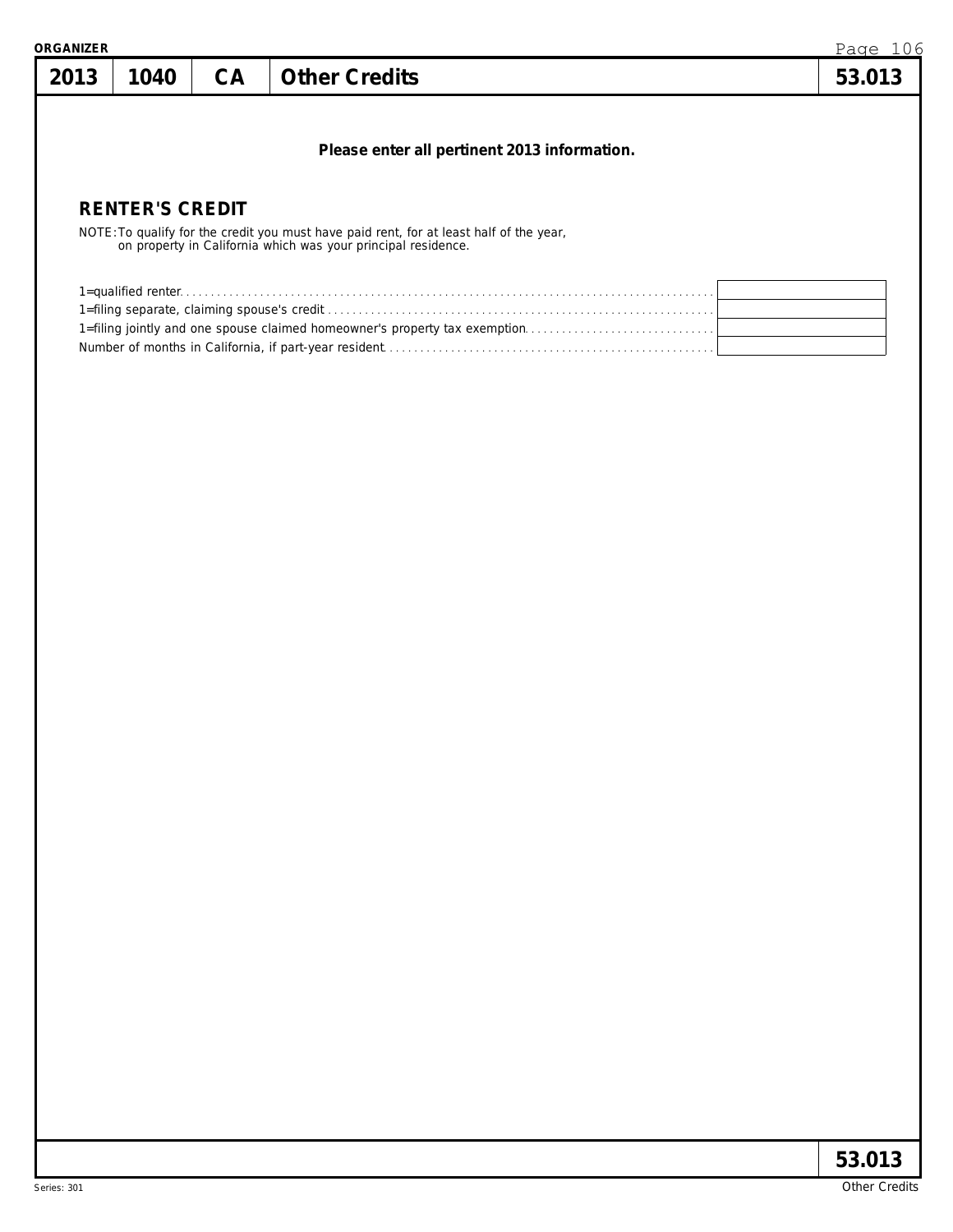| 2013 | 1040 | CA | Other Credits | 53.013 |
|---|---|---|---|---|

**Please enter all pertinent 2013 information.**

## RENTER'S CREDIT

NOTE: To qualify for the credit you must have paid rent, for at least half of the year, on property in California which was your principal residence.

| | |
|---|---|
| 1=qualified renter | |
| 1=filing separate, claiming spouse's credit | |
| 1=filing jointly and one spouse claimed homeowner's property tax exemption | |
| Number of months in California, if part-year resident | |

53.013

Series: 301

Other Credits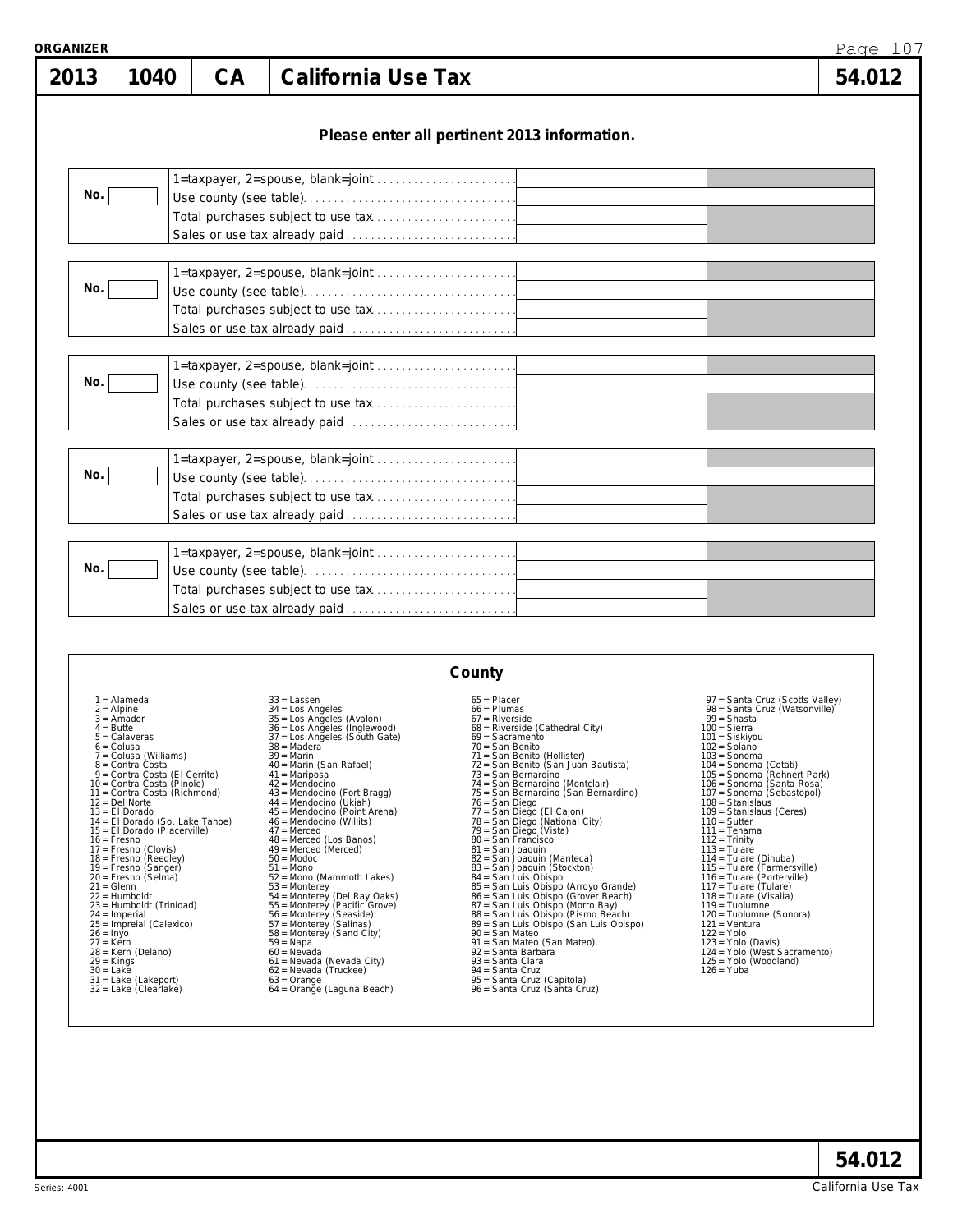# 2013 | 1040 | CA | California Use Tax | 54.012

**Please enter all pertinent 2013 information.**

| No. | | | |
|---|---|---|---|
| | 1=taxpayer, 2=spouse, blank=joint | | |
| | Use county (see table) | | |
| | Total purchases subject to use tax | | |
| | Sales or use tax already paid | | |

| No. | | | |
|---|---|---|---|
| | 1=taxpayer, 2=spouse, blank=joint | | |
| | Use county (see table) | | |
| | Total purchases subject to use tax | | |
| | Sales or use tax already paid | | |

| No. | | | |
|---|---|---|---|
| | 1=taxpayer, 2=spouse, blank=joint | | |
| | Use county (see table) | | |
| | Total purchases subject to use tax | | |
| | Sales or use tax already paid | | |

| No. | | | |
|---|---|---|---|
| | 1=taxpayer, 2=spouse, blank=joint | | |
| | Use county (see table) | | |
| | Total purchases subject to use tax | | |
| | Sales or use tax already paid | | |

| No. | | | |
|---|---|---|---|
| | 1=taxpayer, 2=spouse, blank=joint | | |
| | Use county (see table) | | |
| | Total purchases subject to use tax | | |
| | Sales or use tax already paid | | |

## County

1 = Alameda
2 = Alpine
3 = Amador
4 = Butte
5 = Calaveras
6 = Colusa
7 = Colusa (Williams)
8 = Contra Costa
9 = Contra Costa (El Cerrito)
10 = Contra Costa (Pinole)
11 = Contra Costa (Richmond)
12 = Del Norte
13 = El Dorado
14 = El Dorado (So. Lake Tahoe)
15 = El Dorado (Placerville)
16 = Fresno
17 = Fresno (Clovis)
18 = Fresno (Reedley)
19 = Fresno (Sanger)
20 = Fresno (Selma)
21 = Glenn
22 = Humboldt
23 = Humboldt (Trinidad)
24 = Imperial
25 = Impreial (Calexico)
26 = Inyo
27 = Kern
28 = Kern (Delano)
29 = Kings
30 = Lake
31 = Lake (Lakeport)
32 = Lake (Clearlake)
33 = Lassen
34 = Los Angeles
35 = Los Angeles (Avalon)
36 = Los Angeles (Inglewood)
37 = Los Angeles (South Gate)
38 = Madera
39 = Marin
40 = Marin (San Rafael)
41 = Mariposa
42 = Mendocino
43 = Mendocino (Fort Bragg)
44 = Mendocino (Ukiah)
45 = Mendocino (Point Arena)
46 = Mendocino (Willits)
47 = Merced
48 = Merced (Los Banos)
49 = Merced (Merced)
50 = Modoc
51 = Mono
52 = Mono (Mammoth Lakes)
53 = Monterey
54 = Monterey (Del Ray Oaks)
55 = Monterey (Pacific Grove)
56 = Monterey (Seaside)
57 = Monterey (Salinas)
58 = Monterey (Sand City)
59 = Napa
60 = Nevada
61 = Nevada (Nevada City)
62 = Nevada (Truckee)
63 = Orange
64 = Orange (Laguna Beach)
65 = Placer
66 = Plumas
67 = Riverside
68 = Riverside (Cathedral City)
69 = Sacramento
70 = San Benito
71 = San Benito (Hollister)
72 = San Benito (San Juan Bautista)
73 = San Bernardino
74 = San Bernardino (Montclair)
75 = San Bernardino (San Bernardino)
76 = San Diego
77 = San Diego (El Cajon)
78 = San Diego (National City)
79 = San Diego (Vista)
80 = San Francisco
81 = San Joaquin
82 = San Joaquin (Manteca)
83 = San Joaquin (Stockton)
84 = San Luis Obispo
85 = San Luis Obispo (Arroyo Grande)
86 = San Luis Obispo (Grover Beach)
87 = San Luis Obispo (Morro Bay)
88 = San Luis Obispo (Pismo Beach)
89 = San Luis Obispo (San Luis Obispo)
90 = San Mateo
91 = San Mateo (San Mateo)
92 = Santa Barbara
93 = Santa Clara
94 = Santa Cruz
95 = Santa Cruz (Capitola)
96 = Santa Cruz (Santa Cruz)
97 = Santa Cruz (Scotts Valley)
98 = Santa Cruz (Watsonville)
99 = Shasta
100 = Sierra
101 = Siskiyou
102 = Solano
103 = Sonoma
104 = Sonoma (Cotati)
105 = Sonoma (Rohnert Park)
106 = Sonoma (Santa Rosa)
107 = Sonoma (Sebastopol)
108 = Stanislaus
109 = Stanislaus (Ceres)
110 = Sutter
111 = Tehama
112 = Trinity
113 = Tulare
114 = Tulare (Dinuba)
115 = Tulare (Farmersville)
116 = Tulare (Porterville)
117 = Tulare (Tulare)
118 = Tulare (Visalia)
119 = Tuolumne
120 = Tuolumne (Sonora)
121 = Ventura
122 = Yolo
123 = Yolo (Davis)
124 = Yolo (West Sacramento)
125 = Yolo (Woodland)
126 = Yuba

54.012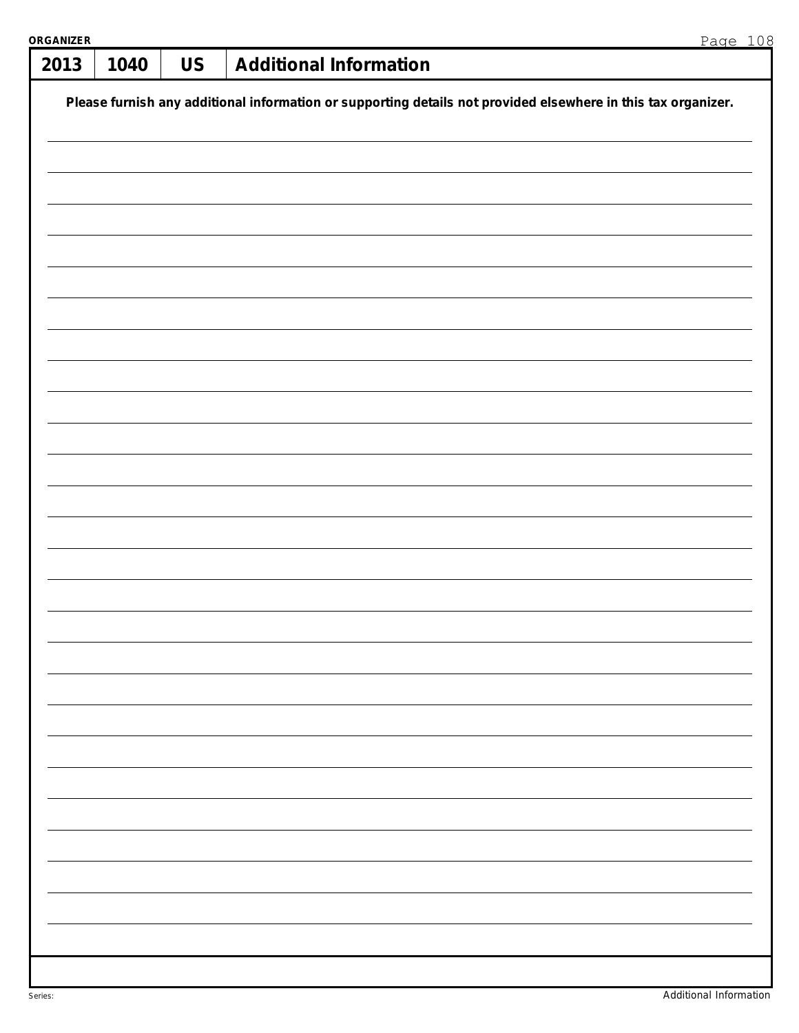| 2013 | 1040 | US | Additional Information |
|---|---|---|---|

**Please furnish any additional information or supporting details not provided elsewhere in this tax organizer.**